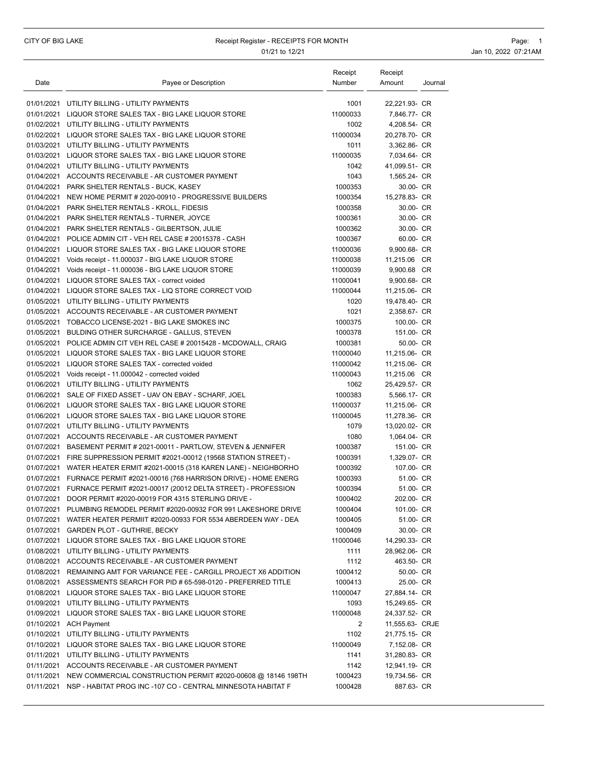CITY OF BIG LAKE

# Receipt Register - RECEIPTS FOR MONTH

01/21 to 12/21

| Date | Payee or Description | Receipt Number | Receipt Amount | Journal |
|---|---|---|---|---|
| 01/01/2021 | UTILITY BILLING - UTILITY PAYMENTS | 1001 | 22,221.93- | CR |
| 01/01/2021 | LIQUOR STORE SALES TAX - BIG LAKE LIQUOR STORE | 11000033 | 7,846.77- | CR |
| 01/02/2021 | UTILITY BILLING - UTILITY PAYMENTS | 1002 | 4,208.54- | CR |
| 01/02/2021 | LIQUOR STORE SALES TAX - BIG LAKE LIQUOR STORE | 11000034 | 20,278.70- | CR |
| 01/03/2021 | UTILITY BILLING - UTILITY PAYMENTS | 1011 | 3,362.86- | CR |
| 01/03/2021 | LIQUOR STORE SALES TAX - BIG LAKE LIQUOR STORE | 11000035 | 7,034.64- | CR |
| 01/04/2021 | UTILITY BILLING - UTILITY PAYMENTS | 1042 | 41,099.51- | CR |
| 01/04/2021 | ACCOUNTS RECEIVABLE - AR CUSTOMER PAYMENT | 1043 | 1,565.24- | CR |
| 01/04/2021 | PARK SHELTER RENTALS - BUCK, KASEY | 1000353 | 30.00- | CR |
| 01/04/2021 | NEW HOME PERMIT # 2020-00910 - PROGRESSIVE BUILDERS | 1000354 | 15,278.83- | CR |
| 01/04/2021 | PARK SHELTER RENTALS - KROLL, FIDESIS | 1000358 | 30.00- | CR |
| 01/04/2021 | PARK SHELTER RENTALS - TURNER, JOYCE | 1000361 | 30.00- | CR |
| 01/04/2021 | PARK SHELTER RENTALS - GILBERTSON, JULIE | 1000362 | 30.00- | CR |
| 01/04/2021 | POLICE ADMIN CIT - VEH REL CASE # 20015378 - CASH | 1000367 | 60.00- | CR |
| 01/04/2021 | LIQUOR STORE SALES TAX - BIG LAKE LIQUOR STORE | 11000036 | 9,900.68- | CR |
| 01/04/2021 | Voids receipt - 11.000037 - BIG LAKE LIQUOR STORE | 11000038 | 11,215.06 | CR |
| 01/04/2021 | Voids receipt - 11.000036 - BIG LAKE LIQUOR STORE | 11000039 | 9,900.68 | CR |
| 01/04/2021 | LIQUOR STORE SALES TAX - correct voided | 11000041 | 9,900.68- | CR |
| 01/04/2021 | LIQUOR STORE SALES TAX - LIQ STORE CORRECT VOID | 11000044 | 11,215.06- | CR |
| 01/05/2021 | UTILITY BILLING - UTILITY PAYMENTS | 1020 | 19,478.40- | CR |
| 01/05/2021 | ACCOUNTS RECEIVABLE - AR CUSTOMER PAYMENT | 1021 | 2,358.67- | CR |
| 01/05/2021 | TOBACCO LICENSE-2021 - BIG LAKE SMOKES INC | 1000375 | 100.00- | CR |
| 01/05/2021 | BULDING OTHER SURCHARGE - GALLUS, STEVEN | 1000378 | 151.00- | CR |
| 01/05/2021 | POLICE ADMIN CIT VEH REL CASE # 20015428 - MCDOWALL, CRAIG | 1000381 | 50.00- | CR |
| 01/05/2021 | LIQUOR STORE SALES TAX - BIG LAKE LIQUOR STORE | 11000040 | 11,215.06- | CR |
| 01/05/2021 | LIQUOR STORE SALES TAX - corrected voided | 11000042 | 11,215.06- | CR |
| 01/05/2021 | Voids receipt - 11.000042 - corrected voided | 11000043 | 11,215.06 | CR |
| 01/06/2021 | UTILITY BILLING - UTILITY PAYMENTS | 1062 | 25,429.57- | CR |
| 01/06/2021 | SALE OF FIXED ASSET - UAV ON EBAY - SCHARF, JOEL | 1000383 | 5,566.17- | CR |
| 01/06/2021 | LIQUOR STORE SALES TAX - BIG LAKE LIQUOR STORE | 11000037 | 11,215.06- | CR |
| 01/06/2021 | LIQUOR STORE SALES TAX - BIG LAKE LIQUOR STORE | 11000045 | 11,278.36- | CR |
| 01/07/2021 | UTILITY BILLING - UTILITY PAYMENTS | 1079 | 13,020.02- | CR |
| 01/07/2021 | ACCOUNTS RECEIVABLE - AR CUSTOMER PAYMENT | 1080 | 1,064.04- | CR |
| 01/07/2021 | BASEMENT PERMIT # 2021-00011 - PARTLOW, STEVEN & JENNIFER | 1000387 | 151.00- | CR |
| 01/07/2021 | FIRE SUPPRESSION PERMIT #2021-00012 (19568 STATION STREET) - | 1000391 | 1,329.07- | CR |
| 01/07/2021 | WATER HEATER ERMIT #2021-00015 (318 KAREN LANE) - NEIGHBORHO | 1000392 | 107.00- | CR |
| 01/07/2021 | FURNACE PERMIT #2021-00016 (768 HARRISON DRIVE) - HOME ENERG | 1000393 | 51.00- | CR |
| 01/07/2021 | FURNACE PERMIT #2021-00017 (20012 DELTA STREET) - PROFESSION | 1000394 | 51.00- | CR |
| 01/07/2021 | DOOR PERMIT #2020-00019 FOR 4315 STERLING DRIVE - | 1000402 | 202.00- | CR |
| 01/07/2021 | PLUMBING REMODEL PERMIT #2020-00932 FOR 991 LAKESHORE DRIVE | 1000404 | 101.00- | CR |
| 01/07/2021 | WATER HEATER PERMIIT #2020-00933 FOR 5534 ABERDEEN WAY - DEA | 1000405 | 51.00- | CR |
| 01/07/2021 | GARDEN PLOT - GUTHRIE, BECKY | 1000409 | 30.00- | CR |
| 01/07/2021 | LIQUOR STORE SALES TAX - BIG LAKE LIQUOR STORE | 11000046 | 14,290.33- | CR |
| 01/08/2021 | UTILITY BILLING - UTILITY PAYMENTS | 1111 | 28,962.06- | CR |
| 01/08/2021 | ACCOUNTS RECEIVABLE - AR CUSTOMER PAYMENT | 1112 | 463.50- | CR |
| 01/08/2021 | REMAINING AMT FOR VARIANCE FEE - CARGILL PROJECT X6 ADDITION | 1000412 | 50.00- | CR |
| 01/08/2021 | ASSESSMENTS SEARCH FOR PID # 65-598-0120 - PREFERRED TITLE | 1000413 | 25.00- | CR |
| 01/08/2021 | LIQUOR STORE SALES TAX - BIG LAKE LIQUOR STORE | 11000047 | 27,884.14- | CR |
| 01/09/2021 | UTILITY BILLING - UTILITY PAYMENTS | 1093 | 15,249.65- | CR |
| 01/09/2021 | LIQUOR STORE SALES TAX - BIG LAKE LIQUOR STORE | 11000048 | 24,337.52- | CR |
| 01/10/2021 | ACH Payment | 2 | 11,555.63- | CRJE |
| 01/10/2021 | UTILITY BILLING - UTILITY PAYMENTS | 1102 | 21,775.15- | CR |
| 01/10/2021 | LIQUOR STORE SALES TAX - BIG LAKE LIQUOR STORE | 11000049 | 7,152.08- | CR |
| 01/11/2021 | UTILITY BILLING - UTILITY PAYMENTS | 1141 | 31,280.83- | CR |
| 01/11/2021 | ACCOUNTS RECEIVABLE - AR CUSTOMER PAYMENT | 1142 | 12,941.19- | CR |
| 01/11/2021 | NEW COMMERCIAL CONSTRUCTION PERMIT #2020-00608 @ 18146 198TH | 1000423 | 19,734.56- | CR |
| 01/11/2021 | NSP - HABITAT PROG INC -107 CO - CENTRAL MINNESOTA HABITAT F | 1000428 | 887.63- | CR |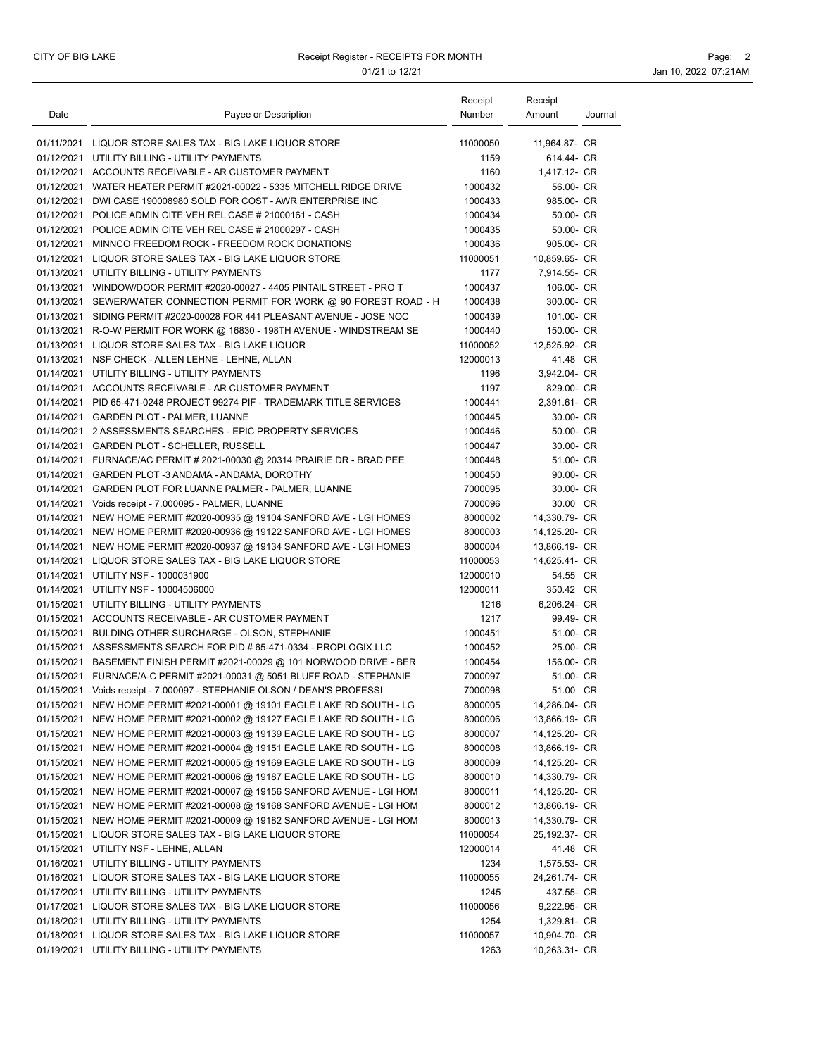| Date | Payee or Description | Receipt Number | Receipt Amount | Journal |
|---|---|---|---|---|
| 01/11/2021 | LIQUOR STORE SALES TAX - BIG LAKE LIQUOR STORE | 11000050 | 11,964.87- | CR |
| 01/12/2021 | UTILITY BILLING - UTILITY PAYMENTS | 1159 | 614.44- | CR |
| 01/12/2021 | ACCOUNTS RECEIVABLE - AR CUSTOMER PAYMENT | 1160 | 1,417.12- | CR |
| 01/12/2021 | WATER HEATER PERMIT #2021-00022 - 5335 MITCHELL RIDGE DRIVE | 1000432 | 56.00- | CR |
| 01/12/2021 | DWI CASE 190008980 SOLD FOR COST - AWR ENTERPRISE INC | 1000433 | 985.00- | CR |
| 01/12/2021 | POLICE ADMIN CITE VEH REL CASE # 21000161 - CASH | 1000434 | 50.00- | CR |
| 01/12/2021 | POLICE ADMIN CITE VEH REL CASE # 21000297 - CASH | 1000435 | 50.00- | CR |
| 01/12/2021 | MINNCO FREEDOM ROCK - FREEDOM ROCK DONATIONS | 1000436 | 905.00- | CR |
| 01/12/2021 | LIQUOR STORE SALES TAX - BIG LAKE LIQUOR STORE | 11000051 | 10,859.65- | CR |
| 01/13/2021 | UTILITY BILLING - UTILITY PAYMENTS | 1177 | 7,914.55- | CR |
| 01/13/2021 | WINDOW/DOOR PERMIT #2020-00027 - 4405 PINTAIL STREET - PRO T | 1000437 | 106.00- | CR |
| 01/13/2021 | SEWER/WATER CONNECTION PERMIT FOR WORK @ 90 FOREST ROAD - H | 1000438 | 300.00- | CR |
| 01/13/2021 | SIDING PERMIT #2020-00028 FOR 441 PLEASANT AVENUE - JOSE NOC | 1000439 | 101.00- | CR |
| 01/13/2021 | R-O-W PERMIT FOR WORK @ 16830 - 198TH AVENUE - WINDSTREAM SE | 1000440 | 150.00- | CR |
| 01/13/2021 | LIQUOR STORE SALES TAX - BIG LAKE LIQUOR | 11000052 | 12,525.92- | CR |
| 01/13/2021 | NSF CHECK - ALLEN LEHNE - LEHNE, ALLAN | 12000013 | 41.48 | CR |
| 01/14/2021 | UTILITY BILLING - UTILITY PAYMENTS | 1196 | 3,942.04- | CR |
| 01/14/2021 | ACCOUNTS RECEIVABLE - AR CUSTOMER PAYMENT | 1197 | 829.00- | CR |
| 01/14/2021 | PID 65-471-0248 PROJECT 99274 PIF - TRADEMARK TITLE SERVICES | 1000441 | 2,391.61- | CR |
| 01/14/2021 | GARDEN PLOT - PALMER, LUANNE | 1000445 | 30.00- | CR |
| 01/14/2021 | 2 ASSESSMENTS SEARCHES - EPIC PROPERTY SERVICES | 1000446 | 50.00- | CR |
| 01/14/2021 | GARDEN PLOT - SCHELLER, RUSSELL | 1000447 | 30.00- | CR |
| 01/14/2021 | FURNACE/AC PERMIT # 2021-00030 @ 20314 PRAIRIE DR - BRAD PEE | 1000448 | 51.00- | CR |
| 01/14/2021 | GARDEN PLOT -3 ANDAMA - ANDAMA, DOROTHY | 1000450 | 90.00- | CR |
| 01/14/2021 | GARDEN PLOT FOR LUANNE PALMER - PALMER, LUANNE | 7000095 | 30.00- | CR |
| 01/14/2021 | Voids receipt - 7.000095 - PALMER, LUANNE | 7000096 | 30.00 | CR |
| 01/14/2021 | NEW HOME PERMIT #2020-00935 @ 19104 SANFORD AVE - LGI HOMES | 8000002 | 14,330.79- | CR |
| 01/14/2021 | NEW HOME PERMIT #2020-00936 @ 19122 SANFORD AVE - LGI HOMES | 8000003 | 14,125.20- | CR |
| 01/14/2021 | NEW HOME PERMIT #2020-00937 @ 19134 SANFORD AVE - LGI HOMES | 8000004 | 13,866.19- | CR |
| 01/14/2021 | LIQUOR STORE SALES TAX - BIG LAKE LIQUOR STORE | 11000053 | 14,625.41- | CR |
| 01/14/2021 | UTILITY NSF - 1000031900 | 12000010 | 54.55 | CR |
| 01/14/2021 | UTILITY NSF - 10004506000 | 12000011 | 350.42 | CR |
| 01/15/2021 | UTILITY BILLING - UTILITY PAYMENTS | 1216 | 6,206.24- | CR |
| 01/15/2021 | ACCOUNTS RECEIVABLE - AR CUSTOMER PAYMENT | 1217 | 99.49- | CR |
| 01/15/2021 | BULDING OTHER SURCHARGE - OLSON, STEPHANIE | 1000451 | 51.00- | CR |
| 01/15/2021 | ASSESSMENTS SEARCH FOR PID # 65-471-0334 - PROPLOGIX LLC | 1000452 | 25.00- | CR |
| 01/15/2021 | BASEMENT FINISH PERMIT #2021-00029 @ 101 NORWOOD DRIVE - BER | 1000454 | 156.00- | CR |
| 01/15/2021 | FURNACE/A-C PERMIT #2021-00031 @ 5051 BLUFF ROAD - STEPHANIE | 7000097 | 51.00- | CR |
| 01/15/2021 | Voids receipt - 7.000097 - STEPHANIE OLSON / DEAN'S PROFESSI | 7000098 | 51.00 | CR |
| 01/15/2021 | NEW HOME PERMIT #2021-00001 @ 19101 EAGLE LAKE RD SOUTH - LG | 8000005 | 14,286.04- | CR |
| 01/15/2021 | NEW HOME PERMIT #2021-00002 @ 19127 EAGLE LAKE RD SOUTH - LG | 8000006 | 13,866.19- | CR |
| 01/15/2021 | NEW HOME PERMIT #2021-00003 @ 19139 EAGLE LAKE RD SOUTH - LG | 8000007 | 14,125.20- | CR |
| 01/15/2021 | NEW HOME PERMIT #2021-00004 @ 19151 EAGLE LAKE RD SOUTH - LG | 8000008 | 13,866.19- | CR |
| 01/15/2021 | NEW HOME PERMIT #2021-00005 @ 19169 EAGLE LAKE RD SOUTH - LG | 8000009 | 14,125.20- | CR |
| 01/15/2021 | NEW HOME PERMIT #2021-00006 @ 19187 EAGLE LAKE RD SOUTH - LG | 8000010 | 14,330.79- | CR |
| 01/15/2021 | NEW HOME PERMIT #2021-00007 @ 19156 SANFORD AVENUE - LGI HOM | 8000011 | 14,125.20- | CR |
| 01/15/2021 | NEW HOME PERMIT #2021-00008 @ 19168 SANFORD AVENUE - LGI HOM | 8000012 | 13,866.19- | CR |
| 01/15/2021 | NEW HOME PERMIT #2021-00009 @ 19182 SANFORD AVENUE - LGI HOM | 8000013 | 14,330.79- | CR |
| 01/15/2021 | LIQUOR STORE SALES TAX - BIG LAKE LIQUOR STORE | 11000054 | 25,192.37- | CR |
| 01/15/2021 | UTILITY NSF - LEHNE, ALLAN | 12000014 | 41.48 | CR |
| 01/16/2021 | UTILITY BILLING - UTILITY PAYMENTS | 1234 | 1,575.53- | CR |
| 01/16/2021 | LIQUOR STORE SALES TAX - BIG LAKE LIQUOR STORE | 11000055 | 24,261.74- | CR |
| 01/17/2021 | UTILITY BILLING - UTILITY PAYMENTS | 1245 | 437.55- | CR |
| 01/17/2021 | LIQUOR STORE SALES TAX - BIG LAKE LIQUOR STORE | 11000056 | 9,222.95- | CR |
| 01/18/2021 | UTILITY BILLING - UTILITY PAYMENTS | 1254 | 1,329.81- | CR |
| 01/18/2021 | LIQUOR STORE SALES TAX - BIG LAKE LIQUOR STORE | 11000057 | 10,904.70- | CR |
| 01/19/2021 | UTILITY BILLING - UTILITY PAYMENTS | 1263 | 10,263.31- | CR |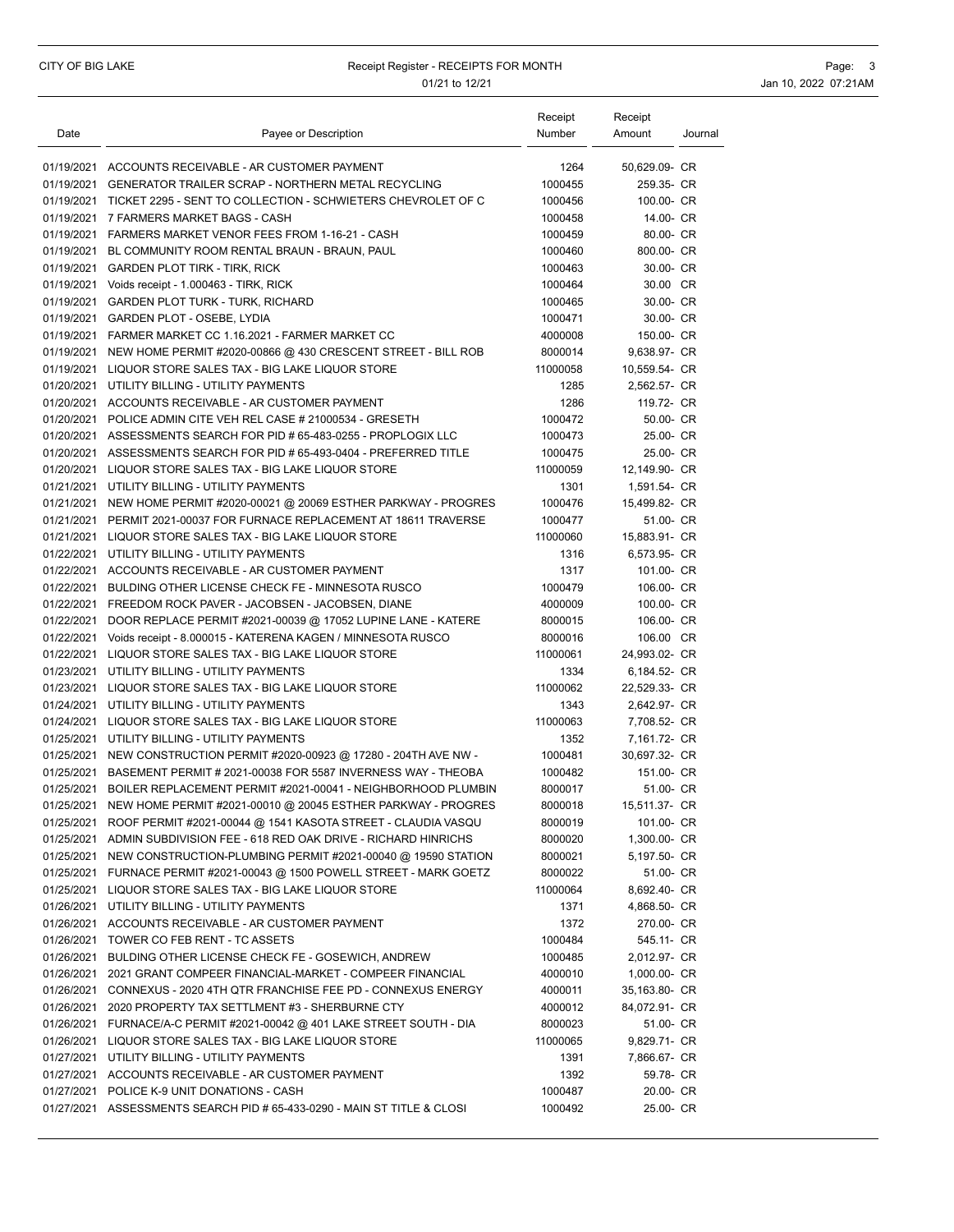| Date | Payee or Description | Receipt Number | Receipt Amount | Journal |
|---|---|---|---|---|
| 01/19/2021 | ACCOUNTS RECEIVABLE - AR CUSTOMER PAYMENT | 1264 | 50,629.09- CR | |
| 01/19/2021 | GENERATOR TRAILER SCRAP - NORTHERN METAL RECYCLING | 1000455 | 259.35- CR | |
| 01/19/2021 | TICKET 2295 - SENT TO COLLECTION - SCHWIETERS CHEVROLET OF C | 1000456 | 100.00- CR | |
| 01/19/2021 | 7 FARMERS MARKET BAGS - CASH | 1000458 | 14.00- CR | |
| 01/19/2021 | FARMERS MARKET VENOR FEES FROM 1-16-21 - CASH | 1000459 | 80.00- CR | |
| 01/19/2021 | BL COMMUNITY ROOM RENTAL BRAUN - BRAUN, PAUL | 1000460 | 800.00- CR | |
| 01/19/2021 | GARDEN PLOT TIRK - TIRK, RICK | 1000463 | 30.00- CR | |
| 01/19/2021 | Voids receipt - 1.000463 - TIRK, RICK | 1000464 | 30.00 CR | |
| 01/19/2021 | GARDEN PLOT TURK - TURK, RICHARD | 1000465 | 30.00- CR | |
| 01/19/2021 | GARDEN PLOT - OSEBE, LYDIA | 1000471 | 30.00- CR | |
| 01/19/2021 | FARMER MARKET CC 1.16.2021 - FARMER MARKET CC | 4000008 | 150.00- CR | |
| 01/19/2021 | NEW HOME PERMIT #2020-00866 @ 430 CRESCENT STREET - BILL ROB | 8000014 | 9,638.97- CR | |
| 01/19/2021 | LIQUOR STORE SALES TAX - BIG LAKE LIQUOR STORE | 11000058 | 10,559.54- CR | |
| 01/20/2021 | UTILITY BILLING - UTILITY PAYMENTS | 1285 | 2,562.57- CR | |
| 01/20/2021 | ACCOUNTS RECEIVABLE - AR CUSTOMER PAYMENT | 1286 | 119.72- CR | |
| 01/20/2021 | POLICE ADMIN CITE VEH REL CASE # 21000534 - GRESETH | 1000472 | 50.00- CR | |
| 01/20/2021 | ASSESSMENTS SEARCH FOR PID # 65-483-0255 - PROPLOGIX LLC | 1000473 | 25.00- CR | |
| 01/20/2021 | ASSESSMENTS SEARCH FOR PID # 65-493-0404 - PREFERRED TITLE | 1000475 | 25.00- CR | |
| 01/20/2021 | LIQUOR STORE SALES TAX - BIG LAKE LIQUOR STORE | 11000059 | 12,149.90- CR | |
| 01/21/2021 | UTILITY BILLING - UTILITY PAYMENTS | 1301 | 1,591.54- CR | |
| 01/21/2021 | NEW HOME PERMIT #2020-00021 @ 20069 ESTHER PARKWAY - PROGRES | 1000476 | 15,499.82- CR | |
| 01/21/2021 | PERMIT 2021-00037 FOR FURNACE REPLACEMENT AT 18611 TRAVERSE | 1000477 | 51.00- CR | |
| 01/21/2021 | LIQUOR STORE SALES TAX - BIG LAKE LIQUOR STORE | 11000060 | 15,883.91- CR | |
| 01/22/2021 | UTILITY BILLING - UTILITY PAYMENTS | 1316 | 6,573.95- CR | |
| 01/22/2021 | ACCOUNTS RECEIVABLE - AR CUSTOMER PAYMENT | 1317 | 101.00- CR | |
| 01/22/2021 | BULDING OTHER LICENSE CHECK FE - MINNESOTA RUSCO | 1000479 | 106.00- CR | |
| 01/22/2021 | FREEDOM ROCK PAVER - JACOBSEN - JACOBSEN, DIANE | 4000009 | 100.00- CR | |
| 01/22/2021 | DOOR REPLACE PERMIT #2021-00039 @ 17052 LUPINE LANE - KATERE | 8000015 | 106.00- CR | |
| 01/22/2021 | Voids receipt - 8.000015 - KATERENA KAGEN / MINNESOTA RUSCO | 8000016 | 106.00 CR | |
| 01/22/2021 | LIQUOR STORE SALES TAX - BIG LAKE LIQUOR STORE | 11000061 | 24,993.02- CR | |
| 01/23/2021 | UTILITY BILLING - UTILITY PAYMENTS | 1334 | 6,184.52- CR | |
| 01/23/2021 | LIQUOR STORE SALES TAX - BIG LAKE LIQUOR STORE | 11000062 | 22,529.33- CR | |
| 01/24/2021 | UTILITY BILLING - UTILITY PAYMENTS | 1343 | 2,642.97- CR | |
| 01/24/2021 | LIQUOR STORE SALES TAX - BIG LAKE LIQUOR STORE | 11000063 | 7,708.52- CR | |
| 01/25/2021 | UTILITY BILLING - UTILITY PAYMENTS | 1352 | 7,161.72- CR | |
| 01/25/2021 | NEW CONSTRUCTION PERMIT #2020-00923 @ 17280 - 204TH AVE NW - | 1000481 | 30,697.32- CR | |
| 01/25/2021 | BASEMENT PERMIT # 2021-00038 FOR 5587 INVERNESS WAY - THEOBA | 1000482 | 151.00- CR | |
| 01/25/2021 | BOILER REPLACEMENT PERMIT #2021-00041 - NEIGHBORHOOD PLUMBIN | 8000017 | 51.00- CR | |
| 01/25/2021 | NEW HOME PERMIT #2021-00010 @ 20045 ESTHER PARKWAY - PROGRES | 8000018 | 15,511.37- CR | |
| 01/25/2021 | ROOF PERMIT #2021-00044 @ 1541 KASOTA STREET - CLAUDIA VASQU | 8000019 | 101.00- CR | |
| 01/25/2021 | ADMIN SUBDIVISION FEE - 618 RED OAK DRIVE - RICHARD HINRICHS | 8000020 | 1,300.00- CR | |
| 01/25/2021 | NEW CONSTRUCTION-PLUMBING PERMIT #2021-00040 @ 19590 STATION | 8000021 | 5,197.50- CR | |
| 01/25/2021 | FURNACE PERMIT #2021-00043 @ 1500 POWELL STREET - MARK GOETZ | 8000022 | 51.00- CR | |
| 01/25/2021 | LIQUOR STORE SALES TAX - BIG LAKE LIQUOR STORE | 11000064 | 8,692.40- CR | |
| 01/26/2021 | UTILITY BILLING - UTILITY PAYMENTS | 1371 | 4,868.50- CR | |
| 01/26/2021 | ACCOUNTS RECEIVABLE - AR CUSTOMER PAYMENT | 1372 | 270.00- CR | |
| 01/26/2021 | TOWER CO FEB RENT - TC ASSETS | 1000484 | 545.11- CR | |
| 01/26/2021 | BULDING OTHER LICENSE CHECK FE - GOSEWICH, ANDREW | 1000485 | 2,012.97- CR | |
| 01/26/2021 | 2021 GRANT COMPEER FINANCIAL-MARKET - COMPEER FINANCIAL | 4000010 | 1,000.00- CR | |
| 01/26/2021 | CONNEXUS - 2020 4TH QTR FRANCHISE FEE PD - CONNEXUS ENERGY | 4000011 | 35,163.80- CR | |
| 01/26/2021 | 2020 PROPERTY TAX SETTLMENT #3 - SHERBURNE CTY | 4000012 | 84,072.91- CR | |
| 01/26/2021 | FURNACE/A-C PERMIT #2021-00042 @ 401 LAKE STREET SOUTH - DIA | 8000023 | 51.00- CR | |
| 01/26/2021 | LIQUOR STORE SALES TAX - BIG LAKE LIQUOR STORE | 11000065 | 9,829.71- CR | |
| 01/27/2021 | UTILITY BILLING - UTILITY PAYMENTS | 1391 | 7,866.67- CR | |
| 01/27/2021 | ACCOUNTS RECEIVABLE - AR CUSTOMER PAYMENT | 1392 | 59.78- CR | |
| 01/27/2021 | POLICE K-9 UNIT DONATIONS - CASH | 1000487 | 20.00- CR | |
| 01/27/2021 | ASSESSMENTS SEARCH PID # 65-433-0290 - MAIN ST TITLE & CLOSI | 1000492 | 25.00- CR | |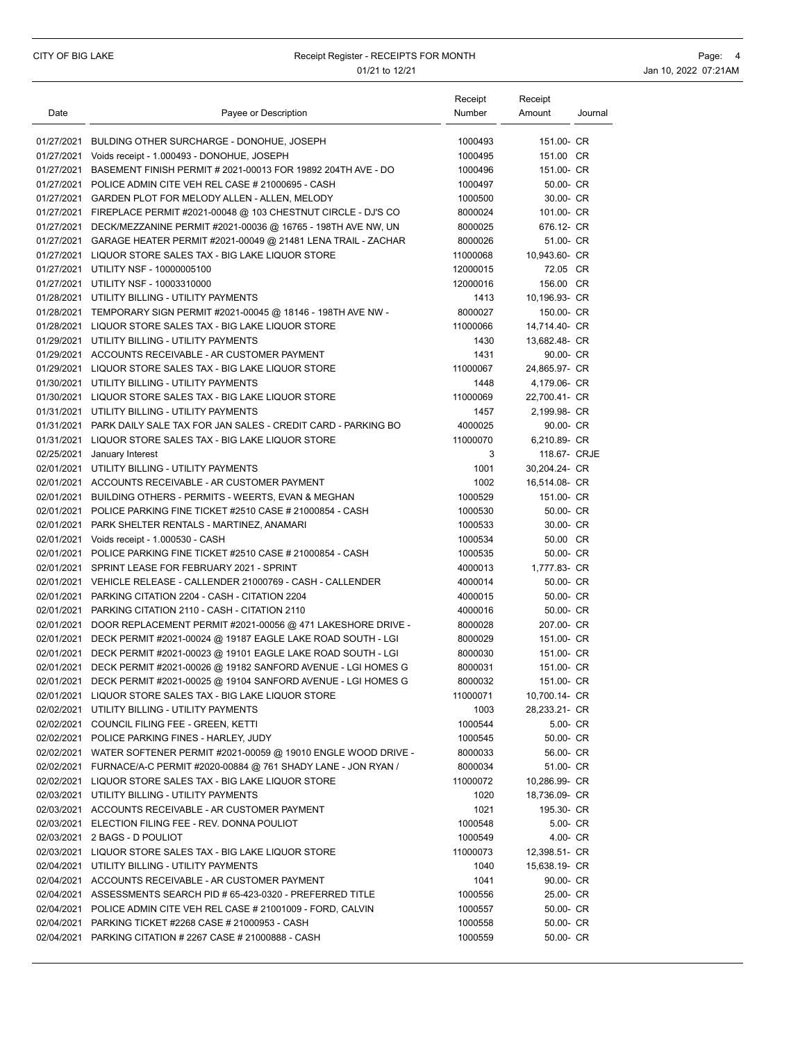| Date | Payee or Description | Receipt Number | Receipt Amount | Journal |
|---|---|---|---|---|
| 01/27/2021 | BULDING OTHER SURCHARGE - DONOHUE, JOSEPH | 1000493 | 151.00- | CR |
| 01/27/2021 | Voids receipt - 1.000493 - DONOHUE, JOSEPH | 1000495 | 151.00 | CR |
| 01/27/2021 | BASEMENT FINISH PERMIT # 2021-00013 FOR 19892 204TH AVE - DO | 1000496 | 151.00- | CR |
| 01/27/2021 | POLICE ADMIN CITE VEH REL CASE # 21000695 - CASH | 1000497 | 50.00- | CR |
| 01/27/2021 | GARDEN PLOT FOR MELODY ALLEN - ALLEN, MELODY | 1000500 | 30.00- | CR |
| 01/27/2021 | FIREPLACE PERMIT #2021-00048 @ 103 CHESTNUT CIRCLE - DJ'S CO | 8000024 | 101.00- | CR |
| 01/27/2021 | DECK/MEZZANINE PERMIT #2021-00036 @ 16765 - 198TH AVE NW, UN | 8000025 | 676.12- | CR |
| 01/27/2021 | GARAGE HEATER PERMIT #2021-00049 @ 21481 LENA TRAIL - ZACHAR | 8000026 | 51.00- | CR |
| 01/27/2021 | LIQUOR STORE SALES TAX - BIG LAKE LIQUOR STORE | 11000068 | 10,943.60- | CR |
| 01/27/2021 | UTILITY NSF - 10000005100 | 12000015 | 72.05 | CR |
| 01/27/2021 | UTILITY NSF - 10003310000 | 12000016 | 156.00 | CR |
| 01/28/2021 | UTILITY BILLING - UTILITY PAYMENTS | 1413 | 10,196.93- | CR |
| 01/28/2021 | TEMPORARY SIGN PERMIT #2021-00045 @ 18146 - 198TH AVE NW - | 8000027 | 150.00- | CR |
| 01/28/2021 | LIQUOR STORE SALES TAX - BIG LAKE LIQUOR STORE | 11000066 | 14,714.40- | CR |
| 01/29/2021 | UTILITY BILLING - UTILITY PAYMENTS | 1430 | 13,682.48- | CR |
| 01/29/2021 | ACCOUNTS RECEIVABLE - AR CUSTOMER PAYMENT | 1431 | 90.00- | CR |
| 01/29/2021 | LIQUOR STORE SALES TAX - BIG LAKE LIQUOR STORE | 11000067 | 24,865.97- | CR |
| 01/30/2021 | UTILITY BILLING - UTILITY PAYMENTS | 1448 | 4,179.06- | CR |
| 01/30/2021 | LIQUOR STORE SALES TAX - BIG LAKE LIQUOR STORE | 11000069 | 22,700.41- | CR |
| 01/31/2021 | UTILITY BILLING - UTILITY PAYMENTS | 1457 | 2,199.98- | CR |
| 01/31/2021 | PARK DAILY SALE TAX FOR JAN SALES - CREDIT CARD - PARKING BO | 4000025 | 90.00- | CR |
| 01/31/2021 | LIQUOR STORE SALES TAX - BIG LAKE LIQUOR STORE | 11000070 | 6,210.89- | CR |
| 02/25/2021 | January Interest | 3 | 118.67- | CRJE |
| 02/01/2021 | UTILITY BILLING - UTILITY PAYMENTS | 1001 | 30,204.24- | CR |
| 02/01/2021 | ACCOUNTS RECEIVABLE - AR CUSTOMER PAYMENT | 1002 | 16,514.08- | CR |
| 02/01/2021 | BUILDING OTHERS - PERMITS - WEERTS, EVAN & MEGHAN | 1000529 | 151.00- | CR |
| 02/01/2021 | POLICE PARKING FINE TICKET #2510 CASE # 21000854 - CASH | 1000530 | 50.00- | CR |
| 02/01/2021 | PARK SHELTER RENTALS - MARTINEZ, ANAMARI | 1000533 | 30.00- | CR |
| 02/01/2021 | Voids receipt - 1.000530 - CASH | 1000534 | 50.00 | CR |
| 02/01/2021 | POLICE PARKING FINE TICKET #2510 CASE # 21000854 - CASH | 1000535 | 50.00- | CR |
| 02/01/2021 | SPRINT LEASE FOR FEBRUARY 2021 - SPRINT | 4000013 | 1,777.83- | CR |
| 02/01/2021 | VEHICLE RELEASE - CALLENDER 21000769 - CASH - CALLENDER | 4000014 | 50.00- | CR |
| 02/01/2021 | PARKING CITATION 2204 - CASH - CITATION 2204 | 4000015 | 50.00- | CR |
| 02/01/2021 | PARKING CITATION 2110 - CASH - CITATION 2110 | 4000016 | 50.00- | CR |
| 02/01/2021 | DOOR REPLACEMENT PERMIT #2021-00056 @ 471 LAKESHORE DRIVE - | 8000028 | 207.00- | CR |
| 02/01/2021 | DECK PERMIT #2021-00024 @ 19187 EAGLE LAKE ROAD SOUTH - LGI | 8000029 | 151.00- | CR |
| 02/01/2021 | DECK PERMIT #2021-00023 @ 19101 EAGLE LAKE ROAD SOUTH - LGI | 8000030 | 151.00- | CR |
| 02/01/2021 | DECK PERMIT #2021-00026 @ 19182 SANFORD AVENUE - LGI HOMES G | 8000031 | 151.00- | CR |
| 02/01/2021 | DECK PERMIT #2021-00025 @ 19104 SANFORD AVENUE - LGI HOMES G | 8000032 | 151.00- | CR |
| 02/01/2021 | LIQUOR STORE SALES TAX - BIG LAKE LIQUOR STORE | 11000071 | 10,700.14- | CR |
| 02/02/2021 | UTILITY BILLING - UTILITY PAYMENTS | 1003 | 28,233.21- | CR |
| 02/02/2021 | COUNCIL FILING FEE - GREEN, KETTI | 1000544 | 5.00- | CR |
| 02/02/2021 | POLICE PARKING FINES - HARLEY, JUDY | 1000545 | 50.00- | CR |
| 02/02/2021 | WATER SOFTENER PERMIT #2021-00059 @ 19010 ENGLE WOOD DRIVE - | 8000033 | 56.00- | CR |
| 02/02/2021 | FURNACE/A-C PERMIT #2020-00884 @ 761 SHADY LANE - JON RYAN / | 8000034 | 51.00- | CR |
| 02/02/2021 | LIQUOR STORE SALES TAX - BIG LAKE LIQUOR STORE | 11000072 | 10,286.99- | CR |
| 02/03/2021 | UTILITY BILLING - UTILITY PAYMENTS | 1020 | 18,736.09- | CR |
| 02/03/2021 | ACCOUNTS RECEIVABLE - AR CUSTOMER PAYMENT | 1021 | 195.30- | CR |
| 02/03/2021 | ELECTION FILING FEE - REV. DONNA POULIOT | 1000548 | 5.00- | CR |
| 02/03/2021 | 2 BAGS - D POULIOT | 1000549 | 4.00- | CR |
| 02/03/2021 | LIQUOR STORE SALES TAX - BIG LAKE LIQUOR STORE | 11000073 | 12,398.51- | CR |
| 02/04/2021 | UTILITY BILLING - UTILITY PAYMENTS | 1040 | 15,638.19- | CR |
| 02/04/2021 | ACCOUNTS RECEIVABLE - AR CUSTOMER PAYMENT | 1041 | 90.00- | CR |
| 02/04/2021 | ASSESSMENTS SEARCH PID # 65-423-0320 - PREFERRED TITLE | 1000556 | 25.00- | CR |
| 02/04/2021 | POLICE ADMIN CITE VEH REL CASE # 21001009 - FORD, CALVIN | 1000557 | 50.00- | CR |
| 02/04/2021 | PARKING TICKET #2268 CASE # 21000953 - CASH | 1000558 | 50.00- | CR |
| 02/04/2021 | PARKING CITATION # 2267 CASE # 21000888 - CASH | 1000559 | 50.00- | CR |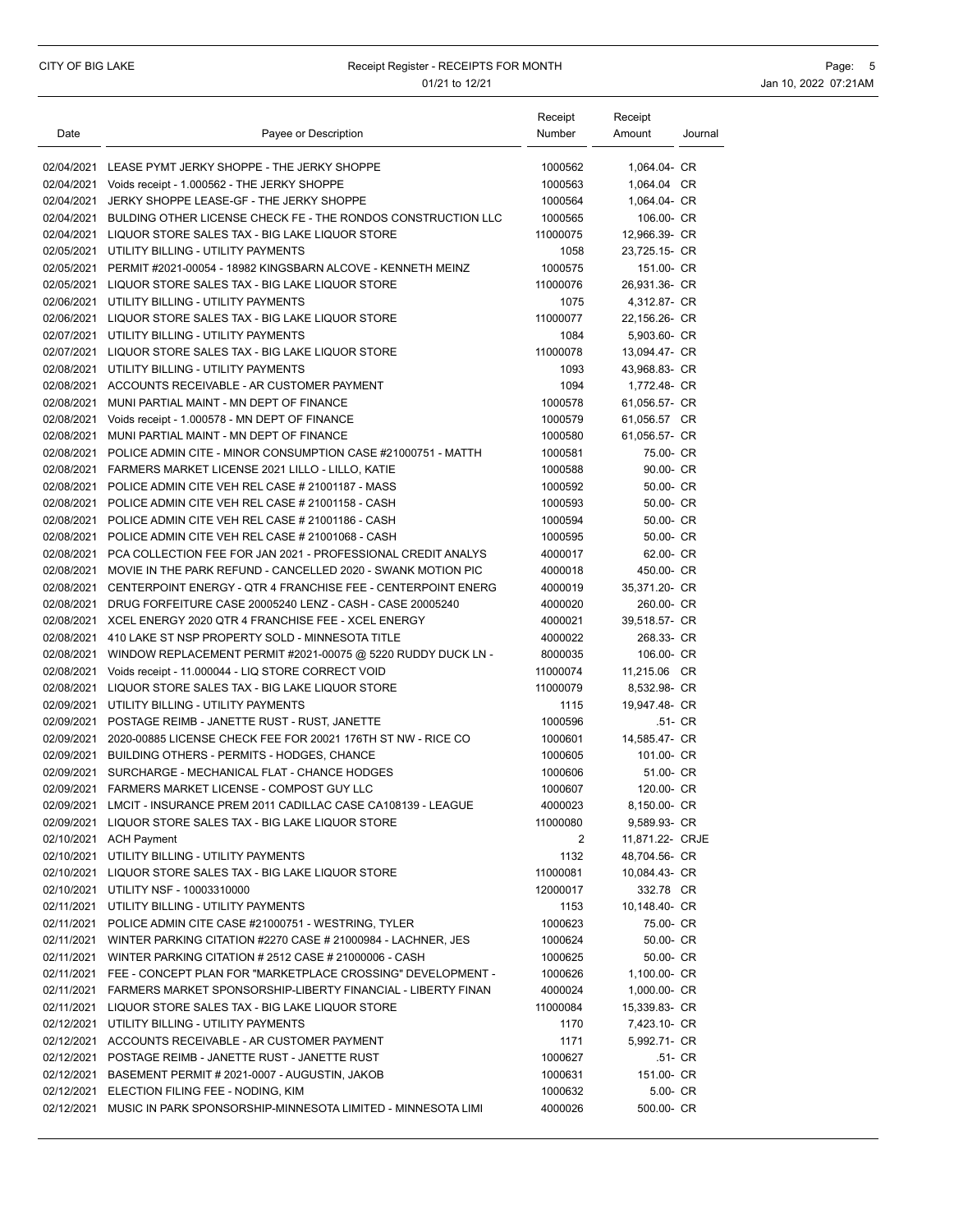| Date | Payee or Description | Receipt Number | Receipt Amount | Journal |
|---|---|---|---|---|
| 02/04/2021 | LEASE PYMT JERKY SHOPPE - THE JERKY SHOPPE | 1000562 | 1,064.04- | CR |
| 02/04/2021 | Voids receipt - 1.000562 - THE JERKY SHOPPE | 1000563 | 1,064.04 | CR |
| 02/04/2021 | JERKY SHOPPE LEASE-GF - THE JERKY SHOPPE | 1000564 | 1,064.04- | CR |
| 02/04/2021 | BULDING OTHER LICENSE CHECK FE - THE RONDOS CONSTRUCTION LLC | 1000565 | 106.00- | CR |
| 02/04/2021 | LIQUOR STORE SALES TAX - BIG LAKE LIQUOR STORE | 11000075 | 12,966.39- | CR |
| 02/05/2021 | UTILITY BILLING - UTILITY PAYMENTS | 1058 | 23,725.15- | CR |
| 02/05/2021 | PERMIT #2021-00054 - 18982 KINGSBARN ALCOVE - KENNETH MEINZ | 1000575 | 151.00- | CR |
| 02/05/2021 | LIQUOR STORE SALES TAX - BIG LAKE LIQUOR STORE | 11000076 | 26,931.36- | CR |
| 02/06/2021 | UTILITY BILLING - UTILITY PAYMENTS | 1075 | 4,312.87- | CR |
| 02/06/2021 | LIQUOR STORE SALES TAX - BIG LAKE LIQUOR STORE | 11000077 | 22,156.26- | CR |
| 02/07/2021 | UTILITY BILLING - UTILITY PAYMENTS | 1084 | 5,903.60- | CR |
| 02/07/2021 | LIQUOR STORE SALES TAX - BIG LAKE LIQUOR STORE | 11000078 | 13,094.47- | CR |
| 02/08/2021 | UTILITY BILLING - UTILITY PAYMENTS | 1093 | 43,968.83- | CR |
| 02/08/2021 | ACCOUNTS RECEIVABLE - AR CUSTOMER PAYMENT | 1094 | 1,772.48- | CR |
| 02/08/2021 | MUNI PARTIAL MAINT - MN DEPT OF FINANCE | 1000578 | 61,056.57- | CR |
| 02/08/2021 | Voids receipt - 1.000578 - MN DEPT OF FINANCE | 1000579 | 61,056.57 | CR |
| 02/08/2021 | MUNI PARTIAL MAINT - MN DEPT OF FINANCE | 1000580 | 61,056.57- | CR |
| 02/08/2021 | POLICE ADMIN CITE - MINOR CONSUMPTION CASE #21000751 - MATTH | 1000581 | 75.00- | CR |
| 02/08/2021 | FARMERS MARKET LICENSE 2021 LILLO - LILLO, KATIE | 1000588 | 90.00- | CR |
| 02/08/2021 | POLICE ADMIN CITE VEH REL CASE # 21001187 - MASS | 1000592 | 50.00- | CR |
| 02/08/2021 | POLICE ADMIN CITE VEH REL CASE # 21001158 - CASH | 1000593 | 50.00- | CR |
| 02/08/2021 | POLICE ADMIN CITE VEH REL CASE # 21001186 - CASH | 1000594 | 50.00- | CR |
| 02/08/2021 | POLICE ADMIN CITE VEH REL CASE # 21001068 - CASH | 1000595 | 50.00- | CR |
| 02/08/2021 | PCA COLLECTION FEE FOR JAN 2021 - PROFESSIONAL CREDIT ANALYS | 4000017 | 62.00- | CR |
| 02/08/2021 | MOVIE IN THE PARK REFUND - CANCELLED 2020 - SWANK MOTION PIC | 4000018 | 450.00- | CR |
| 02/08/2021 | CENTERPOINT ENERGY - QTR 4 FRANCHISE FEE - CENTERPOINT ENERG | 4000019 | 35,371.20- | CR |
| 02/08/2021 | DRUG FORFEITURE CASE 20005240 LENZ - CASH - CASE 20005240 | 4000020 | 260.00- | CR |
| 02/08/2021 | XCEL ENERGY 2020 QTR 4 FRANCHISE FEE - XCEL ENERGY | 4000021 | 39,518.57- | CR |
| 02/08/2021 | 410 LAKE ST NSP PROPERTY SOLD - MINNESOTA TITLE | 4000022 | 268.33- | CR |
| 02/08/2021 | WINDOW REPLACEMENT PERMIT #2021-00075 @ 5220 RUDDY DUCK LN - | 8000035 | 106.00- | CR |
| 02/08/2021 | Voids receipt - 11.000044 - LIQ STORE CORRECT VOID | 11000074 | 11,215.06 | CR |
| 02/08/2021 | LIQUOR STORE SALES TAX - BIG LAKE LIQUOR STORE | 11000079 | 8,532.98- | CR |
| 02/09/2021 | UTILITY BILLING - UTILITY PAYMENTS | 1115 | 19,947.48- | CR |
| 02/09/2021 | POSTAGE REIMB - JANETTE RUST - RUST, JANETTE | 1000596 | .51- | CR |
| 02/09/2021 | 2020-00885 LICENSE CHECK FEE FOR 20021 176TH ST NW - RICE CO | 1000601 | 14,585.47- | CR |
| 02/09/2021 | BUILDING OTHERS - PERMITS - HODGES, CHANCE | 1000605 | 101.00- | CR |
| 02/09/2021 | SURCHARGE - MECHANICAL FLAT - CHANCE HODGES | 1000606 | 51.00- | CR |
| 02/09/2021 | FARMERS MARKET LICENSE - COMPOST GUY LLC | 1000607 | 120.00- | CR |
| 02/09/2021 | LMCIT - INSURANCE PREM 2011 CADILLAC CASE CA108139 - LEAGUE | 4000023 | 8,150.00- | CR |
| 02/09/2021 | LIQUOR STORE SALES TAX - BIG LAKE LIQUOR STORE | 11000080 | 9,589.93- | CR |
| 02/10/2021 | ACH Payment | 2 | 11,871.22- | CRJE |
| 02/10/2021 | UTILITY BILLING - UTILITY PAYMENTS | 1132 | 48,704.56- | CR |
| 02/10/2021 | LIQUOR STORE SALES TAX - BIG LAKE LIQUOR STORE | 11000081 | 10,084.43- | CR |
| 02/10/2021 | UTILITY NSF - 10003310000 | 12000017 | 332.78 | CR |
| 02/11/2021 | UTILITY BILLING - UTILITY PAYMENTS | 1153 | 10,148.40- | CR |
| 02/11/2021 | POLICE ADMIN CITE CASE #21000751 - WESTRING, TYLER | 1000623 | 75.00- | CR |
| 02/11/2021 | WINTER PARKING CITATION #2270 CASE # 21000984 - LACHNER, JES | 1000624 | 50.00- | CR |
| 02/11/2021 | WINTER PARKING CITATION # 2512 CASE # 21000006 - CASH | 1000625 | 50.00- | CR |
| 02/11/2021 | FEE - CONCEPT PLAN FOR "MARKETPLACE CROSSING" DEVELOPMENT - | 1000626 | 1,100.00- | CR |
| 02/11/2021 | FARMERS MARKET SPONSORSHIP-LIBERTY FINANCIAL - LIBERTY FINAN | 4000024 | 1,000.00- | CR |
| 02/11/2021 | LIQUOR STORE SALES TAX - BIG LAKE LIQUOR STORE | 11000084 | 15,339.83- | CR |
| 02/12/2021 | UTILITY BILLING - UTILITY PAYMENTS | 1170 | 7,423.10- | CR |
| 02/12/2021 | ACCOUNTS RECEIVABLE - AR CUSTOMER PAYMENT | 1171 | 5,992.71- | CR |
| 02/12/2021 | POSTAGE REIMB - JANETTE RUST - JANETTE RUST | 1000627 | .51- | CR |
| 02/12/2021 | BASEMENT PERMIT # 2021-0007 - AUGUSTIN, JAKOB | 1000631 | 151.00- | CR |
| 02/12/2021 | ELECTION FILING FEE - NODING, KIM | 1000632 | 5.00- | CR |
| 02/12/2021 | MUSIC IN PARK SPONSORSHIP-MINNESOTA LIMITED - MINNESOTA LIMI | 4000026 | 500.00- | CR |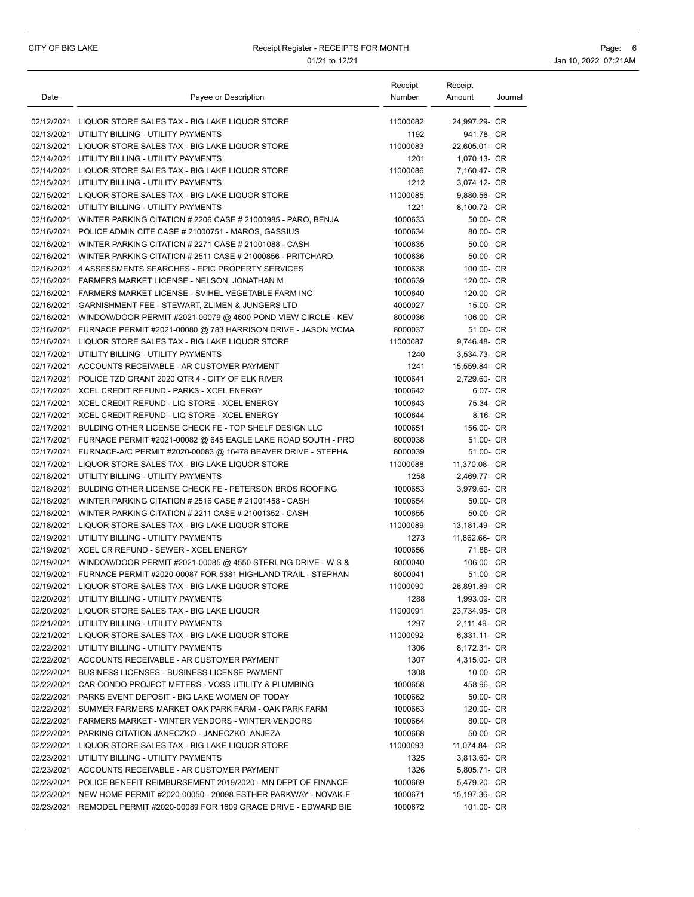| Date | Payee or Description | Receipt Number | Receipt Amount | Journal |
|---|---|---|---|---|
| 02/12/2021 | LIQUOR STORE SALES TAX - BIG LAKE LIQUOR STORE | 11000082 | 24,997.29- | CR |
| 02/13/2021 | UTILITY BILLING - UTILITY PAYMENTS | 1192 | 941.78- | CR |
| 02/13/2021 | LIQUOR STORE SALES TAX - BIG LAKE LIQUOR STORE | 11000083 | 22,605.01- | CR |
| 02/14/2021 | UTILITY BILLING - UTILITY PAYMENTS | 1201 | 1,070.13- | CR |
| 02/14/2021 | LIQUOR STORE SALES TAX - BIG LAKE LIQUOR STORE | 11000086 | 7,160.47- | CR |
| 02/15/2021 | UTILITY BILLING - UTILITY PAYMENTS | 1212 | 3,074.12- | CR |
| 02/15/2021 | LIQUOR STORE SALES TAX - BIG LAKE LIQUOR STORE | 11000085 | 9,880.56- | CR |
| 02/16/2021 | UTILITY BILLING - UTILITY PAYMENTS | 1221 | 8,100.72- | CR |
| 02/16/2021 | WINTER PARKING CITATION # 2206 CASE # 21000985 - PARO, BENJA | 1000633 | 50.00- | CR |
| 02/16/2021 | POLICE ADMIN CITE CASE # 21000751 - MAROS, GASSIUS | 1000634 | 80.00- | CR |
| 02/16/2021 | WINTER PARKING CITATION # 2271 CASE # 21001088 - CASH | 1000635 | 50.00- | CR |
| 02/16/2021 | WINTER PARKING CITATION # 2511 CASE # 21000856 - PRITCHARD, | 1000636 | 50.00- | CR |
| 02/16/2021 | 4 ASSESSMENTS SEARCHES - EPIC PROPERTY SERVICES | 1000638 | 100.00- | CR |
| 02/16/2021 | FARMERS MARKET LICENSE - NELSON, JONATHAN M | 1000639 | 120.00- | CR |
| 02/16/2021 | FARMERS MARKET LICENSE - SVIHEL VEGETABLE FARM INC | 1000640 | 120.00- | CR |
| 02/16/2021 | GARNISHMENT FEE - STEWART, ZLIMEN & JUNGERS LTD | 4000027 | 15.00- | CR |
| 02/16/2021 | WINDOW/DOOR PERMIT #2021-00079 @ 4600 POND VIEW CIRCLE - KEV | 8000036 | 106.00- | CR |
| 02/16/2021 | FURNACE PERMIT #2021-00080 @ 783 HARRISON DRIVE - JASON MCMA | 8000037 | 51.00- | CR |
| 02/16/2021 | LIQUOR STORE SALES TAX - BIG LAKE LIQUOR STORE | 11000087 | 9,746.48- | CR |
| 02/17/2021 | UTILITY BILLING - UTILITY PAYMENTS | 1240 | 3,534.73- | CR |
| 02/17/2021 | ACCOUNTS RECEIVABLE - AR CUSTOMER PAYMENT | 1241 | 15,559.84- | CR |
| 02/17/2021 | POLICE TZD GRANT 2020 QTR 4 - CITY OF ELK RIVER | 1000641 | 2,729.60- | CR |
| 02/17/2021 | XCEL CREDIT REFUND - PARKS - XCEL ENERGY | 1000642 | 6.07- | CR |
| 02/17/2021 | XCEL CREDIT REFUND - LIQ STORE - XCEL ENERGY | 1000643 | 75.34- | CR |
| 02/17/2021 | XCEL CREDIT REFUND - LIQ STORE - XCEL ENERGY | 1000644 | 8.16- | CR |
| 02/17/2021 | BULDING OTHER LICENSE CHECK FE - TOP SHELF DESIGN LLC | 1000651 | 156.00- | CR |
| 02/17/2021 | FURNACE PERMIT #2021-00082 @ 645 EAGLE LAKE ROAD SOUTH - PRO | 8000038 | 51.00- | CR |
| 02/17/2021 | FURNACE-A/C PERMIT #2020-00083 @ 16478 BEAVER DRIVE - STEPHA | 8000039 | 51.00- | CR |
| 02/17/2021 | LIQUOR STORE SALES TAX - BIG LAKE LIQUOR STORE | 11000088 | 11,370.08- | CR |
| 02/18/2021 | UTILITY BILLING - UTILITY PAYMENTS | 1258 | 2,469.77- | CR |
| 02/18/2021 | BULDING OTHER LICENSE CHECK FE - PETERSON BROS ROOFING | 1000653 | 3,979.60- | CR |
| 02/18/2021 | WINTER PARKING CITATION # 2516 CASE # 21001458 - CASH | 1000654 | 50.00- | CR |
| 02/18/2021 | WINTER PARKING CITATION # 2211 CASE # 21001352 - CASH | 1000655 | 50.00- | CR |
| 02/18/2021 | LIQUOR STORE SALES TAX - BIG LAKE LIQUOR STORE | 11000089 | 13,181.49- | CR |
| 02/19/2021 | UTILITY BILLING - UTILITY PAYMENTS | 1273 | 11,862.66- | CR |
| 02/19/2021 | XCEL CR REFUND - SEWER - XCEL ENERGY | 1000656 | 71.88- | CR |
| 02/19/2021 | WINDOW/DOOR PERMIT #2021-00085 @ 4550 STERLING DRIVE - W S & | 8000040 | 106.00- | CR |
| 02/19/2021 | FURNACE PERMIT #2020-00087 FOR 5381 HIGHLAND TRAIL - STEPHAN | 8000041 | 51.00- | CR |
| 02/19/2021 | LIQUOR STORE SALES TAX - BIG LAKE LIQUOR STORE | 11000090 | 26,891.89- | CR |
| 02/20/2021 | UTILITY BILLING - UTILITY PAYMENTS | 1288 | 1,993.09- | CR |
| 02/20/2021 | LIQUOR STORE SALES TAX - BIG LAKE LIQUOR | 11000091 | 23,734.95- | CR |
| 02/21/2021 | UTILITY BILLING - UTILITY PAYMENTS | 1297 | 2,111.49- | CR |
| 02/21/2021 | LIQUOR STORE SALES TAX - BIG LAKE LIQUOR STORE | 11000092 | 6,331.11- | CR |
| 02/22/2021 | UTILITY BILLING - UTILITY PAYMENTS | 1306 | 8,172.31- | CR |
| 02/22/2021 | ACCOUNTS RECEIVABLE - AR CUSTOMER PAYMENT | 1307 | 4,315.00- | CR |
| 02/22/2021 | BUSINESS LICENSES - BUSINESS LICENSE PAYMENT | 1308 | 10.00- | CR |
| 02/22/2021 | CAR CONDO PROJECT METERS - VOSS UTILITY & PLUMBING | 1000658 | 458.96- | CR |
| 02/22/2021 | PARKS EVENT DEPOSIT - BIG LAKE WOMEN OF TODAY | 1000662 | 50.00- | CR |
| 02/22/2021 | SUMMER FARMERS MARKET OAK PARK FARM - OAK PARK FARM | 1000663 | 120.00- | CR |
| 02/22/2021 | FARMERS MARKET - WINTER VENDORS - WINTER VENDORS | 1000664 | 80.00- | CR |
| 02/22/2021 | PARKING CITATION JANECZKO - JANECZKO, ANJEZA | 1000668 | 50.00- | CR |
| 02/22/2021 | LIQUOR STORE SALES TAX - BIG LAKE LIQUOR STORE | 11000093 | 11,074.84- | CR |
| 02/23/2021 | UTILITY BILLING - UTILITY PAYMENTS | 1325 | 3,813.60- | CR |
| 02/23/2021 | ACCOUNTS RECEIVABLE - AR CUSTOMER PAYMENT | 1326 | 5,805.71- | CR |
| 02/23/2021 | POLICE BENEFIT REIMBURSEMENT 2019/2020 - MN DEPT OF FINANCE | 1000669 | 5,479.20- | CR |
| 02/23/2021 | NEW HOME PERMIT #2020-00050 - 20098 ESTHER PARKWAY - NOVAK-F | 1000671 | 15,197.36- | CR |
| 02/23/2021 | REMODEL PERMIT #2020-00089 FOR 1609 GRACE DRIVE - EDWARD BIE | 1000672 | 101.00- | CR |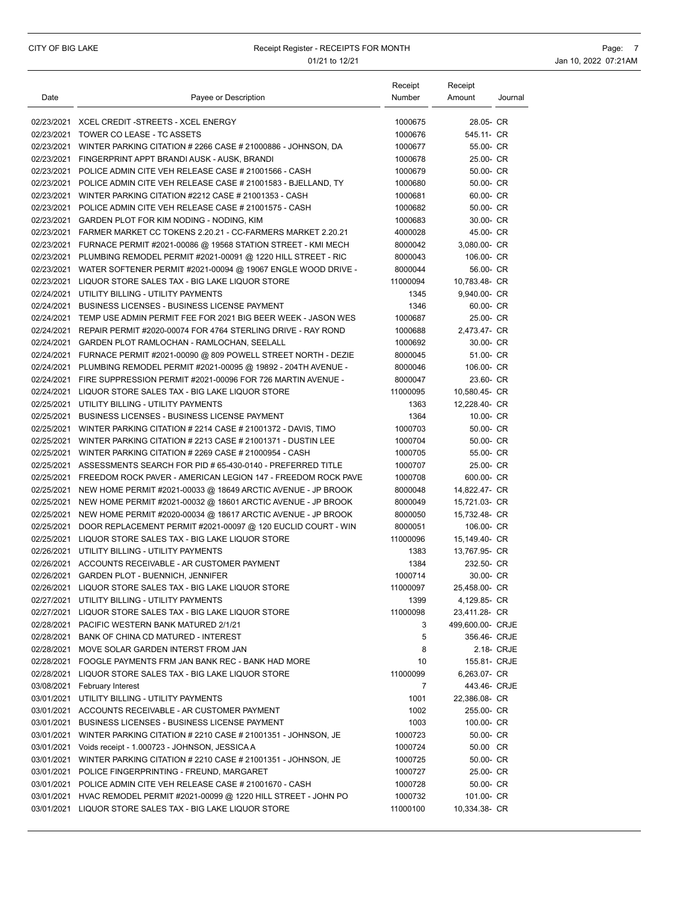| Date | Payee or Description | Receipt Number | Receipt Amount | Journal |
|---|---|---|---|---|
| 02/23/2021 | XCEL CREDIT -STREETS - XCEL ENERGY | 1000675 | 28.05- | CR |
| 02/23/2021 | TOWER CO LEASE - TC ASSETS | 1000676 | 545.11- | CR |
| 02/23/2021 | WINTER PARKING CITATION # 2266 CASE # 21000886 - JOHNSON, DA | 1000677 | 55.00- | CR |
| 02/23/2021 | FINGERPRINT APPT BRANDI AUSK - AUSK, BRANDI | 1000678 | 25.00- | CR |
| 02/23/2021 | POLICE ADMIN CITE VEH RELEASE CASE # 21001566 - CASH | 1000679 | 50.00- | CR |
| 02/23/2021 | POLICE ADMIN CITE VEH RELEASE CASE # 21001583 - BJELLAND, TY | 1000680 | 50.00- | CR |
| 02/23/2021 | WINTER PARKING CITATION #2212 CASE # 21001353 - CASH | 1000681 | 60.00- | CR |
| 02/23/2021 | POLICE ADMIN CITE VEH RELEASE CASE # 21001575 - CASH | 1000682 | 50.00- | CR |
| 02/23/2021 | GARDEN PLOT FOR KIM NODING - NODING, KIM | 1000683 | 30.00- | CR |
| 02/23/2021 | FARMER MARKET CC TOKENS 2.20.21 - CC-FARMERS MARKET 2.20.21 | 4000028 | 45.00- | CR |
| 02/23/2021 | FURNACE PERMIT #2021-00086 @ 19568 STATION STREET - KMI MECH | 8000042 | 3,080.00- | CR |
| 02/23/2021 | PLUMBING REMODEL PERMIT #2021-00091 @ 1220 HILL STREET - RIC | 8000043 | 106.00- | CR |
| 02/23/2021 | WATER SOFTENER PERMIT #2021-00094 @ 19067 ENGLE WOOD DRIVE - | 8000044 | 56.00- | CR |
| 02/23/2021 | LIQUOR STORE SALES TAX - BIG LAKE LIQUOR STORE | 11000094 | 10,783.48- | CR |
| 02/24/2021 | UTILITY BILLING - UTILITY PAYMENTS | 1345 | 9,940.00- | CR |
| 02/24/2021 | BUSINESS LICENSES - BUSINESS LICENSE PAYMENT | 1346 | 60.00- | CR |
| 02/24/2021 | TEMP USE ADMIN PERMIT FEE FOR 2021 BIG BEER WEEK - JASON WES | 1000687 | 25.00- | CR |
| 02/24/2021 | REPAIR PERMIT #2020-00074 FOR 4764 STERLING DRIVE - RAY ROND | 1000688 | 2,473.47- | CR |
| 02/24/2021 | GARDEN PLOT RAMLOCHAN - RAMLOCHAN, SEELALL | 1000692 | 30.00- | CR |
| 02/24/2021 | FURNACE PERMIT #2021-00090 @ 809 POWELL STREET NORTH - DEZIE | 8000045 | 51.00- | CR |
| 02/24/2021 | PLUMBING REMODEL PERMIT #2021-00095 @ 19892 - 204TH AVENUE - | 8000046 | 106.00- | CR |
| 02/24/2021 | FIRE SUPPRESSION PERMIT #2021-00096 FOR 726 MARTIN AVENUE - | 8000047 | 23.60- | CR |
| 02/24/2021 | LIQUOR STORE SALES TAX - BIG LAKE LIQUOR STORE | 11000095 | 10,580.45- | CR |
| 02/25/2021 | UTILITY BILLING - UTILITY PAYMENTS | 1363 | 12,228.40- | CR |
| 02/25/2021 | BUSINESS LICENSES - BUSINESS LICENSE PAYMENT | 1364 | 10.00- | CR |
| 02/25/2021 | WINTER PARKING CITATION # 2214 CASE # 21001372 - DAVIS, TIMO | 1000703 | 50.00- | CR |
| 02/25/2021 | WINTER PARKING CITATION # 2213 CASE # 21001371 - DUSTIN LEE | 1000704 | 50.00- | CR |
| 02/25/2021 | WINTER PARKING CITATION # 2269 CASE # 21000954 - CASH | 1000705 | 55.00- | CR |
| 02/25/2021 | ASSESSMENTS SEARCH FOR PID # 65-430-0140 - PREFERRED TITLE | 1000707 | 25.00- | CR |
| 02/25/2021 | FREEDOM ROCK PAVER - AMERICAN LEGION 147 - FREEDOM ROCK PAVE | 1000708 | 600.00- | CR |
| 02/25/2021 | NEW HOME PERMIT #2021-00033 @ 18649 ARCTIC AVENUE - JP BROOK | 8000048 | 14,822.47- | CR |
| 02/25/2021 | NEW HOME PERMIT #2021-00032 @ 18601 ARCTIC AVENUE - JP BROOK | 8000049 | 15,721.03- | CR |
| 02/25/2021 | NEW HOME PERMIT #2020-00034 @ 18617 ARCTIC AVENUE - JP BROOK | 8000050 | 15,732.48- | CR |
| 02/25/2021 | DOOR REPLACEMENT PERMIT #2021-00097 @ 120 EUCLID COURT - WIN | 8000051 | 106.00- | CR |
| 02/25/2021 | LIQUOR STORE SALES TAX - BIG LAKE LIQUOR STORE | 11000096 | 15,149.40- | CR |
| 02/26/2021 | UTILITY BILLING - UTILITY PAYMENTS | 1383 | 13,767.95- | CR |
| 02/26/2021 | ACCOUNTS RECEIVABLE - AR CUSTOMER PAYMENT | 1384 | 232.50- | CR |
| 02/26/2021 | GARDEN PLOT - BUENNICH, JENNIFER | 1000714 | 30.00- | CR |
| 02/26/2021 | LIQUOR STORE SALES TAX - BIG LAKE LIQUOR STORE | 11000097 | 25,458.00- | CR |
| 02/27/2021 | UTILITY BILLING - UTILITY PAYMENTS | 1399 | 4,129.85- | CR |
| 02/27/2021 | LIQUOR STORE SALES TAX - BIG LAKE LIQUOR STORE | 11000098 | 23,411.28- | CR |
| 02/28/2021 | PACIFIC WESTERN BANK MATURED 2/1/21 | 3 | 499,600.00- | CRJE |
| 02/28/2021 | BANK OF CHINA CD MATURED - INTEREST | 5 | 356.46- | CRJE |
| 02/28/2021 | MOVE SOLAR GARDEN INTERST FROM JAN | 8 | 2.18- | CRJE |
| 02/28/2021 | FOOGLE PAYMENTS FRM JAN BANK REC - BANK HAD MORE | 10 | 155.81- | CRJE |
| 02/28/2021 | LIQUOR STORE SALES TAX - BIG LAKE LIQUOR STORE | 11000099 | 6,263.07- | CR |
| 03/08/2021 | February Interest | 7 | 443.46- | CRJE |
| 03/01/2021 | UTILITY BILLING - UTILITY PAYMENTS | 1001 | 22,386.08- | CR |
| 03/01/2021 | ACCOUNTS RECEIVABLE - AR CUSTOMER PAYMENT | 1002 | 255.00- | CR |
| 03/01/2021 | BUSINESS LICENSES - BUSINESS LICENSE PAYMENT | 1003 | 100.00- | CR |
| 03/01/2021 | WINTER PARKING CITATION # 2210 CASE # 21001351 - JOHNSON, JE | 1000723 | 50.00- | CR |
| 03/01/2021 | Voids receipt - 1.000723 - JOHNSON, JESSICA A | 1000724 | 50.00 | CR |
| 03/01/2021 | WINTER PARKING CITATION # 2210 CASE # 21001351 - JOHNSON, JE | 1000725 | 50.00- | CR |
| 03/01/2021 | POLICE FINGERPRINTING - FREUND, MARGARET | 1000727 | 25.00- | CR |
| 03/01/2021 | POLICE ADMIN CITE VEH RELEASE CASE # 21001670 - CASH | 1000728 | 50.00- | CR |
| 03/01/2021 | HVAC REMODEL PERMIT #2021-00099 @ 1220 HILL STREET - JOHN PO | 1000732 | 101.00- | CR |
| 03/01/2021 | LIQUOR STORE SALES TAX - BIG LAKE LIQUOR STORE | 11000100 | 10,334.38- | CR |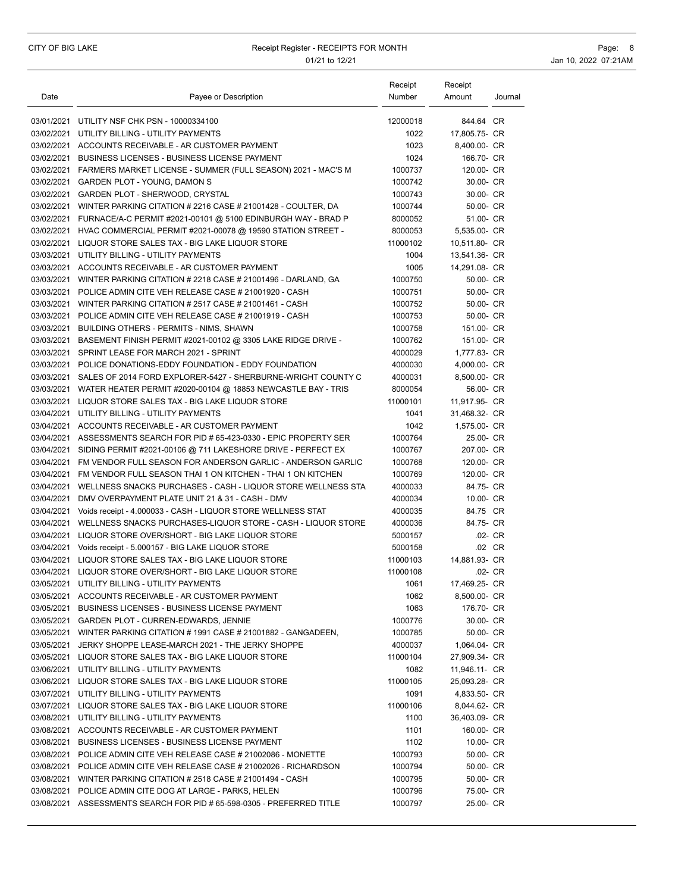CITY OF BIG LAKE

Receipt Register - RECEIPTS FOR MONTH

01/21 to 12/21

| Date | Payee or Description | Receipt Number | Receipt Amount | Journal |
|---|---|---|---|---|
| 03/01/2021 | UTILITY NSF CHK PSN - 10000334100 | 12000018 | 844.64 | CR |
| 03/02/2021 | UTILITY BILLING - UTILITY PAYMENTS | 1022 | 17,805.75- | CR |
| 03/02/2021 | ACCOUNTS RECEIVABLE - AR CUSTOMER PAYMENT | 1023 | 8,400.00- | CR |
| 03/02/2021 | BUSINESS LICENSES - BUSINESS LICENSE PAYMENT | 1024 | 166.70- | CR |
| 03/02/2021 | FARMERS MARKET LICENSE - SUMMER (FULL SEASON) 2021 - MAC'S M | 1000737 | 120.00- | CR |
| 03/02/2021 | GARDEN PLOT - YOUNG, DAMON S | 1000742 | 30.00- | CR |
| 03/02/2021 | GARDEN PLOT - SHERWOOD, CRYSTAL | 1000743 | 30.00- | CR |
| 03/02/2021 | WINTER PARKING CITATION # 2216 CASE # 21001428 - COULTER, DA | 1000744 | 50.00- | CR |
| 03/02/2021 | FURNACE/A-C PERMIT #2021-00101 @ 5100 EDINBURGH WAY - BRAD P | 8000052 | 51.00- | CR |
| 03/02/2021 | HVAC COMMERCIAL PERMIT #2021-00078 @ 19590 STATION STREET - | 8000053 | 5,535.00- | CR |
| 03/02/2021 | LIQUOR STORE SALES TAX - BIG LAKE LIQUOR STORE | 11000102 | 10,511.80- | CR |
| 03/03/2021 | UTILITY BILLING - UTILITY PAYMENTS | 1004 | 13,541.36- | CR |
| 03/03/2021 | ACCOUNTS RECEIVABLE - AR CUSTOMER PAYMENT | 1005 | 14,291.08- | CR |
| 03/03/2021 | WINTER PARKING CITATION # 2218 CASE # 21001496 - DARLAND, GA | 1000750 | 50.00- | CR |
| 03/03/2021 | POLICE ADMIN CITE VEH RELEASE CASE # 21001920 - CASH | 1000751 | 50.00- | CR |
| 03/03/2021 | WINTER PARKING CITATION # 2517 CASE # 21001461 - CASH | 1000752 | 50.00- | CR |
| 03/03/2021 | POLICE ADMIN CITE VEH RELEASE CASE # 21001919 - CASH | 1000753 | 50.00- | CR |
| 03/03/2021 | BUILDING OTHERS - PERMITS - NIMS, SHAWN | 1000758 | 151.00- | CR |
| 03/03/2021 | BASEMENT FINISH PERMIT #2021-00102 @ 3305 LAKE RIDGE DRIVE - | 1000762 | 151.00- | CR |
| 03/03/2021 | SPRINT LEASE FOR MARCH 2021 - SPRINT | 4000029 | 1,777.83- | CR |
| 03/03/2021 | POLICE DONATIONS-EDDY FOUNDATION - EDDY FOUNDATION | 4000030 | 4,000.00- | CR |
| 03/03/2021 | SALES OF 2014 FORD EXPLORER-5427 - SHERBURNE-WRIGHT COUNTY C | 4000031 | 8,500.00- | CR |
| 03/03/2021 | WATER HEATER PERMIT #2020-00104 @ 18853 NEWCASTLE BAY - TRIS | 8000054 | 56.00- | CR |
| 03/03/2021 | LIQUOR STORE SALES TAX - BIG LAKE LIQUOR STORE | 11000101 | 11,917.95- | CR |
| 03/04/2021 | UTILITY BILLING - UTILITY PAYMENTS | 1041 | 31,468.32- | CR |
| 03/04/2021 | ACCOUNTS RECEIVABLE - AR CUSTOMER PAYMENT | 1042 | 1,575.00- | CR |
| 03/04/2021 | ASSESSMENTS SEARCH FOR PID # 65-423-0330 - EPIC PROPERTY SER | 1000764 | 25.00- | CR |
| 03/04/2021 | SIDING PERMIT #2021-00106 @ 711 LAKESHORE DRIVE - PERFECT EX | 1000767 | 207.00- | CR |
| 03/04/2021 | FM VENDOR FULL SEASON FOR ANDERSON GARLIC - ANDERSON GARLIC | 1000768 | 120.00- | CR |
| 03/04/2021 | FM VENDOR FULL SEASON THAI 1 ON KITCHEN - THAI 1 ON KITCHEN | 1000769 | 120.00- | CR |
| 03/04/2021 | WELLNESS SNACKS PURCHASES - CASH - LIQUOR STORE WELLNESS STA | 4000033 | 84.75- | CR |
| 03/04/2021 | DMV OVERPAYMENT PLATE UNIT 21 & 31 - CASH - DMV | 4000034 | 10.00- | CR |
| 03/04/2021 | Voids receipt - 4.000033 - CASH - LIQUOR STORE WELLNESS STAT | 4000035 | 84.75 | CR |
| 03/04/2021 | WELLNESS SNACKS PURCHASES-LIQUOR STORE - CASH - LIQUOR STORE | 4000036 | 84.75- | CR |
| 03/04/2021 | LIQUOR STORE OVER/SHORT - BIG LAKE LIQUOR STORE | 5000157 | .02- | CR |
| 03/04/2021 | Voids receipt - 5.000157 - BIG LAKE LIQUOR STORE | 5000158 | .02 | CR |
| 03/04/2021 | LIQUOR STORE SALES TAX - BIG LAKE LIQUOR STORE | 11000103 | 14,881.93- | CR |
| 03/04/2021 | LIQUOR STORE OVER/SHORT - BIG LAKE LIQUOR STORE | 11000108 | .02- | CR |
| 03/05/2021 | UTILITY BILLING - UTILITY PAYMENTS | 1061 | 17,469.25- | CR |
| 03/05/2021 | ACCOUNTS RECEIVABLE - AR CUSTOMER PAYMENT | 1062 | 8,500.00- | CR |
| 03/05/2021 | BUSINESS LICENSES - BUSINESS LICENSE PAYMENT | 1063 | 176.70- | CR |
| 03/05/2021 | GARDEN PLOT - CURREN-EDWARDS, JENNIE | 1000776 | 30.00- | CR |
| 03/05/2021 | WINTER PARKING CITATION # 1991 CASE # 21001882 - GANGADEEN, | 1000785 | 50.00- | CR |
| 03/05/2021 | JERKY SHOPPE LEASE-MARCH 2021 - THE JERKY SHOPPE | 4000037 | 1,064.04- | CR |
| 03/05/2021 | LIQUOR STORE SALES TAX - BIG LAKE LIQUOR STORE | 11000104 | 27,909.34- | CR |
| 03/06/2021 | UTILITY BILLING - UTILITY PAYMENTS | 1082 | 11,946.11- | CR |
| 03/06/2021 | LIQUOR STORE SALES TAX - BIG LAKE LIQUOR STORE | 11000105 | 25,093.28- | CR |
| 03/07/2021 | UTILITY BILLING - UTILITY PAYMENTS | 1091 | 4,833.50- | CR |
| 03/07/2021 | LIQUOR STORE SALES TAX - BIG LAKE LIQUOR STORE | 11000106 | 8,044.62- | CR |
| 03/08/2021 | UTILITY BILLING - UTILITY PAYMENTS | 1100 | 36,403.09- | CR |
| 03/08/2021 | ACCOUNTS RECEIVABLE - AR CUSTOMER PAYMENT | 1101 | 160.00- | CR |
| 03/08/2021 | BUSINESS LICENSES - BUSINESS LICENSE PAYMENT | 1102 | 10.00- | CR |
| 03/08/2021 | POLICE ADMIN CITE VEH RELEASE CASE # 21002086 - MONETTE | 1000793 | 50.00- | CR |
| 03/08/2021 | POLICE ADMIN CITE VEH RELEASE CASE # 21002026 - RICHARDSON | 1000794 | 50.00- | CR |
| 03/08/2021 | WINTER PARKING CITATION # 2518 CASE # 21001494 - CASH | 1000795 | 50.00- | CR |
| 03/08/2021 | POLICE ADMIN CITE DOG AT LARGE - PARKS, HELEN | 1000796 | 75.00- | CR |
| 03/08/2021 | ASSESSMENTS SEARCH FOR PID # 65-598-0305 - PREFERRED TITLE | 1000797 | 25.00- | CR |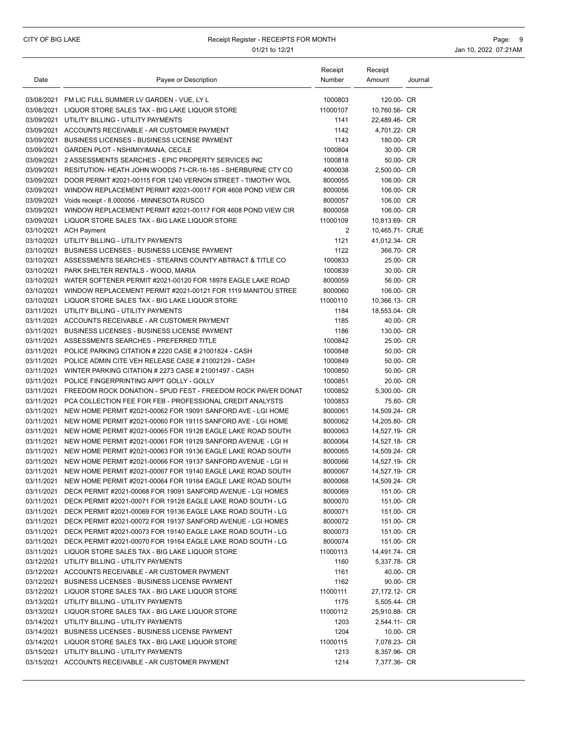| Date | Payee or Description | Receipt Number | Receipt Amount | Journal |
| --- | --- | --- | --- | --- |
| 03/08/2021 | FM LIC FULL SUMMER LV GARDEN - VUE, LY L | 1000803 | 120.00- | CR |
| 03/08/2021 | LIQUOR STORE SALES TAX - BIG LAKE LIQUOR STORE | 11000107 | 10,760.56- | CR |
| 03/09/2021 | UTILITY BILLING - UTILITY PAYMENTS | 1141 | 22,489.46- | CR |
| 03/09/2021 | ACCOUNTS RECEIVABLE - AR CUSTOMER PAYMENT | 1142 | 4,701.22- | CR |
| 03/09/2021 | BUSINESS LICENSES - BUSINESS LICENSE PAYMENT | 1143 | 180.00- | CR |
| 03/09/2021 | GARDEN PLOT - NSHIMIYIMANA, CECILE | 1000804 | 30.00- | CR |
| 03/09/2021 | 2 ASSESSMENTS SEARCHES - EPIC PROPERTY SERVICES INC | 1000818 | 50.00- | CR |
| 03/09/2021 | RESITUTION- HEATH JOHN WOODS 71-CR-16-185 - SHERBURNE CTY CO | 4000038 | 2,500.00- | CR |
| 03/09/2021 | DOOR PERMIT #2021-00115 FOR 1240 VERNON STREET - TIMOTHY WOL | 8000055 | 106.00- | CR |
| 03/09/2021 | WINDOW REPLACEMENT PERMIT #2021-00017 FOR 4608 POND VIEW CIR | 8000056 | 106.00- | CR |
| 03/09/2021 | Voids receipt - 8.000056 - MINNESOTA RUSCO | 8000057 | 106.00 | CR |
| 03/09/2021 | WINDOW REPLACEMENT PERMIT #2021-00117 FOR 4608 POND VIEW CIR | 8000058 | 106.00- | CR |
| 03/09/2021 | LIQUOR STORE SALES TAX - BIG LAKE LIQUOR STORE | 11000109 | 10,813.69- | CR |
| 03/10/2021 | ACH Payment | 2 | 10,465.71- | CRJE |
| 03/10/2021 | UTILITY BILLING - UTILITY PAYMENTS | 1121 | 41,012.34- | CR |
| 03/10/2021 | BUSINESS LICENSES - BUSINESS LICENSE PAYMENT | 1122 | 366.70- | CR |
| 03/10/2021 | ASSESSMENTS SEARCHES - STEARNS COUNTY ABTRACT & TITLE CO | 1000833 | 25.00- | CR |
| 03/10/2021 | PARK SHELTER RENTALS - WOOD, MARIA | 1000839 | 30.00- | CR |
| 03/10/2021 | WATER SOFTENER PERMIT #2021-00120 FOR 18978 EAGLE LAKE ROAD | 8000059 | 56.00- | CR |
| 03/10/2021 | WINDOW REPLACEMENT PERMIT #2021-00121 FOR 1119 MANITOU STREE | 8000060 | 106.00- | CR |
| 03/10/2021 | LIQUOR STORE SALES TAX - BIG LAKE LIQUOR STORE | 11000110 | 10,366.13- | CR |
| 03/11/2021 | UTILITY BILLING - UTILITY PAYMENTS | 1184 | 18,553.04- | CR |
| 03/11/2021 | ACCOUNTS RECEIVABLE - AR CUSTOMER PAYMENT | 1185 | 40.00- | CR |
| 03/11/2021 | BUSINESS LICENSES - BUSINESS LICENSE PAYMENT | 1186 | 130.00- | CR |
| 03/11/2021 | ASSESSMENTS SEARCHES - PREFERRED TITLE | 1000842 | 25.00- | CR |
| 03/11/2021 | POLICE PARKING CITATION # 2220 CASE # 21001824 - CASH | 1000848 | 50.00- | CR |
| 03/11/2021 | POLICE ADMIN CITE VEH RELEASE CASE # 21002129 - CASH | 1000849 | 50.00- | CR |
| 03/11/2021 | WINTER PARKING CITATION # 2273 CASE # 21001497 - CASH | 1000850 | 50.00- | CR |
| 03/11/2021 | POLICE FINGERPRINTING APPT GOLLY - GOLLY | 1000851 | 20.00- | CR |
| 03/11/2021 | FREEDOM ROCK DONATION - SPUD FEST - FREEDOM ROCK PAVER DONAT | 1000852 | 5,300.00- | CR |
| 03/11/2021 | PCA COLLECTION FEE FOR FEB - PROFESSIONAL CREDIT ANALYSTS | 1000853 | 75.60- | CR |
| 03/11/2021 | NEW HOME PERMIT #2021-00062 FOR 19091 SANFORD AVE - LGI HOME | 8000061 | 14,509.24- | CR |
| 03/11/2021 | NEW HOME PERMIT #2021-00060 FOR 19115 SANFORD AVE - LGI HOME | 8000062 | 14,205.80- | CR |
| 03/11/2021 | NEW HOME PERMIT #2021-00065 FOR 19128 EAGLE LAKE ROAD SOUTH | 8000063 | 14,527.19- | CR |
| 03/11/2021 | NEW HOME PERMIT #2021-00061 FOR 19129 SANFORD AVENUE - LGI H | 8000064 | 14,527.18- | CR |
| 03/11/2021 | NEW HOME PERMIT #2021-00063 FOR 19136 EAGLE LAKE ROAD SOUTH | 8000065 | 14,509.24- | CR |
| 03/11/2021 | NEW HOME PERMIT #2021-00066 FOR 19137 SANFORD AVENUE - LGI H | 8000066 | 14,527.19- | CR |
| 03/11/2021 | NEW HOME PERMIT #2021-00067 FOR 19140 EAGLE LAKE ROAD SOUTH | 8000067 | 14,527.19- | CR |
| 03/11/2021 | NEW HOME PERMIT #2021-00064 FOR 19164 EAGLE LAKE ROAD SOUTH | 8000068 | 14,509.24- | CR |
| 03/11/2021 | DECK PERMIT #2021-00068 FOR 19091 SANFORD AVENUE - LGI HOMES | 8000069 | 151.00- | CR |
| 03/11/2021 | DECK PERMIT #2021-00071 FOR 19128 EAGLE LAKE ROAD SOUTH - LG | 8000070 | 151.00- | CR |
| 03/11/2021 | DECK PERMIT #2021-00069 FOR 19136 EAGLE LAKE ROAD SOUTH - LG | 8000071 | 151.00- | CR |
| 03/11/2021 | DECK PERMIT #2021-00072 FOR 19137 SANFORD AVENUE - LGI HOMES | 8000072 | 151.00- | CR |
| 03/11/2021 | DECK PERMIT #2021-00073 FOR 19140 EAGLE LAKE ROAD SOUTH - LG | 8000073 | 151.00- | CR |
| 03/11/2021 | DECK PERMIT #2021-00070 FOR 19164 EAGLE LAKE ROAD SOUTH - LG | 8000074 | 151.00- | CR |
| 03/11/2021 | LIQUOR STORE SALES TAX - BIG LAKE LIQUOR STORE | 11000113 | 14,491.74- | CR |
| 03/12/2021 | UTILITY BILLING - UTILITY PAYMENTS | 1160 | 5,337.78- | CR |
| 03/12/2021 | ACCOUNTS RECEIVABLE - AR CUSTOMER PAYMENT | 1161 | 40.00- | CR |
| 03/12/2021 | BUSINESS LICENSES - BUSINESS LICENSE PAYMENT | 1162 | 90.00- | CR |
| 03/12/2021 | LIQUOR STORE SALES TAX - BIG LAKE LIQUOR STORE | 11000111 | 27,172.12- | CR |
| 03/13/2021 | UTILITY BILLING - UTILITY PAYMENTS | 1175 | 5,505.44- | CR |
| 03/13/2021 | LIQUOR STORE SALES TAX - BIG LAKE LIQUOR STORE | 11000112 | 25,910.88- | CR |
| 03/14/2021 | UTILITY BILLING - UTILITY PAYMENTS | 1203 | 2,544.11- | CR |
| 03/14/2021 | BUSINESS LICENSES - BUSINESS LICENSE PAYMENT | 1204 | 10.00- | CR |
| 03/14/2021 | LIQUOR STORE SALES TAX - BIG LAKE LIQUOR STORE | 11000115 | 7,078.23- | CR |
| 03/15/2021 | UTILITY BILLING - UTILITY PAYMENTS | 1213 | 8,357.96- | CR |
| 03/15/2021 | ACCOUNTS RECEIVABLE - AR CUSTOMER PAYMENT | 1214 | 7,377.36- | CR |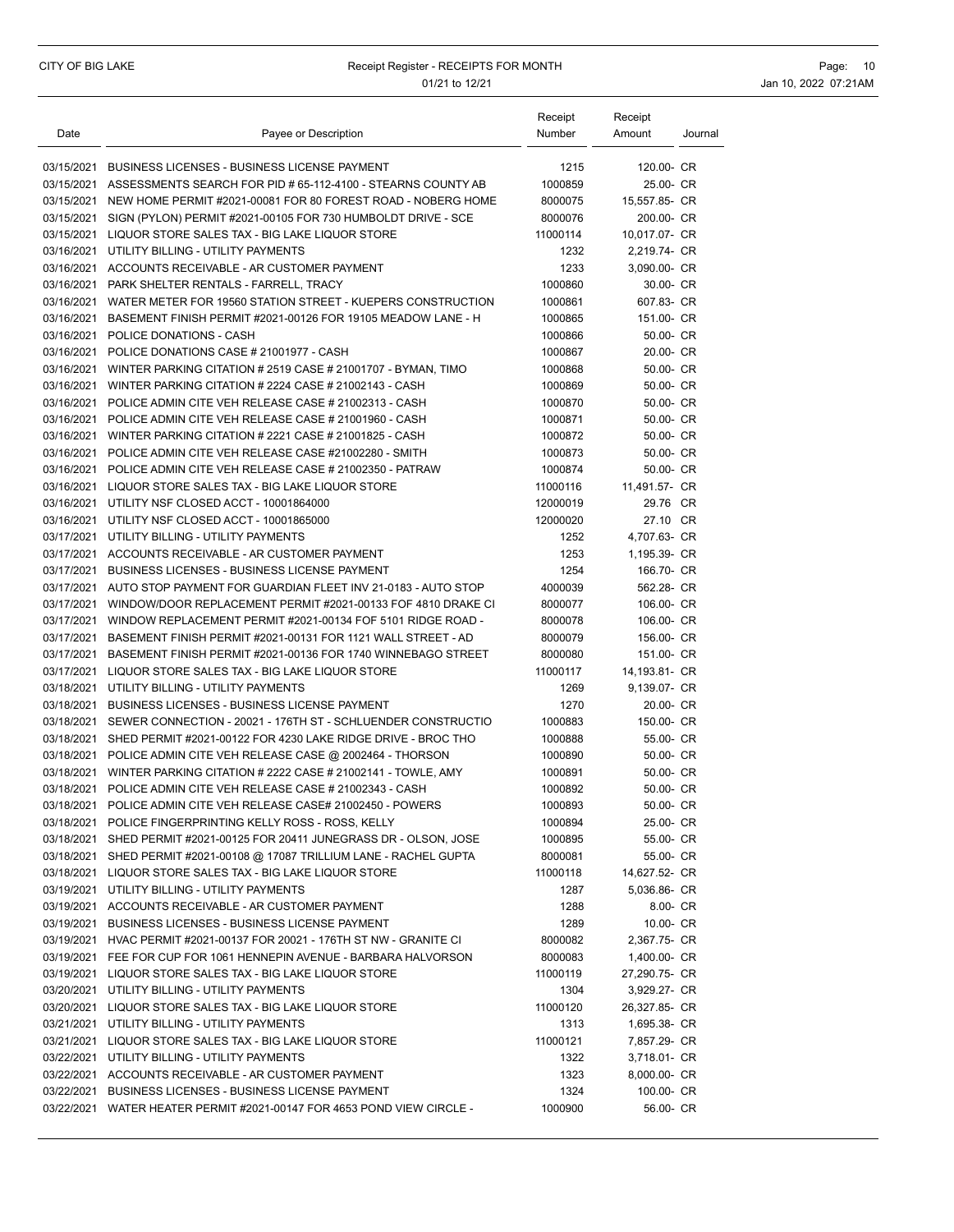CITY OF BIG LAKE

Receipt Register - RECEIPTS FOR MONTH

01/21 to 12/21

| Date | Payee or Description | Receipt Number | Receipt Amount | Journal |
|---|---|---|---|---|
| 03/15/2021 | BUSINESS LICENSES - BUSINESS LICENSE PAYMENT | 1215 | 120.00- | CR |
| 03/15/2021 | ASSESSMENTS SEARCH FOR PID # 65-112-4100 - STEARNS COUNTY AB | 1000859 | 25.00- | CR |
| 03/15/2021 | NEW HOME PERMIT #2021-00081 FOR 80 FOREST ROAD - NOBERG HOME | 8000075 | 15,557.85- | CR |
| 03/15/2021 | SIGN (PYLON) PERMIT #2021-00105 FOR 730 HUMBOLDT DRIVE - SCE | 8000076 | 200.00- | CR |
| 03/15/2021 | LIQUOR STORE SALES TAX - BIG LAKE LIQUOR STORE | 11000114 | 10,017.07- | CR |
| 03/16/2021 | UTILITY BILLING - UTILITY PAYMENTS | 1232 | 2,219.74- | CR |
| 03/16/2021 | ACCOUNTS RECEIVABLE - AR CUSTOMER PAYMENT | 1233 | 3,090.00- | CR |
| 03/16/2021 | PARK SHELTER RENTALS - FARRELL, TRACY | 1000860 | 30.00- | CR |
| 03/16/2021 | WATER METER FOR 19560 STATION STREET - KUEPERS CONSTRUCTION | 1000861 | 607.83- | CR |
| 03/16/2021 | BASEMENT FINISH PERMIT #2021-00126 FOR 19105 MEADOW LANE - H | 1000865 | 151.00- | CR |
| 03/16/2021 | POLICE DONATIONS - CASH | 1000866 | 50.00- | CR |
| 03/16/2021 | POLICE DONATIONS CASE # 21001977 - CASH | 1000867 | 20.00- | CR |
| 03/16/2021 | WINTER PARKING CITATION # 2519 CASE # 21001707 - BYMAN, TIMO | 1000868 | 50.00- | CR |
| 03/16/2021 | WINTER PARKING CITATION # 2224 CASE # 21002143 - CASH | 1000869 | 50.00- | CR |
| 03/16/2021 | POLICE ADMIN CITE VEH RELEASE CASE # 21002313 - CASH | 1000870 | 50.00- | CR |
| 03/16/2021 | POLICE ADMIN CITE VEH RELEASE CASE # 21001960 - CASH | 1000871 | 50.00- | CR |
| 03/16/2021 | WINTER PARKING CITATION # 2221 CASE # 21001825 - CASH | 1000872 | 50.00- | CR |
| 03/16/2021 | POLICE ADMIN CITE VEH RELEASE CASE #21002280 - SMITH | 1000873 | 50.00- | CR |
| 03/16/2021 | POLICE ADMIN CITE VEH RELEASE CASE # 21002350 - PATRAW | 1000874 | 50.00- | CR |
| 03/16/2021 | LIQUOR STORE SALES TAX - BIG LAKE LIQUOR STORE | 11000116 | 11,491.57- | CR |
| 03/16/2021 | UTILITY NSF CLOSED ACCT - 10001864000 | 12000019 | 29.76 | CR |
| 03/16/2021 | UTILITY NSF CLOSED ACCT - 10001865000 | 12000020 | 27.10 | CR |
| 03/17/2021 | UTILITY BILLING - UTILITY PAYMENTS | 1252 | 4,707.63- | CR |
| 03/17/2021 | ACCOUNTS RECEIVABLE - AR CUSTOMER PAYMENT | 1253 | 1,195.39- | CR |
| 03/17/2021 | BUSINESS LICENSES - BUSINESS LICENSE PAYMENT | 1254 | 166.70- | CR |
| 03/17/2021 | AUTO STOP PAYMENT FOR GUARDIAN FLEET INV 21-0183 - AUTO STOP | 4000039 | 562.28- | CR |
| 03/17/2021 | WINDOW/DOOR REPLACEMENT PERMIT #2021-00133 FOF 4810 DRAKE CI | 8000077 | 106.00- | CR |
| 03/17/2021 | WINDOW REPLACEMENT PERMIT #2021-00134 FOF 5101 RIDGE ROAD - | 8000078 | 106.00- | CR |
| 03/17/2021 | BASEMENT FINISH PERMIT #2021-00131 FOR 1121 WALL STREET - AD | 8000079 | 156.00- | CR |
| 03/17/2021 | BASEMENT FINISH PERMIT #2021-00136 FOR 1740 WINNEBAGO STREET | 8000080 | 151.00- | CR |
| 03/17/2021 | LIQUOR STORE SALES TAX - BIG LAKE LIQUOR STORE | 11000117 | 14,193.81- | CR |
| 03/18/2021 | UTILITY BILLING - UTILITY PAYMENTS | 1269 | 9,139.07- | CR |
| 03/18/2021 | BUSINESS LICENSES - BUSINESS LICENSE PAYMENT | 1270 | 20.00- | CR |
| 03/18/2021 | SEWER CONNECTION - 20021 - 176TH ST - SCHLUENDER CONSTRUCTIO | 1000883 | 150.00- | CR |
| 03/18/2021 | SHED PERMIT #2021-00122 FOR 4230 LAKE RIDGE DRIVE - BROC THO | 1000888 | 55.00- | CR |
| 03/18/2021 | POLICE ADMIN CITE VEH RELEASE CASE @ 2002464 - THORSON | 1000890 | 50.00- | CR |
| 03/18/2021 | WINTER PARKING CITATION # 2222 CASE # 21002141 - TOWLE, AMY | 1000891 | 50.00- | CR |
| 03/18/2021 | POLICE ADMIN CITE VEH RELEASE CASE # 21002343 - CASH | 1000892 | 50.00- | CR |
| 03/18/2021 | POLICE ADMIN CITE VEH RELEASE CASE# 21002450 - POWERS | 1000893 | 50.00- | CR |
| 03/18/2021 | POLICE FINGERPRINTING KELLY ROSS - ROSS, KELLY | 1000894 | 25.00- | CR |
| 03/18/2021 | SHED PERMIT #2021-00125 FOR 20411 JUNEGRASS DR - OLSON, JOSE | 1000895 | 55.00- | CR |
| 03/18/2021 | SHED PERMIT #2021-00108 @ 17087 TRILLIUM LANE - RACHEL GUPTA | 8000081 | 55.00- | CR |
| 03/18/2021 | LIQUOR STORE SALES TAX - BIG LAKE LIQUOR STORE | 11000118 | 14,627.52- | CR |
| 03/19/2021 | UTILITY BILLING - UTILITY PAYMENTS | 1287 | 5,036.86- | CR |
| 03/19/2021 | ACCOUNTS RECEIVABLE - AR CUSTOMER PAYMENT | 1288 | 8.00- | CR |
| 03/19/2021 | BUSINESS LICENSES - BUSINESS LICENSE PAYMENT | 1289 | 10.00- | CR |
| 03/19/2021 | HVAC PERMIT #2021-00137 FOR 20021 - 176TH ST NW - GRANITE CI | 8000082 | 2,367.75- | CR |
| 03/19/2021 | FEE FOR CUP FOR 1061 HENNEPIN AVENUE - BARBARA HALVORSON | 8000083 | 1,400.00- | CR |
| 03/19/2021 | LIQUOR STORE SALES TAX - BIG LAKE LIQUOR STORE | 11000119 | 27,290.75- | CR |
| 03/20/2021 | UTILITY BILLING - UTILITY PAYMENTS | 1304 | 3,929.27- | CR |
| 03/20/2021 | LIQUOR STORE SALES TAX - BIG LAKE LIQUOR STORE | 11000120 | 26,327.85- | CR |
| 03/21/2021 | UTILITY BILLING - UTILITY PAYMENTS | 1313 | 1,695.38- | CR |
| 03/21/2021 | LIQUOR STORE SALES TAX - BIG LAKE LIQUOR STORE | 11000121 | 7,857.29- | CR |
| 03/22/2021 | UTILITY BILLING - UTILITY PAYMENTS | 1322 | 3,718.01- | CR |
| 03/22/2021 | ACCOUNTS RECEIVABLE - AR CUSTOMER PAYMENT | 1323 | 8,000.00- | CR |
| 03/22/2021 | BUSINESS LICENSES - BUSINESS LICENSE PAYMENT | 1324 | 100.00- | CR |
| 03/22/2021 | WATER HEATER PERMIT #2021-00147 FOR 4653 POND VIEW CIRCLE - | 1000900 | 56.00- | CR |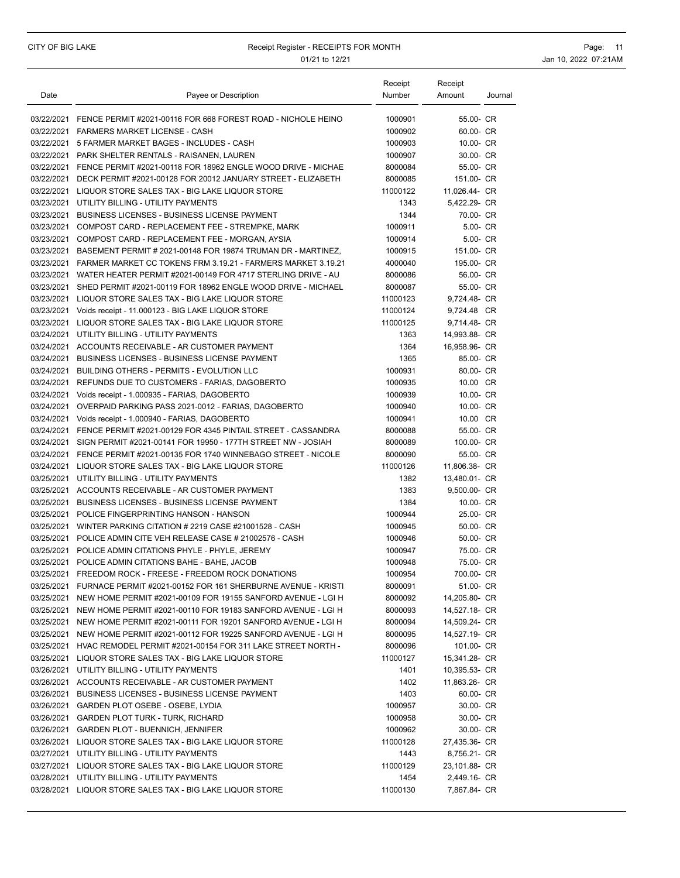| Date | Payee or Description | Receipt Number | Receipt Amount | Journal |
|---|---|---|---|---|
| 03/22/2021 | FENCE PERMIT #2021-00116 FOR 668 FOREST ROAD - NICHOLE HEINO | 1000901 | 55.00- | CR |
| 03/22/2021 | FARMERS MARKET LICENSE - CASH | 1000902 | 60.00- | CR |
| 03/22/2021 | 5 FARMER MARKET BAGES - INCLUDES - CASH | 1000903 | 10.00- | CR |
| 03/22/2021 | PARK SHELTER RENTALS - RAISANEN, LAUREN | 1000907 | 30.00- | CR |
| 03/22/2021 | FENCE PERMIT #2021-00118 FOR 18962 ENGLE WOOD DRIVE - MICHAE | 8000084 | 55.00- | CR |
| 03/22/2021 | DECK PERMIT #2021-00128 FOR 20012 JANUARY STREET - ELIZABETH | 8000085 | 151.00- | CR |
| 03/22/2021 | LIQUOR STORE SALES TAX - BIG LAKE LIQUOR STORE | 11000122 | 11,026.44- | CR |
| 03/23/2021 | UTILITY BILLING - UTILITY PAYMENTS | 1343 | 5,422.29- | CR |
| 03/23/2021 | BUSINESS LICENSES - BUSINESS LICENSE PAYMENT | 1344 | 70.00- | CR |
| 03/23/2021 | COMPOST CARD - REPLACEMENT FEE - STREMPKE, MARK | 1000911 | 5.00- | CR |
| 03/23/2021 | COMPOST CARD - REPLACEMENT FEE - MORGAN, AYSIA | 1000914 | 5.00- | CR |
| 03/23/2021 | BASEMENT PERMIT # 2021-00148 FOR 19874 TRUMAN DR - MARTINEZ, | 1000915 | 151.00- | CR |
| 03/23/2021 | FARMER MARKET CC TOKENS FRM 3.19.21 - FARMERS MARKET 3.19.21 | 4000040 | 195.00- | CR |
| 03/23/2021 | WATER HEATER PERMIT #2021-00149 FOR 4717 STERLING DRIVE - AU | 8000086 | 56.00- | CR |
| 03/23/2021 | SHED PERMIT #2021-00119 FOR 18962 ENGLE WOOD DRIVE - MICHAEL | 8000087 | 55.00- | CR |
| 03/23/2021 | LIQUOR STORE SALES TAX - BIG LAKE LIQUOR STORE | 11000123 | 9,724.48- | CR |
| 03/23/2021 | Voids receipt - 11.000123 - BIG LAKE LIQUOR STORE | 11000124 | 9,724.48 | CR |
| 03/23/2021 | LIQUOR STORE SALES TAX - BIG LAKE LIQUOR STORE | 11000125 | 9,714.48- | CR |
| 03/24/2021 | UTILITY BILLING - UTILITY PAYMENTS | 1363 | 14,993.88- | CR |
| 03/24/2021 | ACCOUNTS RECEIVABLE - AR CUSTOMER PAYMENT | 1364 | 16,958.96- | CR |
| 03/24/2021 | BUSINESS LICENSES - BUSINESS LICENSE PAYMENT | 1365 | 85.00- | CR |
| 03/24/2021 | BUILDING OTHERS - PERMITS - EVOLUTION LLC | 1000931 | 80.00- | CR |
| 03/24/2021 | REFUNDS DUE TO CUSTOMERS - FARIAS, DAGOBERTO | 1000935 | 10.00 | CR |
| 03/24/2021 | Voids receipt - 1.000935 - FARIAS, DAGOBERTO | 1000939 | 10.00- | CR |
| 03/24/2021 | OVERPAID PARKING PASS 2021-0012 - FARIAS, DAGOBERTO | 1000940 | 10.00- | CR |
| 03/24/2021 | Voids receipt - 1.000940 - FARIAS, DAGOBERTO | 1000941 | 10.00 | CR |
| 03/24/2021 | FENCE PERMIT #2021-00129 FOR 4345 PINTAIL STREET - CASSANDRA | 8000088 | 55.00- | CR |
| 03/24/2021 | SIGN PERMIT #2021-00141 FOR 19950 - 177TH STREET NW - JOSIAH | 8000089 | 100.00- | CR |
| 03/24/2021 | FENCE PERMIT #2021-00135 FOR 1740 WINNEBAGO STREET - NICOLE | 8000090 | 55.00- | CR |
| 03/24/2021 | LIQUOR STORE SALES TAX - BIG LAKE LIQUOR STORE | 11000126 | 11,806.38- | CR |
| 03/25/2021 | UTILITY BILLING - UTILITY PAYMENTS | 1382 | 13,480.01- | CR |
| 03/25/2021 | ACCOUNTS RECEIVABLE - AR CUSTOMER PAYMENT | 1383 | 9,500.00- | CR |
| 03/25/2021 | BUSINESS LICENSES - BUSINESS LICENSE PAYMENT | 1384 | 10.00- | CR |
| 03/25/2021 | POLICE FINGERPRINTING HANSON - HANSON | 1000944 | 25.00- | CR |
| 03/25/2021 | WINTER PARKING CITATION # 2219 CASE #21001528 - CASH | 1000945 | 50.00- | CR |
| 03/25/2021 | POLICE ADMIN CITE VEH RELEASE CASE # 21002576 - CASH | 1000946 | 50.00- | CR |
| 03/25/2021 | POLICE ADMIN CITATIONS PHYLE - PHYLE, JEREMY | 1000947 | 75.00- | CR |
| 03/25/2021 | POLICE ADMIN CITATIONS BAHE - BAHE, JACOB | 1000948 | 75.00- | CR |
| 03/25/2021 | FREEDOM ROCK - FREESE - FREEDOM ROCK DONATIONS | 1000954 | 700.00- | CR |
| 03/25/2021 | FURNACE PERMIT #2021-00152 FOR 161 SHERBURNE AVENUE - KRISTI | 8000091 | 51.00- | CR |
| 03/25/2021 | NEW HOME PERMIT #2021-00109 FOR 19155 SANFORD AVENUE - LGI H | 8000092 | 14,205.80- | CR |
| 03/25/2021 | NEW HOME PERMIT #2021-00110 FOR 19183 SANFORD AVENUE - LGI H | 8000093 | 14,527.18- | CR |
| 03/25/2021 | NEW HOME PERMIT #2021-00111 FOR 19201 SANFORD AVENUE - LGI H | 8000094 | 14,509.24- | CR |
| 03/25/2021 | NEW HOME PERMIT #2021-00112 FOR 19225 SANFORD AVENUE - LGI H | 8000095 | 14,527.19- | CR |
| 03/25/2021 | HVAC REMODEL PERMIT #2021-00154 FOR 311 LAKE STREET NORTH - | 8000096 | 101.00- | CR |
| 03/25/2021 | LIQUOR STORE SALES TAX - BIG LAKE LIQUOR STORE | 11000127 | 15,341.28- | CR |
| 03/26/2021 | UTILITY BILLING - UTILITY PAYMENTS | 1401 | 10,395.53- | CR |
| 03/26/2021 | ACCOUNTS RECEIVABLE - AR CUSTOMER PAYMENT | 1402 | 11,863.26- | CR |
| 03/26/2021 | BUSINESS LICENSES - BUSINESS LICENSE PAYMENT | 1403 | 60.00- | CR |
| 03/26/2021 | GARDEN PLOT OSEBE - OSEBE, LYDIA | 1000957 | 30.00- | CR |
| 03/26/2021 | GARDEN PLOT TURK - TURK, RICHARD | 1000958 | 30.00- | CR |
| 03/26/2021 | GARDEN PLOT - BUENNICH, JENNIFER | 1000962 | 30.00- | CR |
| 03/26/2021 | LIQUOR STORE SALES TAX - BIG LAKE LIQUOR STORE | 11000128 | 27,435.36- | CR |
| 03/27/2021 | UTILITY BILLING - UTILITY PAYMENTS | 1443 | 8,756.21- | CR |
| 03/27/2021 | LIQUOR STORE SALES TAX - BIG LAKE LIQUOR STORE | 11000129 | 23,101.88- | CR |
| 03/28/2021 | UTILITY BILLING - UTILITY PAYMENTS | 1454 | 2,449.16- | CR |
| 03/28/2021 | LIQUOR STORE SALES TAX - BIG LAKE LIQUOR STORE | 11000130 | 7,867.84- | CR |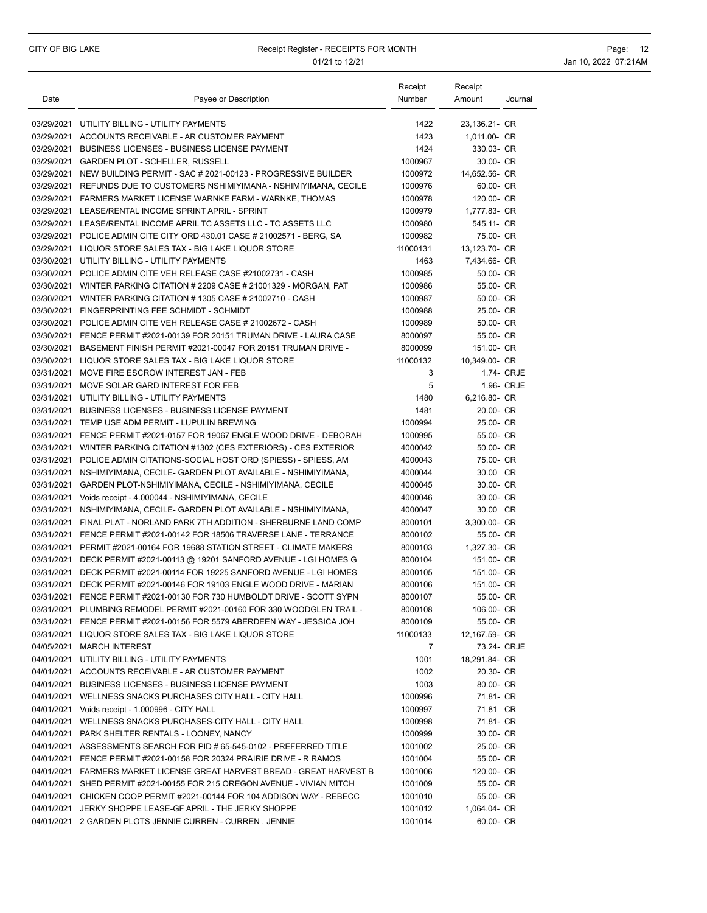CITY OF BIG LAKE

Receipt Register - RECEIPTS FOR MONTH

01/21 to 12/21

| Date | Payee or Description | Receipt Number | Receipt Amount | Journal |
|---|---|---|---|---|
| 03/29/2021 | UTILITY BILLING - UTILITY PAYMENTS | 1422 | 23,136.21- | CR |
| 03/29/2021 | ACCOUNTS RECEIVABLE - AR CUSTOMER PAYMENT | 1423 | 1,011.00- | CR |
| 03/29/2021 | BUSINESS LICENSES - BUSINESS LICENSE PAYMENT | 1424 | 330.03- | CR |
| 03/29/2021 | GARDEN PLOT - SCHELLER, RUSSELL | 1000967 | 30.00- | CR |
| 03/29/2021 | NEW BUILDING PERMIT - SAC # 2021-00123 - PROGRESSIVE BUILDER | 1000972 | 14,652.56- | CR |
| 03/29/2021 | REFUNDS DUE TO CUSTOMERS NSHIMIYIMANA - NSHIMIYIMANA, CECILE | 1000976 | 60.00- | CR |
| 03/29/2021 | FARMERS MARKET LICENSE WARNKE FARM - WARNKE, THOMAS | 1000978 | 120.00- | CR |
| 03/29/2021 | LEASE/RENTAL INCOME SPRINT APRIL - SPRINT | 1000979 | 1,777.83- | CR |
| 03/29/2021 | LEASE/RENTAL INCOME APRIL TC ASSETS LLC - TC ASSETS LLC | 1000980 | 545.11- | CR |
| 03/29/2021 | POLICE ADMIN CITE CITY ORD 430.01 CASE # 21002571 - BERG, SA | 1000982 | 75.00- | CR |
| 03/29/2021 | LIQUOR STORE SALES TAX - BIG LAKE LIQUOR STORE | 11000131 | 13,123.70- | CR |
| 03/30/2021 | UTILITY BILLING - UTILITY PAYMENTS | 1463 | 7,434.66- | CR |
| 03/30/2021 | POLICE ADMIN CITE VEH RELEASE CASE #21002731 - CASH | 1000985 | 50.00- | CR |
| 03/30/2021 | WINTER PARKING CITATION # 2209 CASE # 21001329 - MORGAN, PAT | 1000986 | 55.00- | CR |
| 03/30/2021 | WINTER PARKING CITATION # 1305 CASE # 21002710 - CASH | 1000987 | 50.00- | CR |
| 03/30/2021 | FINGERPRINTING FEE SCHMIDT - SCHMIDT | 1000988 | 25.00- | CR |
| 03/30/2021 | POLICE ADMIN CITE VEH RELEASE CASE # 21002672 - CASH | 1000989 | 50.00- | CR |
| 03/30/2021 | FENCE PERMIT #2021-00139 FOR 20151 TRUMAN DRIVE - LAURA CASE | 8000097 | 55.00- | CR |
| 03/30/2021 | BASEMENT FINISH PERMIT #2021-00047 FOR 20151 TRUMAN DRIVE - | 8000099 | 151.00- | CR |
| 03/30/2021 | LIQUOR STORE SALES TAX - BIG LAKE LIQUOR STORE | 11000132 | 10,349.00- | CR |
| 03/31/2021 | MOVE FIRE ESCROW INTEREST JAN - FEB | 3 | 1.74- | CRJE |
| 03/31/2021 | MOVE SOLAR GARD INTEREST FOR FEB | 5 | 1.96- | CRJE |
| 03/31/2021 | UTILITY BILLING - UTILITY PAYMENTS | 1480 | 6,216.80- | CR |
| 03/31/2021 | BUSINESS LICENSES - BUSINESS LICENSE PAYMENT | 1481 | 20.00- | CR |
| 03/31/2021 | TEMP USE ADM PERMIT - LUPULIN BREWING | 1000994 | 25.00- | CR |
| 03/31/2021 | FENCE PERMIT #2021-0157 FOR 19067 ENGLE WOOD DRIVE - DEBORAH | 1000995 | 55.00- | CR |
| 03/31/2021 | WINTER PARKING CITATION #1302 (CES EXTERIORS) - CES EXTERIOR | 4000042 | 50.00- | CR |
| 03/31/2021 | POLICE ADMIN CITATIONS-SOCIAL HOST ORD (SPIESS) - SPIESS, AM | 4000043 | 75.00- | CR |
| 03/31/2021 | NSHIMIYIMANA, CECILE- GARDEN PLOT AVAILABLE - NSHIMIYIMANA, | 4000044 | 30.00 | CR |
| 03/31/2021 | GARDEN PLOT-NSHIMIYIMANA, CECILE - NSHIMIYIMANA, CECILE | 4000045 | 30.00- | CR |
| 03/31/2021 | Voids receipt - 4.000044 - NSHIMIYIMANA, CECILE | 4000046 | 30.00- | CR |
| 03/31/2021 | NSHIMIYIMANA, CECILE- GARDEN PLOT AVAILABLE - NSHIMIYIMANA, | 4000047 | 30.00 | CR |
| 03/31/2021 | FINAL PLAT - NORLAND PARK 7TH ADDITION - SHERBURNE LAND COMP | 8000101 | 3,300.00- | CR |
| 03/31/2021 | FENCE PERMIT #2021-00142 FOR 18506 TRAVERSE LANE - TERRANCE | 8000102 | 55.00- | CR |
| 03/31/2021 | PERMIT #2021-00164 FOR 19688 STATION STREET - CLIMATE MAKERS | 8000103 | 1,327.30- | CR |
| 03/31/2021 | DECK PERMIT #2021-00113 @ 19201 SANFORD AVENUE - LGI HOMES G | 8000104 | 151.00- | CR |
| 03/31/2021 | DECK PERMIT #2021-00114 FOR 19225 SANFORD AVENUE - LGI HOMES | 8000105 | 151.00- | CR |
| 03/31/2021 | DECK PERMIT #2021-00146 FOR 19103 ENGLE WOOD DRIVE - MARIAN | 8000106 | 151.00- | CR |
| 03/31/2021 | FENCE PERMIT #2021-00130 FOR 730 HUMBOLDT DRIVE - SCOTT SYPN | 8000107 | 55.00- | CR |
| 03/31/2021 | PLUMBING REMODEL PERMIT #2021-00160 FOR 330 WOODGLEN TRAIL - | 8000108 | 106.00- | CR |
| 03/31/2021 | FENCE PERMIT #2021-00156 FOR 5579 ABERDEEN WAY - JESSICA JOH | 8000109 | 55.00- | CR |
| 03/31/2021 | LIQUOR STORE SALES TAX - BIG LAKE LIQUOR STORE | 11000133 | 12,167.59- | CR |
| 04/05/2021 | MARCH INTEREST | 7 | 73.24- | CRJE |
| 04/01/2021 | UTILITY BILLING - UTILITY PAYMENTS | 1001 | 18,291.84- | CR |
| 04/01/2021 | ACCOUNTS RECEIVABLE - AR CUSTOMER PAYMENT | 1002 | 20.30- | CR |
| 04/01/2021 | BUSINESS LICENSES - BUSINESS LICENSE PAYMENT | 1003 | 80.00- | CR |
| 04/01/2021 | WELLNESS SNACKS PURCHASES CITY HALL - CITY HALL | 1000996 | 71.81- | CR |
| 04/01/2021 | Voids receipt - 1.000996 - CITY HALL | 1000997 | 71.81 | CR |
| 04/01/2021 | WELLNESS SNACKS PURCHASES-CITY HALL - CITY HALL | 1000998 | 71.81- | CR |
| 04/01/2021 | PARK SHELTER RENTALS - LOONEY, NANCY | 1000999 | 30.00- | CR |
| 04/01/2021 | ASSESSMENTS SEARCH FOR PID # 65-545-0102 - PREFERRED TITLE | 1001002 | 25.00- | CR |
| 04/01/2021 | FENCE PERMIT #2021-00158 FOR 20324 PRAIRIE DRIVE - R RAMOS | 1001004 | 55.00- | CR |
| 04/01/2021 | FARMERS MARKET LICENSE GREAT HARVEST BREAD - GREAT HARVEST B | 1001006 | 120.00- | CR |
| 04/01/2021 | SHED PERMIT #2021-00155 FOR 215 OREGON AVENUE - VIVIAN MITCH | 1001009 | 55.00- | CR |
| 04/01/2021 | CHICKEN COOP PERMIT #2021-00144 FOR 104 ADDISON WAY - REBECC | 1001010 | 55.00- | CR |
| 04/01/2021 | JERKY SHOPPE LEASE-GF APRIL - THE JERKY SHOPPE | 1001012 | 1,064.04- | CR |
| 04/01/2021 | 2 GARDEN PLOTS JENNIE CURREN - CURREN , JENNIE | 1001014 | 60.00- | CR |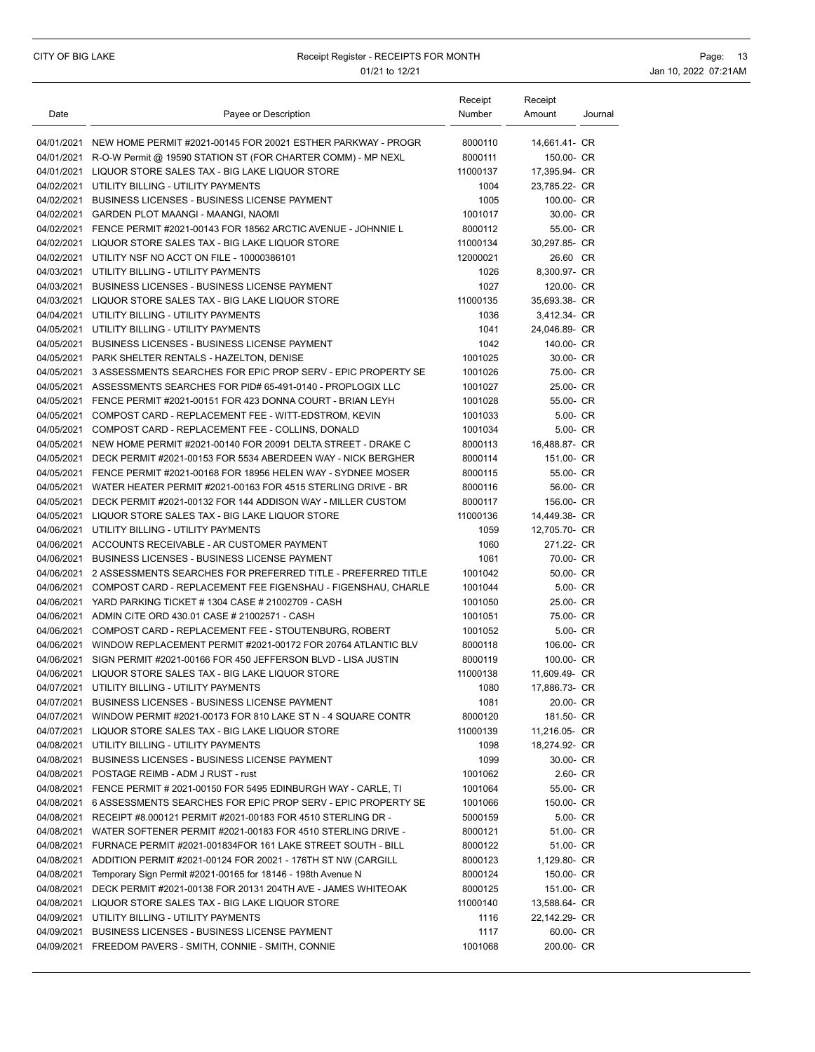CITY OF BIG LAKE

Receipt Register - RECEIPTS FOR MONTH

01/21 to 12/21

| Date | Payee or Description | Receipt Number | Receipt Amount | Journal |
|---|---|---|---|---|
| 04/01/2021 | NEW HOME PERMIT #2021-00145 FOR 20021 ESTHER PARKWAY - PROGR | 8000110 | 14,661.41- | CR |
| 04/01/2021 | R-O-W Permit @ 19590 STATION ST (FOR CHARTER COMM) - MP NEXL | 8000111 | 150.00- | CR |
| 04/01/2021 | LIQUOR STORE SALES TAX - BIG LAKE LIQUOR STORE | 11000137 | 17,395.94- | CR |
| 04/02/2021 | UTILITY BILLING - UTILITY PAYMENTS | 1004 | 23,785.22- | CR |
| 04/02/2021 | BUSINESS LICENSES - BUSINESS LICENSE PAYMENT | 1005 | 100.00- | CR |
| 04/02/2021 | GARDEN PLOT MAANGI - MAANGI, NAOMI | 1001017 | 30.00- | CR |
| 04/02/2021 | FENCE PERMIT #2021-00143 FOR 18562 ARCTIC AVENUE - JOHNNIE L | 8000112 | 55.00- | CR |
| 04/02/2021 | LIQUOR STORE SALES TAX - BIG LAKE LIQUOR STORE | 11000134 | 30,297.85- | CR |
| 04/02/2021 | UTILITY NSF NO ACCT ON FILE - 10000386101 | 12000021 | 26.60 | CR |
| 04/03/2021 | UTILITY BILLING - UTILITY PAYMENTS | 1026 | 8,300.97- | CR |
| 04/03/2021 | BUSINESS LICENSES - BUSINESS LICENSE PAYMENT | 1027 | 120.00- | CR |
| 04/03/2021 | LIQUOR STORE SALES TAX - BIG LAKE LIQUOR STORE | 11000135 | 35,693.38- | CR |
| 04/04/2021 | UTILITY BILLING - UTILITY PAYMENTS | 1036 | 3,412.34- | CR |
| 04/05/2021 | UTILITY BILLING - UTILITY PAYMENTS | 1041 | 24,046.89- | CR |
| 04/05/2021 | BUSINESS LICENSES - BUSINESS LICENSE PAYMENT | 1042 | 140.00- | CR |
| 04/05/2021 | PARK SHELTER RENTALS - HAZELTON, DENISE | 1001025 | 30.00- | CR |
| 04/05/2021 | 3 ASSESSMENTS SEARCHES FOR EPIC PROP SERV - EPIC PROPERTY SE | 1001026 | 75.00- | CR |
| 04/05/2021 | ASSESSMENTS SEARCHES FOR PID# 65-491-0140 - PROPLOGIX LLC | 1001027 | 25.00- | CR |
| 04/05/2021 | FENCE PERMIT #2021-00151 FOR 423 DONNA COURT - BRIAN LEYH | 1001028 | 55.00- | CR |
| 04/05/2021 | COMPOST CARD - REPLACEMENT FEE - WITT-EDSTROM, KEVIN | 1001033 | 5.00- | CR |
| 04/05/2021 | COMPOST CARD - REPLACEMENT FEE - COLLINS, DONALD | 1001034 | 5.00- | CR |
| 04/05/2021 | NEW HOME PERMIT #2021-00140 FOR 20091 DELTA STREET - DRAKE C | 8000113 | 16,488.87- | CR |
| 04/05/2021 | DECK PERMIT #2021-00153 FOR 5534 ABERDEEN WAY - NICK BERGHER | 8000114 | 151.00- | CR |
| 04/05/2021 | FENCE PERMIT #2021-00168 FOR 18956 HELEN WAY - SYDNEE MOSER | 8000115 | 55.00- | CR |
| 04/05/2021 | WATER HEATER PERMIT #2021-00163 FOR 4515 STERLING DRIVE - BR | 8000116 | 56.00- | CR |
| 04/05/2021 | DECK PERMIT #2021-00132 FOR 144 ADDISON WAY - MILLER CUSTOM | 8000117 | 156.00- | CR |
| 04/05/2021 | LIQUOR STORE SALES TAX - BIG LAKE LIQUOR STORE | 11000136 | 14,449.38- | CR |
| 04/06/2021 | UTILITY BILLING - UTILITY PAYMENTS | 1059 | 12,705.70- | CR |
| 04/06/2021 | ACCOUNTS RECEIVABLE - AR CUSTOMER PAYMENT | 1060 | 271.22- | CR |
| 04/06/2021 | BUSINESS LICENSES - BUSINESS LICENSE PAYMENT | 1061 | 70.00- | CR |
| 04/06/2021 | 2 ASSESSMENTS SEARCHES FOR PREFERRED TITLE - PREFERRED TITLE | 1001042 | 50.00- | CR |
| 04/06/2021 | COMPOST CARD - REPLACEMENT FEE FIGENSHAU - FIGENSHAU, CHARLE | 1001044 | 5.00- | CR |
| 04/06/2021 | YARD PARKING TICKET # 1304 CASE # 21002709 - CASH | 1001050 | 25.00- | CR |
| 04/06/2021 | ADMIN CITE ORD 430.01 CASE # 21002571 - CASH | 1001051 | 75.00- | CR |
| 04/06/2021 | COMPOST CARD - REPLACEMENT FEE - STOUTENBURG, ROBERT | 1001052 | 5.00- | CR |
| 04/06/2021 | WINDOW REPLACEMENT PERMIT #2021-00172 FOR 20764 ATLANTIC BLV | 8000118 | 106.00- | CR |
| 04/06/2021 | SIGN PERMIT #2021-00166 FOR 450 JEFFERSON BLVD - LISA JUSTIN | 8000119 | 100.00- | CR |
| 04/06/2021 | LIQUOR STORE SALES TAX - BIG LAKE LIQUOR STORE | 11000138 | 11,609.49- | CR |
| 04/07/2021 | UTILITY BILLING - UTILITY PAYMENTS | 1080 | 17,886.73- | CR |
| 04/07/2021 | BUSINESS LICENSES - BUSINESS LICENSE PAYMENT | 1081 | 20.00- | CR |
| 04/07/2021 | WINDOW PERMIT #2021-00173 FOR 810 LAKE ST N - 4 SQUARE CONTR | 8000120 | 181.50- | CR |
| 04/07/2021 | LIQUOR STORE SALES TAX - BIG LAKE LIQUOR STORE | 11000139 | 11,216.05- | CR |
| 04/08/2021 | UTILITY BILLING - UTILITY PAYMENTS | 1098 | 18,274.92- | CR |
| 04/08/2021 | BUSINESS LICENSES - BUSINESS LICENSE PAYMENT | 1099 | 30.00- | CR |
| 04/08/2021 | POSTAGE REIMB - ADM J RUST - rust | 1001062 | 2.60- | CR |
| 04/08/2021 | FENCE PERMIT # 2021-00150 FOR 5495 EDINBURGH WAY - CARLE, TI | 1001064 | 55.00- | CR |
| 04/08/2021 | 6 ASSESSMENTS SEARCHES FOR EPIC PROP SERV - EPIC PROPERTY SE | 1001066 | 150.00- | CR |
| 04/08/2021 | RECEIPT #8.000121 PERMIT #2021-00183 FOR 4510 STERLING DR - | 5000159 | 5.00- | CR |
| 04/08/2021 | WATER SOFTENER PERMIT #2021-00183 FOR 4510 STERLING DRIVE - | 8000121 | 51.00- | CR |
| 04/08/2021 | FURNACE PERMIT #2021-001834FOR 161 LAKE STREET SOUTH - BILL | 8000122 | 51.00- | CR |
| 04/08/2021 | ADDITION PERMIT #2021-00124 FOR 20021 - 176TH ST NW (CARGILL | 8000123 | 1,129.80- | CR |
| 04/08/2021 | Temporary Sign Permit #2021-00165 for 18146 - 198th Avenue N | 8000124 | 150.00- | CR |
| 04/08/2021 | DECK PERMIT #2021-00138 FOR 20131 204TH AVE - JAMES WHITEOAK | 8000125 | 151.00- | CR |
| 04/08/2021 | LIQUOR STORE SALES TAX - BIG LAKE LIQUOR STORE | 11000140 | 13,588.64- | CR |
| 04/09/2021 | UTILITY BILLING - UTILITY PAYMENTS | 1116 | 22,142.29- | CR |
| 04/09/2021 | BUSINESS LICENSES - BUSINESS LICENSE PAYMENT | 1117 | 60.00- | CR |
| 04/09/2021 | FREEDOM PAVERS - SMITH, CONNIE - SMITH, CONNIE | 1001068 | 200.00- | CR |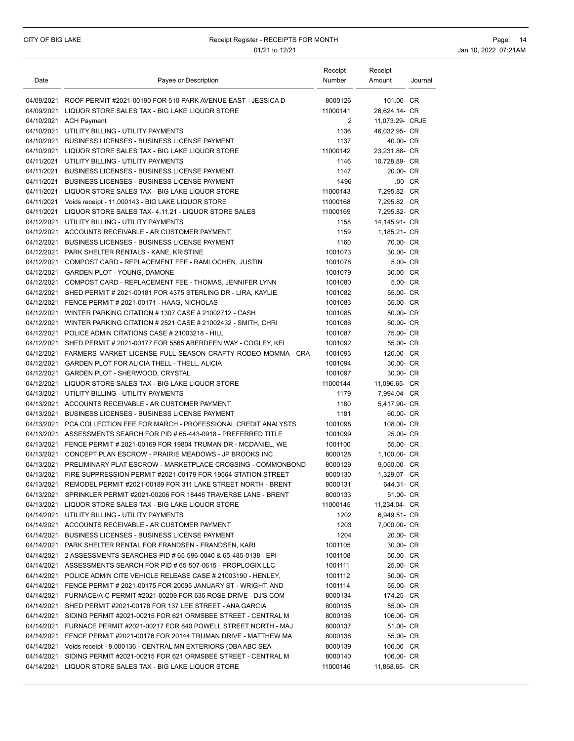| Date | Payee or Description | Receipt Number | Receipt Amount | Journal |
|---|---|---|---|---|
| 04/09/2021 | ROOF PERMIT #2021-00190 FOR 510 PARK AVENUE EAST - JESSICA D | 8000126 | 101.00- | CR |
| 04/09/2021 | LIQUOR STORE SALES TAX - BIG LAKE LIQUOR STORE | 11000141 | 26,624.14- | CR |
| 04/10/2021 | ACH Payment | 2 | 11,073.29- | CRJE |
| 04/10/2021 | UTILITY BILLING - UTILITY PAYMENTS | 1136 | 46,032.95- | CR |
| 04/10/2021 | BUSINESS LICENSES - BUSINESS LICENSE PAYMENT | 1137 | 40.00- | CR |
| 04/10/2021 | LIQUOR STORE SALES TAX - BIG LAKE LIQUOR STORE | 11000142 | 23,231.88- | CR |
| 04/11/2021 | UTILITY BILLING - UTILITY PAYMENTS | 1146 | 10,728.89- | CR |
| 04/11/2021 | BUSINESS LICENSES - BUSINESS LICENSE PAYMENT | 1147 | 20.00- | CR |
| 04/11/2021 | BUSINESS LICENSES - BUSINESS LICENSE PAYMENT | 1496 | .00 | CR |
| 04/11/2021 | LIQUOR STORE SALES TAX - BIG LAKE LIQUOR STORE | 11000143 | 7,295.82- | CR |
| 04/11/2021 | Voids receipt - 11.000143 - BIG LAKE LIQUOR STORE | 11000168 | 7,295.82 | CR |
| 04/11/2021 | LIQUOR STORE SALES TAX- 4.11.21 - LIQUOR STORE SALES | 11000169 | 7,295.82- | CR |
| 04/12/2021 | UTILITY BILLING - UTILITY PAYMENTS | 1158 | 14,145.91- | CR |
| 04/12/2021 | ACCOUNTS RECEIVABLE - AR CUSTOMER PAYMENT | 1159 | 1,185.21- | CR |
| 04/12/2021 | BUSINESS LICENSES - BUSINESS LICENSE PAYMENT | 1160 | 70.00- | CR |
| 04/12/2021 | PARK SHELTER RENTALS - KANE, KRISTINE | 1001073 | 30.00- | CR |
| 04/12/2021 | COMPOST CARD - REPLACEMENT FEE - RAMLOCHEN, JUSTIN | 1001078 | 5.00- | CR |
| 04/12/2021 | GARDEN PLOT - YOUNG, DAMONE | 1001079 | 30.00- | CR |
| 04/12/2021 | COMPOST CARD - REPLACEMENT FEE - THOMAS, JENNIFER LYNN | 1001080 | 5.00- | CR |
| 04/12/2021 | SHED PERMIT # 2021-00181 FOR 4375 STERLING DR - LIRA, KAYLIE | 1001082 | 55.00- | CR |
| 04/12/2021 | FENCE PERMIT # 2021-00171 - HAAG, NICHOLAS | 1001083 | 55.00- | CR |
| 04/12/2021 | WINTER PARKING CITATION # 1307 CASE # 21002712 - CASH | 1001085 | 50.00- | CR |
| 04/12/2021 | WINTER PARKING CITATION # 2521 CASE # 21002432 - SMITH, CHRI | 1001086 | 50.00- | CR |
| 04/12/2021 | POLICE ADMIN CITATIONS CASE # 21003218 - HILL | 1001087 | 75.00- | CR |
| 04/12/2021 | SHED PERMIT # 2021-00177 FOR 5565 ABERDEEN WAY - COGLEY, KEI | 1001092 | 55.00- | CR |
| 04/12/2021 | FARMERS MARKET LICENSE FULL SEASON CRAFTY RODEO MOMMA - CRA | 1001093 | 120.00- | CR |
| 04/12/2021 | GARDEN PLOT FOR ALICIA THELL - THELL, ALICIA | 1001094 | 30.00- | CR |
| 04/12/2021 | GARDEN PLOT - SHERWOOD, CRYSTAL | 1001097 | 30.00- | CR |
| 04/12/2021 | LIQUOR STORE SALES TAX - BIG LAKE LIQUOR STORE | 11000144 | 11,096.65- | CR |
| 04/13/2021 | UTILITY BILLING - UTILITY PAYMENTS | 1179 | 7,994.04- | CR |
| 04/13/2021 | ACCOUNTS RECEIVABLE - AR CUSTOMER PAYMENT | 1180 | 5,417.90- | CR |
| 04/13/2021 | BUSINESS LICENSES - BUSINESS LICENSE PAYMENT | 1181 | 60.00- | CR |
| 04/13/2021 | PCA COLLECTION FEE FOR MARCH - PROFESSIONAL CREDIT ANALYSTS | 1001098 | 108.00- | CR |
| 04/13/2021 | ASSESSMENTS SEARCH FOR PID # 65-443-0918 - PREFERRED TITLE | 1001099 | 25.00- | CR |
| 04/13/2021 | FENCE PERMIT # 2021-00169 FOR 19804 TRUMAN DR - MCDANIEL, WE | 1001100 | 55.00- | CR |
| 04/13/2021 | CONCEPT PLAN ESCROW - PRAIRIE MEADOWS - JP BROOKS INC | 8000128 | 1,100.00- | CR |
| 04/13/2021 | PRELIMINARY PLAT ESCROW - MARKETPLACE CROSSING - COMMONBOND | 8000129 | 9,050.00- | CR |
| 04/13/2021 | FIRE SUPPRESSION PERMIT #2021-00179 FOR 19564 STATION STREET | 8000130 | 1,329.07- | CR |
| 04/13/2021 | REMODEL PERMIT #2021-00189 FOR 311 LAKE STREET NORTH - BRENT | 8000131 | 644.31- | CR |
| 04/13/2021 | SPRINKLER PERMIT #2021-00206 FOR 18445 TRAVERSE LANE - BRENT | 8000133 | 51.00- | CR |
| 04/13/2021 | LIQUOR STORE SALES TAX - BIG LAKE LIQUOR STORE | 11000145 | 11,234.04- | CR |
| 04/14/2021 | UTILITY BILLING - UTILITY PAYMENTS | 1202 | 6,949.51- | CR |
| 04/14/2021 | ACCOUNTS RECEIVABLE - AR CUSTOMER PAYMENT | 1203 | 7,000.00- | CR |
| 04/14/2021 | BUSINESS LICENSES - BUSINESS LICENSE PAYMENT | 1204 | 20.00- | CR |
| 04/14/2021 | PARK SHELTER RENTAL FOR FRANDSEN - FRANDSEN, KARI | 1001105 | 30.00- | CR |
| 04/14/2021 | 2 ASSESSMENTS SEARCHES PID # 65-596-0040 & 65-485-0138 - EPI | 1001108 | 50.00- | CR |
| 04/14/2021 | ASSESSMENTS SEARCH FOR PID # 65-507-0615 - PROPLOGIX LLC | 1001111 | 25.00- | CR |
| 04/14/2021 | POLICE ADMIN CITE VEHICLE RELEASE CASE # 21003190 - HENLEY, | 1001112 | 50.00- | CR |
| 04/14/2021 | FENCE PERMIT # 2021-00175 FOR 20095 JANUARY ST - WRIGHT, AND | 1001114 | 55.00- | CR |
| 04/14/2021 | FURNACE/A-C PERMIT #2021-00209 FOR 635 ROSE DRIVE - DJ'S COM | 8000134 | 174.25- | CR |
| 04/14/2021 | SHED PERMIT #2021-00178 FOR 137 LEE STREET - ANA GARCIA | 8000135 | 55.00- | CR |
| 04/14/2021 | SIDING PERMIT #2021-00215 FOR 621 ORMSBEE STREET - CENTRAL M | 8000136 | 106.00- | CR |
| 04/14/2021 | FURNACE PERMIT #2021-00217 FOR 840 POWELL STREET NORTH - MAJ | 8000137 | 51.00- | CR |
| 04/14/2021 | FENCE PERMIT #2021-00176 FOR 20144 TRUMAN DRIVE - MATTHEW MA | 8000138 | 55.00- | CR |
| 04/14/2021 | Voids receipt - 8.000136 - CENTRAL MN EXTERIORS (DBA ABC SEA | 8000139 | 106.00 | CR |
| 04/14/2021 | SIDING PERMIT #2021-00215 FOR 621 ORMSBEE STREET - CENTRAL M | 8000140 | 106.00- | CR |
| 04/14/2021 | LIQUOR STORE SALES TAX - BIG LAKE LIQUOR STORE | 11000146 | 11,868.65- | CR |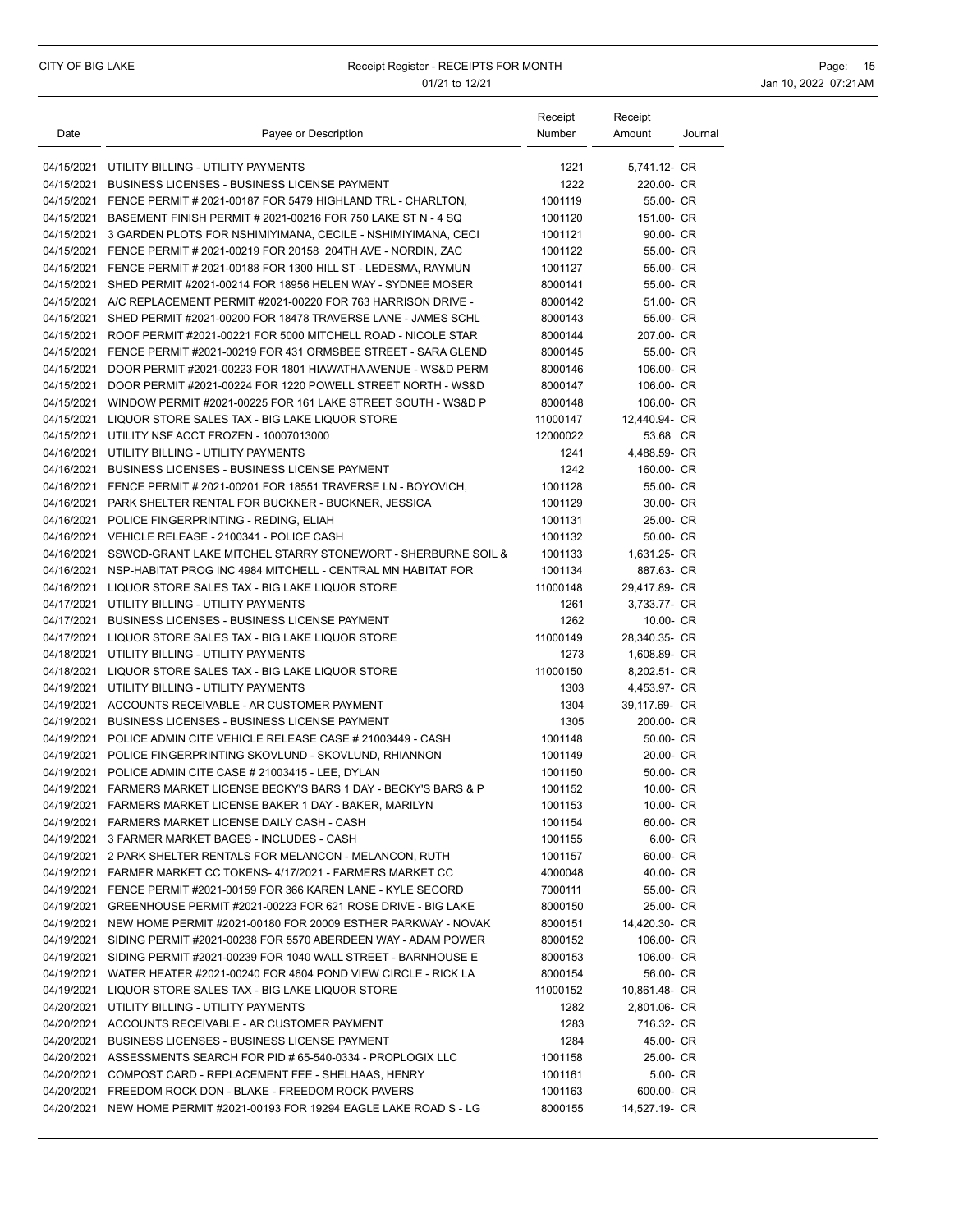| Date | Payee or Description | Receipt Number | Receipt Amount | Journal |
|---|---|---|---|---|
| 04/15/2021 | UTILITY BILLING - UTILITY PAYMENTS | 1221 | 5,741.12- | CR |
| 04/15/2021 | BUSINESS LICENSES - BUSINESS LICENSE PAYMENT | 1222 | 220.00- | CR |
| 04/15/2021 | FENCE PERMIT # 2021-00187 FOR 5479 HIGHLAND TRL - CHARLTON, | 1001119 | 55.00- | CR |
| 04/15/2021 | BASEMENT FINISH PERMIT # 2021-00216 FOR 750 LAKE ST N - 4 SQ | 1001120 | 151.00- | CR |
| 04/15/2021 | 3 GARDEN PLOTS FOR NSHIMIYIMANA, CECILE - NSHIMIYIMANA, CECI | 1001121 | 90.00- | CR |
| 04/15/2021 | FENCE PERMIT # 2021-00219 FOR 20158 204TH AVE - NORDIN, ZAC | 1001122 | 55.00- | CR |
| 04/15/2021 | FENCE PERMIT # 2021-00188 FOR 1300 HILL ST - LEDESMA, RAYMUN | 1001127 | 55.00- | CR |
| 04/15/2021 | SHED PERMIT #2021-00214 FOR 18956 HELEN WAY - SYDNEE MOSER | 8000141 | 55.00- | CR |
| 04/15/2021 | A/C REPLACEMENT PERMIT #2021-00220 FOR 763 HARRISON DRIVE - | 8000142 | 51.00- | CR |
| 04/15/2021 | SHED PERMIT #2021-00200 FOR 18478 TRAVERSE LANE - JAMES SCHL | 8000143 | 55.00- | CR |
| 04/15/2021 | ROOF PERMIT #2021-00221 FOR 5000 MITCHELL ROAD - NICOLE STAR | 8000144 | 207.00- | CR |
| 04/15/2021 | FENCE PERMIT #2021-00219 FOR 431 ORMSBEE STREET - SARA GLEND | 8000145 | 55.00- | CR |
| 04/15/2021 | DOOR PERMIT #2021-00223 FOR 1801 HIAWATHA AVENUE - WS&D PERM | 8000146 | 106.00- | CR |
| 04/15/2021 | DOOR PERMIT #2021-00224 FOR 1220 POWELL STREET NORTH - WS&D | 8000147 | 106.00- | CR |
| 04/15/2021 | WINDOW PERMIT #2021-00225 FOR 161 LAKE STREET SOUTH - WS&D P | 8000148 | 106.00- | CR |
| 04/15/2021 | LIQUOR STORE SALES TAX - BIG LAKE LIQUOR STORE | 11000147 | 12,440.94- | CR |
| 04/15/2021 | UTILITY NSF ACCT FROZEN - 10007013000 | 12000022 | 53.68 | CR |
| 04/16/2021 | UTILITY BILLING - UTILITY PAYMENTS | 1241 | 4,488.59- | CR |
| 04/16/2021 | BUSINESS LICENSES - BUSINESS LICENSE PAYMENT | 1242 | 160.00- | CR |
| 04/16/2021 | FENCE PERMIT # 2021-00201 FOR 18551 TRAVERSE LN - BOYOVICH, | 1001128 | 55.00- | CR |
| 04/16/2021 | PARK SHELTER RENTAL FOR BUCKNER - BUCKNER, JESSICA | 1001129 | 30.00- | CR |
| 04/16/2021 | POLICE FINGERPRINTING - REDING, ELIAH | 1001131 | 25.00- | CR |
| 04/16/2021 | VEHICLE RELEASE - 2100341 - POLICE CASH | 1001132 | 50.00- | CR |
| 04/16/2021 | SSWCD-GRANT LAKE MITCHEL STARRY STONEWORT - SHERBURNE SOIL & | 1001133 | 1,631.25- | CR |
| 04/16/2021 | NSP-HABITAT PROG INC 4984 MITCHELL - CENTRAL MN HABITAT FOR | 1001134 | 887.63- | CR |
| 04/16/2021 | LIQUOR STORE SALES TAX - BIG LAKE LIQUOR STORE | 11000148 | 29,417.89- | CR |
| 04/17/2021 | UTILITY BILLING - UTILITY PAYMENTS | 1261 | 3,733.77- | CR |
| 04/17/2021 | BUSINESS LICENSES - BUSINESS LICENSE PAYMENT | 1262 | 10.00- | CR |
| 04/17/2021 | LIQUOR STORE SALES TAX - BIG LAKE LIQUOR STORE | 11000149 | 28,340.35- | CR |
| 04/18/2021 | UTILITY BILLING - UTILITY PAYMENTS | 1273 | 1,608.89- | CR |
| 04/18/2021 | LIQUOR STORE SALES TAX - BIG LAKE LIQUOR STORE | 11000150 | 8,202.51- | CR |
| 04/19/2021 | UTILITY BILLING - UTILITY PAYMENTS | 1303 | 4,453.97- | CR |
| 04/19/2021 | ACCOUNTS RECEIVABLE - AR CUSTOMER PAYMENT | 1304 | 39,117.69- | CR |
| 04/19/2021 | BUSINESS LICENSES - BUSINESS LICENSE PAYMENT | 1305 | 200.00- | CR |
| 04/19/2021 | POLICE ADMIN CITE VEHICLE RELEASE CASE # 21003449 - CASH | 1001148 | 50.00- | CR |
| 04/19/2021 | POLICE FINGERPRINTING SKOVLUND - SKOVLUND, RHIANNON | 1001149 | 20.00- | CR |
| 04/19/2021 | POLICE ADMIN CITE CASE # 21003415 - LEE, DYLAN | 1001150 | 50.00- | CR |
| 04/19/2021 | FARMERS MARKET LICENSE BECKY'S BARS 1 DAY - BECKY'S BARS & P | 1001152 | 10.00- | CR |
| 04/19/2021 | FARMERS MARKET LICENSE BAKER 1 DAY - BAKER, MARILYN | 1001153 | 10.00- | CR |
| 04/19/2021 | FARMERS MARKET LICENSE DAILY CASH - CASH | 1001154 | 60.00- | CR |
| 04/19/2021 | 3 FARMER MARKET BAGES - INCLUDES - CASH | 1001155 | 6.00- | CR |
| 04/19/2021 | 2 PARK SHELTER RENTALS FOR MELANCON - MELANCON, RUTH | 1001157 | 60.00- | CR |
| 04/19/2021 | FARMER MARKET CC TOKENS- 4/17/2021 - FARMERS MARKET CC | 4000048 | 40.00- | CR |
| 04/19/2021 | FENCE PERMIT #2021-00159 FOR 366 KAREN LANE - KYLE SECORD | 7000111 | 55.00- | CR |
| 04/19/2021 | GREENHOUSE PERMIT #2021-00223 FOR 621 ROSE DRIVE - BIG LAKE | 8000150 | 25.00- | CR |
| 04/19/2021 | NEW HOME PERMIT #2021-00180 FOR 20009 ESTHER PARKWAY - NOVAK | 8000151 | 14,420.30- | CR |
| 04/19/2021 | SIDING PERMIT #2021-00238 FOR 5570 ABERDEEN WAY - ADAM POWER | 8000152 | 106.00- | CR |
| 04/19/2021 | SIDING PERMIT #2021-00239 FOR 1040 WALL STREET - BARNHOUSE E | 8000153 | 106.00- | CR |
| 04/19/2021 | WATER HEATER #2021-00240 FOR 4604 POND VIEW CIRCLE - RICK LA | 8000154 | 56.00- | CR |
| 04/19/2021 | LIQUOR STORE SALES TAX - BIG LAKE LIQUOR STORE | 11000152 | 10,861.48- | CR |
| 04/20/2021 | UTILITY BILLING - UTILITY PAYMENTS | 1282 | 2,801.06- | CR |
| 04/20/2021 | ACCOUNTS RECEIVABLE - AR CUSTOMER PAYMENT | 1283 | 716.32- | CR |
| 04/20/2021 | BUSINESS LICENSES - BUSINESS LICENSE PAYMENT | 1284 | 45.00- | CR |
| 04/20/2021 | ASSESSMENTS SEARCH FOR PID # 65-540-0334 - PROPLOGIX LLC | 1001158 | 25.00- | CR |
| 04/20/2021 | COMPOST CARD - REPLACEMENT FEE - SHELHAAS, HENRY | 1001161 | 5.00- | CR |
| 04/20/2021 | FREEDOM ROCK DON - BLAKE - FREEDOM ROCK PAVERS | 1001163 | 600.00- | CR |
| 04/20/2021 | NEW HOME PERMIT #2021-00193 FOR 19294 EAGLE LAKE ROAD S - LG | 8000155 | 14,527.19- | CR |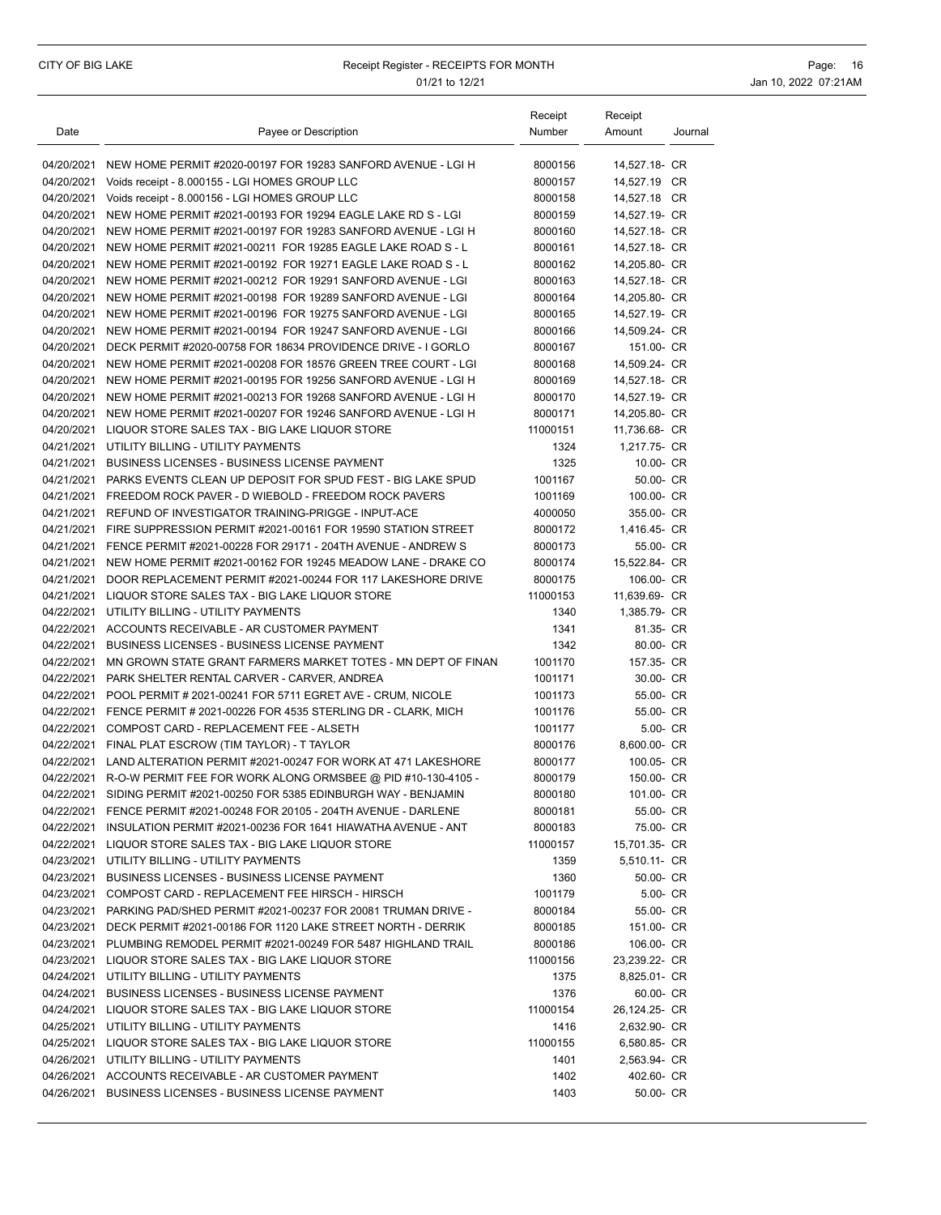| Date | Payee or Description | Receipt Number | Receipt Amount | Journal |
|---|---|---|---|---|
| 04/20/2021 | NEW HOME PERMIT #2020-00197 FOR 19283 SANFORD AVENUE - LGI H | 8000156 | 14,527.18- | CR |
| 04/20/2021 | Voids receipt - 8.000155 - LGI HOMES GROUP LLC | 8000157 | 14,527.19 | CR |
| 04/20/2021 | Voids receipt - 8.000156 - LGI HOMES GROUP LLC | 8000158 | 14,527.18 | CR |
| 04/20/2021 | NEW HOME PERMIT #2021-00193 FOR 19294 EAGLE LAKE RD S - LGI | 8000159 | 14,527.19- | CR |
| 04/20/2021 | NEW HOME PERMIT #2021-00197 FOR 19283 SANFORD AVENUE - LGI H | 8000160 | 14,527.18- | CR |
| 04/20/2021 | NEW HOME PERMIT #2021-00211 FOR 19285 EAGLE LAKE ROAD S - L | 8000161 | 14,527.18- | CR |
| 04/20/2021 | NEW HOME PERMIT #2021-00192 FOR 19271 EAGLE LAKE ROAD S - L | 8000162 | 14,205.80- | CR |
| 04/20/2021 | NEW HOME PERMIT #2021-00212 FOR 19291 SANFORD AVENUE - LGI | 8000163 | 14,527.18- | CR |
| 04/20/2021 | NEW HOME PERMIT #2021-00198 FOR 19289 SANFORD AVENUE - LGI | 8000164 | 14,205.80- | CR |
| 04/20/2021 | NEW HOME PERMIT #2021-00196 FOR 19275 SANFORD AVENUE - LGI | 8000165 | 14,527.19- | CR |
| 04/20/2021 | NEW HOME PERMIT #2021-00194 FOR 19247 SANFORD AVENUE - LGI | 8000166 | 14,509.24- | CR |
| 04/20/2021 | DECK PERMIT #2020-00758 FOR 18634 PROVIDENCE DRIVE - I GORLO | 8000167 | 151.00- | CR |
| 04/20/2021 | NEW HOME PERMIT #2021-00208 FOR 18576 GREEN TREE COURT - LGI | 8000168 | 14,509.24- | CR |
| 04/20/2021 | NEW HOME PERMIT #2021-00195 FOR 19256 SANFORD AVENUE - LGI H | 8000169 | 14,527.18- | CR |
| 04/20/2021 | NEW HOME PERMIT #2021-00213 FOR 19268 SANFORD AVENUE - LGI H | 8000170 | 14,527.19- | CR |
| 04/20/2021 | NEW HOME PERMIT #2021-00207 FOR 19246 SANFORD AVENUE - LGI H | 8000171 | 14,205.80- | CR |
| 04/20/2021 | LIQUOR STORE SALES TAX - BIG LAKE LIQUOR STORE | 11000151 | 11,736.68- | CR |
| 04/21/2021 | UTILITY BILLING - UTILITY PAYMENTS | 1324 | 1,217.75- | CR |
| 04/21/2021 | BUSINESS LICENSES - BUSINESS LICENSE PAYMENT | 1325 | 10.00- | CR |
| 04/21/2021 | PARKS EVENTS CLEAN UP DEPOSIT FOR SPUD FEST - BIG LAKE SPUD | 1001167 | 50.00- | CR |
| 04/21/2021 | FREEDOM ROCK PAVER - D WIEBOLD - FREEDOM ROCK PAVERS | 1001169 | 100.00- | CR |
| 04/21/2021 | REFUND OF INVESTIGATOR TRAINING-PRIGGE - INPUT-ACE | 4000050 | 355.00- | CR |
| 04/21/2021 | FIRE SUPPRESSION PERMIT #2021-00161 FOR 19590 STATION STREET | 8000172 | 1,416.45- | CR |
| 04/21/2021 | FENCE PERMIT #2021-00228 FOR 29171 - 204TH AVENUE - ANDREW S | 8000173 | 55.00- | CR |
| 04/21/2021 | NEW HOME PERMIT #2021-00162 FOR 19245 MEADOW LANE - DRAKE CO | 8000174 | 15,522.84- | CR |
| 04/21/2021 | DOOR REPLACEMENT PERMIT #2021-00244 FOR 117 LAKESHORE DRIVE | 8000175 | 106.00- | CR |
| 04/21/2021 | LIQUOR STORE SALES TAX - BIG LAKE LIQUOR STORE | 11000153 | 11,639.69- | CR |
| 04/22/2021 | UTILITY BILLING - UTILITY PAYMENTS | 1340 | 1,385.79- | CR |
| 04/22/2021 | ACCOUNTS RECEIVABLE - AR CUSTOMER PAYMENT | 1341 | 81.35- | CR |
| 04/22/2021 | BUSINESS LICENSES - BUSINESS LICENSE PAYMENT | 1342 | 80.00- | CR |
| 04/22/2021 | MN GROWN STATE GRANT FARMERS MARKET TOTES - MN DEPT OF FINAN | 1001170 | 157.35- | CR |
| 04/22/2021 | PARK SHELTER RENTAL CARVER - CARVER, ANDREA | 1001171 | 30.00- | CR |
| 04/22/2021 | POOL PERMIT # 2021-00241 FOR 5711 EGRET AVE - CRUM, NICOLE | 1001173 | 55.00- | CR |
| 04/22/2021 | FENCE PERMIT # 2021-00226 FOR 4535 STERLING DR - CLARK, MICH | 1001176 | 55.00- | CR |
| 04/22/2021 | COMPOST CARD - REPLACEMENT FEE - ALSETH | 1001177 | 5.00- | CR |
| 04/22/2021 | FINAL PLAT ESCROW (TIM TAYLOR) - T TAYLOR | 8000176 | 8,600.00- | CR |
| 04/22/2021 | LAND ALTERATION PERMIT #2021-00247 FOR WORK AT 471 LAKESHORE | 8000177 | 100.05- | CR |
| 04/22/2021 | R-O-W PERMIT FEE FOR WORK ALONG ORMSBEE @ PID #10-130-4105 - | 8000179 | 150.00- | CR |
| 04/22/2021 | SIDING PERMIT #2021-00250 FOR 5385 EDINBURGH WAY - BENJAMIN | 8000180 | 101.00- | CR |
| 04/22/2021 | FENCE PERMIT #2021-00248 FOR 20105 - 204TH AVENUE - DARLENE | 8000181 | 55.00- | CR |
| 04/22/2021 | INSULATION PERMIT #2021-00236 FOR 1641 HIAWATHA AVENUE - ANT | 8000183 | 75.00- | CR |
| 04/22/2021 | LIQUOR STORE SALES TAX - BIG LAKE LIQUOR STORE | 11000157 | 15,701.35- | CR |
| 04/23/2021 | UTILITY BILLING - UTILITY PAYMENTS | 1359 | 5,510.11- | CR |
| 04/23/2021 | BUSINESS LICENSES - BUSINESS LICENSE PAYMENT | 1360 | 50.00- | CR |
| 04/23/2021 | COMPOST CARD - REPLACEMENT FEE HIRSCH - HIRSCH | 1001179 | 5.00- | CR |
| 04/23/2021 | PARKING PAD/SHED PERMIT #2021-00237 FOR 20081 TRUMAN DRIVE - | 8000184 | 55.00- | CR |
| 04/23/2021 | DECK PERMIT #2021-00186 FOR 1120 LAKE STREET NORTH - DERRIK | 8000185 | 151.00- | CR |
| 04/23/2021 | PLUMBING REMODEL PERMIT #2021-00249 FOR 5487 HIGHLAND TRAIL | 8000186 | 106.00- | CR |
| 04/23/2021 | LIQUOR STORE SALES TAX - BIG LAKE LIQUOR STORE | 11000156 | 23,239.22- | CR |
| 04/24/2021 | UTILITY BILLING - UTILITY PAYMENTS | 1375 | 8,825.01- | CR |
| 04/24/2021 | BUSINESS LICENSES - BUSINESS LICENSE PAYMENT | 1376 | 60.00- | CR |
| 04/24/2021 | LIQUOR STORE SALES TAX - BIG LAKE LIQUOR STORE | 11000154 | 26,124.25- | CR |
| 04/25/2021 | UTILITY BILLING - UTILITY PAYMENTS | 1416 | 2,632.90- | CR |
| 04/25/2021 | LIQUOR STORE SALES TAX - BIG LAKE LIQUOR STORE | 11000155 | 6,580.85- | CR |
| 04/26/2021 | UTILITY BILLING - UTILITY PAYMENTS | 1401 | 2,563.94- | CR |
| 04/26/2021 | ACCOUNTS RECEIVABLE - AR CUSTOMER PAYMENT | 1402 | 402.60- | CR |
| 04/26/2021 | BUSINESS LICENSES - BUSINESS LICENSE PAYMENT | 1403 | 50.00- | CR |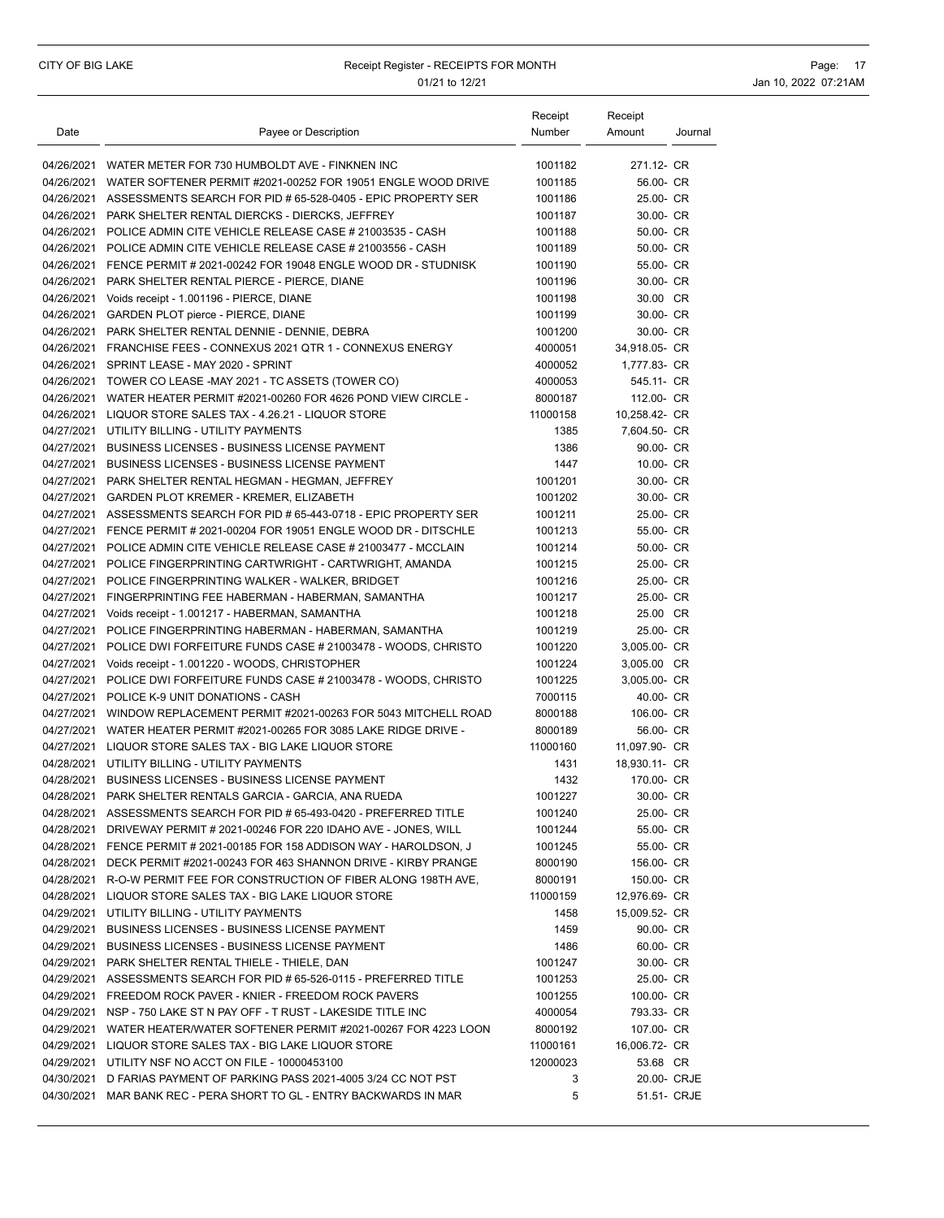| Date | Payee or Description | Receipt Number | Receipt Amount | Journal |
|---|---|---|---|---|
| 04/26/2021 | WATER METER FOR 730 HUMBOLDT AVE - FINKNEN INC | 1001182 | 271.12- | CR |
| 04/26/2021 | WATER SOFTENER PERMIT #2021-00252 FOR 19051 ENGLE WOOD DRIVE | 1001185 | 56.00- | CR |
| 04/26/2021 | ASSESSMENTS SEARCH FOR PID # 65-528-0405 - EPIC PROPERTY SER | 1001186 | 25.00- | CR |
| 04/26/2021 | PARK SHELTER RENTAL DIERCKS - DIERCKS, JEFFREY | 1001187 | 30.00- | CR |
| 04/26/2021 | POLICE ADMIN CITE VEHICLE RELEASE CASE # 21003535 - CASH | 1001188 | 50.00- | CR |
| 04/26/2021 | POLICE ADMIN CITE VEHICLE RELEASE CASE # 21003556 - CASH | 1001189 | 50.00- | CR |
| 04/26/2021 | FENCE PERMIT # 2021-00242 FOR 19048 ENGLE WOOD DR - STUDNISK | 1001190 | 55.00- | CR |
| 04/26/2021 | PARK SHELTER RENTAL PIERCE - PIERCE, DIANE | 1001196 | 30.00- | CR |
| 04/26/2021 | Voids receipt - 1.001196 - PIERCE, DIANE | 1001198 | 30.00 | CR |
| 04/26/2021 | GARDEN PLOT pierce - PIERCE, DIANE | 1001199 | 30.00- | CR |
| 04/26/2021 | PARK SHELTER RENTAL DENNIE - DENNIE, DEBRA | 1001200 | 30.00- | CR |
| 04/26/2021 | FRANCHISE FEES - CONNEXUS 2021 QTR 1 - CONNEXUS ENERGY | 4000051 | 34,918.05- | CR |
| 04/26/2021 | SPRINT LEASE - MAY 2020 - SPRINT | 4000052 | 1,777.83- | CR |
| 04/26/2021 | TOWER CO LEASE -MAY 2021 - TC ASSETS (TOWER CO) | 4000053 | 545.11- | CR |
| 04/26/2021 | WATER HEATER PERMIT #2021-00260 FOR 4626 POND VIEW CIRCLE - | 8000187 | 112.00- | CR |
| 04/26/2021 | LIQUOR STORE SALES TAX - 4.26.21 - LIQUOR STORE | 11000158 | 10,258.42- | CR |
| 04/27/2021 | UTILITY BILLING - UTILITY PAYMENTS | 1385 | 7,604.50- | CR |
| 04/27/2021 | BUSINESS LICENSES - BUSINESS LICENSE PAYMENT | 1386 | 90.00- | CR |
| 04/27/2021 | BUSINESS LICENSES - BUSINESS LICENSE PAYMENT | 1447 | 10.00- | CR |
| 04/27/2021 | PARK SHELTER RENTAL HEGMAN - HEGMAN, JEFFREY | 1001201 | 30.00- | CR |
| 04/27/2021 | GARDEN PLOT KREMER - KREMER, ELIZABETH | 1001202 | 30.00- | CR |
| 04/27/2021 | ASSESSMENTS SEARCH FOR PID # 65-443-0718 - EPIC PROPERTY SER | 1001211 | 25.00- | CR |
| 04/27/2021 | FENCE PERMIT # 2021-00204 FOR 19051 ENGLE WOOD DR - DITSCHLE | 1001213 | 55.00- | CR |
| 04/27/2021 | POLICE ADMIN CITE VEHICLE RELEASE CASE # 21003477 - MCCLAIN | 1001214 | 50.00- | CR |
| 04/27/2021 | POLICE FINGERPRINTING CARTWRIGHT - CARTWRIGHT, AMANDA | 1001215 | 25.00- | CR |
| 04/27/2021 | POLICE FINGERPRINTING WALKER - WALKER, BRIDGET | 1001216 | 25.00- | CR |
| 04/27/2021 | FINGERPRINTING FEE HABERMAN - HABERMAN, SAMANTHA | 1001217 | 25.00- | CR |
| 04/27/2021 | Voids receipt - 1.001217 - HABERMAN, SAMANTHA | 1001218 | 25.00 | CR |
| 04/27/2021 | POLICE FINGERPRINTING HABERMAN - HABERMAN, SAMANTHA | 1001219 | 25.00- | CR |
| 04/27/2021 | POLICE DWI FORFEITURE FUNDS CASE # 21003478 - WOODS, CHRISTO | 1001220 | 3,005.00- | CR |
| 04/27/2021 | Voids receipt - 1.001220 - WOODS, CHRISTOPHER | 1001224 | 3,005.00 | CR |
| 04/27/2021 | POLICE DWI FORFEITURE FUNDS CASE # 21003478 - WOODS, CHRISTO | 1001225 | 3,005.00- | CR |
| 04/27/2021 | POLICE K-9 UNIT DONATIONS - CASH | 7000115 | 40.00- | CR |
| 04/27/2021 | WINDOW REPLACEMENT PERMIT #2021-00263 FOR 5043 MITCHELL ROAD | 8000188 | 106.00- | CR |
| 04/27/2021 | WATER HEATER PERMIT #2021-00265 FOR 3085 LAKE RIDGE DRIVE - | 8000189 | 56.00- | CR |
| 04/27/2021 | LIQUOR STORE SALES TAX - BIG LAKE LIQUOR STORE | 11000160 | 11,097.90- | CR |
| 04/28/2021 | UTILITY BILLING - UTILITY PAYMENTS | 1431 | 18,930.11- | CR |
| 04/28/2021 | BUSINESS LICENSES - BUSINESS LICENSE PAYMENT | 1432 | 170.00- | CR |
| 04/28/2021 | PARK SHELTER RENTALS GARCIA - GARCIA, ANA RUEDA | 1001227 | 30.00- | CR |
| 04/28/2021 | ASSESSMENTS SEARCH FOR PID # 65-493-0420 - PREFERRED TITLE | 1001240 | 25.00- | CR |
| 04/28/2021 | DRIVEWAY PERMIT # 2021-00246 FOR 220 IDAHO AVE - JONES, WILL | 1001244 | 55.00- | CR |
| 04/28/2021 | FENCE PERMIT # 2021-00185 FOR 158 ADDISON WAY - HAROLDSON, J | 1001245 | 55.00- | CR |
| 04/28/2021 | DECK PERMIT #2021-00243 FOR 463 SHANNON DRIVE - KIRBY PRANGE | 8000190 | 156.00- | CR |
| 04/28/2021 | R-O-W PERMIT FEE FOR CONSTRUCTION OF FIBER ALONG 198TH AVE, | 8000191 | 150.00- | CR |
| 04/28/2021 | LIQUOR STORE SALES TAX - BIG LAKE LIQUOR STORE | 11000159 | 12,976.69- | CR |
| 04/29/2021 | UTILITY BILLING - UTILITY PAYMENTS | 1458 | 15,009.52- | CR |
| 04/29/2021 | BUSINESS LICENSES - BUSINESS LICENSE PAYMENT | 1459 | 90.00- | CR |
| 04/29/2021 | BUSINESS LICENSES - BUSINESS LICENSE PAYMENT | 1486 | 60.00- | CR |
| 04/29/2021 | PARK SHELTER RENTAL THIELE - THIELE, DAN | 1001247 | 30.00- | CR |
| 04/29/2021 | ASSESSMENTS SEARCH FOR PID # 65-526-0115 - PREFERRED TITLE | 1001253 | 25.00- | CR |
| 04/29/2021 | FREEDOM ROCK PAVER - KNIER - FREEDOM ROCK PAVERS | 1001255 | 100.00- | CR |
| 04/29/2021 | NSP - 750 LAKE ST N PAY OFF - T RUST - LAKESIDE TITLE INC | 4000054 | 793.33- | CR |
| 04/29/2021 | WATER HEATER/WATER SOFTENER PERMIT #2021-00267 FOR 4223 LOON | 8000192 | 107.00- | CR |
| 04/29/2021 | LIQUOR STORE SALES TAX - BIG LAKE LIQUOR STORE | 11000161 | 16,006.72- | CR |
| 04/29/2021 | UTILITY NSF NO ACCT ON FILE - 10000453100 | 12000023 | 53.68 | CR |
| 04/30/2021 | D FARIAS PAYMENT OF PARKING PASS 2021-4005 3/24 CC NOT PST | 3 | 20.00- | CRJE |
| 04/30/2021 | MAR BANK REC - PERA SHORT TO GL - ENTRY BACKWARDS IN MAR | 5 | 51.51- | CRJE |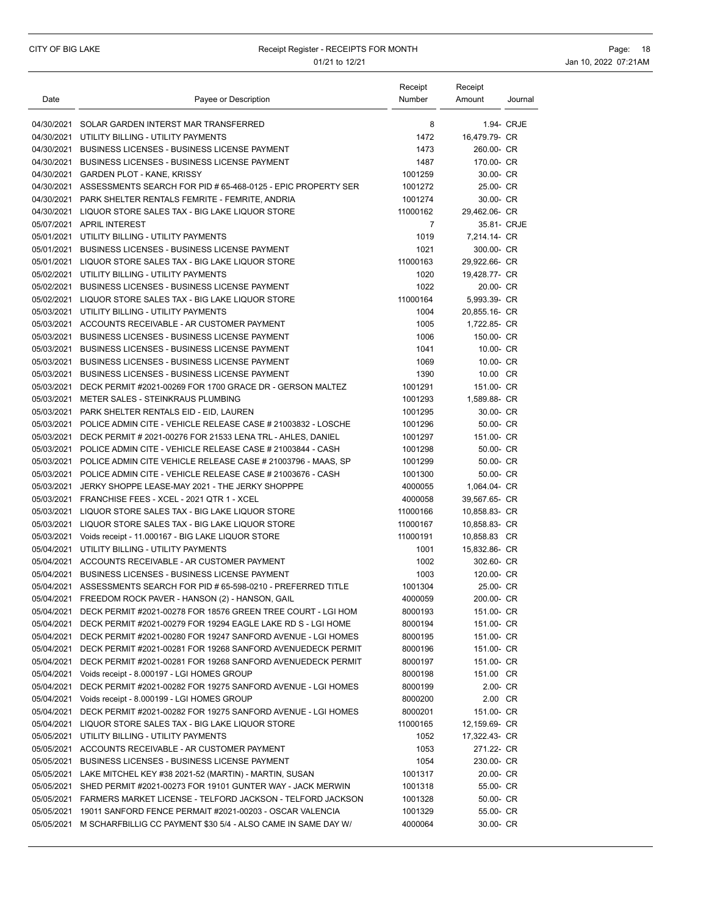CITY OF BIG LAKE

Receipt Register - RECEIPTS FOR MONTH

01/21 to 12/21

| Date | Payee or Description | Receipt Number | Receipt Amount | Journal |
|---|---|---|---|---|
| 04/30/2021 | SOLAR GARDEN INTERST MAR TRANSFERRED | 8 | 1.94- | CRJE |
| 04/30/2021 | UTILITY BILLING - UTILITY PAYMENTS | 1472 | 16,479.79- | CR |
| 04/30/2021 | BUSINESS LICENSES - BUSINESS LICENSE PAYMENT | 1473 | 260.00- | CR |
| 04/30/2021 | BUSINESS LICENSES - BUSINESS LICENSE PAYMENT | 1487 | 170.00- | CR |
| 04/30/2021 | GARDEN PLOT - KANE, KRISSY | 1001259 | 30.00- | CR |
| 04/30/2021 | ASSESSMENTS SEARCH FOR PID # 65-468-0125 - EPIC PROPERTY SER | 1001272 | 25.00- | CR |
| 04/30/2021 | PARK SHELTER RENTALS FEMRITE - FEMRITE, ANDRIA | 1001274 | 30.00- | CR |
| 04/30/2021 | LIQUOR STORE SALES TAX - BIG LAKE LIQUOR STORE | 11000162 | 29,462.06- | CR |
| 05/07/2021 | APRIL INTEREST | 7 | 35.81- | CRJE |
| 05/01/2021 | UTILITY BILLING - UTILITY PAYMENTS | 1019 | 7,214.14- | CR |
| 05/01/2021 | BUSINESS LICENSES - BUSINESS LICENSE PAYMENT | 1021 | 300.00- | CR |
| 05/01/2021 | LIQUOR STORE SALES TAX - BIG LAKE LIQUOR STORE | 11000163 | 29,922.66- | CR |
| 05/02/2021 | UTILITY BILLING - UTILITY PAYMENTS | 1020 | 19,428.77- | CR |
| 05/02/2021 | BUSINESS LICENSES - BUSINESS LICENSE PAYMENT | 1022 | 20.00- | CR |
| 05/02/2021 | LIQUOR STORE SALES TAX - BIG LAKE LIQUOR STORE | 11000164 | 5,993.39- | CR |
| 05/03/2021 | UTILITY BILLING - UTILITY PAYMENTS | 1004 | 20,855.16- | CR |
| 05/03/2021 | ACCOUNTS RECEIVABLE - AR CUSTOMER PAYMENT | 1005 | 1,722.85- | CR |
| 05/03/2021 | BUSINESS LICENSES - BUSINESS LICENSE PAYMENT | 1006 | 150.00- | CR |
| 05/03/2021 | BUSINESS LICENSES - BUSINESS LICENSE PAYMENT | 1041 | 10.00- | CR |
| 05/03/2021 | BUSINESS LICENSES - BUSINESS LICENSE PAYMENT | 1069 | 10.00- | CR |
| 05/03/2021 | BUSINESS LICENSES - BUSINESS LICENSE PAYMENT | 1390 | 10.00 | CR |
| 05/03/2021 | DECK PERMIT #2021-00269 FOR 1700 GRACE DR - GERSON MALTEZ | 1001291 | 151.00- | CR |
| 05/03/2021 | METER SALES - STEINKRAUS PLUMBING | 1001293 | 1,589.88- | CR |
| 05/03/2021 | PARK SHELTER RENTALS EID - EID, LAUREN | 1001295 | 30.00- | CR |
| 05/03/2021 | POLICE ADMIN CITE - VEHICLE RELEASE CASE # 21003832 - LOSCHE | 1001296 | 50.00- | CR |
| 05/03/2021 | DECK PERMIT # 2021-00276 FOR 21533 LENA TRL - AHLES, DANIEL | 1001297 | 151.00- | CR |
| 05/03/2021 | POLICE ADMIN CITE - VEHICLE RELEASE CASE # 21003844 - CASH | 1001298 | 50.00- | CR |
| 05/03/2021 | POLICE ADMIN CITE VEHICLE RELEASE CASE # 21003796 - MAAS, SP | 1001299 | 50.00- | CR |
| 05/03/2021 | POLICE ADMIN CITE - VEHICLE RELEASE CASE # 21003676 - CASH | 1001300 | 50.00- | CR |
| 05/03/2021 | JERKY SHOPPE LEASE-MAY 2021 - THE JERKY SHOPPPE | 4000055 | 1,064.04- | CR |
| 05/03/2021 | FRANCHISE FEES - XCEL - 2021 QTR 1 - XCEL | 4000058 | 39,567.65- | CR |
| 05/03/2021 | LIQUOR STORE SALES TAX - BIG LAKE LIQUOR STORE | 11000166 | 10,858.83- | CR |
| 05/03/2021 | LIQUOR STORE SALES TAX - BIG LAKE LIQUOR STORE | 11000167 | 10,858.83- | CR |
| 05/03/2021 | Voids receipt - 11.000167 - BIG LAKE LIQUOR STORE | 11000191 | 10,858.83 | CR |
| 05/04/2021 | UTILITY BILLING - UTILITY PAYMENTS | 1001 | 15,832.86- | CR |
| 05/04/2021 | ACCOUNTS RECEIVABLE - AR CUSTOMER PAYMENT | 1002 | 302.60- | CR |
| 05/04/2021 | BUSINESS LICENSES - BUSINESS LICENSE PAYMENT | 1003 | 120.00- | CR |
| 05/04/2021 | ASSESSMENTS SEARCH FOR PID # 65-598-0210 - PREFERRED TITLE | 1001304 | 25.00- | CR |
| 05/04/2021 | FREEDOM ROCK PAVER - HANSON (2) - HANSON, GAIL | 4000059 | 200.00- | CR |
| 05/04/2021 | DECK PERMIT #2021-00278 FOR 18576 GREEN TREE COURT - LGI HOM | 8000193 | 151.00- | CR |
| 05/04/2021 | DECK PERMIT #2021-00279 FOR 19294 EAGLE LAKE RD S - LGI HOME | 8000194 | 151.00- | CR |
| 05/04/2021 | DECK PERMIT #2021-00280 FOR 19247 SANFORD AVENUE - LGI HOMES | 8000195 | 151.00- | CR |
| 05/04/2021 | DECK PERMIT #2021-00281 FOR 19268 SANFORD AVENUEDECK PERMIT | 8000196 | 151.00- | CR |
| 05/04/2021 | DECK PERMIT #2021-00281 FOR 19268 SANFORD AVENUEDECK PERMIT | 8000197 | 151.00- | CR |
| 05/04/2021 | Voids receipt - 8.000197 - LGI HOMES GROUP | 8000198 | 151.00 | CR |
| 05/04/2021 | DECK PERMIT #2021-00282 FOR 19275 SANFORD AVENUE - LGI HOMES | 8000199 | 2.00- | CR |
| 05/04/2021 | Voids receipt - 8.000199 - LGI HOMES GROUP | 8000200 | 2.00 | CR |
| 05/04/2021 | DECK PERMIT #2021-00282 FOR 19275 SANFORD AVENUE - LGI HOMES | 8000201 | 151.00- | CR |
| 05/04/2021 | LIQUOR STORE SALES TAX - BIG LAKE LIQUOR STORE | 11000165 | 12,159.69- | CR |
| 05/05/2021 | UTILITY BILLING - UTILITY PAYMENTS | 1052 | 17,322.43- | CR |
| 05/05/2021 | ACCOUNTS RECEIVABLE - AR CUSTOMER PAYMENT | 1053 | 271.22- | CR |
| 05/05/2021 | BUSINESS LICENSES - BUSINESS LICENSE PAYMENT | 1054 | 230.00- | CR |
| 05/05/2021 | LAKE MITCHEL KEY #38 2021-52 (MARTIN) - MARTIN, SUSAN | 1001317 | 20.00- | CR |
| 05/05/2021 | SHED PERMIT #2021-00273 FOR 19101 GUNTER WAY - JACK MERWIN | 1001318 | 55.00- | CR |
| 05/05/2021 | FARMERS MARKET LICENSE - TELFORD JACKSON - TELFORD JACKSON | 1001328 | 50.00- | CR |
| 05/05/2021 | 19011 SANFORD FENCE PERMAIT #2021-00203 - OSCAR VALENCIA | 1001329 | 55.00- | CR |
| 05/05/2021 | M SCHARFBILLIG CC PAYMENT $30 5/4 - ALSO CAME IN SAME DAY W/ | 4000064 | 30.00- | CR |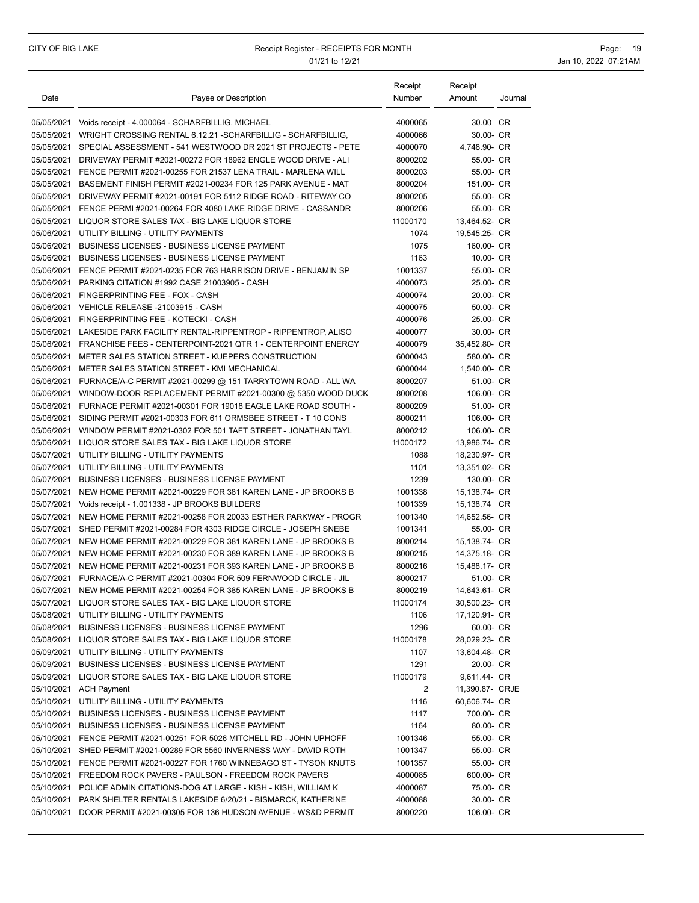CITY OF BIG LAKE

Receipt Register - RECEIPTS FOR MONTH

01/21 to 12/21

| Date | Payee or Description | Receipt Number | Receipt Amount | Journal |
|---|---|---|---|---|
| 05/05/2021 | Voids receipt - 4.000064 - SCHARFBILLIG, MICHAEL | 4000065 | 30.00 | CR |
| 05/05/2021 | WRIGHT CROSSING RENTAL 6.12.21 -SCHARFBILLIG - SCHARFBILLIG, | 4000066 | 30.00- | CR |
| 05/05/2021 | SPECIAL ASSESSMENT - 541 WESTWOOD DR 2021 ST PROJECTS - PETE | 4000070 | 4,748.90- | CR |
| 05/05/2021 | DRIVEWAY PERMIT #2021-00272 FOR 18962 ENGLE WOOD DRIVE - ALI | 8000202 | 55.00- | CR |
| 05/05/2021 | FENCE PERMIT #2021-00255 FOR 21537 LENA TRAIL - MARLENA WILL | 8000203 | 55.00- | CR |
| 05/05/2021 | BASEMENT FINISH PERMIT #2021-00234 FOR 125 PARK AVENUE - MAT | 8000204 | 151.00- | CR |
| 05/05/2021 | DRIVEWAY PERMIT #2021-00191 FOR 5112 RIDGE ROAD - RITEWAY CO | 8000205 | 55.00- | CR |
| 05/05/2021 | FENCE PERMI #2021-00264 FOR 4080 LAKE RIDGE DRIVE - CASSANDR | 8000206 | 55.00- | CR |
| 05/05/2021 | LIQUOR STORE SALES TAX - BIG LAKE LIQUOR STORE | 11000170 | 13,464.52- | CR |
| 05/06/2021 | UTILITY BILLING - UTILITY PAYMENTS | 1074 | 19,545.25- | CR |
| 05/06/2021 | BUSINESS LICENSES - BUSINESS LICENSE PAYMENT | 1075 | 160.00- | CR |
| 05/06/2021 | BUSINESS LICENSES - BUSINESS LICENSE PAYMENT | 1163 | 10.00- | CR |
| 05/06/2021 | FENCE PERMIT #2021-0235 FOR 763 HARRISON DRIVE - BENJAMIN SP | 1001337 | 55.00- | CR |
| 05/06/2021 | PARKING CITATION #1992 CASE 21003905 - CASH | 4000073 | 25.00- | CR |
| 05/06/2021 | FINGERPRINTING FEE - FOX - CASH | 4000074 | 20.00- | CR |
| 05/06/2021 | VEHICLE RELEASE -21003915 - CASH | 4000075 | 50.00- | CR |
| 05/06/2021 | FINGERPRINTING FEE - KOTECKI - CASH | 4000076 | 25.00- | CR |
| 05/06/2021 | LAKESIDE PARK FACILITY RENTAL-RIPPENTROP - RIPPENTROP, ALISO | 4000077 | 30.00- | CR |
| 05/06/2021 | FRANCHISE FEES - CENTERPOINT-2021 QTR 1 - CENTERPOINT ENERGY | 4000079 | 35,452.80- | CR |
| 05/06/2021 | METER SALES STATION STREET - KUEPERS CONSTRUCTION | 6000043 | 580.00- | CR |
| 05/06/2021 | METER SALES STATION STREET - KMI MECHANICAL | 6000044 | 1,540.00- | CR |
| 05/06/2021 | FURNACE/A-C PERMIT #2021-00299 @ 151 TARRYTOWN ROAD - ALL WA | 8000207 | 51.00- | CR |
| 05/06/2021 | WINDOW-DOOR REPLACEMENT PERMIT #2021-00300 @ 5350 WOOD DUCK | 8000208 | 106.00- | CR |
| 05/06/2021 | FURNACE PERMIT #2021-00301 FOR 19018 EAGLE LAKE ROAD SOUTH - | 8000209 | 51.00- | CR |
| 05/06/2021 | SIDING PERMIT #2021-00303 FOR 611 ORMSBEE STREET - T 10 CONS | 8000211 | 106.00- | CR |
| 05/06/2021 | WINDOW PERMIT #2021-0302 FOR 501 TAFT STREET - JONATHAN TAYL | 8000212 | 106.00- | CR |
| 05/06/2021 | LIQUOR STORE SALES TAX - BIG LAKE LIQUOR STORE | 11000172 | 13,986.74- | CR |
| 05/07/2021 | UTILITY BILLING - UTILITY PAYMENTS | 1088 | 18,230.97- | CR |
| 05/07/2021 | UTILITY BILLING - UTILITY PAYMENTS | 1101 | 13,351.02- | CR |
| 05/07/2021 | BUSINESS LICENSES - BUSINESS LICENSE PAYMENT | 1239 | 130.00- | CR |
| 05/07/2021 | NEW HOME PERMIT #2021-00229 FOR 381 KAREN LANE - JP BROOKS B | 1001338 | 15,138.74- | CR |
| 05/07/2021 | Voids receipt - 1.001338 - JP BROOKS BUILDERS | 1001339 | 15,138.74 | CR |
| 05/07/2021 | NEW HOME PERMIT #2021-00258 FOR 20033 ESTHER PARKWAY - PROGR | 1001340 | 14,652.56- | CR |
| 05/07/2021 | SHED PERMIT #2021-00284 FOR 4303 RIDGE CIRCLE - JOSEPH SNEBE | 1001341 | 55.00- | CR |
| 05/07/2021 | NEW HOME PERMIT #2021-00229 FOR 381 KAREN LANE - JP BROOKS B | 8000214 | 15,138.74- | CR |
| 05/07/2021 | NEW HOME PERMIT #2021-00230 FOR 389 KAREN LANE - JP BROOKS B | 8000215 | 14,375.18- | CR |
| 05/07/2021 | NEW HOME PERMIT #2021-00231 FOR 393 KAREN LANE - JP BROOKS B | 8000216 | 15,488.17- | CR |
| 05/07/2021 | FURNACE/A-C PERMIT #2021-00304 FOR 509 FERNWOOD CIRCLE - JIL | 8000217 | 51.00- | CR |
| 05/07/2021 | NEW HOME PERMIT #2021-00254 FOR 385 KAREN LANE - JP BROOKS B | 8000219 | 14,643.61- | CR |
| 05/07/2021 | LIQUOR STORE SALES TAX - BIG LAKE LIQUOR STORE | 11000174 | 30,500.23- | CR |
| 05/08/2021 | UTILITY BILLING - UTILITY PAYMENTS | 1106 | 17,120.91- | CR |
| 05/08/2021 | BUSINESS LICENSES - BUSINESS LICENSE PAYMENT | 1296 | 60.00- | CR |
| 05/08/2021 | LIQUOR STORE SALES TAX - BIG LAKE LIQUOR STORE | 11000178 | 28,029.23- | CR |
| 05/09/2021 | UTILITY BILLING - UTILITY PAYMENTS | 1107 | 13,604.48- | CR |
| 05/09/2021 | BUSINESS LICENSES - BUSINESS LICENSE PAYMENT | 1291 | 20.00- | CR |
| 05/09/2021 | LIQUOR STORE SALES TAX - BIG LAKE LIQUOR STORE | 11000179 | 9,611.44- | CR |
| 05/10/2021 | ACH Payment | 2 | 11,390.87- | CRJE |
| 05/10/2021 | UTILITY BILLING - UTILITY PAYMENTS | 1116 | 60,606.74- | CR |
| 05/10/2021 | BUSINESS LICENSES - BUSINESS LICENSE PAYMENT | 1117 | 700.00- | CR |
| 05/10/2021 | BUSINESS LICENSES - BUSINESS LICENSE PAYMENT | 1164 | 80.00- | CR |
| 05/10/2021 | FENCE PERMIT #2021-00251 FOR 5026 MITCHELL RD - JOHN UPHOFF | 1001346 | 55.00- | CR |
| 05/10/2021 | SHED PERMIT #2021-00289 FOR 5560 INVERNESS WAY - DAVID ROTH | 1001347 | 55.00- | CR |
| 05/10/2021 | FENCE PERMIT #2021-00227 FOR 1760 WINNEBAGO ST - TYSON KNUTS | 1001357 | 55.00- | CR |
| 05/10/2021 | FREEDOM ROCK PAVERS - PAULSON - FREEDOM ROCK PAVERS | 4000085 | 600.00- | CR |
| 05/10/2021 | POLICE ADMIN CITATIONS-DOG AT LARGE - KISH - KISH, WILLIAM K | 4000087 | 75.00- | CR |
| 05/10/2021 | PARK SHELTER RENTALS LAKESIDE 6/20/21 - BISMARCK, KATHERINE | 4000088 | 30.00- | CR |
| 05/10/2021 | DOOR PERMIT #2021-00305 FOR 136 HUDSON AVENUE - WS&D PERMIT | 8000220 | 106.00- | CR |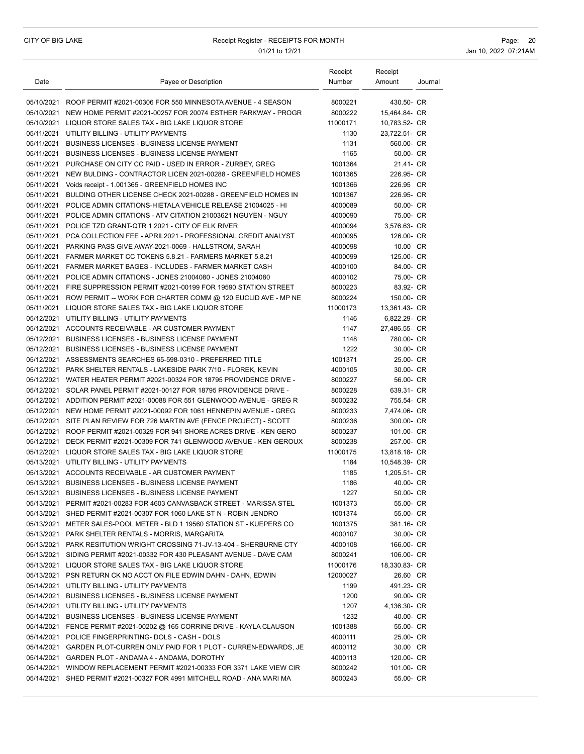| Date | Payee or Description | Receipt Number | Receipt Amount | Journal |
|---|---|---|---|---|
| 05/10/2021 | ROOF PERMIT #2021-00306 FOR 550 MINNESOTA AVENUE - 4 SEASON | 8000221 | 430.50- | CR |
| 05/10/2021 | NEW HOME PERMIT #2021-00257 FOR 20074 ESTHER PARKWAY - PROGR | 8000222 | 15,464.84- | CR |
| 05/10/2021 | LIQUOR STORE SALES TAX - BIG LAKE LIQUOR STORE | 11000171 | 10,783.52- | CR |
| 05/11/2021 | UTILITY BILLING - UTILITY PAYMENTS | 1130 | 23,722.51- | CR |
| 05/11/2021 | BUSINESS LICENSES - BUSINESS LICENSE PAYMENT | 1131 | 560.00- | CR |
| 05/11/2021 | BUSINESS LICENSES - BUSINESS LICENSE PAYMENT | 1165 | 50.00- | CR |
| 05/11/2021 | PURCHASE ON CITY CC PAID - USED IN ERROR - ZURBEY, GREG | 1001364 | 21.41- | CR |
| 05/11/2021 | NEW BULDING - CONTRACTOR LICEN 2021-00288 - GREENFIELD HOMES | 1001365 | 226.95- | CR |
| 05/11/2021 | Voids receipt - 1.001365 - GREENFIELD HOMES INC | 1001366 | 226.95 | CR |
| 05/11/2021 | BULDING OTHER LICENSE CHECK 2021-00288 - GREENFIELD HOMES IN | 1001367 | 226.95- | CR |
| 05/11/2021 | POLICE ADMIN CITATIONS-HIETALA VEHICLE RELEASE 21004025 - HI | 4000089 | 50.00- | CR |
| 05/11/2021 | POLICE ADMIN CITATIONS - ATV CITATION 21003621 NGUYEN - NGUY | 4000090 | 75.00- | CR |
| 05/11/2021 | POLICE TZD GRANT-QTR 1 2021 - CITY OF ELK RIVER | 4000094 | 3,576.63- | CR |
| 05/11/2021 | PCA COLLECTION FEE - APRIL2021 - PROFESSIONAL CREDIT ANALYST | 4000095 | 126.00- | CR |
| 05/11/2021 | PARKING PASS GIVE AWAY-2021-0069 - HALLSTROM, SARAH | 4000098 | 10.00 | CR |
| 05/11/2021 | FARMER MARKET CC TOKENS 5.8.21 - FARMERS MARKET 5.8.21 | 4000099 | 125.00- | CR |
| 05/11/2021 | FARMER MARKET BAGES - INCLUDES - FARMER MARKET CASH | 4000100 | 84.00- | CR |
| 05/11/2021 | POLICE ADMIN CITATIONS - JONES 21004080 - JONES 21004080 | 4000102 | 75.00- | CR |
| 05/11/2021 | FIRE SUPPRESSION PERMIT #2021-00199 FOR 19590 STATION STREET | 8000223 | 83.92- | CR |
| 05/11/2021 | ROW PERMIT -- WORK FOR CHARTER COMM @ 120 EUCLID AVE - MP NE | 8000224 | 150.00- | CR |
| 05/11/2021 | LIQUOR STORE SALES TAX - BIG LAKE LIQUOR STORE | 11000173 | 13,361.43- | CR |
| 05/12/2021 | UTILITY BILLING - UTILITY PAYMENTS | 1146 | 6,822.29- | CR |
| 05/12/2021 | ACCOUNTS RECEIVABLE - AR CUSTOMER PAYMENT | 1147 | 27,486.55- | CR |
| 05/12/2021 | BUSINESS LICENSES - BUSINESS LICENSE PAYMENT | 1148 | 780.00- | CR |
| 05/12/2021 | BUSINESS LICENSES - BUSINESS LICENSE PAYMENT | 1222 | 30.00- | CR |
| 05/12/2021 | ASSESSMENTS SEARCHES 65-598-0310 - PREFERRED TITLE | 1001371 | 25.00- | CR |
| 05/12/2021 | PARK SHELTER RENTALS - LAKESIDE PARK 7/10 - FLOREK, KEVIN | 4000105 | 30.00- | CR |
| 05/12/2021 | WATER HEATER PERMIT #2021-00324 FOR 18795 PROVIDENCE DRIVE - | 8000227 | 56.00- | CR |
| 05/12/2021 | SOLAR PANEL PERMIT #2021-00127 FOR 18795 PROVIDENCE DRIVE - | 8000228 | 639.31- | CR |
| 05/12/2021 | ADDITION PERMIT #2021-00088 FOR 551 GLENWOOD AVENUE - GREG R | 8000232 | 755.54- | CR |
| 05/12/2021 | NEW HOME PERMIT #2021-00092 FOR 1061 HENNEPIN AVENUE - GREG | 8000233 | 7,474.06- | CR |
| 05/12/2021 | SITE PLAN REVIEW FOR 726 MARTIN AVE (FENCE PROJECT) - SCOTT | 8000236 | 300.00- | CR |
| 05/12/2021 | ROOF PERMIT #2021-00329 FOR 941 SHORE ACRES DRIVE - KEN GERO | 8000237 | 101.00- | CR |
| 05/12/2021 | DECK PERMIT #2021-00309 FOR 741 GLENWOOD AVENUE - KEN GEROUX | 8000238 | 257.00- | CR |
| 05/12/2021 | LIQUOR STORE SALES TAX - BIG LAKE LIQUOR STORE | 11000175 | 13,818.18- | CR |
| 05/13/2021 | UTILITY BILLING - UTILITY PAYMENTS | 1184 | 10,548.39- | CR |
| 05/13/2021 | ACCOUNTS RECEIVABLE - AR CUSTOMER PAYMENT | 1185 | 1,205.51- | CR |
| 05/13/2021 | BUSINESS LICENSES - BUSINESS LICENSE PAYMENT | 1186 | 40.00- | CR |
| 05/13/2021 | BUSINESS LICENSES - BUSINESS LICENSE PAYMENT | 1227 | 50.00- | CR |
| 05/13/2021 | PERMIT #2021-00283 FOR 4603 CANVASBACK STREET - MARISSA STEL | 1001373 | 55.00- | CR |
| 05/13/2021 | SHED PERMIT #2021-00307 FOR 1060 LAKE ST N - ROBIN JENDRO | 1001374 | 55.00- | CR |
| 05/13/2021 | METER SALES-POOL METER - BLD 1 19560 STATION ST - KUEPERS CO | 1001375 | 381.16- | CR |
| 05/13/2021 | PARK SHELTER RENTALS - MORRIS, MARGARITA | 4000107 | 30.00- | CR |
| 05/13/2021 | PARK RESITUTION WRIGHT CROSSING 71-JV-13-404 - SHERBURNE CTY | 4000108 | 166.00- | CR |
| 05/13/2021 | SIDING PERMIT #2021-00332 FOR 430 PLEASANT AVENUE - DAVE CAM | 8000241 | 106.00- | CR |
| 05/13/2021 | LIQUOR STORE SALES TAX - BIG LAKE LIQUOR STORE | 11000176 | 18,330.83- | CR |
| 05/13/2021 | PSN RETURN CK NO ACCT ON FILE EDWIN DAHN - DAHN, EDWIN | 12000027 | 26.60 | CR |
| 05/14/2021 | UTILITY BILLING - UTILITY PAYMENTS | 1199 | 491.23- | CR |
| 05/14/2021 | BUSINESS LICENSES - BUSINESS LICENSE PAYMENT | 1200 | 90.00- | CR |
| 05/14/2021 | UTILITY BILLING - UTILITY PAYMENTS | 1207 | 4,136.30- | CR |
| 05/14/2021 | BUSINESS LICENSES - BUSINESS LICENSE PAYMENT | 1232 | 40.00- | CR |
| 05/14/2021 | FENCE PERMIT #2021-00202 @ 165 CORRINE DRIVE - KAYLA CLAUSON | 1001388 | 55.00- | CR |
| 05/14/2021 | POLICE FINGERPRINTING- DOLS - CASH - DOLS | 4000111 | 25.00- | CR |
| 05/14/2021 | GARDEN PLOT-CURREN ONLY PAID FOR 1 PLOT - CURREN-EDWARDS, JE | 4000112 | 30.00 | CR |
| 05/14/2021 | GARDEN PLOT - ANDAMA 4 - ANDAMA, DOROTHY | 4000113 | 120.00- | CR |
| 05/14/2021 | WINDOW REPLACEMENT PERMIT #2021-00333 FOR 3371 LAKE VIEW CIR | 8000242 | 101.00- | CR |
| 05/14/2021 | SHED PERMIT #2021-00327 FOR 4991 MITCHELL ROAD - ANA MARI MA | 8000243 | 55.00- | CR |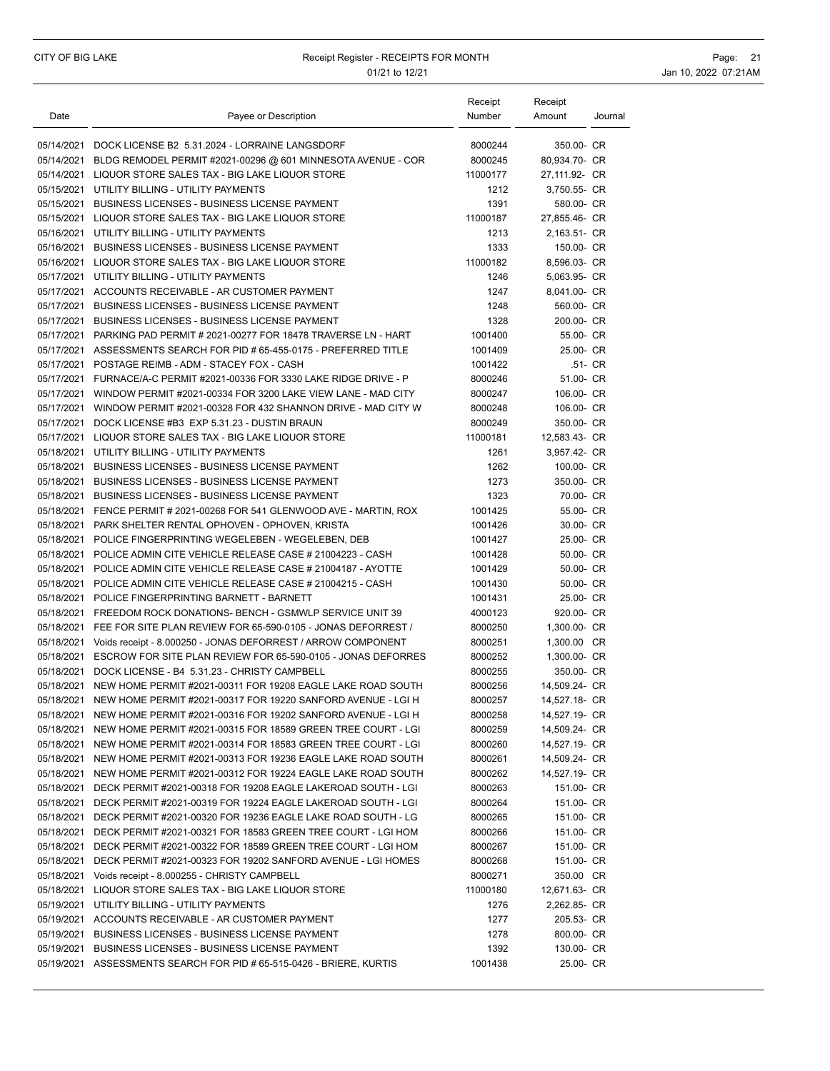| Date | Payee or Description | Receipt Number | Receipt Amount | Journal |
|---|---|---|---|---|
| 05/14/2021 | DOCK LICENSE B2 5.31.2024 - LORRAINE LANGSDORF | 8000244 | 350.00- | CR |
| 05/14/2021 | BLDG REMODEL PERMIT #2021-00296 @ 601 MINNESOTA AVENUE - COR | 8000245 | 80,934.70- | CR |
| 05/14/2021 | LIQUOR STORE SALES TAX - BIG LAKE LIQUOR STORE | 11000177 | 27,111.92- | CR |
| 05/15/2021 | UTILITY BILLING - UTILITY PAYMENTS | 1212 | 3,750.55- | CR |
| 05/15/2021 | BUSINESS LICENSES - BUSINESS LICENSE PAYMENT | 1391 | 580.00- | CR |
| 05/15/2021 | LIQUOR STORE SALES TAX - BIG LAKE LIQUOR STORE | 11000187 | 27,855.46- | CR |
| 05/16/2021 | UTILITY BILLING - UTILITY PAYMENTS | 1213 | 2,163.51- | CR |
| 05/16/2021 | BUSINESS LICENSES - BUSINESS LICENSE PAYMENT | 1333 | 150.00- | CR |
| 05/16/2021 | LIQUOR STORE SALES TAX - BIG LAKE LIQUOR STORE | 11000182 | 8,596.03- | CR |
| 05/17/2021 | UTILITY BILLING - UTILITY PAYMENTS | 1246 | 5,063.95- | CR |
| 05/17/2021 | ACCOUNTS RECEIVABLE - AR CUSTOMER PAYMENT | 1247 | 8,041.00- | CR |
| 05/17/2021 | BUSINESS LICENSES - BUSINESS LICENSE PAYMENT | 1248 | 560.00- | CR |
| 05/17/2021 | BUSINESS LICENSES - BUSINESS LICENSE PAYMENT | 1328 | 200.00- | CR |
| 05/17/2021 | PARKING PAD PERMIT # 2021-00277 FOR 18478 TRAVERSE LN - HART | 1001400 | 55.00- | CR |
| 05/17/2021 | ASSESSMENTS SEARCH FOR PID # 65-455-0175 - PREFERRED TITLE | 1001409 | 25.00- | CR |
| 05/17/2021 | POSTAGE REIMB - ADM - STACEY FOX - CASH | 1001422 | .51- | CR |
| 05/17/2021 | FURNACE/A-C PERMIT #2021-00336 FOR 3330 LAKE RIDGE DRIVE - P | 8000246 | 51.00- | CR |
| 05/17/2021 | WINDOW PERMIT #2021-00334 FOR 3200 LAKE VIEW LANE - MAD CITY | 8000247 | 106.00- | CR |
| 05/17/2021 | WINDOW PERMIT #2021-00328 FOR 432 SHANNON DRIVE - MAD CITY W | 8000248 | 106.00- | CR |
| 05/17/2021 | DOCK LICENSE #B3 EXP 5.31.23 - DUSTIN BRAUN | 8000249 | 350.00- | CR |
| 05/17/2021 | LIQUOR STORE SALES TAX - BIG LAKE LIQUOR STORE | 11000181 | 12,583.43- | CR |
| 05/18/2021 | UTILITY BILLING - UTILITY PAYMENTS | 1261 | 3,957.42- | CR |
| 05/18/2021 | BUSINESS LICENSES - BUSINESS LICENSE PAYMENT | 1262 | 100.00- | CR |
| 05/18/2021 | BUSINESS LICENSES - BUSINESS LICENSE PAYMENT | 1273 | 350.00- | CR |
| 05/18/2021 | BUSINESS LICENSES - BUSINESS LICENSE PAYMENT | 1323 | 70.00- | CR |
| 05/18/2021 | FENCE PERMIT # 2021-00268 FOR 541 GLENWOOD AVE - MARTIN, ROX | 1001425 | 55.00- | CR |
| 05/18/2021 | PARK SHELTER RENTAL OPHOVEN - OPHOVEN, KRISTA | 1001426 | 30.00- | CR |
| 05/18/2021 | POLICE FINGERPRINTING WEGELEBEN - WEGELEBEN, DEB | 1001427 | 25.00- | CR |
| 05/18/2021 | POLICE ADMIN CITE VEHICLE RELEASE CASE # 21004223 - CASH | 1001428 | 50.00- | CR |
| 05/18/2021 | POLICE ADMIN CITE VEHICLE RELEASE CASE # 21004187 - AYOTTE | 1001429 | 50.00- | CR |
| 05/18/2021 | POLICE ADMIN CITE VEHICLE RELEASE CASE # 21004215 - CASH | 1001430 | 50.00- | CR |
| 05/18/2021 | POLICE FINGERPRINTING BARNETT - BARNETT | 1001431 | 25.00- | CR |
| 05/18/2021 | FREEDOM ROCK DONATIONS- BENCH - GSMWLP SERVICE UNIT 39 | 4000123 | 920.00- | CR |
| 05/18/2021 | FEE FOR SITE PLAN REVIEW FOR 65-590-0105 - JONAS DEFORREST / | 8000250 | 1,300.00- | CR |
| 05/18/2021 | Voids receipt - 8.000250 - JONAS DEFORREST / ARROW COMPONENT | 8000251 | 1,300.00 | CR |
| 05/18/2021 | ESCROW FOR SITE PLAN REVIEW FOR 65-590-0105 - JONAS DEFORRES | 8000252 | 1,300.00- | CR |
| 05/18/2021 | DOCK LICENSE - B4 5.31.23 - CHRISTY CAMPBELL | 8000255 | 350.00- | CR |
| 05/18/2021 | NEW HOME PERMIT #2021-00311 FOR 19208 EAGLE LAKE ROAD SOUTH | 8000256 | 14,509.24- | CR |
| 05/18/2021 | NEW HOME PERMIT #2021-00317 FOR 19220 SANFORD AVENUE - LGI H | 8000257 | 14,527.18- | CR |
| 05/18/2021 | NEW HOME PERMIT #2021-00316 FOR 19202 SANFORD AVENUE - LGI H | 8000258 | 14,527.19- | CR |
| 05/18/2021 | NEW HOME PERMIT #2021-00315 FOR 18589 GREEN TREE COURT - LGI | 8000259 | 14,509.24- | CR |
| 05/18/2021 | NEW HOME PERMIT #2021-00314 FOR 18583 GREEN TREE COURT - LGI | 8000260 | 14,527.19- | CR |
| 05/18/2021 | NEW HOME PERMIT #2021-00313 FOR 19236 EAGLE LAKE ROAD SOUTH | 8000261 | 14,509.24- | CR |
| 05/18/2021 | NEW HOME PERMIT #2021-00312 FOR 19224 EAGLE LAKE ROAD SOUTH | 8000262 | 14,527.19- | CR |
| 05/18/2021 | DECK PERMIT #2021-00318 FOR 19208 EAGLE LAKEROAD SOUTH - LGI | 8000263 | 151.00- | CR |
| 05/18/2021 | DECK PERMIT #2021-00319 FOR 19224 EAGLE LAKEROAD SOUTH - LGI | 8000264 | 151.00- | CR |
| 05/18/2021 | DECK PERMIT #2021-00320 FOR 19236 EAGLE LAKE ROAD SOUTH - LG | 8000265 | 151.00- | CR |
| 05/18/2021 | DECK PERMIT #2021-00321 FOR 18583 GREEN TREE COURT - LGI HOM | 8000266 | 151.00- | CR |
| 05/18/2021 | DECK PERMIT #2021-00322 FOR 18589 GREEN TREE COURT - LGI HOM | 8000267 | 151.00- | CR |
| 05/18/2021 | DECK PERMIT #2021-00323 FOR 19202 SANFORD AVENUE - LGI HOMES | 8000268 | 151.00- | CR |
| 05/18/2021 | Voids receipt - 8.000255 - CHRISTY CAMPBELL | 8000271 | 350.00 | CR |
| 05/18/2021 | LIQUOR STORE SALES TAX - BIG LAKE LIQUOR STORE | 11000180 | 12,671.63- | CR |
| 05/19/2021 | UTILITY BILLING - UTILITY PAYMENTS | 1276 | 2,262.85- | CR |
| 05/19/2021 | ACCOUNTS RECEIVABLE - AR CUSTOMER PAYMENT | 1277 | 205.53- | CR |
| 05/19/2021 | BUSINESS LICENSES - BUSINESS LICENSE PAYMENT | 1278 | 800.00- | CR |
| 05/19/2021 | BUSINESS LICENSES - BUSINESS LICENSE PAYMENT | 1392 | 130.00- | CR |
| 05/19/2021 | ASSESSMENTS SEARCH FOR PID # 65-515-0426 - BRIERE, KURTIS | 1001438 | 25.00- | CR |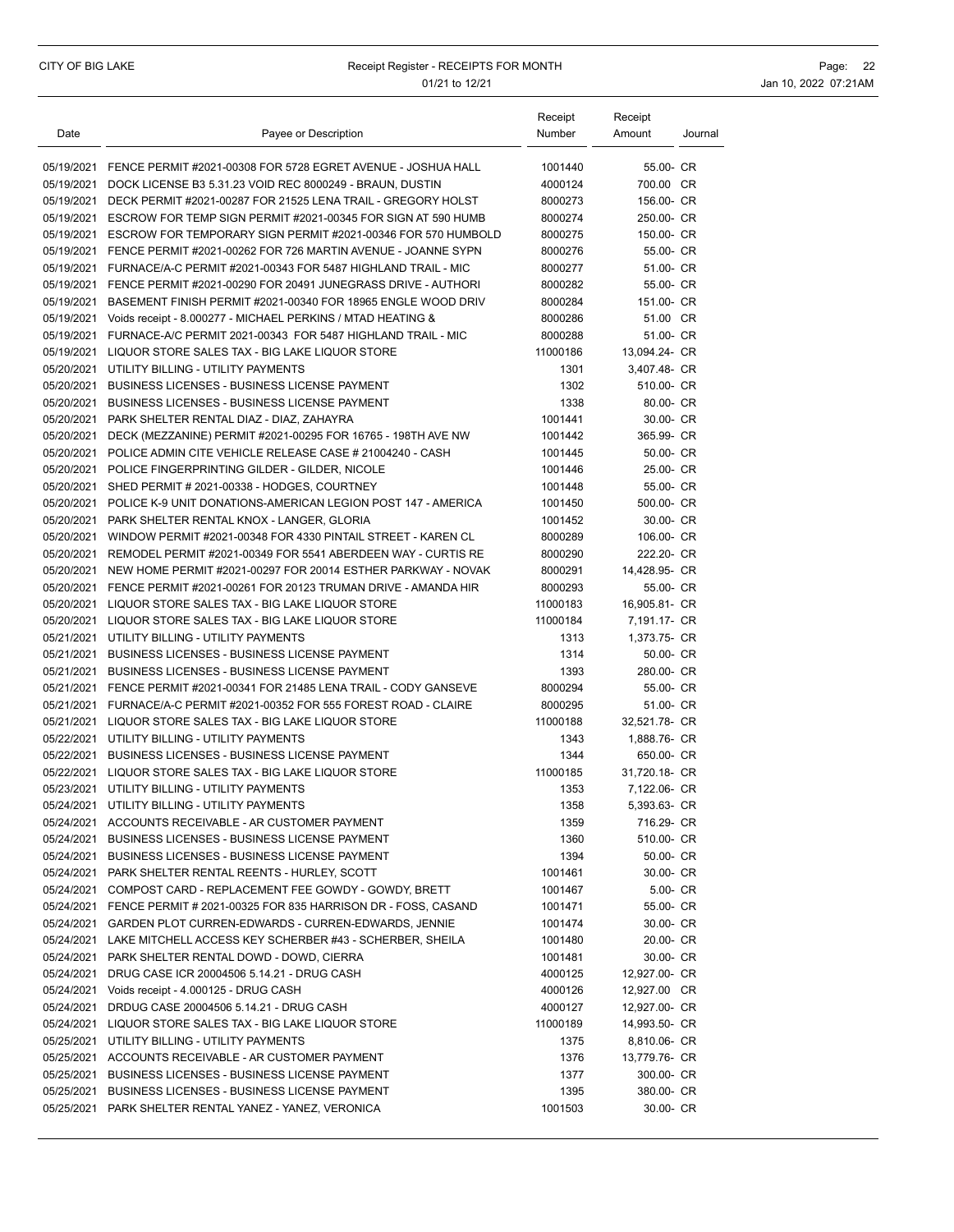| Date | Payee or Description | Receipt Number | Receipt Amount | Journal |
|---|---|---|---|---|
| 05/19/2021 | FENCE PERMIT #2021-00308 FOR 5728 EGRET AVENUE - JOSHUA HALL | 1001440 | 55.00- | CR |
| 05/19/2021 | DOCK LICENSE B3 5.31.23 VOID REC 8000249 - BRAUN, DUSTIN | 4000124 | 700.00 | CR |
| 05/19/2021 | DECK PERMIT #2021-00287 FOR 21525 LENA TRAIL - GREGORY HOLST | 8000273 | 156.00- | CR |
| 05/19/2021 | ESCROW FOR TEMP SIGN PERMIT #2021-00345 FOR SIGN AT 590 HUMB | 8000274 | 250.00- | CR |
| 05/19/2021 | ESCROW FOR TEMPORARY SIGN PERMIT #2021-00346 FOR 570 HUMBOLD | 8000275 | 150.00- | CR |
| 05/19/2021 | FENCE PERMIT #2021-00262 FOR 726 MARTIN AVENUE - JOANNE SYPN | 8000276 | 55.00- | CR |
| 05/19/2021 | FURNACE/A-C PERMIT #2021-00343 FOR 5487 HIGHLAND TRAIL - MIC | 8000277 | 51.00- | CR |
| 05/19/2021 | FENCE PERMIT #2021-00290 FOR 20491 JUNEGRASS DRIVE - AUTHORI | 8000282 | 55.00- | CR |
| 05/19/2021 | BASEMENT FINISH PERMIT #2021-00340 FOR 18965 ENGLE WOOD DRIV | 8000284 | 151.00- | CR |
| 05/19/2021 | Voids receipt - 8.000277 - MICHAEL PERKINS / MTAD HEATING & | 8000286 | 51.00 | CR |
| 05/19/2021 | FURNACE-A/C PERMIT 2021-00343 FOR 5487 HIGHLAND TRAIL - MIC | 8000288 | 51.00- | CR |
| 05/19/2021 | LIQUOR STORE SALES TAX - BIG LAKE LIQUOR STORE | 11000186 | 13,094.24- | CR |
| 05/20/2021 | UTILITY BILLING - UTILITY PAYMENTS | 1301 | 3,407.48- | CR |
| 05/20/2021 | BUSINESS LICENSES - BUSINESS LICENSE PAYMENT | 1302 | 510.00- | CR |
| 05/20/2021 | BUSINESS LICENSES - BUSINESS LICENSE PAYMENT | 1338 | 80.00- | CR |
| 05/20/2021 | PARK SHELTER RENTAL DIAZ - DIAZ, ZAHAYRA | 1001441 | 30.00- | CR |
| 05/20/2021 | DECK (MEZZANINE) PERMIT #2021-00295 FOR 16765 - 198TH AVE NW | 1001442 | 365.99- | CR |
| 05/20/2021 | POLICE ADMIN CITE VEHICLE RELEASE CASE # 21004240 - CASH | 1001445 | 50.00- | CR |
| 05/20/2021 | POLICE FINGERPRINTING GILDER - GILDER, NICOLE | 1001446 | 25.00- | CR |
| 05/20/2021 | SHED PERMIT # 2021-00338 - HODGES, COURTNEY | 1001448 | 55.00- | CR |
| 05/20/2021 | POLICE K-9 UNIT DONATIONS-AMERICAN LEGION POST 147 - AMERICA | 1001450 | 500.00- | CR |
| 05/20/2021 | PARK SHELTER RENTAL KNOX - LANGER, GLORIA | 1001452 | 30.00- | CR |
| 05/20/2021 | WINDOW PERMIT #2021-00348 FOR 4330 PINTAIL STREET - KAREN CL | 8000289 | 106.00- | CR |
| 05/20/2021 | REMODEL PERMIT #2021-00349 FOR 5541 ABERDEEN WAY - CURTIS RE | 8000290 | 222.20- | CR |
| 05/20/2021 | NEW HOME PERMIT #2021-00297 FOR 20014 ESTHER PARKWAY - NOVAK | 8000291 | 14,428.95- | CR |
| 05/20/2021 | FENCE PERMIT #2021-00261 FOR 20123 TRUMAN DRIVE - AMANDA HIR | 8000293 | 55.00- | CR |
| 05/20/2021 | LIQUOR STORE SALES TAX - BIG LAKE LIQUOR STORE | 11000183 | 16,905.81- | CR |
| 05/20/2021 | LIQUOR STORE SALES TAX - BIG LAKE LIQUOR STORE | 11000184 | 7,191.17- | CR |
| 05/21/2021 | UTILITY BILLING - UTILITY PAYMENTS | 1313 | 1,373.75- | CR |
| 05/21/2021 | BUSINESS LICENSES - BUSINESS LICENSE PAYMENT | 1314 | 50.00- | CR |
| 05/21/2021 | BUSINESS LICENSES - BUSINESS LICENSE PAYMENT | 1393 | 280.00- | CR |
| 05/21/2021 | FENCE PERMIT #2021-00341 FOR 21485 LENA TRAIL - CODY GANSEVE | 8000294 | 55.00- | CR |
| 05/21/2021 | FURNACE/A-C PERMIT #2021-00352 FOR 555 FOREST ROAD - CLAIRE | 8000295 | 51.00- | CR |
| 05/21/2021 | LIQUOR STORE SALES TAX - BIG LAKE LIQUOR STORE | 11000188 | 32,521.78- | CR |
| 05/22/2021 | UTILITY BILLING - UTILITY PAYMENTS | 1343 | 1,888.76- | CR |
| 05/22/2021 | BUSINESS LICENSES - BUSINESS LICENSE PAYMENT | 1344 | 650.00- | CR |
| 05/22/2021 | LIQUOR STORE SALES TAX - BIG LAKE LIQUOR STORE | 11000185 | 31,720.18- | CR |
| 05/23/2021 | UTILITY BILLING - UTILITY PAYMENTS | 1353 | 7,122.06- | CR |
| 05/24/2021 | UTILITY BILLING - UTILITY PAYMENTS | 1358 | 5,393.63- | CR |
| 05/24/2021 | ACCOUNTS RECEIVABLE - AR CUSTOMER PAYMENT | 1359 | 716.29- | CR |
| 05/24/2021 | BUSINESS LICENSES - BUSINESS LICENSE PAYMENT | 1360 | 510.00- | CR |
| 05/24/2021 | BUSINESS LICENSES - BUSINESS LICENSE PAYMENT | 1394 | 50.00- | CR |
| 05/24/2021 | PARK SHELTER RENTAL REENTS - HURLEY, SCOTT | 1001461 | 30.00- | CR |
| 05/24/2021 | COMPOST CARD - REPLACEMENT FEE GOWDY - GOWDY, BRETT | 1001467 | 5.00- | CR |
| 05/24/2021 | FENCE PERMIT # 2021-00325 FOR 835 HARRISON DR - FOSS, CASAND | 1001471 | 55.00- | CR |
| 05/24/2021 | GARDEN PLOT CURREN-EDWARDS - CURREN-EDWARDS, JENNIE | 1001474 | 30.00- | CR |
| 05/24/2021 | LAKE MITCHELL ACCESS KEY SCHERBER #43 - SCHERBER, SHEILA | 1001480 | 20.00- | CR |
| 05/24/2021 | PARK SHELTER RENTAL DOWD - DOWD, CIERRA | 1001481 | 30.00- | CR |
| 05/24/2021 | DRUG CASE ICR 20004506 5.14.21 - DRUG CASH | 4000125 | 12,927.00- | CR |
| 05/24/2021 | Voids receipt - 4.000125 - DRUG CASH | 4000126 | 12,927.00 | CR |
| 05/24/2021 | DRDUG CASE 20004506 5.14.21 - DRUG CASH | 4000127 | 12,927.00- | CR |
| 05/24/2021 | LIQUOR STORE SALES TAX - BIG LAKE LIQUOR STORE | 11000189 | 14,993.50- | CR |
| 05/25/2021 | UTILITY BILLING - UTILITY PAYMENTS | 1375 | 8,810.06- | CR |
| 05/25/2021 | ACCOUNTS RECEIVABLE - AR CUSTOMER PAYMENT | 1376 | 13,779.76- | CR |
| 05/25/2021 | BUSINESS LICENSES - BUSINESS LICENSE PAYMENT | 1377 | 300.00- | CR |
| 05/25/2021 | BUSINESS LICENSES - BUSINESS LICENSE PAYMENT | 1395 | 380.00- | CR |
| 05/25/2021 | PARK SHELTER RENTAL YANEZ - YANEZ, VERONICA | 1001503 | 30.00- | CR |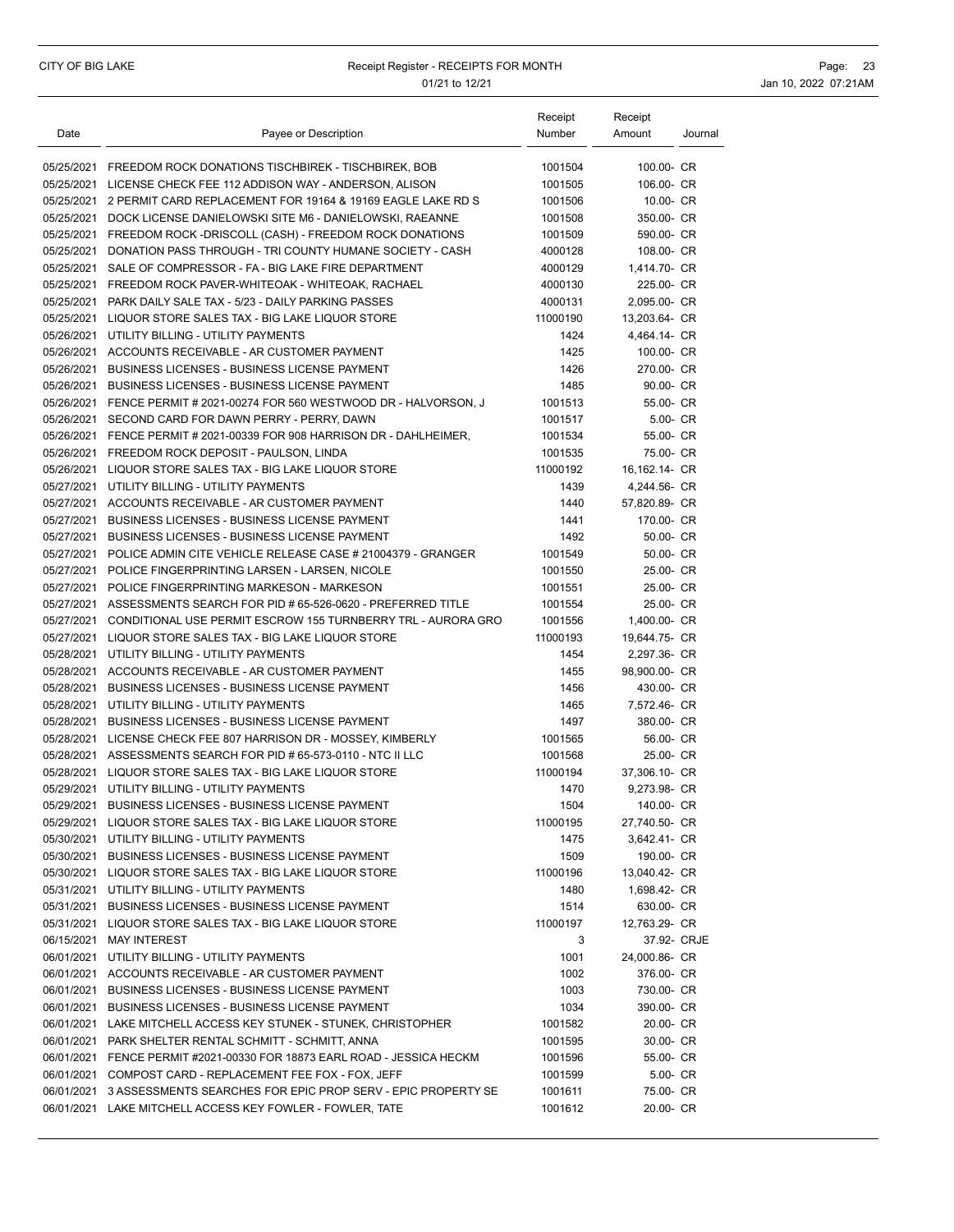| Date | Payee or Description | Receipt Number | Receipt Amount | Journal |
|---|---|---|---|---|
| 05/25/2021 | FREEDOM ROCK DONATIONS TISCHBIREK - TISCHBIREK, BOB | 1001504 | 100.00- | CR |
| 05/25/2021 | LICENSE CHECK FEE 112 ADDISON WAY - ANDERSON, ALISON | 1001505 | 106.00- | CR |
| 05/25/2021 | 2 PERMIT CARD REPLACEMENT FOR 19164 & 19169 EAGLE LAKE RD S | 1001506 | 10.00- | CR |
| 05/25/2021 | DOCK LICENSE DANIELOWSKI SITE M6 - DANIELOWSKI, RAEANNE | 1001508 | 350.00- | CR |
| 05/25/2021 | FREEDOM ROCK -DRISCOLL (CASH) - FREEDOM ROCK DONATIONS | 1001509 | 590.00- | CR |
| 05/25/2021 | DONATION PASS THROUGH - TRI COUNTY HUMANE SOCIETY - CASH | 4000128 | 108.00- | CR |
| 05/25/2021 | SALE OF COMPRESSOR - FA - BIG LAKE FIRE DEPARTMENT | 4000129 | 1,414.70- | CR |
| 05/25/2021 | FREEDOM ROCK PAVER-WHITEOAK - WHITEOAK, RACHAEL | 4000130 | 225.00- | CR |
| 05/25/2021 | PARK DAILY SALE TAX - 5/23 - DAILY PARKING PASSES | 4000131 | 2,095.00- | CR |
| 05/25/2021 | LIQUOR STORE SALES TAX - BIG LAKE LIQUOR STORE | 11000190 | 13,203.64- | CR |
| 05/26/2021 | UTILITY BILLING - UTILITY PAYMENTS | 1424 | 4,464.14- | CR |
| 05/26/2021 | ACCOUNTS RECEIVABLE - AR CUSTOMER PAYMENT | 1425 | 100.00- | CR |
| 05/26/2021 | BUSINESS LICENSES - BUSINESS LICENSE PAYMENT | 1426 | 270.00- | CR |
| 05/26/2021 | BUSINESS LICENSES - BUSINESS LICENSE PAYMENT | 1485 | 90.00- | CR |
| 05/26/2021 | FENCE PERMIT # 2021-00274 FOR 560 WESTWOOD DR - HALVORSON, J | 1001513 | 55.00- | CR |
| 05/26/2021 | SECOND CARD FOR DAWN PERRY - PERRY, DAWN | 1001517 | 5.00- | CR |
| 05/26/2021 | FENCE PERMIT # 2021-00339 FOR 908 HARRISON DR - DAHLHEIMER, | 1001534 | 55.00- | CR |
| 05/26/2021 | FREEDOM ROCK DEPOSIT - PAULSON, LINDA | 1001535 | 75.00- | CR |
| 05/26/2021 | LIQUOR STORE SALES TAX - BIG LAKE LIQUOR STORE | 11000192 | 16,162.14- | CR |
| 05/27/2021 | UTILITY BILLING - UTILITY PAYMENTS | 1439 | 4,244.56- | CR |
| 05/27/2021 | ACCOUNTS RECEIVABLE - AR CUSTOMER PAYMENT | 1440 | 57,820.89- | CR |
| 05/27/2021 | BUSINESS LICENSES - BUSINESS LICENSE PAYMENT | 1441 | 170.00- | CR |
| 05/27/2021 | BUSINESS LICENSES - BUSINESS LICENSE PAYMENT | 1492 | 50.00- | CR |
| 05/27/2021 | POLICE ADMIN CITE VEHICLE RELEASE CASE # 21004379 - GRANGER | 1001549 | 50.00- | CR |
| 05/27/2021 | POLICE FINGERPRINTING LARSEN - LARSEN, NICOLE | 1001550 | 25.00- | CR |
| 05/27/2021 | POLICE FINGERPRINTING MARKESON - MARKESON | 1001551 | 25.00- | CR |
| 05/27/2021 | ASSESSMENTS SEARCH FOR PID # 65-526-0620 - PREFERRED TITLE | 1001554 | 25.00- | CR |
| 05/27/2021 | CONDITIONAL USE PERMIT ESCROW 155 TURNBERRY TRL - AURORA GRO | 1001556 | 1,400.00- | CR |
| 05/27/2021 | LIQUOR STORE SALES TAX - BIG LAKE LIQUOR STORE | 11000193 | 19,644.75- | CR |
| 05/28/2021 | UTILITY BILLING - UTILITY PAYMENTS | 1454 | 2,297.36- | CR |
| 05/28/2021 | ACCOUNTS RECEIVABLE - AR CUSTOMER PAYMENT | 1455 | 98,900.00- | CR |
| 05/28/2021 | BUSINESS LICENSES - BUSINESS LICENSE PAYMENT | 1456 | 430.00- | CR |
| 05/28/2021 | UTILITY BILLING - UTILITY PAYMENTS | 1465 | 7,572.46- | CR |
| 05/28/2021 | BUSINESS LICENSES - BUSINESS LICENSE PAYMENT | 1497 | 380.00- | CR |
| 05/28/2021 | LICENSE CHECK FEE 807 HARRISON DR - MOSSEY, KIMBERLY | 1001565 | 56.00- | CR |
| 05/28/2021 | ASSESSMENTS SEARCH FOR PID # 65-573-0110 - NTC II LLC | 1001568 | 25.00- | CR |
| 05/28/2021 | LIQUOR STORE SALES TAX - BIG LAKE LIQUOR STORE | 11000194 | 37,306.10- | CR |
| 05/29/2021 | UTILITY BILLING - UTILITY PAYMENTS | 1470 | 9,273.98- | CR |
| 05/29/2021 | BUSINESS LICENSES - BUSINESS LICENSE PAYMENT | 1504 | 140.00- | CR |
| 05/29/2021 | LIQUOR STORE SALES TAX - BIG LAKE LIQUOR STORE | 11000195 | 27,740.50- | CR |
| 05/30/2021 | UTILITY BILLING - UTILITY PAYMENTS | 1475 | 3,642.41- | CR |
| 05/30/2021 | BUSINESS LICENSES - BUSINESS LICENSE PAYMENT | 1509 | 190.00- | CR |
| 05/30/2021 | LIQUOR STORE SALES TAX - BIG LAKE LIQUOR STORE | 11000196 | 13,040.42- | CR |
| 05/31/2021 | UTILITY BILLING - UTILITY PAYMENTS | 1480 | 1,698.42- | CR |
| 05/31/2021 | BUSINESS LICENSES - BUSINESS LICENSE PAYMENT | 1514 | 630.00- | CR |
| 05/31/2021 | LIQUOR STORE SALES TAX - BIG LAKE LIQUOR STORE | 11000197 | 12,763.29- | CR |
| 06/15/2021 | MAY INTEREST | 3 | 37.92- | CRJE |
| 06/01/2021 | UTILITY BILLING - UTILITY PAYMENTS | 1001 | 24,000.86- | CR |
| 06/01/2021 | ACCOUNTS RECEIVABLE - AR CUSTOMER PAYMENT | 1002 | 376.00- | CR |
| 06/01/2021 | BUSINESS LICENSES - BUSINESS LICENSE PAYMENT | 1003 | 730.00- | CR |
| 06/01/2021 | BUSINESS LICENSES - BUSINESS LICENSE PAYMENT | 1034 | 390.00- | CR |
| 06/01/2021 | LAKE MITCHELL ACCESS KEY STUNEK - STUNEK, CHRISTOPHER | 1001582 | 20.00- | CR |
| 06/01/2021 | PARK SHELTER RENTAL SCHMITT - SCHMITT, ANNA | 1001595 | 30.00- | CR |
| 06/01/2021 | FENCE PERMIT #2021-00330 FOR 18873 EARL ROAD - JESSICA HECKM | 1001596 | 55.00- | CR |
| 06/01/2021 | COMPOST CARD - REPLACEMENT FEE FOX - FOX, JEFF | 1001599 | 5.00- | CR |
| 06/01/2021 | 3 ASSESSMENTS SEARCHES FOR EPIC PROP SERV - EPIC PROPERTY SE | 1001611 | 75.00- | CR |
| 06/01/2021 | LAKE MITCHELL ACCESS KEY FOWLER - FOWLER, TATE | 1001612 | 20.00- | CR |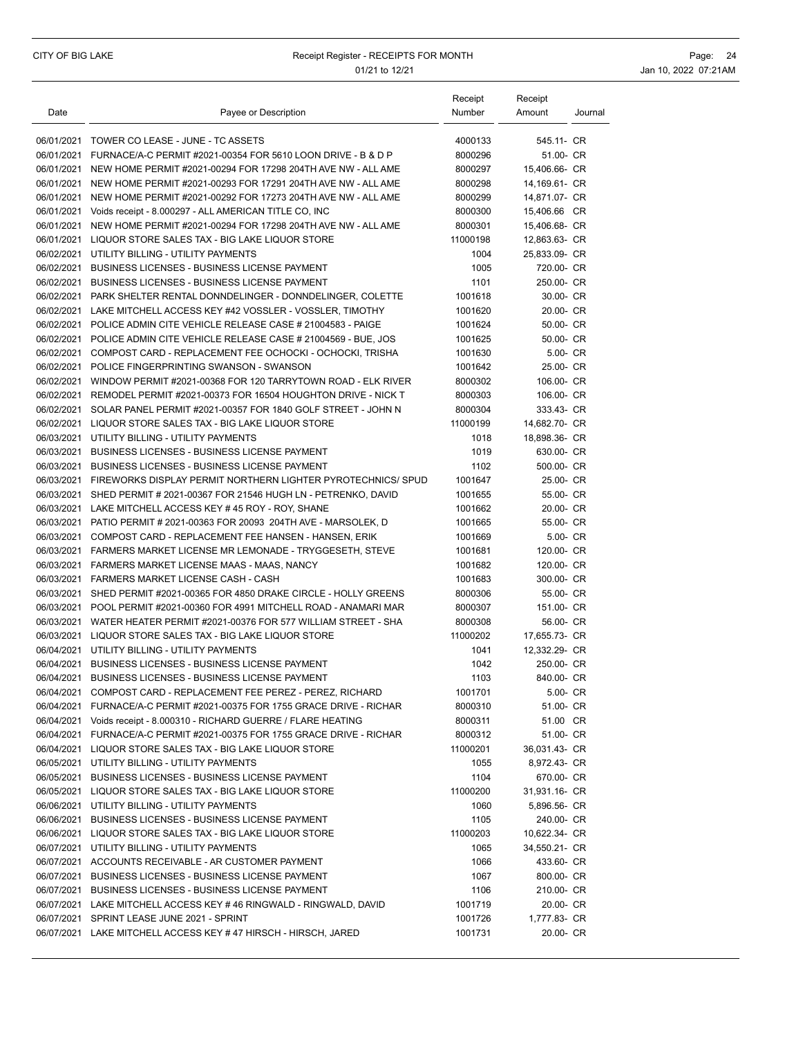CITY OF BIG LAKE

Receipt Register - RECEIPTS FOR MONTH

01/21 to 12/21

| Date | Payee or Description | Receipt Number | Receipt Amount | Journal |
|---|---|---|---|---|
| 06/01/2021 | TOWER CO LEASE - JUNE - TC ASSETS | 4000133 | 545.11- | CR |
| 06/01/2021 | FURNACE/A-C PERMIT #2021-00354 FOR 5610 LOON DRIVE - B & D P | 8000296 | 51.00- | CR |
| 06/01/2021 | NEW HOME PERMIT #2021-00294 FOR 17298 204TH AVE NW - ALL AME | 8000297 | 15,406.66- | CR |
| 06/01/2021 | NEW HOME PERMIT #2021-00293 FOR 17291 204TH AVE NW - ALL AME | 8000298 | 14,169.61- | CR |
| 06/01/2021 | NEW HOME PERMIT #2021-00292 FOR 17273 204TH AVE NW - ALL AME | 8000299 | 14,871.07- | CR |
| 06/01/2021 | Voids receipt - 8.000297 - ALL AMERICAN TITLE CO, INC | 8000300 | 15,406.66 | CR |
| 06/01/2021 | NEW HOME PERMIT #2021-00294 FOR 17298 204TH AVE NW - ALL AME | 8000301 | 15,406.68- | CR |
| 06/01/2021 | LIQUOR STORE SALES TAX - BIG LAKE LIQUOR STORE | 11000198 | 12,863.63- | CR |
| 06/02/2021 | UTILITY BILLING - UTILITY PAYMENTS | 1004 | 25,833.09- | CR |
| 06/02/2021 | BUSINESS LICENSES - BUSINESS LICENSE PAYMENT | 1005 | 720.00- | CR |
| 06/02/2021 | BUSINESS LICENSES - BUSINESS LICENSE PAYMENT | 1101 | 250.00- | CR |
| 06/02/2021 | PARK SHELTER RENTAL DONNDELINGER - DONNDELINGER, COLETTE | 1001618 | 30.00- | CR |
| 06/02/2021 | LAKE MITCHELL ACCESS KEY #42 VOSSLER - VOSSLER, TIMOTHY | 1001620 | 20.00- | CR |
| 06/02/2021 | POLICE ADMIN CITE VEHICLE RELEASE CASE # 21004583 - PAIGE | 1001624 | 50.00- | CR |
| 06/02/2021 | POLICE ADMIN CITE VEHICLE RELEASE CASE # 21004569 - BUE, JOS | 1001625 | 50.00- | CR |
| 06/02/2021 | COMPOST CARD - REPLACEMENT FEE OCHOCKI - OCHOCKI, TRISHA | 1001630 | 5.00- | CR |
| 06/02/2021 | POLICE FINGERPRINTING SWANSON - SWANSON | 1001642 | 25.00- | CR |
| 06/02/2021 | WINDOW PERMIT #2021-00368 FOR 120 TARRYTOWN ROAD - ELK RIVER | 8000302 | 106.00- | CR |
| 06/02/2021 | REMODEL PERMIT #2021-00373 FOR 16504 HOUGHTON DRIVE - NICK T | 8000303 | 106.00- | CR |
| 06/02/2021 | SOLAR PANEL PERMIT #2021-00357 FOR 1840 GOLF STREET - JOHN N | 8000304 | 333.43- | CR |
| 06/02/2021 | LIQUOR STORE SALES TAX - BIG LAKE LIQUOR STORE | 11000199 | 14,682.70- | CR |
| 06/03/2021 | UTILITY BILLING - UTILITY PAYMENTS | 1018 | 18,898.36- | CR |
| 06/03/2021 | BUSINESS LICENSES - BUSINESS LICENSE PAYMENT | 1019 | 630.00- | CR |
| 06/03/2021 | BUSINESS LICENSES - BUSINESS LICENSE PAYMENT | 1102 | 500.00- | CR |
| 06/03/2021 | FIREWORKS DISPLAY PERMIT NORTHERN LIGHTER PYROTECHNICS/ SPUD | 1001647 | 25.00- | CR |
| 06/03/2021 | SHED PERMIT # 2021-00367 FOR 21546 HUGH LN - PETRENKO, DAVID | 1001655 | 55.00- | CR |
| 06/03/2021 | LAKE MITCHELL ACCESS KEY # 45 ROY - ROY, SHANE | 1001662 | 20.00- | CR |
| 06/03/2021 | PATIO PERMIT # 2021-00363 FOR 20093 204TH AVE - MARSOLEK, D | 1001665 | 55.00- | CR |
| 06/03/2021 | COMPOST CARD - REPLACEMENT FEE HANSEN - HANSEN, ERIK | 1001669 | 5.00- | CR |
| 06/03/2021 | FARMERS MARKET LICENSE MR LEMONADE - TRYGGESETH, STEVE | 1001681 | 120.00- | CR |
| 06/03/2021 | FARMERS MARKET LICENSE MAAS - MAAS, NANCY | 1001682 | 120.00- | CR |
| 06/03/2021 | FARMERS MARKET LICENSE CASH - CASH | 1001683 | 300.00- | CR |
| 06/03/2021 | SHED PERMIT #2021-00365 FOR 4850 DRAKE CIRCLE - HOLLY GREENS | 8000306 | 55.00- | CR |
| 06/03/2021 | POOL PERMIT #2021-00360 FOR 4991 MITCHELL ROAD - ANAMARI MAR | 8000307 | 151.00- | CR |
| 06/03/2021 | WATER HEATER PERMIT #2021-00376 FOR 577 WILLIAM STREET - SHA | 8000308 | 56.00- | CR |
| 06/03/2021 | LIQUOR STORE SALES TAX - BIG LAKE LIQUOR STORE | 11000202 | 17,655.73- | CR |
| 06/04/2021 | UTILITY BILLING - UTILITY PAYMENTS | 1041 | 12,332.29- | CR |
| 06/04/2021 | BUSINESS LICENSES - BUSINESS LICENSE PAYMENT | 1042 | 250.00- | CR |
| 06/04/2021 | BUSINESS LICENSES - BUSINESS LICENSE PAYMENT | 1103 | 840.00- | CR |
| 06/04/2021 | COMPOST CARD - REPLACEMENT FEE PEREZ - PEREZ, RICHARD | 1001701 | 5.00- | CR |
| 06/04/2021 | FURNACE/A-C PERMIT #2021-00375 FOR 1755 GRACE DRIVE - RICHAR | 8000310 | 51.00- | CR |
| 06/04/2021 | Voids receipt - 8.000310 - RICHARD GUERRE / FLARE HEATING | 8000311 | 51.00 | CR |
| 06/04/2021 | FURNACE/A-C PERMIT #2021-00375 FOR 1755 GRACE DRIVE - RICHAR | 8000312 | 51.00- | CR |
| 06/04/2021 | LIQUOR STORE SALES TAX - BIG LAKE LIQUOR STORE | 11000201 | 36,031.43- | CR |
| 06/05/2021 | UTILITY BILLING - UTILITY PAYMENTS | 1055 | 8,972.43- | CR |
| 06/05/2021 | BUSINESS LICENSES - BUSINESS LICENSE PAYMENT | 1104 | 670.00- | CR |
| 06/05/2021 | LIQUOR STORE SALES TAX - BIG LAKE LIQUOR STORE | 11000200 | 31,931.16- | CR |
| 06/06/2021 | UTILITY BILLING - UTILITY PAYMENTS | 1060 | 5,896.56- | CR |
| 06/06/2021 | BUSINESS LICENSES - BUSINESS LICENSE PAYMENT | 1105 | 240.00- | CR |
| 06/06/2021 | LIQUOR STORE SALES TAX - BIG LAKE LIQUOR STORE | 11000203 | 10,622.34- | CR |
| 06/07/2021 | UTILITY BILLING - UTILITY PAYMENTS | 1065 | 34,550.21- | CR |
| 06/07/2021 | ACCOUNTS RECEIVABLE - AR CUSTOMER PAYMENT | 1066 | 433.60- | CR |
| 06/07/2021 | BUSINESS LICENSES - BUSINESS LICENSE PAYMENT | 1067 | 800.00- | CR |
| 06/07/2021 | BUSINESS LICENSES - BUSINESS LICENSE PAYMENT | 1106 | 210.00- | CR |
| 06/07/2021 | LAKE MITCHELL ACCESS KEY # 46 RINGWALD - RINGWALD, DAVID | 1001719 | 20.00- | CR |
| 06/07/2021 | SPRINT LEASE JUNE 2021 - SPRINT | 1001726 | 1,777.83- | CR |
| 06/07/2021 | LAKE MITCHELL ACCESS KEY # 47 HIRSCH - HIRSCH, JARED | 1001731 | 20.00- | CR |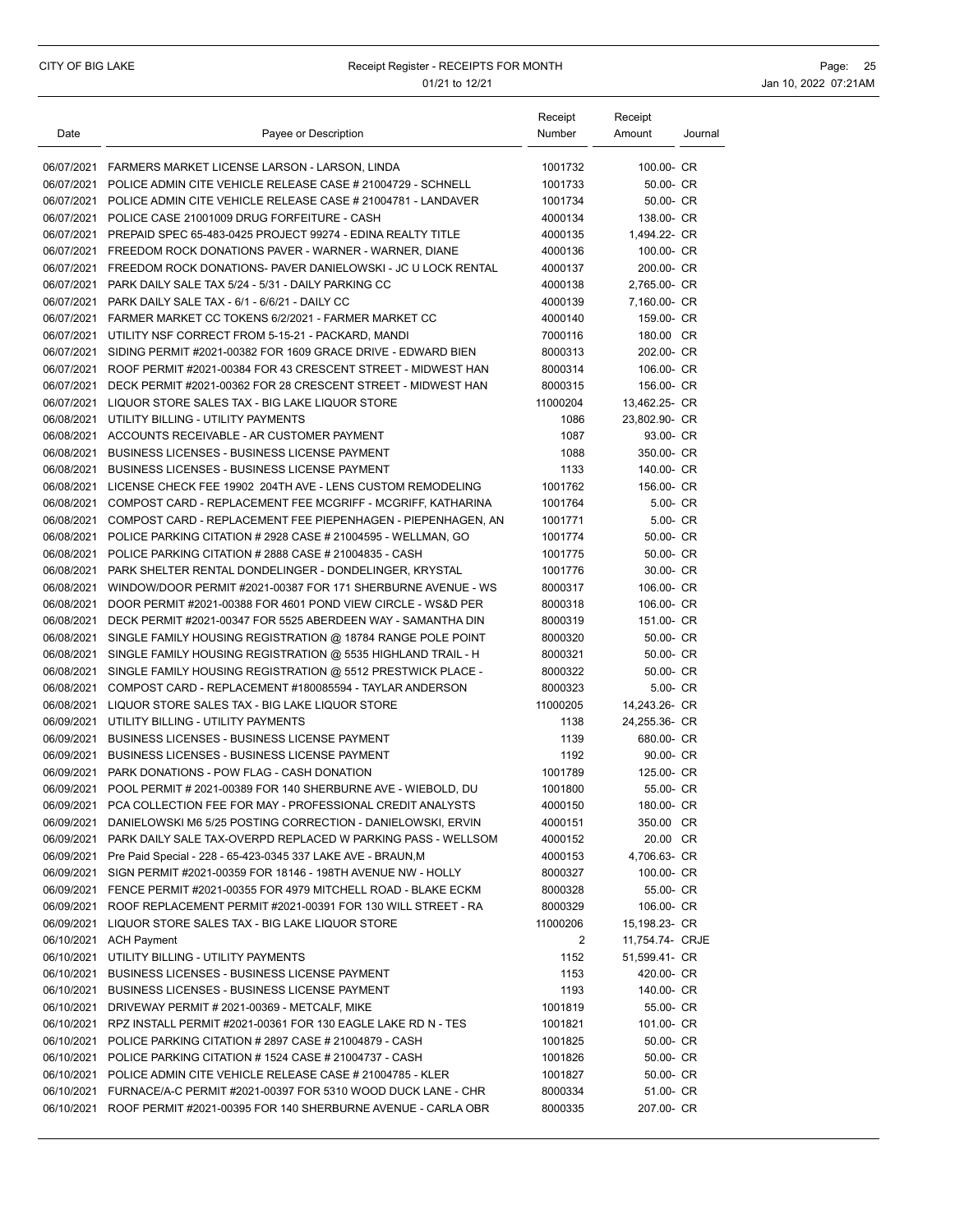| Date | Payee or Description | Receipt Number | Receipt Amount | Journal |
|---|---|---|---|---|
| 06/07/2021 | FARMERS MARKET LICENSE LARSON - LARSON, LINDA | 1001732 | 100.00- | CR |
| 06/07/2021 | POLICE ADMIN CITE VEHICLE RELEASE CASE # 21004729 - SCHNELL | 1001733 | 50.00- | CR |
| 06/07/2021 | POLICE ADMIN CITE VEHICLE RELEASE CASE # 21004781 - LANDAVER | 1001734 | 50.00- | CR |
| 06/07/2021 | POLICE CASE 21001009 DRUG FORFEITURE - CASH | 4000134 | 138.00- | CR |
| 06/07/2021 | PREPAID SPEC 65-483-0425 PROJECT 99274 - EDINA REALTY TITLE | 4000135 | 1,494.22- | CR |
| 06/07/2021 | FREEDOM ROCK DONATIONS PAVER - WARNER - WARNER, DIANE | 4000136 | 100.00- | CR |
| 06/07/2021 | FREEDOM ROCK DONATIONS- PAVER DANIELOWSKI - JC U LOCK RENTAL | 4000137 | 200.00- | CR |
| 06/07/2021 | PARK DAILY SALE TAX 5/24 - 5/31 - DAILY PARKING CC | 4000138 | 2,765.00- | CR |
| 06/07/2021 | PARK DAILY SALE TAX - 6/1 - 6/6/21 - DAILY CC | 4000139 | 7,160.00- | CR |
| 06/07/2021 | FARMER MARKET CC TOKENS 6/2/2021 - FARMER MARKET CC | 4000140 | 159.00- | CR |
| 06/07/2021 | UTILITY NSF CORRECT FROM 5-15-21 - PACKARD, MANDI | 7000116 | 180.00 | CR |
| 06/07/2021 | SIDING PERMIT #2021-00382 FOR 1609 GRACE DRIVE - EDWARD BIEN | 8000313 | 202.00- | CR |
| 06/07/2021 | ROOF PERMIT #2021-00384 FOR 43 CRESCENT STREET - MIDWEST HAN | 8000314 | 106.00- | CR |
| 06/07/2021 | DECK PERMIT #2021-00362 FOR 28 CRESCENT STREET - MIDWEST HAN | 8000315 | 156.00- | CR |
| 06/07/2021 | LIQUOR STORE SALES TAX - BIG LAKE LIQUOR STORE | 11000204 | 13,462.25- | CR |
| 06/08/2021 | UTILITY BILLING - UTILITY PAYMENTS | 1086 | 23,802.90- | CR |
| 06/08/2021 | ACCOUNTS RECEIVABLE - AR CUSTOMER PAYMENT | 1087 | 93.00- | CR |
| 06/08/2021 | BUSINESS LICENSES - BUSINESS LICENSE PAYMENT | 1088 | 350.00- | CR |
| 06/08/2021 | BUSINESS LICENSES - BUSINESS LICENSE PAYMENT | 1133 | 140.00- | CR |
| 06/08/2021 | LICENSE CHECK FEE 19902 204TH AVE - LENS CUSTOM REMODELING | 1001762 | 156.00- | CR |
| 06/08/2021 | COMPOST CARD - REPLACEMENT FEE MCGRIFF - MCGRIFF, KATHARINA | 1001764 | 5.00- | CR |
| 06/08/2021 | COMPOST CARD - REPLACEMENT FEE PIEPENHAGEN - PIEPENHAGEN, AN | 1001771 | 5.00- | CR |
| 06/08/2021 | POLICE PARKING CITATION # 2928 CASE # 21004595 - WELLMAN, GO | 1001774 | 50.00- | CR |
| 06/08/2021 | POLICE PARKING CITATION # 2888 CASE # 21004835 - CASH | 1001775 | 50.00- | CR |
| 06/08/2021 | PARK SHELTER RENTAL DONDELINGER - DONDELINGER, KRYSTAL | 1001776 | 30.00- | CR |
| 06/08/2021 | WINDOW/DOOR PERMIT #2021-00387 FOR 171 SHERBURNE AVENUE - WS | 8000317 | 106.00- | CR |
| 06/08/2021 | DOOR PERMIT #2021-00388 FOR 4601 POND VIEW CIRCLE - WS&D PER | 8000318 | 106.00- | CR |
| 06/08/2021 | DECK PERMIT #2021-00347 FOR 5525 ABERDEEN WAY - SAMANTHA DIN | 8000319 | 151.00- | CR |
| 06/08/2021 | SINGLE FAMILY HOUSING REGISTRATION @ 18784 RANGE POLE POINT | 8000320 | 50.00- | CR |
| 06/08/2021 | SINGLE FAMILY HOUSING REGISTRATION @ 5535 HIGHLAND TRAIL - H | 8000321 | 50.00- | CR |
| 06/08/2021 | SINGLE FAMILY HOUSING REGISTRATION @ 5512 PRESTWICK PLACE - | 8000322 | 50.00- | CR |
| 06/08/2021 | COMPOST CARD - REPLACEMENT #180085594 - TAYLAR ANDERSON | 8000323 | 5.00- | CR |
| 06/08/2021 | LIQUOR STORE SALES TAX - BIG LAKE LIQUOR STORE | 11000205 | 14,243.26- | CR |
| 06/09/2021 | UTILITY BILLING - UTILITY PAYMENTS | 1138 | 24,255.36- | CR |
| 06/09/2021 | BUSINESS LICENSES - BUSINESS LICENSE PAYMENT | 1139 | 680.00- | CR |
| 06/09/2021 | BUSINESS LICENSES - BUSINESS LICENSE PAYMENT | 1192 | 90.00- | CR |
| 06/09/2021 | PARK DONATIONS - POW FLAG - CASH DONATION | 1001789 | 125.00- | CR |
| 06/09/2021 | POOL PERMIT # 2021-00389 FOR 140 SHERBURNE AVE - WIEBOLD, DU | 1001800 | 55.00- | CR |
| 06/09/2021 | PCA COLLECTION FEE FOR MAY - PROFESSIONAL CREDIT ANALYSTS | 4000150 | 180.00- | CR |
| 06/09/2021 | DANIELOWSKI M6 5/25 POSTING CORRECTION - DANIELOWSKI, ERVIN | 4000151 | 350.00 | CR |
| 06/09/2021 | PARK DAILY SALE TAX-OVERPD REPLACED W PARKING PASS - WELLSOM | 4000152 | 20.00 | CR |
| 06/09/2021 | Pre Paid Special - 228 - 65-423-0345 337 LAKE AVE - BRAUN,M | 4000153 | 4,706.63- | CR |
| 06/09/2021 | SIGN PERMIT #2021-00359 FOR 18146 - 198TH AVENUE NW - HOLLY | 8000327 | 100.00- | CR |
| 06/09/2021 | FENCE PERMIT #2021-00355 FOR 4979 MITCHELL ROAD - BLAKE ECKM | 8000328 | 55.00- | CR |
| 06/09/2021 | ROOF REPLACEMENT PERMIT #2021-00391 FOR 130 WILL STREET - RA | 8000329 | 106.00- | CR |
| 06/09/2021 | LIQUOR STORE SALES TAX - BIG LAKE LIQUOR STORE | 11000206 | 15,198.23- | CR |
| 06/10/2021 | ACH Payment | 2 | 11,754.74- | CRJE |
| 06/10/2021 | UTILITY BILLING - UTILITY PAYMENTS | 1152 | 51,599.41- | CR |
| 06/10/2021 | BUSINESS LICENSES - BUSINESS LICENSE PAYMENT | 1153 | 420.00- | CR |
| 06/10/2021 | BUSINESS LICENSES - BUSINESS LICENSE PAYMENT | 1193 | 140.00- | CR |
| 06/10/2021 | DRIVEWAY PERMIT # 2021-00369 - METCALF, MIKE | 1001819 | 55.00- | CR |
| 06/10/2021 | RPZ INSTALL PERMIT #2021-00361 FOR 130 EAGLE LAKE RD N - TES | 1001821 | 101.00- | CR |
| 06/10/2021 | POLICE PARKING CITATION # 2897 CASE # 21004879 - CASH | 1001825 | 50.00- | CR |
| 06/10/2021 | POLICE PARKING CITATION # 1524 CASE # 21004737 - CASH | 1001826 | 50.00- | CR |
| 06/10/2021 | POLICE ADMIN CITE VEHICLE RELEASE CASE # 21004785 - KLER | 1001827 | 50.00- | CR |
| 06/10/2021 | FURNACE/A-C PERMIT #2021-00397 FOR 5310 WOOD DUCK LANE - CHR | 8000334 | 51.00- | CR |
| 06/10/2021 | ROOF PERMIT #2021-00395 FOR 140 SHERBURNE AVENUE - CARLA OBR | 8000335 | 207.00- | CR |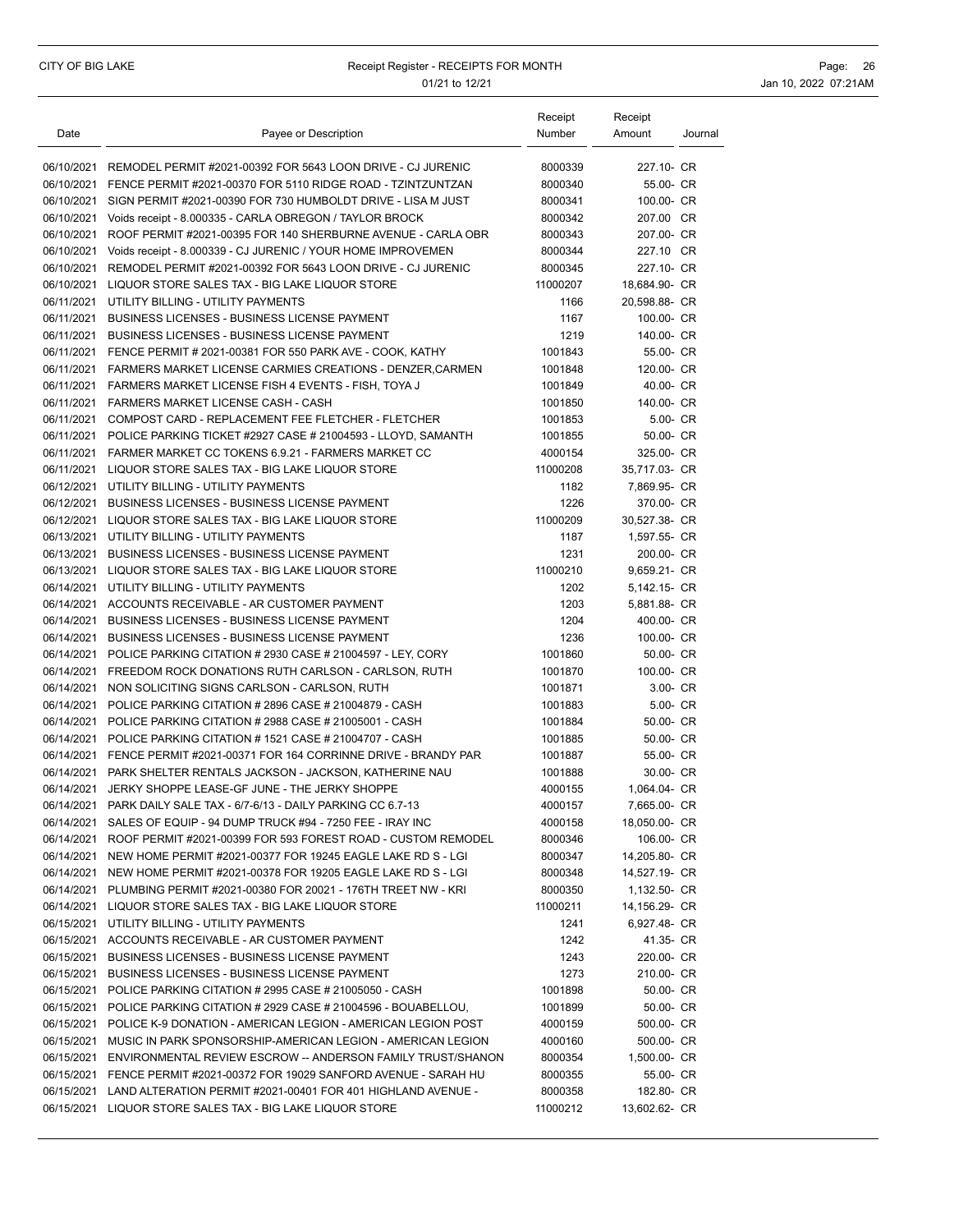| Date | Payee or Description | Receipt Number | Receipt Amount | Journal |
|---|---|---|---|---|
| 06/10/2021 | REMODEL PERMIT #2021-00392 FOR 5643 LOON DRIVE - CJ JURENIC | 8000339 | 227.10- | CR |
| 06/10/2021 | FENCE PERMIT #2021-00370 FOR 5110 RIDGE ROAD - TZINTZUNTZAN | 8000340 | 55.00- | CR |
| 06/10/2021 | SIGN PERMIT #2021-00390 FOR 730 HUMBOLDT DRIVE - LISA M JUST | 8000341 | 100.00- | CR |
| 06/10/2021 | Voids receipt - 8.000335 - CARLA OBREGON / TAYLOR BROCK | 8000342 | 207.00 | CR |
| 06/10/2021 | ROOF PERMIT #2021-00395 FOR 140 SHERBURNE AVENUE - CARLA OBR | 8000343 | 207.00- | CR |
| 06/10/2021 | Voids receipt - 8.000339 - CJ JURENIC / YOUR HOME IMPROVEMEN | 8000344 | 227.10 | CR |
| 06/10/2021 | REMODEL PERMIT #2021-00392 FOR 5643 LOON DRIVE - CJ JURENIC | 8000345 | 227.10- | CR |
| 06/10/2021 | LIQUOR STORE SALES TAX - BIG LAKE LIQUOR STORE | 11000207 | 18,684.90- | CR |
| 06/11/2021 | UTILITY BILLING - UTILITY PAYMENTS | 1166 | 20,598.88- | CR |
| 06/11/2021 | BUSINESS LICENSES - BUSINESS LICENSE PAYMENT | 1167 | 100.00- | CR |
| 06/11/2021 | BUSINESS LICENSES - BUSINESS LICENSE PAYMENT | 1219 | 140.00- | CR |
| 06/11/2021 | FENCE PERMIT # 2021-00381 FOR 550 PARK AVE - COOK, KATHY | 1001843 | 55.00- | CR |
| 06/11/2021 | FARMERS MARKET LICENSE CARMIES CREATIONS - DENZER,CARMEN | 1001848 | 120.00- | CR |
| 06/11/2021 | FARMERS MARKET LICENSE FISH 4 EVENTS - FISH, TOYA J | 1001849 | 40.00- | CR |
| 06/11/2021 | FARMERS MARKET LICENSE CASH - CASH | 1001850 | 140.00- | CR |
| 06/11/2021 | COMPOST CARD - REPLACEMENT FEE FLETCHER - FLETCHER | 1001853 | 5.00- | CR |
| 06/11/2021 | POLICE PARKING TICKET #2927 CASE # 21004593 - LLOYD, SAMANTH | 1001855 | 50.00- | CR |
| 06/11/2021 | FARMER MARKET CC TOKENS 6.9.21 - FARMERS MARKET CC | 4000154 | 325.00- | CR |
| 06/11/2021 | LIQUOR STORE SALES TAX - BIG LAKE LIQUOR STORE | 11000208 | 35,717.03- | CR |
| 06/12/2021 | UTILITY BILLING - UTILITY PAYMENTS | 1182 | 7,869.95- | CR |
| 06/12/2021 | BUSINESS LICENSES - BUSINESS LICENSE PAYMENT | 1226 | 370.00- | CR |
| 06/12/2021 | LIQUOR STORE SALES TAX - BIG LAKE LIQUOR STORE | 11000209 | 30,527.38- | CR |
| 06/13/2021 | UTILITY BILLING - UTILITY PAYMENTS | 1187 | 1,597.55- | CR |
| 06/13/2021 | BUSINESS LICENSES - BUSINESS LICENSE PAYMENT | 1231 | 200.00- | CR |
| 06/13/2021 | LIQUOR STORE SALES TAX - BIG LAKE LIQUOR STORE | 11000210 | 9,659.21- | CR |
| 06/14/2021 | UTILITY BILLING - UTILITY PAYMENTS | 1202 | 5,142.15- | CR |
| 06/14/2021 | ACCOUNTS RECEIVABLE - AR CUSTOMER PAYMENT | 1203 | 5,881.88- | CR |
| 06/14/2021 | BUSINESS LICENSES - BUSINESS LICENSE PAYMENT | 1204 | 400.00- | CR |
| 06/14/2021 | BUSINESS LICENSES - BUSINESS LICENSE PAYMENT | 1236 | 100.00- | CR |
| 06/14/2021 | POLICE PARKING CITATION # 2930 CASE # 21004597 - LEY, CORY | 1001860 | 50.00- | CR |
| 06/14/2021 | FREEDOM ROCK DONATIONS RUTH CARLSON - CARLSON, RUTH | 1001870 | 100.00- | CR |
| 06/14/2021 | NON SOLICITING SIGNS CARLSON - CARLSON, RUTH | 1001871 | 3.00- | CR |
| 06/14/2021 | POLICE PARKING CITATION # 2896 CASE # 21004879 - CASH | 1001883 | 5.00- | CR |
| 06/14/2021 | POLICE PARKING CITATION # 2988 CASE # 21005001 - CASH | 1001884 | 50.00- | CR |
| 06/14/2021 | POLICE PARKING CITATION # 1521 CASE # 21004707 - CASH | 1001885 | 50.00- | CR |
| 06/14/2021 | FENCE PERMIT #2021-00371 FOR 164 CORRINNE DRIVE - BRANDY PAR | 1001887 | 55.00- | CR |
| 06/14/2021 | PARK SHELTER RENTALS JACKSON - JACKSON, KATHERINE NAU | 1001888 | 30.00- | CR |
| 06/14/2021 | JERKY SHOPPE LEASE-GF JUNE - THE JERKY SHOPPE | 4000155 | 1,064.04- | CR |
| 06/14/2021 | PARK DAILY SALE TAX - 6/7-6/13 - DAILY PARKING CC 6.7-13 | 4000157 | 7,665.00- | CR |
| 06/14/2021 | SALES OF EQUIP - 94 DUMP TRUCK #94 - 7250 FEE - IRAY INC | 4000158 | 18,050.00- | CR |
| 06/14/2021 | ROOF PERMIT #2021-00399 FOR 593 FOREST ROAD - CUSTOM REMODEL | 8000346 | 106.00- | CR |
| 06/14/2021 | NEW HOME PERMIT #2021-00377 FOR 19245 EAGLE LAKE RD S - LGI | 8000347 | 14,205.80- | CR |
| 06/14/2021 | NEW HOME PERMIT #2021-00378 FOR 19205 EAGLE LAKE RD S - LGI | 8000348 | 14,527.19- | CR |
| 06/14/2021 | PLUMBING PERMIT #2021-00380 FOR 20021 - 176TH TREET NW - KRI | 8000350 | 1,132.50- | CR |
| 06/14/2021 | LIQUOR STORE SALES TAX - BIG LAKE LIQUOR STORE | 11000211 | 14,156.29- | CR |
| 06/15/2021 | UTILITY BILLING - UTILITY PAYMENTS | 1241 | 6,927.48- | CR |
| 06/15/2021 | ACCOUNTS RECEIVABLE - AR CUSTOMER PAYMENT | 1242 | 41.35- | CR |
| 06/15/2021 | BUSINESS LICENSES - BUSINESS LICENSE PAYMENT | 1243 | 220.00- | CR |
| 06/15/2021 | BUSINESS LICENSES - BUSINESS LICENSE PAYMENT | 1273 | 210.00- | CR |
| 06/15/2021 | POLICE PARKING CITATION # 2995 CASE # 21005050 - CASH | 1001898 | 50.00- | CR |
| 06/15/2021 | POLICE PARKING CITATION # 2929 CASE # 21004596 - BOUABELLOU, | 1001899 | 50.00- | CR |
| 06/15/2021 | POLICE K-9 DONATION - AMERICAN LEGION - AMERICAN LEGION POST | 4000159 | 500.00- | CR |
| 06/15/2021 | MUSIC IN PARK SPONSORSHIP-AMERICAN LEGION - AMERICAN LEGION | 4000160 | 500.00- | CR |
| 06/15/2021 | ENVIRONMENTAL REVIEW ESCROW -- ANDERSON FAMILY TRUST/SHANON | 8000354 | 1,500.00- | CR |
| 06/15/2021 | FENCE PERMIT #2021-00372 FOR 19029 SANFORD AVENUE - SARAH HU | 8000355 | 55.00- | CR |
| 06/15/2021 | LAND ALTERATION PERMIT #2021-00401 FOR 401 HIGHLAND AVENUE - | 8000358 | 182.80- | CR |
| 06/15/2021 | LIQUOR STORE SALES TAX - BIG LAKE LIQUOR STORE | 11000212 | 13,602.62- | CR |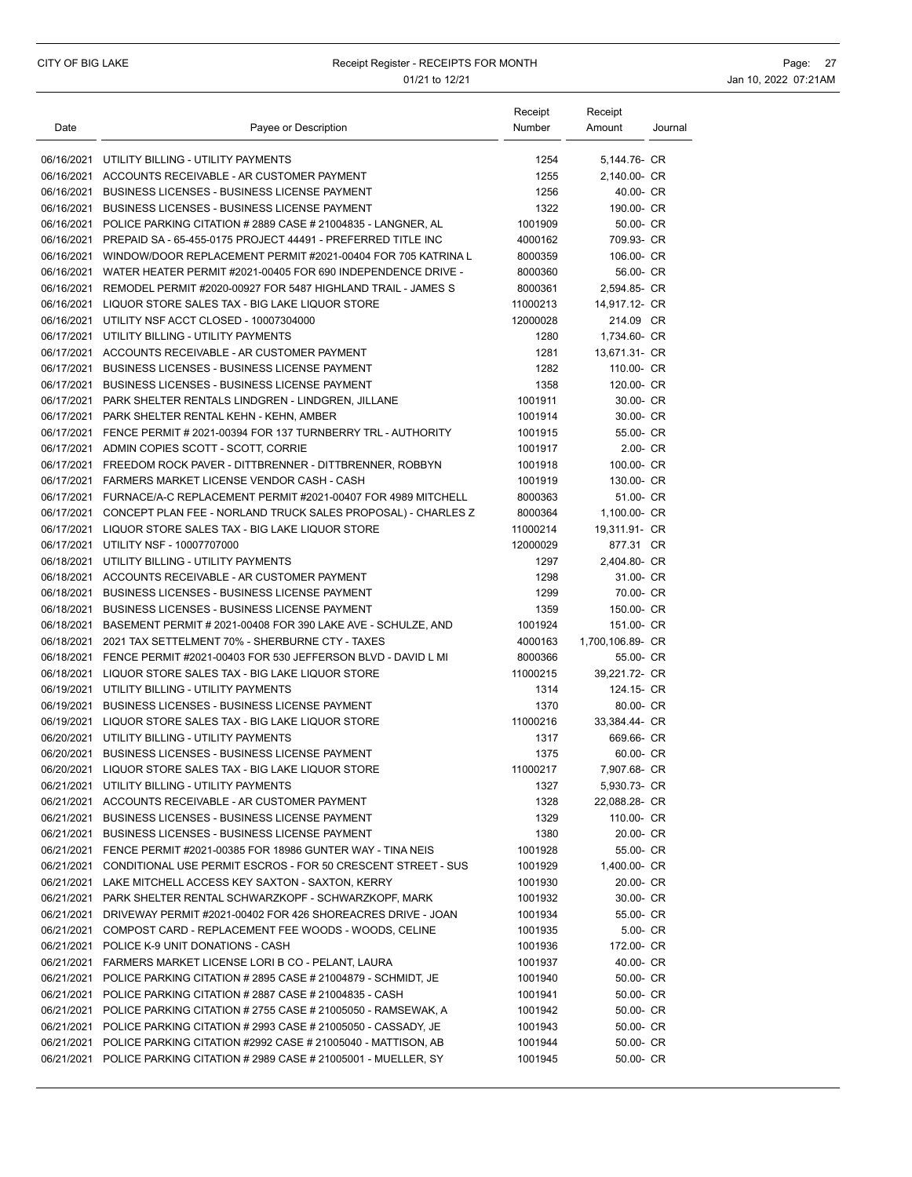| Date | Payee or Description | Receipt Number | Receipt Amount | Journal |
|---|---|---|---|---|
| 06/16/2021 | UTILITY BILLING - UTILITY PAYMENTS | 1254 | 5,144.76- | CR |
| 06/16/2021 | ACCOUNTS RECEIVABLE - AR CUSTOMER PAYMENT | 1255 | 2,140.00- | CR |
| 06/16/2021 | BUSINESS LICENSES - BUSINESS LICENSE PAYMENT | 1256 | 40.00- | CR |
| 06/16/2021 | BUSINESS LICENSES - BUSINESS LICENSE PAYMENT | 1322 | 190.00- | CR |
| 06/16/2021 | POLICE PARKING CITATION # 2889 CASE # 21004835 - LANGNER, AL | 1001909 | 50.00- | CR |
| 06/16/2021 | PREPAID SA - 65-455-0175 PROJECT 44491 - PREFERRED TITLE INC | 4000162 | 709.93- | CR |
| 06/16/2021 | WINDOW/DOOR REPLACEMENT PERMIT #2021-00404 FOR 705 KATRINA L | 8000359 | 106.00- | CR |
| 06/16/2021 | WATER HEATER PERMIT #2021-00405 FOR 690 INDEPENDENCE DRIVE - | 8000360 | 56.00- | CR |
| 06/16/2021 | REMODEL PERMIT #2020-00927 FOR 5487 HIGHLAND TRAIL - JAMES S | 8000361 | 2,594.85- | CR |
| 06/16/2021 | LIQUOR STORE SALES TAX - BIG LAKE LIQUOR STORE | 11000213 | 14,917.12- | CR |
| 06/16/2021 | UTILITY NSF ACCT CLOSED - 10007304000 | 12000028 | 214.09 | CR |
| 06/17/2021 | UTILITY BILLING - UTILITY PAYMENTS | 1280 | 1,734.60- | CR |
| 06/17/2021 | ACCOUNTS RECEIVABLE - AR CUSTOMER PAYMENT | 1281 | 13,671.31- | CR |
| 06/17/2021 | BUSINESS LICENSES - BUSINESS LICENSE PAYMENT | 1282 | 110.00- | CR |
| 06/17/2021 | BUSINESS LICENSES - BUSINESS LICENSE PAYMENT | 1358 | 120.00- | CR |
| 06/17/2021 | PARK SHELTER RENTALS LINDGREN - LINDGREN, JILLANE | 1001911 | 30.00- | CR |
| 06/17/2021 | PARK SHELTER RENTAL KEHN - KEHN, AMBER | 1001914 | 30.00- | CR |
| 06/17/2021 | FENCE PERMIT # 2021-00394 FOR 137 TURNBERRY TRL - AUTHORITY | 1001915 | 55.00- | CR |
| 06/17/2021 | ADMIN COPIES SCOTT - SCOTT, CORRIE | 1001917 | 2.00- | CR |
| 06/17/2021 | FREEDOM ROCK PAVER - DITTBRENNER - DITTBRENNER, ROBBYN | 1001918 | 100.00- | CR |
| 06/17/2021 | FARMERS MARKET LICENSE VENDOR CASH - CASH | 1001919 | 130.00- | CR |
| 06/17/2021 | FURNACE/A-C REPLACEMENT PERMIT #2021-00407 FOR 4989 MITCHELL | 8000363 | 51.00- | CR |
| 06/17/2021 | CONCEPT PLAN FEE - NORLAND TRUCK SALES PROPOSAL) - CHARLES Z | 8000364 | 1,100.00- | CR |
| 06/17/2021 | LIQUOR STORE SALES TAX - BIG LAKE LIQUOR STORE | 11000214 | 19,311.91- | CR |
| 06/17/2021 | UTILITY NSF - 10007707000 | 12000029 | 877.31 | CR |
| 06/18/2021 | UTILITY BILLING - UTILITY PAYMENTS | 1297 | 2,404.80- | CR |
| 06/18/2021 | ACCOUNTS RECEIVABLE - AR CUSTOMER PAYMENT | 1298 | 31.00- | CR |
| 06/18/2021 | BUSINESS LICENSES - BUSINESS LICENSE PAYMENT | 1299 | 70.00- | CR |
| 06/18/2021 | BUSINESS LICENSES - BUSINESS LICENSE PAYMENT | 1359 | 150.00- | CR |
| 06/18/2021 | BASEMENT PERMIT # 2021-00408 FOR 390 LAKE AVE - SCHULZE, AND | 1001924 | 151.00- | CR |
| 06/18/2021 | 2021 TAX SETTLEMENT 70% - SHERBURNE CTY - TAXES | 4000163 | 1,700,106.89- | CR |
| 06/18/2021 | FENCE PERMIT #2021-00403 FOR 530 JEFFERSON BLVD - DAVID L MI | 8000366 | 55.00- | CR |
| 06/18/2021 | LIQUOR STORE SALES TAX - BIG LAKE LIQUOR STORE | 11000215 | 39,221.72- | CR |
| 06/19/2021 | UTILITY BILLING - UTILITY PAYMENTS | 1314 | 124.15- | CR |
| 06/19/2021 | BUSINESS LICENSES - BUSINESS LICENSE PAYMENT | 1370 | 80.00- | CR |
| 06/19/2021 | LIQUOR STORE SALES TAX - BIG LAKE LIQUOR STORE | 11000216 | 33,384.44- | CR |
| 06/20/2021 | UTILITY BILLING - UTILITY PAYMENTS | 1317 | 669.66- | CR |
| 06/20/2021 | BUSINESS LICENSES - BUSINESS LICENSE PAYMENT | 1375 | 60.00- | CR |
| 06/20/2021 | LIQUOR STORE SALES TAX - BIG LAKE LIQUOR STORE | 11000217 | 7,907.68- | CR |
| 06/21/2021 | UTILITY BILLING - UTILITY PAYMENTS | 1327 | 5,930.73- | CR |
| 06/21/2021 | ACCOUNTS RECEIVABLE - AR CUSTOMER PAYMENT | 1328 | 22,088.28- | CR |
| 06/21/2021 | BUSINESS LICENSES - BUSINESS LICENSE PAYMENT | 1329 | 110.00- | CR |
| 06/21/2021 | BUSINESS LICENSES - BUSINESS LICENSE PAYMENT | 1380 | 20.00- | CR |
| 06/21/2021 | FENCE PERMIT #2021-00385 FOR 18986 GUNTER WAY - TINA NEIS | 1001928 | 55.00- | CR |
| 06/21/2021 | CONDITIONAL USE PERMIT ESCROS - FOR 50 CRESCENT STREET - SUS | 1001929 | 1,400.00- | CR |
| 06/21/2021 | LAKE MITCHELL ACCESS KEY SAXTON - SAXTON, KERRY | 1001930 | 20.00- | CR |
| 06/21/2021 | PARK SHELTER RENTAL SCHWARZKOPF - SCHWARZKOPF, MARK | 1001932 | 30.00- | CR |
| 06/21/2021 | DRIVEWAY PERMIT #2021-00402 FOR 426 SHOREACRES DRIVE - JOAN | 1001934 | 55.00- | CR |
| 06/21/2021 | COMPOST CARD - REPLACEMENT FEE WOODS - WOODS, CELINE | 1001935 | 5.00- | CR |
| 06/21/2021 | POLICE K-9 UNIT DONATIONS - CASH | 1001936 | 172.00- | CR |
| 06/21/2021 | FARMERS MARKET LICENSE LORI B CO - PELANT, LAURA | 1001937 | 40.00- | CR |
| 06/21/2021 | POLICE PARKING CITATION # 2895 CASE # 21004879 - SCHMIDT, JE | 1001940 | 50.00- | CR |
| 06/21/2021 | POLICE PARKING CITATION # 2887 CASE # 21004835 - CASH | 1001941 | 50.00- | CR |
| 06/21/2021 | POLICE PARKING CITATION # 2755 CASE # 21005050 - RAMSEWAK, A | 1001942 | 50.00- | CR |
| 06/21/2021 | POLICE PARKING CITATION # 2993 CASE # 21005050 - CASSADY, JE | 1001943 | 50.00- | CR |
| 06/21/2021 | POLICE PARKING CITATION #2992 CASE # 21005040 - MATTISON, AB | 1001944 | 50.00- | CR |
| 06/21/2021 | POLICE PARKING CITATION # 2989 CASE # 21005001 - MUELLER, SY | 1001945 | 50.00- | CR |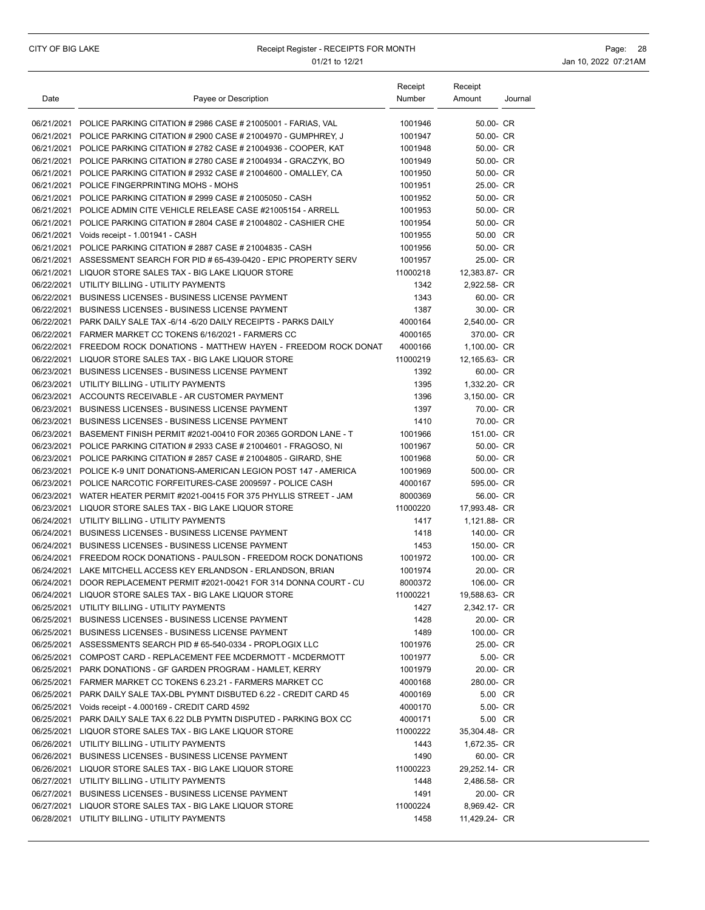| Date | Payee or Description | Receipt Number | Receipt Amount | Journal |
|---|---|---|---|---|
| 06/21/2021 | POLICE PARKING CITATION # 2986 CASE # 21005001 - FARIAS, VAL | 1001946 | 50.00- | CR |
| 06/21/2021 | POLICE PARKING CITATION # 2900 CASE # 21004970 - GUMPHREY, J | 1001947 | 50.00- | CR |
| 06/21/2021 | POLICE PARKING CITATION # 2782 CASE # 21004936 - COOPER, KAT | 1001948 | 50.00- | CR |
| 06/21/2021 | POLICE PARKING CITATION # 2780 CASE # 21004934 - GRACZYK, BO | 1001949 | 50.00- | CR |
| 06/21/2021 | POLICE PARKING CITATION # 2932 CASE # 21004600 - OMALLEY, CA | 1001950 | 50.00- | CR |
| 06/21/2021 | POLICE FINGERPRINTING MOHS - MOHS | 1001951 | 25.00- | CR |
| 06/21/2021 | POLICE PARKING CITATION # 2999 CASE # 21005050 - CASH | 1001952 | 50.00- | CR |
| 06/21/2021 | POLICE ADMIN CITE VEHICLE RELEASE CASE #21005154 - ARRELL | 1001953 | 50.00- | CR |
| 06/21/2021 | POLICE PARKING CITATION # 2804 CASE # 21004802 - CASHIER CHE | 1001954 | 50.00- | CR |
| 06/21/2021 | Voids receipt - 1.001941 - CASH | 1001955 | 50.00 | CR |
| 06/21/2021 | POLICE PARKING CITATION # 2887 CASE # 21004835 - CASH | 1001956 | 50.00- | CR |
| 06/21/2021 | ASSESSMENT SEARCH FOR PID # 65-439-0420 - EPIC PROPERTY SERV | 1001957 | 25.00- | CR |
| 06/21/2021 | LIQUOR STORE SALES TAX - BIG LAKE LIQUOR STORE | 11000218 | 12,383.87- | CR |
| 06/22/2021 | UTILITY BILLING - UTILITY PAYMENTS | 1342 | 2,922.58- | CR |
| 06/22/2021 | BUSINESS LICENSES - BUSINESS LICENSE PAYMENT | 1343 | 60.00- | CR |
| 06/22/2021 | BUSINESS LICENSES - BUSINESS LICENSE PAYMENT | 1387 | 30.00- | CR |
| 06/22/2021 | PARK DAILY SALE TAX -6/14 -6/20 DAILY RECEIPTS - PARKS DAILY | 4000164 | 2,540.00- | CR |
| 06/22/2021 | FARMER MARKET CC TOKENS 6/16/2021 - FARMERS CC | 4000165 | 370.00- | CR |
| 06/22/2021 | FREEDOM ROCK DONATIONS - MATTHEW HAYEN - FREEDOM ROCK DONAT | 4000166 | 1,100.00- | CR |
| 06/22/2021 | LIQUOR STORE SALES TAX - BIG LAKE LIQUOR STORE | 11000219 | 12,165.63- | CR |
| 06/23/2021 | BUSINESS LICENSES - BUSINESS LICENSE PAYMENT | 1392 | 60.00- | CR |
| 06/23/2021 | UTILITY BILLING - UTILITY PAYMENTS | 1395 | 1,332.20- | CR |
| 06/23/2021 | ACCOUNTS RECEIVABLE - AR CUSTOMER PAYMENT | 1396 | 3,150.00- | CR |
| 06/23/2021 | BUSINESS LICENSES - BUSINESS LICENSE PAYMENT | 1397 | 70.00- | CR |
| 06/23/2021 | BUSINESS LICENSES - BUSINESS LICENSE PAYMENT | 1410 | 70.00- | CR |
| 06/23/2021 | BASEMENT FINISH PERMIT #2021-00410 FOR 20365 GORDON LANE - T | 1001966 | 151.00- | CR |
| 06/23/2021 | POLICE PARKING CITATION # 2933 CASE # 21004601 - FRAGOSO, NI | 1001967 | 50.00- | CR |
| 06/23/2021 | POLICE PARKING CITATION # 2857 CASE # 21004805 - GIRARD, SHE | 1001968 | 50.00- | CR |
| 06/23/2021 | POLICE K-9 UNIT DONATIONS-AMERICAN LEGION POST 147 - AMERICA | 1001969 | 500.00- | CR |
| 06/23/2021 | POLICE NARCOTIC FORFEITURES-CASE 2009597 - POLICE CASH | 4000167 | 595.00- | CR |
| 06/23/2021 | WATER HEATER PERMIT #2021-00415 FOR 375 PHYLLIS STREET - JAM | 8000369 | 56.00- | CR |
| 06/23/2021 | LIQUOR STORE SALES TAX - BIG LAKE LIQUOR STORE | 11000220 | 17,993.48- | CR |
| 06/24/2021 | UTILITY BILLING - UTILITY PAYMENTS | 1417 | 1,121.88- | CR |
| 06/24/2021 | BUSINESS LICENSES - BUSINESS LICENSE PAYMENT | 1418 | 140.00- | CR |
| 06/24/2021 | BUSINESS LICENSES - BUSINESS LICENSE PAYMENT | 1453 | 150.00- | CR |
| 06/24/2021 | FREEDOM ROCK DONATIONS - PAULSON - FREEDOM ROCK DONATIONS | 1001972 | 100.00- | CR |
| 06/24/2021 | LAKE MITCHELL ACCESS KEY ERLANDSON - ERLANDSON, BRIAN | 1001974 | 20.00- | CR |
| 06/24/2021 | DOOR REPLACEMENT PERMIT #2021-00421 FOR 314 DONNA COURT - CU | 8000372 | 106.00- | CR |
| 06/24/2021 | LIQUOR STORE SALES TAX - BIG LAKE LIQUOR STORE | 11000221 | 19,588.63- | CR |
| 06/25/2021 | UTILITY BILLING - UTILITY PAYMENTS | 1427 | 2,342.17- | CR |
| 06/25/2021 | BUSINESS LICENSES - BUSINESS LICENSE PAYMENT | 1428 | 20.00- | CR |
| 06/25/2021 | BUSINESS LICENSES - BUSINESS LICENSE PAYMENT | 1489 | 100.00- | CR |
| 06/25/2021 | ASSESSMENTS SEARCH PID # 65-540-0334 - PROPLOGIX LLC | 1001976 | 25.00- | CR |
| 06/25/2021 | COMPOST CARD - REPLACEMENT FEE MCDERMOTT - MCDERMOTT | 1001977 | 5.00- | CR |
| 06/25/2021 | PARK DONATIONS - GF GARDEN PROGRAM - HAMLET, KERRY | 1001979 | 20.00- | CR |
| 06/25/2021 | FARMER MARKET CC TOKENS 6.23.21 - FARMERS MARKET CC | 4000168 | 280.00- | CR |
| 06/25/2021 | PARK DAILY SALE TAX-DBL PYMNT DISBUTED 6.22 - CREDIT CARD 45 | 4000169 | 5.00 | CR |
| 06/25/2021 | Voids receipt - 4.000169 - CREDIT CARD 4592 | 4000170 | 5.00- | CR |
| 06/25/2021 | PARK DAILY SALE TAX 6.22 DLB PYMTN DISPUTED - PARKING BOX CC | 4000171 | 5.00 | CR |
| 06/25/2021 | LIQUOR STORE SALES TAX - BIG LAKE LIQUOR STORE | 11000222 | 35,304.48- | CR |
| 06/26/2021 | UTILITY BILLING - UTILITY PAYMENTS | 1443 | 1,672.35- | CR |
| 06/26/2021 | BUSINESS LICENSES - BUSINESS LICENSE PAYMENT | 1490 | 60.00- | CR |
| 06/26/2021 | LIQUOR STORE SALES TAX - BIG LAKE LIQUOR STORE | 11000223 | 29,252.14- | CR |
| 06/27/2021 | UTILITY BILLING - UTILITY PAYMENTS | 1448 | 2,486.58- | CR |
| 06/27/2021 | BUSINESS LICENSES - BUSINESS LICENSE PAYMENT | 1491 | 20.00- | CR |
| 06/27/2021 | LIQUOR STORE SALES TAX - BIG LAKE LIQUOR STORE | 11000224 | 8,969.42- | CR |
| 06/28/2021 | UTILITY BILLING - UTILITY PAYMENTS | 1458 | 11,429.24- | CR |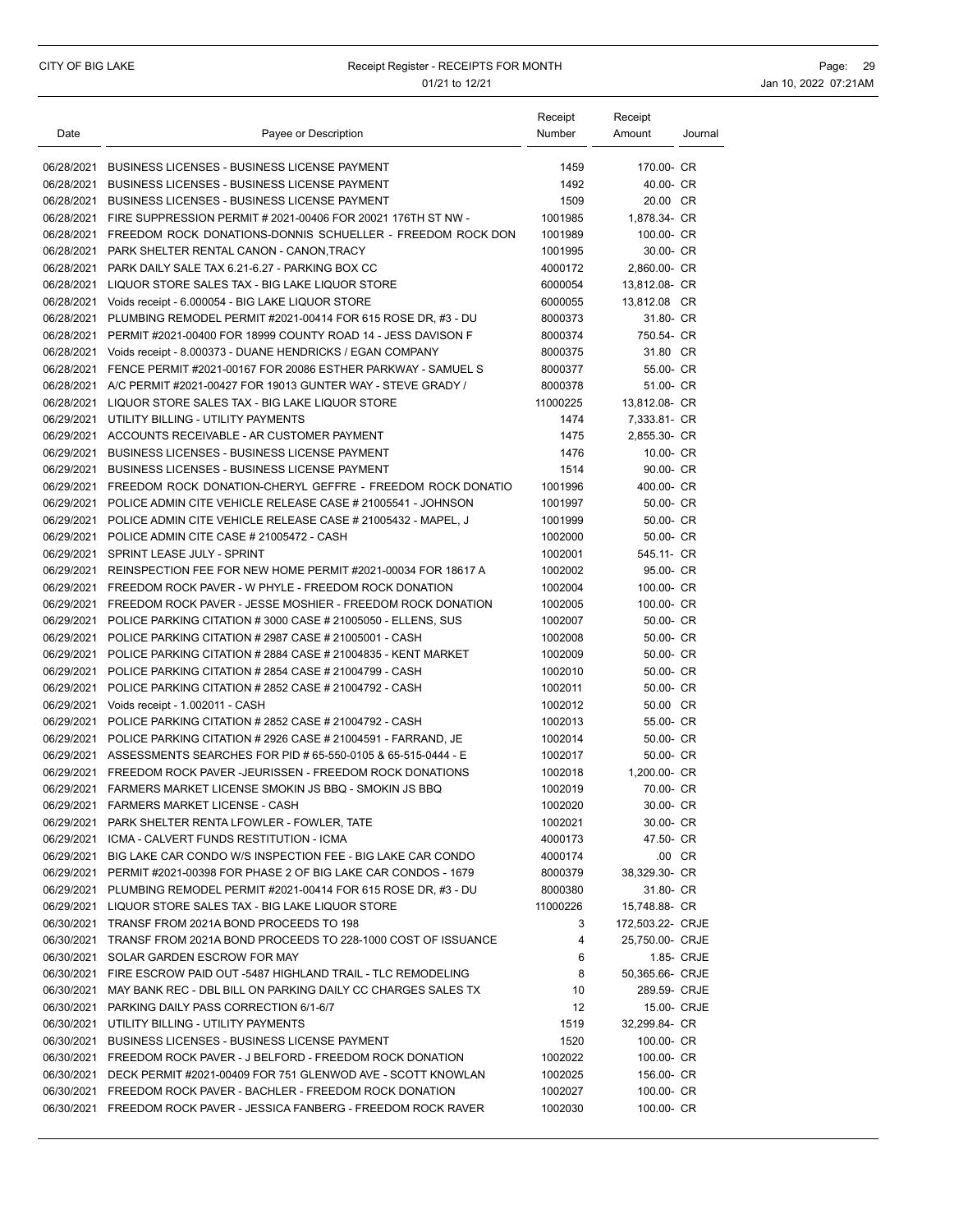| Date | Payee or Description | Receipt Number | Receipt Amount | Journal |
|---|---|---|---|---|
| 06/28/2021 | BUSINESS LICENSES - BUSINESS LICENSE PAYMENT | 1459 | 170.00- | CR |
| 06/28/2021 | BUSINESS LICENSES - BUSINESS LICENSE PAYMENT | 1492 | 40.00- | CR |
| 06/28/2021 | BUSINESS LICENSES - BUSINESS LICENSE PAYMENT | 1509 | 20.00 | CR |
| 06/28/2021 | FIRE SUPPRESSION PERMIT # 2021-00406 FOR 20021 176TH ST NW - | 1001985 | 1,878.34- | CR |
| 06/28/2021 | FREEDOM ROCK DONATIONS-DONNIS SCHUELLER - FREEDOM ROCK DON | 1001989 | 100.00- | CR |
| 06/28/2021 | PARK SHELTER RENTAL CANON - CANON,TRACY | 1001995 | 30.00- | CR |
| 06/28/2021 | PARK DAILY SALE TAX 6.21-6.27 - PARKING BOX CC | 4000172 | 2,860.00- | CR |
| 06/28/2021 | LIQUOR STORE SALES TAX - BIG LAKE LIQUOR STORE | 6000054 | 13,812.08- | CR |
| 06/28/2021 | Voids receipt - 6.000054 - BIG LAKE LIQUOR STORE | 6000055 | 13,812.08 | CR |
| 06/28/2021 | PLUMBING REMODEL PERMIT #2021-00414 FOR 615 ROSE DR, #3 - DU | 8000373 | 31.80- | CR |
| 06/28/2021 | PERMIT #2021-00400 FOR 18999 COUNTY ROAD 14 - JESS DAVISON F | 8000374 | 750.54- | CR |
| 06/28/2021 | Voids receipt - 8.000373 - DUANE HENDRICKS / EGAN COMPANY | 8000375 | 31.80 | CR |
| 06/28/2021 | FENCE PERMIT #2021-00167 FOR 20086 ESTHER PARKWAY - SAMUEL S | 8000377 | 55.00- | CR |
| 06/28/2021 | A/C PERMIT #2021-00427 FOR 19013 GUNTER WAY - STEVE GRADY / | 8000378 | 51.00- | CR |
| 06/28/2021 | LIQUOR STORE SALES TAX - BIG LAKE LIQUOR STORE | 11000225 | 13,812.08- | CR |
| 06/29/2021 | UTILITY BILLING - UTILITY PAYMENTS | 1474 | 7,333.81- | CR |
| 06/29/2021 | ACCOUNTS RECEIVABLE - AR CUSTOMER PAYMENT | 1475 | 2,855.30- | CR |
| 06/29/2021 | BUSINESS LICENSES - BUSINESS LICENSE PAYMENT | 1476 | 10.00- | CR |
| 06/29/2021 | BUSINESS LICENSES - BUSINESS LICENSE PAYMENT | 1514 | 90.00- | CR |
| 06/29/2021 | FREEDOM ROCK DONATION-CHERYL GEFFRE - FREEDOM ROCK DONATIO | 1001996 | 400.00- | CR |
| 06/29/2021 | POLICE ADMIN CITE VEHICLE RELEASE CASE # 21005541 - JOHNSON | 1001997 | 50.00- | CR |
| 06/29/2021 | POLICE ADMIN CITE VEHICLE RELEASE CASE # 21005432 - MAPEL, J | 1001999 | 50.00- | CR |
| 06/29/2021 | POLICE ADMIN CITE CASE # 21005472 - CASH | 1002000 | 50.00- | CR |
| 06/29/2021 | SPRINT LEASE JULY - SPRINT | 1002001 | 545.11- | CR |
| 06/29/2021 | REINSPECTION FEE FOR NEW HOME PERMIT #2021-00034 FOR 18617 A | 1002002 | 95.00- | CR |
| 06/29/2021 | FREEDOM ROCK PAVER - W PHYLE - FREEDOM ROCK DONATION | 1002004 | 100.00- | CR |
| 06/29/2021 | FREEDOM ROCK PAVER - JESSE MOSHIER - FREEDOM ROCK DONATION | 1002005 | 100.00- | CR |
| 06/29/2021 | POLICE PARKING CITATION # 3000 CASE # 21005050 - ELLENS, SUS | 1002007 | 50.00- | CR |
| 06/29/2021 | POLICE PARKING CITATION # 2987 CASE # 21005001 - CASH | 1002008 | 50.00- | CR |
| 06/29/2021 | POLICE PARKING CITATION # 2884 CASE # 21004835 - KENT MARKET | 1002009 | 50.00- | CR |
| 06/29/2021 | POLICE PARKING CITATION # 2854 CASE # 21004799 - CASH | 1002010 | 50.00- | CR |
| 06/29/2021 | POLICE PARKING CITATION # 2852 CASE # 21004792 - CASH | 1002011 | 50.00- | CR |
| 06/29/2021 | Voids receipt - 1.002011 - CASH | 1002012 | 50.00 | CR |
| 06/29/2021 | POLICE PARKING CITATION # 2852 CASE # 21004792 - CASH | 1002013 | 55.00- | CR |
| 06/29/2021 | POLICE PARKING CITATION # 2926 CASE # 21004591 - FARRAND, JE | 1002014 | 50.00- | CR |
| 06/29/2021 | ASSESSMENTS SEARCHES FOR PID # 65-550-0105 & 65-515-0444 - E | 1002017 | 50.00- | CR |
| 06/29/2021 | FREEDOM ROCK PAVER -JEURISSEN - FREEDOM ROCK DONATIONS | 1002018 | 1,200.00- | CR |
| 06/29/2021 | FARMERS MARKET LICENSE SMOKIN JS BBQ - SMOKIN JS BBQ | 1002019 | 70.00- | CR |
| 06/29/2021 | FARMERS MARKET LICENSE - CASH | 1002020 | 30.00- | CR |
| 06/29/2021 | PARK SHELTER RENTA LFOWLER - FOWLER, TATE | 1002021 | 30.00- | CR |
| 06/29/2021 | ICMA - CALVERT FUNDS RESTITUTION - ICMA | 4000173 | 47.50- | CR |
| 06/29/2021 | BIG LAKE CAR CONDO W/S INSPECTION FEE - BIG LAKE CAR CONDO | 4000174 | .00 | CR |
| 06/29/2021 | PERMIT #2021-00398 FOR PHASE 2 OF BIG LAKE CAR CONDOS - 1679 | 8000379 | 38,329.30- | CR |
| 06/29/2021 | PLUMBING REMODEL PERMIT #2021-00414 FOR 615 ROSE DR, #3 - DU | 8000380 | 31.80- | CR |
| 06/29/2021 | LIQUOR STORE SALES TAX - BIG LAKE LIQUOR STORE | 11000226 | 15,748.88- | CR |
| 06/30/2021 | TRANSF FROM 2021A BOND PROCEEDS TO 198 | 3 | 172,503.22- | CRJE |
| 06/30/2021 | TRANSF FROM 2021A BOND PROCEEDS TO 228-1000 COST OF ISSUANCE | 4 | 25,750.00- | CRJE |
| 06/30/2021 | SOLAR GARDEN ESCROW FOR MAY | 6 | 1.85- | CRJE |
| 06/30/2021 | FIRE ESCROW PAID OUT -5487 HIGHLAND TRAIL - TLC REMODELING | 8 | 50,365.66- | CRJE |
| 06/30/2021 | MAY BANK REC - DBL BILL ON PARKING DAILY CC CHARGES SALES TX | 10 | 289.59- | CRJE |
| 06/30/2021 | PARKING DAILY PASS CORRECTION 6/1-6/7 | 12 | 15.00- | CRJE |
| 06/30/2021 | UTILITY BILLING - UTILITY PAYMENTS | 1519 | 32,299.84- | CR |
| 06/30/2021 | BUSINESS LICENSES - BUSINESS LICENSE PAYMENT | 1520 | 100.00- | CR |
| 06/30/2021 | FREEDOM ROCK PAVER - J BELFORD - FREEDOM ROCK DONATION | 1002022 | 100.00- | CR |
| 06/30/2021 | DECK PERMIT #2021-00409 FOR 751 GLENWOD AVE - SCOTT KNOWLAN | 1002025 | 156.00- | CR |
| 06/30/2021 | FREEDOM ROCK PAVER - BACHLER - FREEDOM ROCK DONATION | 1002027 | 100.00- | CR |
| 06/30/2021 | FREEDOM ROCK PAVER - JESSICA FANBERG - FREEDOM ROCK RAVER | 1002030 | 100.00- | CR |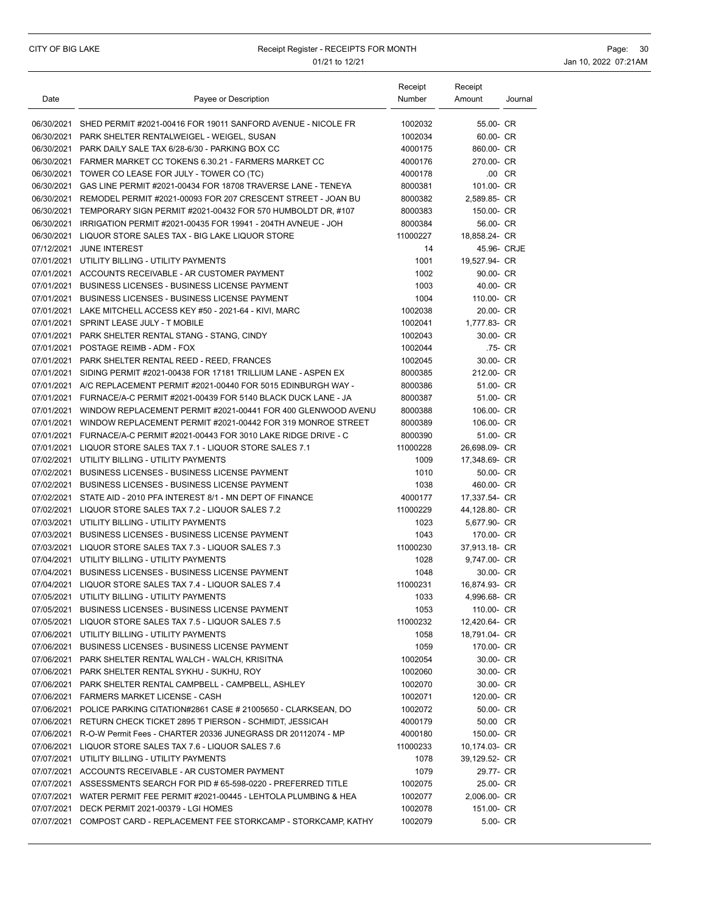| Date | Payee or Description | Receipt Number | Receipt Amount | Journal |
|---|---|---|---|---|
| 06/30/2021 | SHED PERMIT #2021-00416 FOR 19011 SANFORD AVENUE - NICOLE FR | 1002032 | 55.00- | CR |
| 06/30/2021 | PARK SHELTER RENTALWEIGEL - WEIGEL, SUSAN | 1002034 | 60.00- | CR |
| 06/30/2021 | PARK DAILY SALE TAX 6/28-6/30 - PARKING BOX CC | 4000175 | 860.00- | CR |
| 06/30/2021 | FARMER MARKET CC TOKENS 6.30.21 - FARMERS MARKET CC | 4000176 | 270.00- | CR |
| 06/30/2021 | TOWER CO LEASE FOR JULY - TOWER CO (TC) | 4000178 | .00 | CR |
| 06/30/2021 | GAS LINE PERMIT #2021-00434 FOR 18708 TRAVERSE LANE - TENEYA | 8000381 | 101.00- | CR |
| 06/30/2021 | REMODEL PERMIT #2021-00093 FOR 207 CRESCENT STREET - JOAN BU | 8000382 | 2,589.85- | CR |
| 06/30/2021 | TEMPORARY SIGN PERMIT #2021-00432 FOR 570 HUMBOLDT DR, #107 | 8000383 | 150.00- | CR |
| 06/30/2021 | IRRIGATION PERMIT #2021-00435 FOR 19941 - 204TH AVNEUE - JOH | 8000384 | 56.00- | CR |
| 06/30/2021 | LIQUOR STORE SALES TAX - BIG LAKE LIQUOR STORE | 11000227 | 18,858.24- | CR |
| 07/12/2021 | JUNE INTEREST | 14 | 45.96- | CRJE |
| 07/01/2021 | UTILITY BILLING - UTILITY PAYMENTS | 1001 | 19,527.94- | CR |
| 07/01/2021 | ACCOUNTS RECEIVABLE - AR CUSTOMER PAYMENT | 1002 | 90.00- | CR |
| 07/01/2021 | BUSINESS LICENSES - BUSINESS LICENSE PAYMENT | 1003 | 40.00- | CR |
| 07/01/2021 | BUSINESS LICENSES - BUSINESS LICENSE PAYMENT | 1004 | 110.00- | CR |
| 07/01/2021 | LAKE MITCHELL ACCESS KEY #50 - 2021-64 - KIVI, MARC | 1002038 | 20.00- | CR |
| 07/01/2021 | SPRINT LEASE JULY - T MOBILE | 1002041 | 1,777.83- | CR |
| 07/01/2021 | PARK SHELTER RENTAL STANG - STANG, CINDY | 1002043 | 30.00- | CR |
| 07/01/2021 | POSTAGE REIMB - ADM - FOX | 1002044 | .75- | CR |
| 07/01/2021 | PARK SHELTER RENTAL REED - REED, FRANCES | 1002045 | 30.00- | CR |
| 07/01/2021 | SIDING PERMIT #2021-00438 FOR 17181 TRILLIUM LANE - ASPEN EX | 8000385 | 212.00- | CR |
| 07/01/2021 | A/C REPLACEMENT PERMIT #2021-00440 FOR 5015 EDINBURGH WAY - | 8000386 | 51.00- | CR |
| 07/01/2021 | FURNACE/A-C PERMIT #2021-00439 FOR 5140 BLACK DUCK LANE - JA | 8000387 | 51.00- | CR |
| 07/01/2021 | WINDOW REPLACEMENT PERMIT #2021-00441 FOR 400 GLENWOOD AVENU | 8000388 | 106.00- | CR |
| 07/01/2021 | WINDOW REPLACEMENT PERMIT #2021-00442 FOR 319 MONROE STREET | 8000389 | 106.00- | CR |
| 07/01/2021 | FURNACE/A-C PERMIT #2021-00443 FOR 3010 LAKE RIDGE DRIVE - C | 8000390 | 51.00- | CR |
| 07/01/2021 | LIQUOR STORE SALES TAX 7.1 - LIQUOR STORE SALES 7.1 | 11000228 | 26,698.09- | CR |
| 07/02/2021 | UTILITY BILLING - UTILITY PAYMENTS | 1009 | 17,348.69- | CR |
| 07/02/2021 | BUSINESS LICENSES - BUSINESS LICENSE PAYMENT | 1010 | 50.00- | CR |
| 07/02/2021 | BUSINESS LICENSES - BUSINESS LICENSE PAYMENT | 1038 | 460.00- | CR |
| 07/02/2021 | STATE AID - 2010 PFA INTEREST 8/1 - MN DEPT OF FINANCE | 4000177 | 17,337.54- | CR |
| 07/02/2021 | LIQUOR STORE SALES TAX 7.2 - LIQUOR SALES 7.2 | 11000229 | 44,128.80- | CR |
| 07/03/2021 | UTILITY BILLING - UTILITY PAYMENTS | 1023 | 5,677.90- | CR |
| 07/03/2021 | BUSINESS LICENSES - BUSINESS LICENSE PAYMENT | 1043 | 170.00- | CR |
| 07/03/2021 | LIQUOR STORE SALES TAX 7.3 - LIQUOR SALES 7.3 | 11000230 | 37,913.18- | CR |
| 07/04/2021 | UTILITY BILLING - UTILITY PAYMENTS | 1028 | 9,747.00- | CR |
| 07/04/2021 | BUSINESS LICENSES - BUSINESS LICENSE PAYMENT | 1048 | 30.00- | CR |
| 07/04/2021 | LIQUOR STORE SALES TAX 7.4 - LIQUOR SALES 7.4 | 11000231 | 16,874.93- | CR |
| 07/05/2021 | UTILITY BILLING - UTILITY PAYMENTS | 1033 | 4,996.68- | CR |
| 07/05/2021 | BUSINESS LICENSES - BUSINESS LICENSE PAYMENT | 1053 | 110.00- | CR |
| 07/05/2021 | LIQUOR STORE SALES TAX 7.5 - LIQUOR SALES 7.5 | 11000232 | 12,420.64- | CR |
| 07/06/2021 | UTILITY BILLING - UTILITY PAYMENTS | 1058 | 18,791.04- | CR |
| 07/06/2021 | BUSINESS LICENSES - BUSINESS LICENSE PAYMENT | 1059 | 170.00- | CR |
| 07/06/2021 | PARK SHELTER RENTAL WALCH - WALCH, KRISITNA | 1002054 | 30.00- | CR |
| 07/06/2021 | PARK SHELTER RENTAL SYKHU - SUKHU, ROY | 1002060 | 30.00- | CR |
| 07/06/2021 | PARK SHELTER RENTAL CAMPBELL - CAMPBELL, ASHLEY | 1002070 | 30.00- | CR |
| 07/06/2021 | FARMERS MARKET LICENSE - CASH | 1002071 | 120.00- | CR |
| 07/06/2021 | POLICE PARKING CITATION#2861 CASE # 21005650 - CLARKSEAN, DO | 1002072 | 50.00- | CR |
| 07/06/2021 | RETURN CHECK TICKET 2895 T PIERSON - SCHMIDT, JESSICAH | 4000179 | 50.00 | CR |
| 07/06/2021 | R-O-W Permit Fees - CHARTER 20336 JUNEGRASS DR 20112074 - MP | 4000180 | 150.00- | CR |
| 07/06/2021 | LIQUOR STORE SALES TAX 7.6 - LIQUOR SALES 7.6 | 11000233 | 10,174.03- | CR |
| 07/07/2021 | UTILITY BILLING - UTILITY PAYMENTS | 1078 | 39,129.52- | CR |
| 07/07/2021 | ACCOUNTS RECEIVABLE - AR CUSTOMER PAYMENT | 1079 | 29.77- | CR |
| 07/07/2021 | ASSESSMENTS SEARCH FOR PID # 65-598-0220 - PREFERRED TITLE | 1002075 | 25.00- | CR |
| 07/07/2021 | WATER PERMIT FEE PERMIT #2021-00445 - LEHTOLA PLUMBING & HEA | 1002077 | 2,006.00- | CR |
| 07/07/2021 | DECK PERMIT 2021-00379 - LGI HOMES | 1002078 | 151.00- | CR |
| 07/07/2021 | COMPOST CARD - REPLACEMENT FEE STORKCAMP - STORKCAMP, KATHY | 1002079 | 5.00- | CR |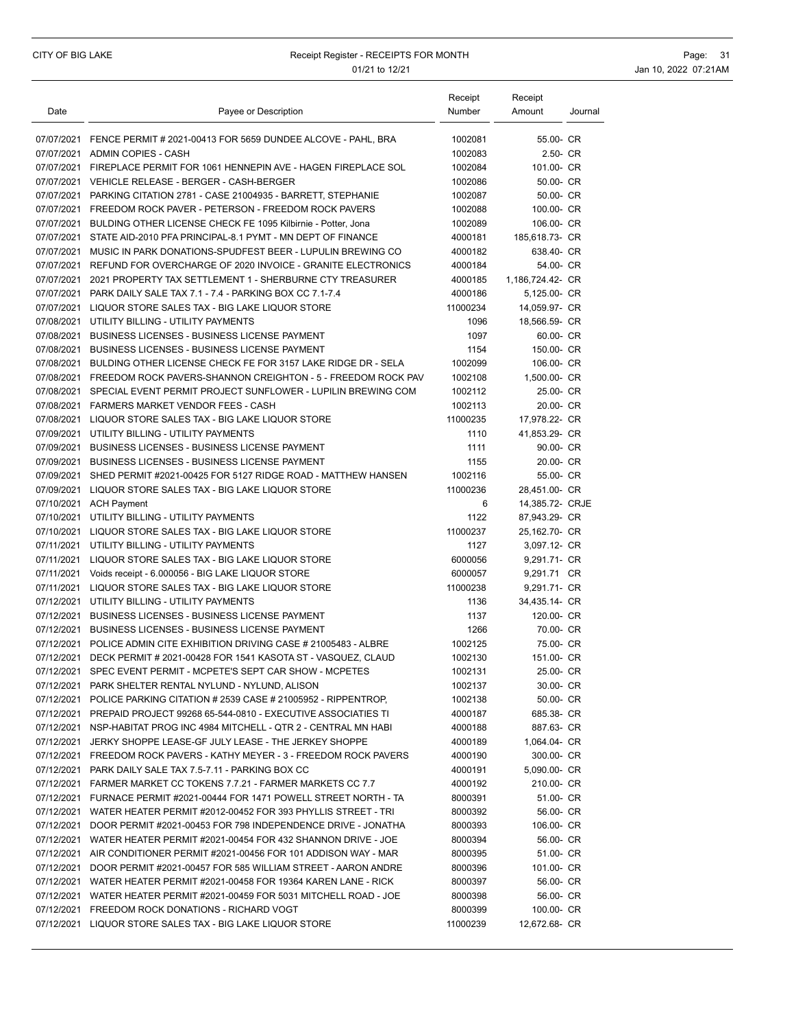| Date | Payee or Description | Receipt Number | Receipt Amount | Journal |
|---|---|---|---|---|
| 07/07/2021 | FENCE PERMIT # 2021-00413 FOR 5659 DUNDEE ALCOVE - PAHL, BRA | 1002081 | 55.00- | CR |
| 07/07/2021 | ADMIN COPIES - CASH | 1002083 | 2.50- | CR |
| 07/07/2021 | FIREPLACE PERMIT FOR 1061 HENNEPIN AVE - HAGEN FIREPLACE SOL | 1002084 | 101.00- | CR |
| 07/07/2021 | VEHICLE RELEASE - BERGER - CASH-BERGER | 1002086 | 50.00- | CR |
| 07/07/2021 | PARKING CITATION 2781 - CASE 21004935 - BARRETT, STEPHANIE | 1002087 | 50.00- | CR |
| 07/07/2021 | FREEDOM ROCK PAVER - PETERSON - FREEDOM ROCK PAVERS | 1002088 | 100.00- | CR |
| 07/07/2021 | BULDING OTHER LICENSE CHECK FE 1095 Kilbirnie - Potter, Jona | 1002089 | 106.00- | CR |
| 07/07/2021 | STATE AID-2010 PFA PRINCIPAL-8.1 PYMT - MN DEPT OF FINANCE | 4000181 | 185,618.73- | CR |
| 07/07/2021 | MUSIC IN PARK DONATIONS-SPUDFEST BEER - LUPULIN BREWING CO | 4000182 | 638.40- | CR |
| 07/07/2021 | REFUND FOR OVERCHARGE OF 2020 INVOICE - GRANITE ELECTRONICS | 4000184 | 54.00- | CR |
| 07/07/2021 | 2021 PROPERTY TAX SETTLEMENT 1 - SHERBURNE CTY TREASURER | 4000185 | 1,186,724.42- | CR |
| 07/07/2021 | PARK DAILY SALE TAX 7.1 - 7.4 - PARKING BOX CC 7.1-7.4 | 4000186 | 5,125.00- | CR |
| 07/07/2021 | LIQUOR STORE SALES TAX - BIG LAKE LIQUOR STORE | 11000234 | 14,059.97- | CR |
| 07/08/2021 | UTILITY BILLING - UTILITY PAYMENTS | 1096 | 18,566.59- | CR |
| 07/08/2021 | BUSINESS LICENSES - BUSINESS LICENSE PAYMENT | 1097 | 60.00- | CR |
| 07/08/2021 | BUSINESS LICENSES - BUSINESS LICENSE PAYMENT | 1154 | 150.00- | CR |
| 07/08/2021 | BULDING OTHER LICENSE CHECK FE FOR 3157 LAKE RIDGE DR - SELA | 1002099 | 106.00- | CR |
| 07/08/2021 | FREEDOM ROCK PAVERS-SHANNON CREIGHTON - 5 - FREEDOM ROCK PAV | 1002108 | 1,500.00- | CR |
| 07/08/2021 | SPECIAL EVENT PERMIT PROJECT SUNFLOWER - LUPILIN BREWING COM | 1002112 | 25.00- | CR |
| 07/08/2021 | FARMERS MARKET VENDOR FEES - CASH | 1002113 | 20.00- | CR |
| 07/08/2021 | LIQUOR STORE SALES TAX - BIG LAKE LIQUOR STORE | 11000235 | 17,978.22- | CR |
| 07/09/2021 | UTILITY BILLING - UTILITY PAYMENTS | 1110 | 41,853.29- | CR |
| 07/09/2021 | BUSINESS LICENSES - BUSINESS LICENSE PAYMENT | 1111 | 90.00- | CR |
| 07/09/2021 | BUSINESS LICENSES - BUSINESS LICENSE PAYMENT | 1155 | 20.00- | CR |
| 07/09/2021 | SHED PERMIT #2021-00425 FOR 5127 RIDGE ROAD - MATTHEW HANSEN | 1002116 | 55.00- | CR |
| 07/09/2021 | LIQUOR STORE SALES TAX - BIG LAKE LIQUOR STORE | 11000236 | 28,451.00- | CR |
| 07/10/2021 | ACH Payment | 6 | 14,385.72- | CRJE |
| 07/10/2021 | UTILITY BILLING - UTILITY PAYMENTS | 1122 | 87,943.29- | CR |
| 07/10/2021 | LIQUOR STORE SALES TAX - BIG LAKE LIQUOR STORE | 11000237 | 25,162.70- | CR |
| 07/11/2021 | UTILITY BILLING - UTILITY PAYMENTS | 1127 | 3,097.12- | CR |
| 07/11/2021 | LIQUOR STORE SALES TAX - BIG LAKE LIQUOR STORE | 6000056 | 9,291.71- | CR |
| 07/11/2021 | Voids receipt - 6.000056 - BIG LAKE LIQUOR STORE | 6000057 | 9,291.71 | CR |
| 07/11/2021 | LIQUOR STORE SALES TAX - BIG LAKE LIQUOR STORE | 11000238 | 9,291.71- | CR |
| 07/12/2021 | UTILITY BILLING - UTILITY PAYMENTS | 1136 | 34,435.14- | CR |
| 07/12/2021 | BUSINESS LICENSES - BUSINESS LICENSE PAYMENT | 1137 | 120.00- | CR |
| 07/12/2021 | BUSINESS LICENSES - BUSINESS LICENSE PAYMENT | 1266 | 70.00- | CR |
| 07/12/2021 | POLICE ADMIN CITE EXHIBITION DRIVING CASE # 21005483 - ALBRE | 1002125 | 75.00- | CR |
| 07/12/2021 | DECK PERMIT # 2021-00428 FOR 1541 KASOTA ST - VASQUEZ, CLAUD | 1002130 | 151.00- | CR |
| 07/12/2021 | SPEC EVENT PERMIT - MCPETE'S SEPT CAR SHOW - MCPETES | 1002131 | 25.00- | CR |
| 07/12/2021 | PARK SHELTER RENTAL NYLUND - NYLUND, ALISON | 1002137 | 30.00- | CR |
| 07/12/2021 | POLICE PARKING CITATION # 2539 CASE # 21005952 - RIPPENTROP, | 1002138 | 50.00- | CR |
| 07/12/2021 | PREPAID PROJECT 99268 65-544-0810 - EXECUTIVE ASSOCIATES TI | 4000187 | 685.38- | CR |
| 07/12/2021 | NSP-HABITAT PROG INC 4984 MITCHELL - QTR 2 - CENTRAL MN HABI | 4000188 | 887.63- | CR |
| 07/12/2021 | JERKY SHOPPE LEASE-GF JULY LEASE - THE JERKEY SHOPPE | 4000189 | 1,064.04- | CR |
| 07/12/2021 | FREEDOM ROCK PAVERS - KATHY MEYER - 3 - FREEDOM ROCK PAVERS | 4000190 | 300.00- | CR |
| 07/12/2021 | PARK DAILY SALE TAX 7.5-7.11 - PARKING BOX CC | 4000191 | 5,090.00- | CR |
| 07/12/2021 | FARMER MARKET CC TOKENS 7.7.21 - FARMER MARKETS CC 7.7 | 4000192 | 210.00- | CR |
| 07/12/2021 | FURNACE PERMIT #2021-00444 FOR 1471 POWELL STREET NORTH - TA | 8000391 | 51.00- | CR |
| 07/12/2021 | WATER HEATER PERMIT #2012-00452 FOR 393 PHYLLIS STREET - TRI | 8000392 | 56.00- | CR |
| 07/12/2021 | DOOR PERMIT #2021-00453 FOR 798 INDEPENDENCE DRIVE - JONATHA | 8000393 | 106.00- | CR |
| 07/12/2021 | WATER HEATER PERMIT #2021-00454 FOR 432 SHANNON DRIVE - JOE | 8000394 | 56.00- | CR |
| 07/12/2021 | AIR CONDITIONER PERMIT #2021-00456 FOR 101 ADDISON WAY - MAR | 8000395 | 51.00- | CR |
| 07/12/2021 | DOOR PERMIT #2021-00457 FOR 585 WILLIAM STREET - AARON ANDRE | 8000396 | 101.00- | CR |
| 07/12/2021 | WATER HEATER PERMIT #2021-00458 FOR 19364 KAREN LANE - RICK | 8000397 | 56.00- | CR |
| 07/12/2021 | WATER HEATER PERMIT #2021-00459 FOR 5031 MITCHELL ROAD - JOE | 8000398 | 56.00- | CR |
| 07/12/2021 | FREEDOM ROCK DONATIONS - RICHARD VOGT | 8000399 | 100.00- | CR |
| 07/12/2021 | LIQUOR STORE SALES TAX - BIG LAKE LIQUOR STORE | 11000239 | 12,672.68- | CR |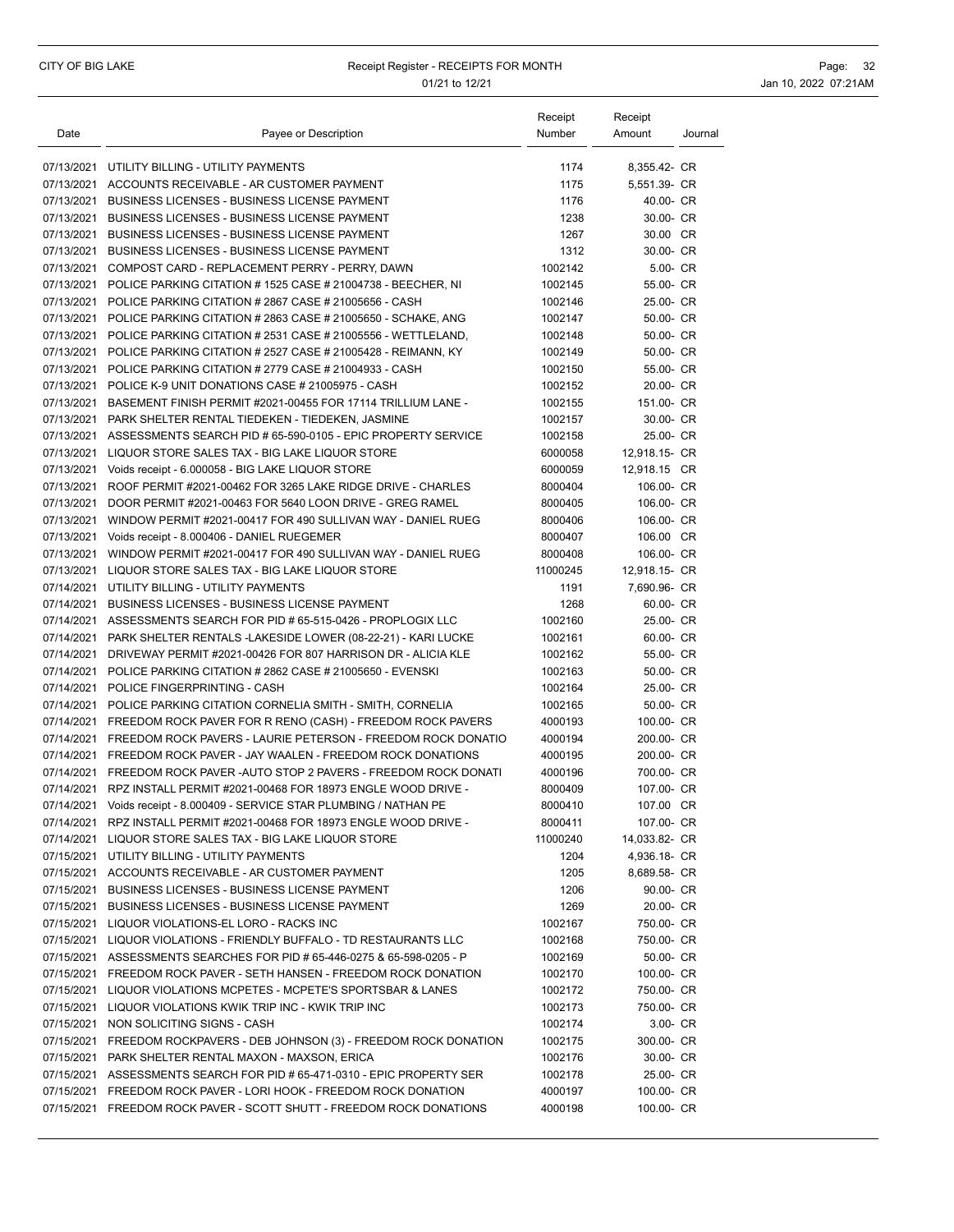| Date | Payee or Description | Receipt Number | Receipt Amount | Journal |
|---|---|---|---|---|
| 07/13/2021 | UTILITY BILLING - UTILITY PAYMENTS | 1174 | 8,355.42- | CR |
| 07/13/2021 | ACCOUNTS RECEIVABLE - AR CUSTOMER PAYMENT | 1175 | 5,551.39- | CR |
| 07/13/2021 | BUSINESS LICENSES - BUSINESS LICENSE PAYMENT | 1176 | 40.00- | CR |
| 07/13/2021 | BUSINESS LICENSES - BUSINESS LICENSE PAYMENT | 1238 | 30.00- | CR |
| 07/13/2021 | BUSINESS LICENSES - BUSINESS LICENSE PAYMENT | 1267 | 30.00 | CR |
| 07/13/2021 | BUSINESS LICENSES - BUSINESS LICENSE PAYMENT | 1312 | 30.00- | CR |
| 07/13/2021 | COMPOST CARD - REPLACEMENT PERRY - PERRY, DAWN | 1002142 | 5.00- | CR |
| 07/13/2021 | POLICE PARKING CITATION # 1525 CASE # 21004738 - BEECHER, NI | 1002145 | 55.00- | CR |
| 07/13/2021 | POLICE PARKING CITATION # 2867 CASE # 21005656 - CASH | 1002146 | 25.00- | CR |
| 07/13/2021 | POLICE PARKING CITATION # 2863 CASE # 21005650 - SCHAKE, ANG | 1002147 | 50.00- | CR |
| 07/13/2021 | POLICE PARKING CITATION # 2531 CASE # 21005556 - WETTLELAND, | 1002148 | 50.00- | CR |
| 07/13/2021 | POLICE PARKING CITATION # 2527 CASE # 21005428 - REIMANN, KY | 1002149 | 50.00- | CR |
| 07/13/2021 | POLICE PARKING CITATION # 2779 CASE # 21004933 - CASH | 1002150 | 55.00- | CR |
| 07/13/2021 | POLICE K-9 UNIT DONATIONS CASE # 21005975 - CASH | 1002152 | 20.00- | CR |
| 07/13/2021 | BASEMENT FINISH PERMIT #2021-00455 FOR 17114 TRILLIUM LANE - | 1002155 | 151.00- | CR |
| 07/13/2021 | PARK SHELTER RENTAL TIEDEKEN - TIEDEKEN, JASMINE | 1002157 | 30.00- | CR |
| 07/13/2021 | ASSESSMENTS SEARCH PID # 65-590-0105 - EPIC PROPERTY SERVICE | 1002158 | 25.00- | CR |
| 07/13/2021 | LIQUOR STORE SALES TAX - BIG LAKE LIQUOR STORE | 6000058 | 12,918.15- | CR |
| 07/13/2021 | Voids receipt - 6.000058 - BIG LAKE LIQUOR STORE | 6000059 | 12,918.15 | CR |
| 07/13/2021 | ROOF PERMIT #2021-00462 FOR 3265 LAKE RIDGE DRIVE - CHARLES | 8000404 | 106.00- | CR |
| 07/13/2021 | DOOR PERMIT #2021-00463 FOR 5640 LOON DRIVE - GREG RAMEL | 8000405 | 106.00- | CR |
| 07/13/2021 | WINDOW PERMIT #2021-00417 FOR 490 SULLIVAN WAY - DANIEL RUEG | 8000406 | 106.00- | CR |
| 07/13/2021 | Voids receipt - 8.000406 - DANIEL RUEGEMER | 8000407 | 106.00 | CR |
| 07/13/2021 | WINDOW PERMIT #2021-00417 FOR 490 SULLIVAN WAY - DANIEL RUEG | 8000408 | 106.00- | CR |
| 07/13/2021 | LIQUOR STORE SALES TAX - BIG LAKE LIQUOR STORE | 11000245 | 12,918.15- | CR |
| 07/14/2021 | UTILITY BILLING - UTILITY PAYMENTS | 1191 | 7,690.96- | CR |
| 07/14/2021 | BUSINESS LICENSES - BUSINESS LICENSE PAYMENT | 1268 | 60.00- | CR |
| 07/14/2021 | ASSESSMENTS SEARCH FOR PID # 65-515-0426 - PROPLOGIX LLC | 1002160 | 25.00- | CR |
| 07/14/2021 | PARK SHELTER RENTALS -LAKESIDE LOWER (08-22-21) - KARI LUCKE | 1002161 | 60.00- | CR |
| 07/14/2021 | DRIVEWAY PERMIT #2021-00426 FOR 807 HARRISON DR - ALICIA KLE | 1002162 | 55.00- | CR |
| 07/14/2021 | POLICE PARKING CITATION # 2862 CASE # 21005650 - EVENSKI | 1002163 | 50.00- | CR |
| 07/14/2021 | POLICE FINGERPRINTING - CASH | 1002164 | 25.00- | CR |
| 07/14/2021 | POLICE PARKING CITATION CORNELIA SMITH - SMITH, CORNELIA | 1002165 | 50.00- | CR |
| 07/14/2021 | FREEDOM ROCK PAVER FOR R RENO (CASH) - FREEDOM ROCK PAVERS | 4000193 | 100.00- | CR |
| 07/14/2021 | FREEDOM ROCK PAVERS - LAURIE PETERSON - FREEDOM ROCK DONATIO | 4000194 | 200.00- | CR |
| 07/14/2021 | FREEDOM ROCK PAVER - JAY WAALEN - FREEDOM ROCK DONATIONS | 4000195 | 200.00- | CR |
| 07/14/2021 | FREEDOM ROCK PAVER -AUTO STOP 2 PAVERS - FREEDOM ROCK DONATI | 4000196 | 700.00- | CR |
| 07/14/2021 | RPZ INSTALL PERMIT #2021-00468 FOR 18973 ENGLE WOOD DRIVE - | 8000409 | 107.00- | CR |
| 07/14/2021 | Voids receipt - 8.000409 - SERVICE STAR PLUMBING / NATHAN PE | 8000410 | 107.00 | CR |
| 07/14/2021 | RPZ INSTALL PERMIT #2021-00468 FOR 18973 ENGLE WOOD DRIVE - | 8000411 | 107.00- | CR |
| 07/14/2021 | LIQUOR STORE SALES TAX - BIG LAKE LIQUOR STORE | 11000240 | 14,033.82- | CR |
| 07/15/2021 | UTILITY BILLING - UTILITY PAYMENTS | 1204 | 4,936.18- | CR |
| 07/15/2021 | ACCOUNTS RECEIVABLE - AR CUSTOMER PAYMENT | 1205 | 8,689.58- | CR |
| 07/15/2021 | BUSINESS LICENSES - BUSINESS LICENSE PAYMENT | 1206 | 90.00- | CR |
| 07/15/2021 | BUSINESS LICENSES - BUSINESS LICENSE PAYMENT | 1269 | 20.00- | CR |
| 07/15/2021 | LIQUOR VIOLATIONS-EL LORO - RACKS INC | 1002167 | 750.00- | CR |
| 07/15/2021 | LIQUOR VIOLATIONS - FRIENDLY BUFFALO - TD RESTAURANTS LLC | 1002168 | 750.00- | CR |
| 07/15/2021 | ASSESSMENTS SEARCHES FOR PID # 65-446-0275 & 65-598-0205 - P | 1002169 | 50.00- | CR |
| 07/15/2021 | FREEDOM ROCK PAVER - SETH HANSEN - FREEDOM ROCK DONATION | 1002170 | 100.00- | CR |
| 07/15/2021 | LIQUOR VIOLATIONS MCPETES - MCPETE'S SPORTSBAR & LANES | 1002172 | 750.00- | CR |
| 07/15/2021 | LIQUOR VIOLATIONS KWIK TRIP INC - KWIK TRIP INC | 1002173 | 750.00- | CR |
| 07/15/2021 | NON SOLICITING SIGNS - CASH | 1002174 | 3.00- | CR |
| 07/15/2021 | FREEDOM ROCKPAVERS - DEB JOHNSON (3) - FREEDOM ROCK DONATION | 1002175 | 300.00- | CR |
| 07/15/2021 | PARK SHELTER RENTAL MAXON - MAXSON, ERICA | 1002176 | 30.00- | CR |
| 07/15/2021 | ASSESSMENTS SEARCH FOR PID # 65-471-0310 - EPIC PROPERTY SER | 1002178 | 25.00- | CR |
| 07/15/2021 | FREEDOM ROCK PAVER - LORI HOOK - FREEDOM ROCK DONATION | 4000197 | 100.00- | CR |
| 07/15/2021 | FREEDOM ROCK PAVER - SCOTT SHUTT - FREEDOM ROCK DONATIONS | 4000198 | 100.00- | CR |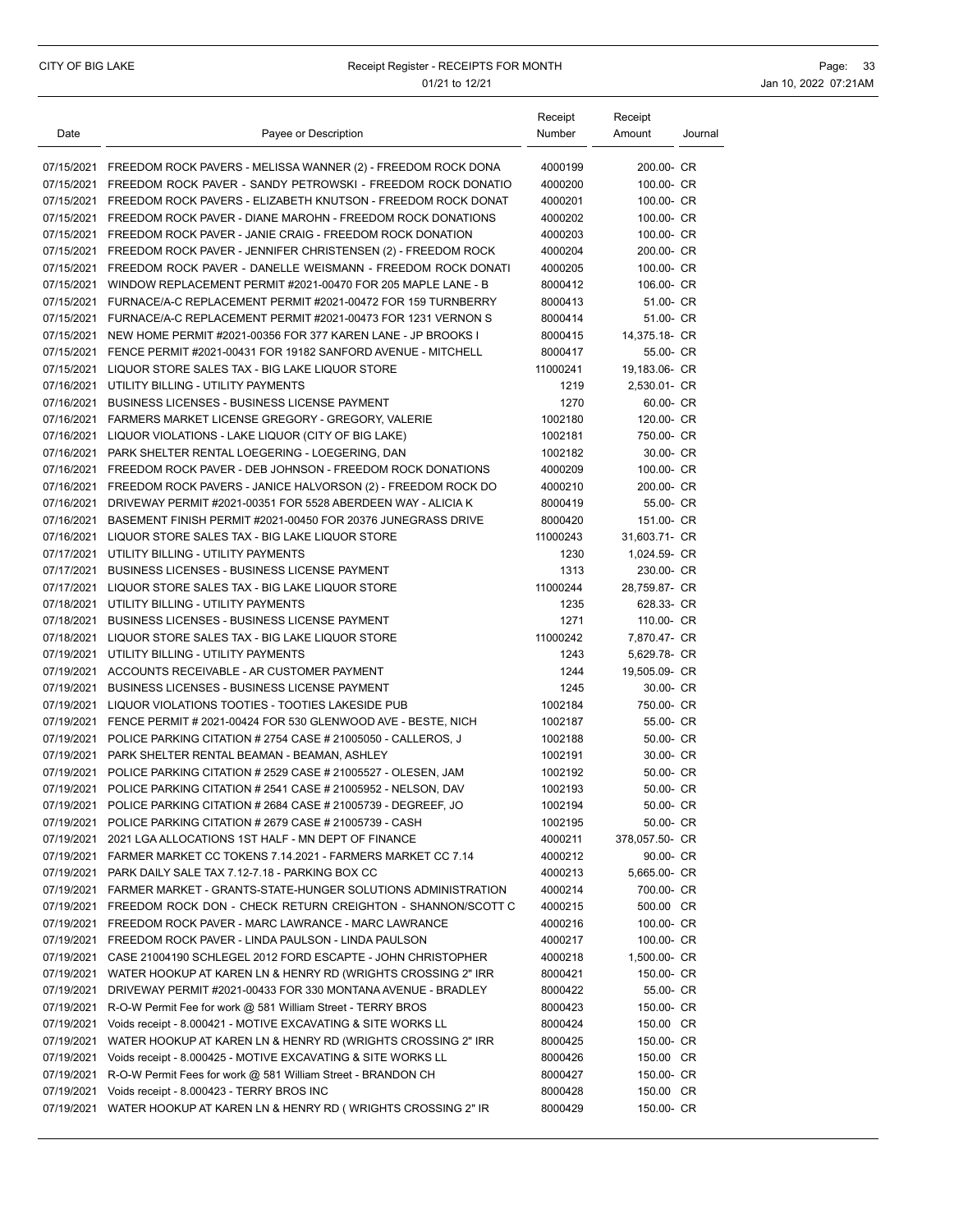CITY OF BIG LAKE

Receipt Register - RECEIPTS FOR MONTH

01/21 to 12/21

| Date | Payee or Description | Receipt Number | Receipt Amount | Journal |
|---|---|---|---|---|
| 07/15/2021 | FREEDOM ROCK PAVERS - MELISSA WANNER (2) - FREEDOM ROCK DONA | 4000199 | 200.00- | CR |
| 07/15/2021 | FREEDOM ROCK PAVER - SANDY PETROWSKI - FREEDOM ROCK DONATIO | 4000200 | 100.00- | CR |
| 07/15/2021 | FREEDOM ROCK PAVERS - ELIZABETH KNUTSON - FREEDOM ROCK DONAT | 4000201 | 100.00- | CR |
| 07/15/2021 | FREEDOM ROCK PAVER - DIANE MAROHN - FREEDOM ROCK DONATIONS | 4000202 | 100.00- | CR |
| 07/15/2021 | FREEDOM ROCK PAVER - JANIE CRAIG - FREEDOM ROCK DONATION | 4000203 | 100.00- | CR |
| 07/15/2021 | FREEDOM ROCK PAVER - JENNIFER CHRISTENSEN (2) - FREEDOM ROCK | 4000204 | 200.00- | CR |
| 07/15/2021 | FREEDOM ROCK PAVER - DANELLE WEISMANN - FREEDOM ROCK DONATI | 4000205 | 100.00- | CR |
| 07/15/2021 | WINDOW REPLACEMENT PERMIT #2021-00470 FOR 205 MAPLE LANE - B | 8000412 | 106.00- | CR |
| 07/15/2021 | FURNACE/A-C REPLACEMENT PERMIT #2021-00472 FOR 159 TURNBERRY | 8000413 | 51.00- | CR |
| 07/15/2021 | FURNACE/A-C REPLACEMENT PERMIT #2021-00473 FOR 1231 VERNON S | 8000414 | 51.00- | CR |
| 07/15/2021 | NEW HOME PERMIT #2021-00356 FOR 377 KAREN LANE - JP BROOKS I | 8000415 | 14,375.18- | CR |
| 07/15/2021 | FENCE PERMIT #2021-00431 FOR 19182 SANFORD AVENUE - MITCHELL | 8000417 | 55.00- | CR |
| 07/15/2021 | LIQUOR STORE SALES TAX - BIG LAKE LIQUOR STORE | 11000241 | 19,183.06- | CR |
| 07/16/2021 | UTILITY BILLING - UTILITY PAYMENTS | 1219 | 2,530.01- | CR |
| 07/16/2021 | BUSINESS LICENSES - BUSINESS LICENSE PAYMENT | 1270 | 60.00- | CR |
| 07/16/2021 | FARMERS MARKET LICENSE GREGORY - GREGORY, VALERIE | 1002180 | 120.00- | CR |
| 07/16/2021 | LIQUOR VIOLATIONS - LAKE LIQUOR (CITY OF BIG LAKE) | 1002181 | 750.00- | CR |
| 07/16/2021 | PARK SHELTER RENTAL LOEGERING - LOEGERING, DAN | 1002182 | 30.00- | CR |
| 07/16/2021 | FREEDOM ROCK PAVER - DEB JOHNSON - FREEDOM ROCK DONATIONS | 4000209 | 100.00- | CR |
| 07/16/2021 | FREEDOM ROCK PAVERS - JANICE HALVORSON (2) - FREEDOM ROCK DO | 4000210 | 200.00- | CR |
| 07/16/2021 | DRIVEWAY PERMIT #2021-00351 FOR 5528 ABERDEEN WAY - ALICIA K | 8000419 | 55.00- | CR |
| 07/16/2021 | BASEMENT FINISH PERMIT #2021-00450 FOR 20376 JUNEGRASS DRIVE | 8000420 | 151.00- | CR |
| 07/16/2021 | LIQUOR STORE SALES TAX - BIG LAKE LIQUOR STORE | 11000243 | 31,603.71- | CR |
| 07/17/2021 | UTILITY BILLING - UTILITY PAYMENTS | 1230 | 1,024.59- | CR |
| 07/17/2021 | BUSINESS LICENSES - BUSINESS LICENSE PAYMENT | 1313 | 230.00- | CR |
| 07/17/2021 | LIQUOR STORE SALES TAX - BIG LAKE LIQUOR STORE | 11000244 | 28,759.87- | CR |
| 07/18/2021 | UTILITY BILLING - UTILITY PAYMENTS | 1235 | 628.33- | CR |
| 07/18/2021 | BUSINESS LICENSES - BUSINESS LICENSE PAYMENT | 1271 | 110.00- | CR |
| 07/18/2021 | LIQUOR STORE SALES TAX - BIG LAKE LIQUOR STORE | 11000242 | 7,870.47- | CR |
| 07/19/2021 | UTILITY BILLING - UTILITY PAYMENTS | 1243 | 5,629.78- | CR |
| 07/19/2021 | ACCOUNTS RECEIVABLE - AR CUSTOMER PAYMENT | 1244 | 19,505.09- | CR |
| 07/19/2021 | BUSINESS LICENSES - BUSINESS LICENSE PAYMENT | 1245 | 30.00- | CR |
| 07/19/2021 | LIQUOR VIOLATIONS TOOTIES - TOOTIES LAKESIDE PUB | 1002184 | 750.00- | CR |
| 07/19/2021 | FENCE PERMIT # 2021-00424 FOR 530 GLENWOOD AVE - BESTE, NICH | 1002187 | 55.00- | CR |
| 07/19/2021 | POLICE PARKING CITATION # 2754 CASE # 21005050 - CALLEROS, J | 1002188 | 50.00- | CR |
| 07/19/2021 | PARK SHELTER RENTAL BEAMAN - BEAMAN, ASHLEY | 1002191 | 30.00- | CR |
| 07/19/2021 | POLICE PARKING CITATION # 2529 CASE # 21005527 - OLESEN, JAM | 1002192 | 50.00- | CR |
| 07/19/2021 | POLICE PARKING CITATION # 2541 CASE # 21005952 - NELSON, DAV | 1002193 | 50.00- | CR |
| 07/19/2021 | POLICE PARKING CITATION # 2684 CASE # 21005739 - DEGREEF, JO | 1002194 | 50.00- | CR |
| 07/19/2021 | POLICE PARKING CITATION # 2679 CASE # 21005739 - CASH | 1002195 | 50.00- | CR |
| 07/19/2021 | 2021 LGA ALLOCATIONS 1ST HALF - MN DEPT OF FINANCE | 4000211 | 378,057.50- | CR |
| 07/19/2021 | FARMER MARKET CC TOKENS 7.14.2021 - FARMERS MARKET CC 7.14 | 4000212 | 90.00- | CR |
| 07/19/2021 | PARK DAILY SALE TAX 7.12-7.18 - PARKING BOX CC | 4000213 | 5,665.00- | CR |
| 07/19/2021 | FARMER MARKET - GRANTS-STATE-HUNGER SOLUTIONS ADMINISTRATION | 4000214 | 700.00- | CR |
| 07/19/2021 | FREEDOM ROCK DON - CHECK RETURN CREIGHTON - SHANNON/SCOTT C | 4000215 | 500.00 | CR |
| 07/19/2021 | FREEDOM ROCK PAVER - MARC LAWRANCE - MARC LAWRANCE | 4000216 | 100.00- | CR |
| 07/19/2021 | FREEDOM ROCK PAVER - LINDA PAULSON - LINDA PAULSON | 4000217 | 100.00- | CR |
| 07/19/2021 | CASE 21004190 SCHLEGEL 2012 FORD ESCAPTE - JOHN CHRISTOPHER | 4000218 | 1,500.00- | CR |
| 07/19/2021 | WATER HOOKUP AT KAREN LN & HENRY RD (WRIGHTS CROSSING 2" IRR | 8000421 | 150.00- | CR |
| 07/19/2021 | DRIVEWAY PERMIT #2021-00433 FOR 330 MONTANA AVENUE - BRADLEY | 8000422 | 55.00- | CR |
| 07/19/2021 | R-O-W Permit Fee for work @ 581 William Street - TERRY BROS | 8000423 | 150.00- | CR |
| 07/19/2021 | Voids receipt - 8.000421 - MOTIVE EXCAVATING & SITE WORKS LL | 8000424 | 150.00 | CR |
| 07/19/2021 | WATER HOOKUP AT KAREN LN & HENRY RD (WRIGHTS CROSSING 2" IRR | 8000425 | 150.00- | CR |
| 07/19/2021 | Voids receipt - 8.000425 - MOTIVE EXCAVATING & SITE WORKS LL | 8000426 | 150.00 | CR |
| 07/19/2021 | R-O-W Permit Fees for work @ 581 William Street - BRANDON CH | 8000427 | 150.00- | CR |
| 07/19/2021 | Voids receipt - 8.000423 - TERRY BROS INC | 8000428 | 150.00 | CR |
| 07/19/2021 | WATER HOOKUP AT KAREN LN & HENRY RD ( WRIGHTS CROSSING 2" IR | 8000429 | 150.00- | CR |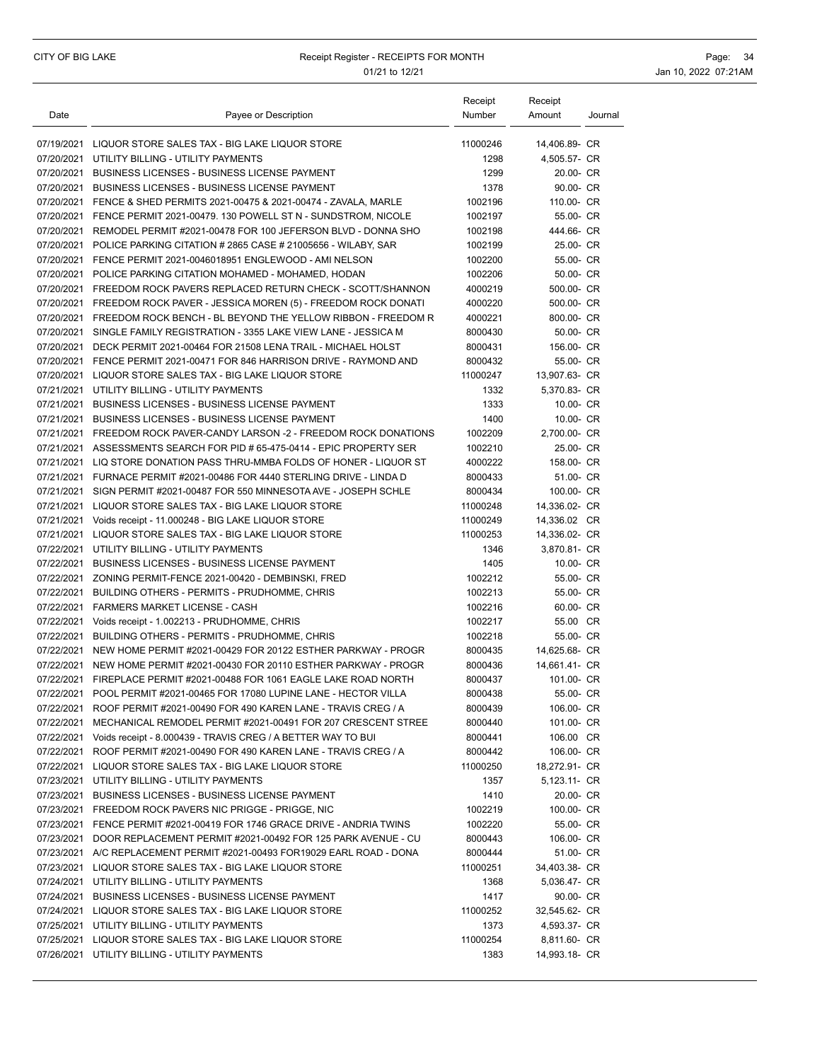| Date | Payee or Description | Receipt Number | Receipt Amount | Journal |
|---|---|---|---|---|
| 07/19/2021 | LIQUOR STORE SALES TAX - BIG LAKE LIQUOR STORE | 11000246 | 14,406.89- | CR |
| 07/20/2021 | UTILITY BILLING - UTILITY PAYMENTS | 1298 | 4,505.57- | CR |
| 07/20/2021 | BUSINESS LICENSES - BUSINESS LICENSE PAYMENT | 1299 | 20.00- | CR |
| 07/20/2021 | BUSINESS LICENSES - BUSINESS LICENSE PAYMENT | 1378 | 90.00- | CR |
| 07/20/2021 | FENCE & SHED PERMITS 2021-00475 & 2021-00474 - ZAVALA, MARLE | 1002196 | 110.00- | CR |
| 07/20/2021 | FENCE PERMIT 2021-00479. 130 POWELL ST N - SUNDSTROM, NICOLE | 1002197 | 55.00- | CR |
| 07/20/2021 | REMODEL PERMIT #2021-00478 FOR 100 JEFERSON BLVD - DONNA SHO | 1002198 | 444.66- | CR |
| 07/20/2021 | POLICE PARKING CITATION # 2865 CASE # 21005656 - WILABY, SAR | 1002199 | 25.00- | CR |
| 07/20/2021 | FENCE PERMIT 2021-0046018951 ENGLEWOOD - AMI NELSON | 1002200 | 55.00- | CR |
| 07/20/2021 | POLICE PARKING CITATION MOHAMED - MOHAMED, HODAN | 1002206 | 50.00- | CR |
| 07/20/2021 | FREEDOM ROCK PAVERS REPLACED RETURN CHECK - SCOTT/SHANNON | 4000219 | 500.00- | CR |
| 07/20/2021 | FREEDOM ROCK PAVER - JESSICA MOREN (5) - FREEDOM ROCK DONATI | 4000220 | 500.00- | CR |
| 07/20/2021 | FREEDOM ROCK BENCH - BL BEYOND THE YELLOW RIBBON - FREEDOM R | 4000221 | 800.00- | CR |
| 07/20/2021 | SINGLE FAMILY REGISTRATION - 3355 LAKE VIEW LANE - JESSICA M | 8000430 | 50.00- | CR |
| 07/20/2021 | DECK PERMIT 2021-00464 FOR 21508 LENA TRAIL - MICHAEL HOLST | 8000431 | 156.00- | CR |
| 07/20/2021 | FENCE PERMIT 2021-00471 FOR 846 HARRISON DRIVE - RAYMOND AND | 8000432 | 55.00- | CR |
| 07/20/2021 | LIQUOR STORE SALES TAX - BIG LAKE LIQUOR STORE | 11000247 | 13,907.63- | CR |
| 07/21/2021 | UTILITY BILLING - UTILITY PAYMENTS | 1332 | 5,370.83- | CR |
| 07/21/2021 | BUSINESS LICENSES - BUSINESS LICENSE PAYMENT | 1333 | 10.00- | CR |
| 07/21/2021 | BUSINESS LICENSES - BUSINESS LICENSE PAYMENT | 1400 | 10.00- | CR |
| 07/21/2021 | FREEDOM ROCK PAVER-CANDY LARSON -2 - FREEDOM ROCK DONATIONS | 1002209 | 2,700.00- | CR |
| 07/21/2021 | ASSESSMENTS SEARCH FOR PID # 65-475-0414 - EPIC PROPERTY SER | 1002210 | 25.00- | CR |
| 07/21/2021 | LIQ STORE DONATION PASS THRU-MMBA FOLDS OF HONER - LIQUOR ST | 4000222 | 158.00- | CR |
| 07/21/2021 | FURNACE PERMIT #2021-00486 FOR 4440 STERLING DRIVE - LINDA D | 8000433 | 51.00- | CR |
| 07/21/2021 | SIGN PERMIT #2021-00487 FOR 550 MINNESOTA AVE - JOSEPH SCHLE | 8000434 | 100.00- | CR |
| 07/21/2021 | LIQUOR STORE SALES TAX - BIG LAKE LIQUOR STORE | 11000248 | 14,336.02- | CR |
| 07/21/2021 | Voids receipt - 11.000248 - BIG LAKE LIQUOR STORE | 11000249 | 14,336.02 | CR |
| 07/21/2021 | LIQUOR STORE SALES TAX - BIG LAKE LIQUOR STORE | 11000253 | 14,336.02- | CR |
| 07/22/2021 | UTILITY BILLING - UTILITY PAYMENTS | 1346 | 3,870.81- | CR |
| 07/22/2021 | BUSINESS LICENSES - BUSINESS LICENSE PAYMENT | 1405 | 10.00- | CR |
| 07/22/2021 | ZONING PERMIT-FENCE 2021-00420 - DEMBINSKI, FRED | 1002212 | 55.00- | CR |
| 07/22/2021 | BUILDING OTHERS - PERMITS - PRUDHOMME, CHRIS | 1002213 | 55.00- | CR |
| 07/22/2021 | FARMERS MARKET LICENSE - CASH | 1002216 | 60.00- | CR |
| 07/22/2021 | Voids receipt - 1.002213 - PRUDHOMME, CHRIS | 1002217 | 55.00 | CR |
| 07/22/2021 | BUILDING OTHERS - PERMITS - PRUDHOMME, CHRIS | 1002218 | 55.00- | CR |
| 07/22/2021 | NEW HOME PERMIT #2021-00429 FOR 20122 ESTHER PARKWAY - PROGR | 8000435 | 14,625.68- | CR |
| 07/22/2021 | NEW HOME PERMIT #2021-00430 FOR 20110 ESTHER PARKWAY - PROGR | 8000436 | 14,661.41- | CR |
| 07/22/2021 | FIREPLACE PERMIT #2021-00488 FOR 1061 EAGLE LAKE ROAD NORTH | 8000437 | 101.00- | CR |
| 07/22/2021 | POOL PERMIT #2021-00465 FOR 17080 LUPINE LANE - HECTOR VILLA | 8000438 | 55.00- | CR |
| 07/22/2021 | ROOF PERMIT #2021-00490 FOR 490 KAREN LANE - TRAVIS CREG / A | 8000439 | 106.00- | CR |
| 07/22/2021 | MECHANICAL REMODEL PERMIT #2021-00491 FOR 207 CRESCENT STREE | 8000440 | 101.00- | CR |
| 07/22/2021 | Voids receipt - 8.000439 - TRAVIS CREG / A BETTER WAY TO BUI | 8000441 | 106.00 | CR |
| 07/22/2021 | ROOF PERMIT #2021-00490 FOR 490 KAREN LANE - TRAVIS CREG / A | 8000442 | 106.00- | CR |
| 07/22/2021 | LIQUOR STORE SALES TAX - BIG LAKE LIQUOR STORE | 11000250 | 18,272.91- | CR |
| 07/23/2021 | UTILITY BILLING - UTILITY PAYMENTS | 1357 | 5,123.11- | CR |
| 07/23/2021 | BUSINESS LICENSES - BUSINESS LICENSE PAYMENT | 1410 | 20.00- | CR |
| 07/23/2021 | FREEDOM ROCK PAVERS NIC PRIGGE - PRIGGE, NIC | 1002219 | 100.00- | CR |
| 07/23/2021 | FENCE PERMIT #2021-00419 FOR 1746 GRACE DRIVE - ANDRIA TWINS | 1002220 | 55.00- | CR |
| 07/23/2021 | DOOR REPLACEMENT PERMIT #2021-00492 FOR 125 PARK AVENUE - CU | 8000443 | 106.00- | CR |
| 07/23/2021 | A/C REPLACEMENT PERMIT #2021-00493 FOR19029 EARL ROAD - DONA | 8000444 | 51.00- | CR |
| 07/23/2021 | LIQUOR STORE SALES TAX - BIG LAKE LIQUOR STORE | 11000251 | 34,403.38- | CR |
| 07/24/2021 | UTILITY BILLING - UTILITY PAYMENTS | 1368 | 5,036.47- | CR |
| 07/24/2021 | BUSINESS LICENSES - BUSINESS LICENSE PAYMENT | 1417 | 90.00- | CR |
| 07/24/2021 | LIQUOR STORE SALES TAX - BIG LAKE LIQUOR STORE | 11000252 | 32,545.62- | CR |
| 07/25/2021 | UTILITY BILLING - UTILITY PAYMENTS | 1373 | 4,593.37- | CR |
| 07/25/2021 | LIQUOR STORE SALES TAX - BIG LAKE LIQUOR STORE | 11000254 | 8,811.60- | CR |
| 07/26/2021 | UTILITY BILLING - UTILITY PAYMENTS | 1383 | 14,993.18- | CR |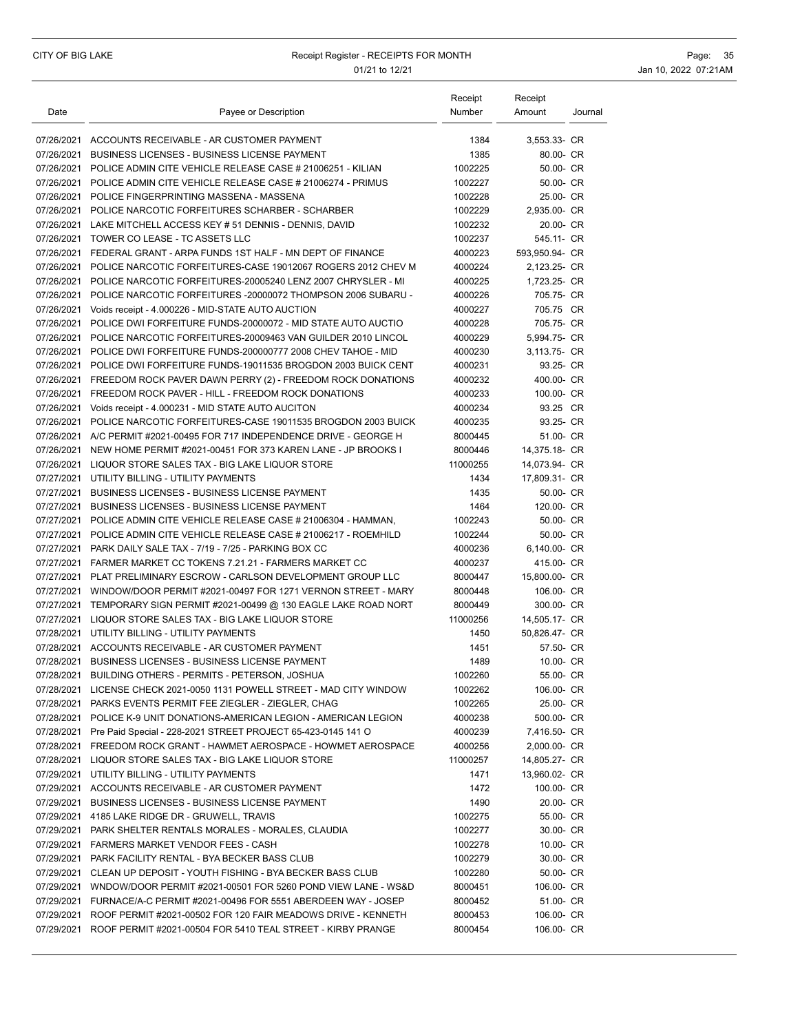| Date | Payee or Description | Receipt Number | Receipt Amount | Journal |
|---|---|---|---|---|
| 07/26/2021 | ACCOUNTS RECEIVABLE - AR CUSTOMER PAYMENT | 1384 | 3,553.33- CR | |
| 07/26/2021 | BUSINESS LICENSES - BUSINESS LICENSE PAYMENT | 1385 | 80.00- CR | |
| 07/26/2021 | POLICE ADMIN CITE VEHICLE RELEASE CASE # 21006251 - KILIAN | 1002225 | 50.00- CR | |
| 07/26/2021 | POLICE ADMIN CITE VEHICLE RELEASE CASE # 21006274 - PRIMUS | 1002227 | 50.00- CR | |
| 07/26/2021 | POLICE FINGERPRINTING MASSENA - MASSENA | 1002228 | 25.00- CR | |
| 07/26/2021 | POLICE NARCOTIC FORFEITURES SCHARBER - SCHARBER | 1002229 | 2,935.00- CR | |
| 07/26/2021 | LAKE MITCHELL ACCESS KEY # 51 DENNIS - DENNIS, DAVID | 1002232 | 20.00- CR | |
| 07/26/2021 | TOWER CO LEASE - TC ASSETS LLC | 1002237 | 545.11- CR | |
| 07/26/2021 | FEDERAL GRANT - ARPA FUNDS 1ST HALF - MN DEPT OF FINANCE | 4000223 | 593,950.94- CR | |
| 07/26/2021 | POLICE NARCOTIC FORFEITURES-CASE 19012067 ROGERS 2012 CHEV M | 4000224 | 2,123.25- CR | |
| 07/26/2021 | POLICE NARCOTIC FORFEITURES-20005240 LENZ 2007 CHRYSLER - MI | 4000225 | 1,723.25- CR | |
| 07/26/2021 | POLICE NARCOTIC FORFEITURES -20000072 THOMPSON 2006 SUBARU - | 4000226 | 705.75- CR | |
| 07/26/2021 | Voids receipt - 4.000226 - MID-STATE AUTO AUCTION | 4000227 | 705.75 CR | |
| 07/26/2021 | POLICE DWI FORFEITURE FUNDS-20000072 - MID STATE AUTO AUCTIO | 4000228 | 705.75- CR | |
| 07/26/2021 | POLICE NARCOTIC FORFEITURES-20009463 VAN GUILDER 2010 LINCOL | 4000229 | 5,994.75- CR | |
| 07/26/2021 | POLICE DWI FORFEITURE FUNDS-200000777 2008 CHEV TAHOE - MID | 4000230 | 3,113.75- CR | |
| 07/26/2021 | POLICE DWI FORFEITURE FUNDS-19011535 BROGDON 2003 BUICK CENT | 4000231 | 93.25- CR | |
| 07/26/2021 | FREEDOM ROCK PAVER DAWN PERRY (2) - FREEDOM ROCK DONATIONS | 4000232 | 400.00- CR | |
| 07/26/2021 | FREEDOM ROCK PAVER - HILL - FREEDOM ROCK DONATIONS | 4000233 | 100.00- CR | |
| 07/26/2021 | Voids receipt - 4.000231 - MID STATE AUTO AUCITON | 4000234 | 93.25 CR | |
| 07/26/2021 | POLICE NARCOTIC FORFEITURES-CASE 19011535 BROGDON 2003 BUICK | 4000235 | 93.25- CR | |
| 07/26/2021 | A/C PERMIT #2021-00495 FOR 717 INDEPENDENCE DRIVE - GEORGE H | 8000445 | 51.00- CR | |
| 07/26/2021 | NEW HOME PERMIT #2021-00451 FOR 373 KAREN LANE - JP BROOKS I | 8000446 | 14,375.18- CR | |
| 07/26/2021 | LIQUOR STORE SALES TAX - BIG LAKE LIQUOR STORE | 11000255 | 14,073.94- CR | |
| 07/27/2021 | UTILITY BILLING - UTILITY PAYMENTS | 1434 | 17,809.31- CR | |
| 07/27/2021 | BUSINESS LICENSES - BUSINESS LICENSE PAYMENT | 1435 | 50.00- CR | |
| 07/27/2021 | BUSINESS LICENSES - BUSINESS LICENSE PAYMENT | 1464 | 120.00- CR | |
| 07/27/2021 | POLICE ADMIN CITE VEHICLE RELEASE CASE # 21006304 - HAMMAN, | 1002243 | 50.00- CR | |
| 07/27/2021 | POLICE ADMIN CITE VEHICLE RELEASE CASE # 21006217 - ROEMHILD | 1002244 | 50.00- CR | |
| 07/27/2021 | PARK DAILY SALE TAX - 7/19 - 7/25 - PARKING BOX CC | 4000236 | 6,140.00- CR | |
| 07/27/2021 | FARMER MARKET CC TOKENS 7.21.21 - FARMERS MARKET CC | 4000237 | 415.00- CR | |
| 07/27/2021 | PLAT PRELIMINARY ESCROW - CARLSON DEVELOPMENT GROUP LLC | 8000447 | 15,800.00- CR | |
| 07/27/2021 | WINDOW/DOOR PERMIT #2021-00497 FOR 1271 VERNON STREET - MARY | 8000448 | 106.00- CR | |
| 07/27/2021 | TEMPORARY SIGN PERMIT #2021-00499 @ 130 EAGLE LAKE ROAD NORT | 8000449 | 300.00- CR | |
| 07/27/2021 | LIQUOR STORE SALES TAX - BIG LAKE LIQUOR STORE | 11000256 | 14,505.17- CR | |
| 07/28/2021 | UTILITY BILLING - UTILITY PAYMENTS | 1450 | 50,826.47- CR | |
| 07/28/2021 | ACCOUNTS RECEIVABLE - AR CUSTOMER PAYMENT | 1451 | 57.50- CR | |
| 07/28/2021 | BUSINESS LICENSES - BUSINESS LICENSE PAYMENT | 1489 | 10.00- CR | |
| 07/28/2021 | BUILDING OTHERS - PERMITS - PETERSON, JOSHUA | 1002260 | 55.00- CR | |
| 07/28/2021 | LICENSE CHECK 2021-0050 1131 POWELL STREET - MAD CITY WINDOW | 1002262 | 106.00- CR | |
| 07/28/2021 | PARKS EVENTS PERMIT FEE ZIEGLER - ZIEGLER, CHAG | 1002265 | 25.00- CR | |
| 07/28/2021 | POLICE K-9 UNIT DONATIONS-AMERICAN LEGION - AMERICAN LEGION | 4000238 | 500.00- CR | |
| 07/28/2021 | Pre Paid Special - 228-2021 STREET PROJECT 65-423-0145 141 O | 4000239 | 7,416.50- CR | |
| 07/28/2021 | FREEDOM ROCK GRANT - HAWMET AEROSPACE - HOWMET AEROSPACE | 4000256 | 2,000.00- CR | |
| 07/28/2021 | LIQUOR STORE SALES TAX - BIG LAKE LIQUOR STORE | 11000257 | 14,805.27- CR | |
| 07/29/2021 | UTILITY BILLING - UTILITY PAYMENTS | 1471 | 13,960.02- CR | |
| 07/29/2021 | ACCOUNTS RECEIVABLE - AR CUSTOMER PAYMENT | 1472 | 100.00- CR | |
| 07/29/2021 | BUSINESS LICENSES - BUSINESS LICENSE PAYMENT | 1490 | 20.00- CR | |
| 07/29/2021 | 4185 LAKE RIDGE DR - GRUWELL, TRAVIS | 1002275 | 55.00- CR | |
| 07/29/2021 | PARK SHELTER RENTALS MORALES - MORALES, CLAUDIA | 1002277 | 30.00- CR | |
| 07/29/2021 | FARMERS MARKET VENDOR FEES - CASH | 1002278 | 10.00- CR | |
| 07/29/2021 | PARK FACILITY RENTAL - BYA BECKER BASS CLUB | 1002279 | 30.00- CR | |
| 07/29/2021 | CLEAN UP DEPOSIT - YOUTH FISHING - BYA BECKER BASS CLUB | 1002280 | 50.00- CR | |
| 07/29/2021 | WNDOW/DOOR PERMIT #2021-00501 FOR 5260 POND VIEW LANE - WS&D | 8000451 | 106.00- CR | |
| 07/29/2021 | FURNACE/A-C PERMIT #2021-00496 FOR 5551 ABERDEEN WAY - JOSEP | 8000452 | 51.00- CR | |
| 07/29/2021 | ROOF PERMIT #2021-00502 FOR 120 FAIR MEADOWS DRIVE - KENNETH | 8000453 | 106.00- CR | |
| 07/29/2021 | ROOF PERMIT #2021-00504 FOR 5410 TEAL STREET - KIRBY PRANGE | 8000454 | 106.00- CR | |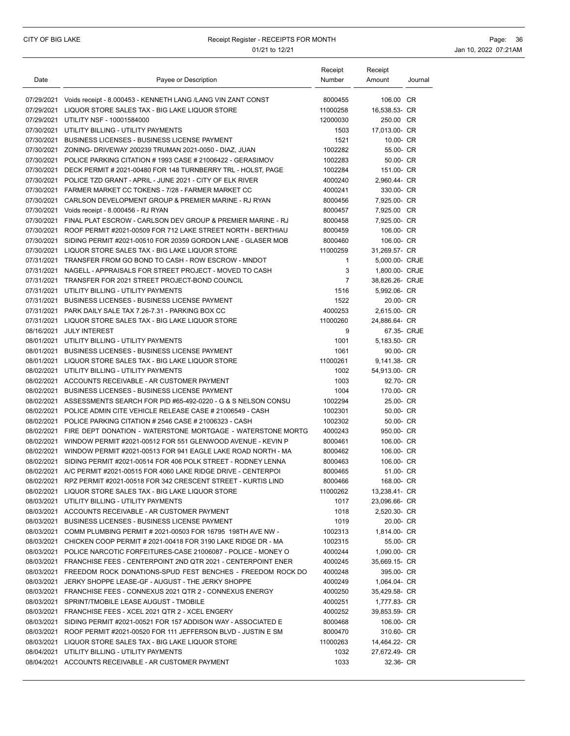| Date | Payee or Description | Receipt Number | Receipt Amount | Journal |
|---|---|---|---|---|
| 07/29/2021 | Voids receipt - 8.000453 - KENNETH LANG /LANG VIN ZANT CONST | 8000455 | 106.00 | CR |
| 07/29/2021 | LIQUOR STORE SALES TAX - BIG LAKE LIQUOR STORE | 11000258 | 16,538.53- | CR |
| 07/29/2021 | UTILITY NSF - 10001584000 | 12000030 | 250.00 | CR |
| 07/30/2021 | UTILITY BILLING - UTILITY PAYMENTS | 1503 | 17,013.00- | CR |
| 07/30/2021 | BUSINESS LICENSES - BUSINESS LICENSE PAYMENT | 1521 | 10.00- | CR |
| 07/30/2021 | ZONING- DRIVEWAY 200239 TRUMAN 2021-0050 - DIAZ, JUAN | 1002282 | 55.00- | CR |
| 07/30/2021 | POLICE PARKING CITATION # 1993 CASE # 21006422 - GERASIMOV | 1002283 | 50.00- | CR |
| 07/30/2021 | DECK PERMIT # 2021-00480 FOR 148 TURNBERRY TRL - HOLST, PAGE | 1002284 | 151.00- | CR |
| 07/30/2021 | POLICE TZD GRANT - APRIL - JUNE 2021 - CITY OF ELK RIVER | 4000240 | 2,960.44- | CR |
| 07/30/2021 | FARMER MARKET CC TOKENS - 7/28 - FARMER MARKET CC | 4000241 | 330.00- | CR |
| 07/30/2021 | CARLSON DEVELOPMENT GROUP & PREMIER MARINE - RJ RYAN | 8000456 | 7,925.00- | CR |
| 07/30/2021 | Voids receipt - 8.000456 - RJ RYAN | 8000457 | 7,925.00 | CR |
| 07/30/2021 | FINAL PLAT ESCROW - CARLSON DEV GROUP & PREMIER MARINE - RJ | 8000458 | 7,925.00- | CR |
| 07/30/2021 | ROOF PERMIT #2021-00509 FOR 712 LAKE STREET NORTH - BERTHIAU | 8000459 | 106.00- | CR |
| 07/30/2021 | SIDING PERMIT #2021-00510 FOR 20359 GORDON LANE - GLASER MOB | 8000460 | 106.00- | CR |
| 07/30/2021 | LIQUOR STORE SALES TAX - BIG LAKE LIQUOR STORE | 11000259 | 31,269.57- | CR |
| 07/31/2021 | TRANSFER FROM GO BOND TO CASH - ROW ESCROW - MNDOT | 1 | 5,000.00- | CRJE |
| 07/31/2021 | NAGELL - APPRAISALS FOR STREET PROJECT - MOVED TO CASH | 3 | 1,800.00- | CRJE |
| 07/31/2021 | TRANSFER FOR 2021 STREET PROJECT-BOND COUNCIL | 7 | 38,826.26- | CRJE |
| 07/31/2021 | UTILITY BILLING - UTILITY PAYMENTS | 1516 | 5,992.06- | CR |
| 07/31/2021 | BUSINESS LICENSES - BUSINESS LICENSE PAYMENT | 1522 | 20.00- | CR |
| 07/31/2021 | PARK DAILY SALE TAX 7.26-7.31 - PARKING BOX CC | 4000253 | 2,615.00- | CR |
| 07/31/2021 | LIQUOR STORE SALES TAX - BIG LAKE LIQUOR STORE | 11000260 | 24,886.64- | CR |
| 08/16/2021 | JULY INTEREST | 9 | 67.35- | CRJE |
| 08/01/2021 | UTILITY BILLING - UTILITY PAYMENTS | 1001 | 5,183.50- | CR |
| 08/01/2021 | BUSINESS LICENSES - BUSINESS LICENSE PAYMENT | 1061 | 90.00- | CR |
| 08/01/2021 | LIQUOR STORE SALES TAX - BIG LAKE LIQUOR STORE | 11000261 | 9,141.38- | CR |
| 08/02/2021 | UTILITY BILLING - UTILITY PAYMENTS | 1002 | 54,913.00- | CR |
| 08/02/2021 | ACCOUNTS RECEIVABLE - AR CUSTOMER PAYMENT | 1003 | 92.70- | CR |
| 08/02/2021 | BUSINESS LICENSES - BUSINESS LICENSE PAYMENT | 1004 | 170.00- | CR |
| 08/02/2021 | ASSESSMENTS SEARCH FOR PID #65-492-0220 - G & S NELSON CONSU | 1002294 | 25.00- | CR |
| 08/02/2021 | POLICE ADMIN CITE VEHICLE RELEASE CASE # 21006549 - CASH | 1002301 | 50.00- | CR |
| 08/02/2021 | POLICE PARKING CITATION # 2546 CASE # 21006323 - CASH | 1002302 | 50.00- | CR |
| 08/02/2021 | FIRE DEPT DONATION - WATERSTONE MORTGAGE - WATERSTONE MORTG | 4000243 | 950.00- | CR |
| 08/02/2021 | WINDOW PERMIT #2021-00512 FOR 551 GLENWOOD AVENUE - KEVIN P | 8000461 | 106.00- | CR |
| 08/02/2021 | WINDOW PERMIT #2021-00513 FOR 941 EAGLE LAKE ROAD NORTH - MA | 8000462 | 106.00- | CR |
| 08/02/2021 | SIDING PERMIT #2021-00514 FOR 406 POLK STREET - RODNEY LENNA | 8000463 | 106.00- | CR |
| 08/02/2021 | A/C PERMIT #2021-00515 FOR 4060 LAKE RIDGE DRIVE - CENTERPOI | 8000465 | 51.00- | CR |
| 08/02/2021 | RPZ PERMIT #2021-00518 FOR 342 CRESCENT STREET - KURTIS LIND | 8000466 | 168.00- | CR |
| 08/02/2021 | LIQUOR STORE SALES TAX - BIG LAKE LIQUOR STORE | 11000262 | 13,238.41- | CR |
| 08/03/2021 | UTILITY BILLING - UTILITY PAYMENTS | 1017 | 23,096.66- | CR |
| 08/03/2021 | ACCOUNTS RECEIVABLE - AR CUSTOMER PAYMENT | 1018 | 2,520.30- | CR |
| 08/03/2021 | BUSINESS LICENSES - BUSINESS LICENSE PAYMENT | 1019 | 20.00- | CR |
| 08/03/2021 | COMM PLUMBING PERMIT # 2021-00503 FOR 16795 198TH AVE NW - | 1002313 | 1,814.00- | CR |
| 08/03/2021 | CHICKEN COOP PERMIT # 2021-00418 FOR 3190 LAKE RIDGE DR - MA | 1002315 | 55.00- | CR |
| 08/03/2021 | POLICE NARCOTIC FORFEITURES-CASE 21006087 - POLICE - MONEY O | 4000244 | 1,090.00- | CR |
| 08/03/2021 | FRANCHISE FEES - CENTERPOINT 2ND QTR 2021 - CENTERPOINT ENER | 4000245 | 35,669.15- | CR |
| 08/03/2021 | FREEDOM ROCK DONATIONS-SPUD FEST BENCHES - FREEDOM ROCK DO | 4000248 | 395.00- | CR |
| 08/03/2021 | JERKY SHOPPE LEASE-GF - AUGUST - THE JERKY SHOPPE | 4000249 | 1,064.04- | CR |
| 08/03/2021 | FRANCHISE FEES - CONNEXUS 2021 QTR 2 - CONNEXUS ENERGY | 4000250 | 35,429.58- | CR |
| 08/03/2021 | SPRINT/TMOBILE LEASE AUGUST - TMOBILE | 4000251 | 1,777.83- | CR |
| 08/03/2021 | FRANCHISE FEES - XCEL 2021 QTR 2 - XCEL ENGERY | 4000252 | 39,853.59- | CR |
| 08/03/2021 | SIDING PERMIT #2021-00521 FOR 157 ADDISON WAY - ASSOCIATED E | 8000468 | 106.00- | CR |
| 08/03/2021 | ROOF PERMIT #2021-00520 FOR 111 JEFFERSON BLVD - JUSTIN E SM | 8000470 | 310.60- | CR |
| 08/03/2021 | LIQUOR STORE SALES TAX - BIG LAKE LIQUOR STORE | 11000263 | 14,464.22- | CR |
| 08/04/2021 | UTILITY BILLING - UTILITY PAYMENTS | 1032 | 27,672.49- | CR |
| 08/04/2021 | ACCOUNTS RECEIVABLE - AR CUSTOMER PAYMENT | 1033 | 32.36- | CR |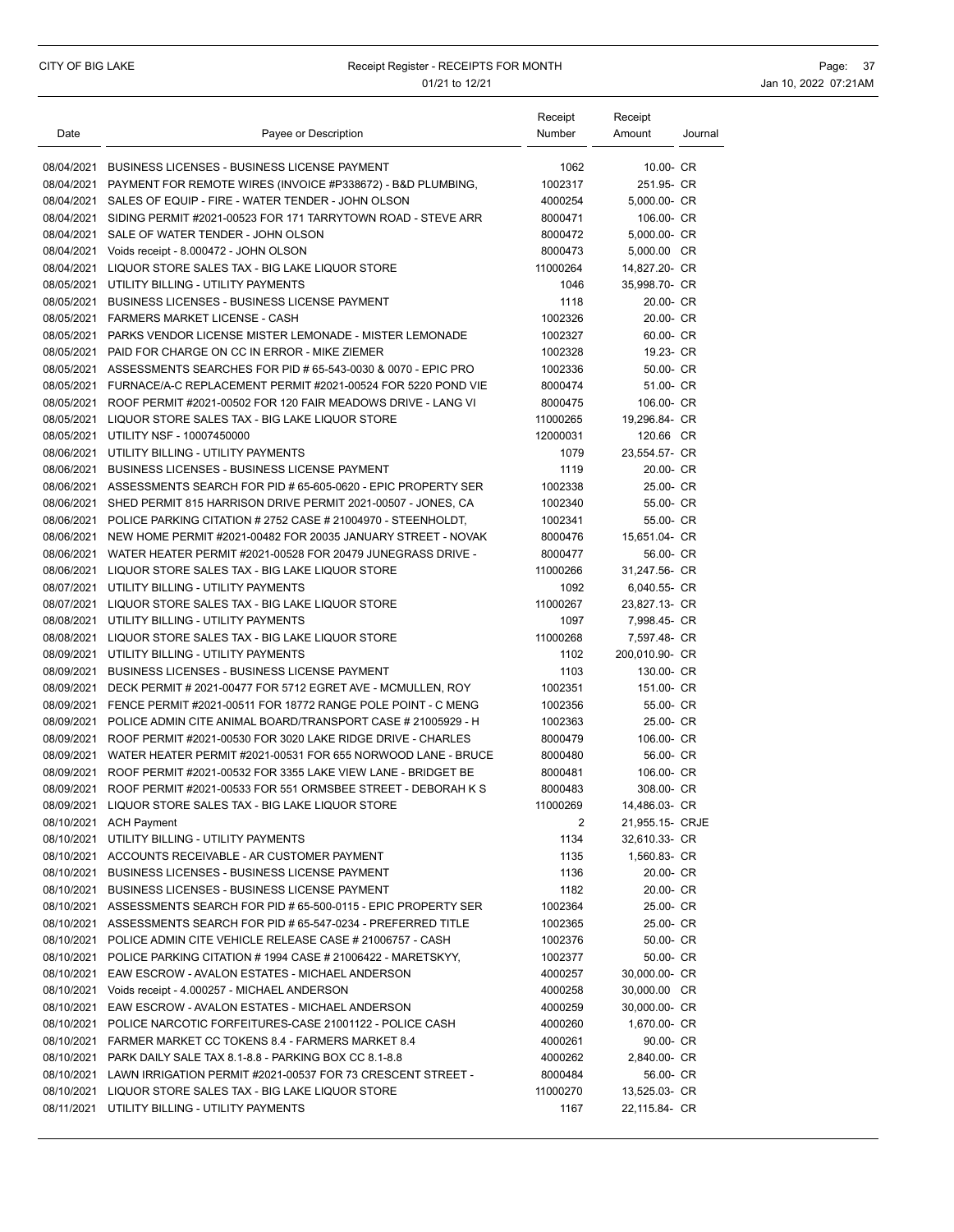| Date | Payee or Description | Receipt Number | Receipt Amount | Journal |
|---|---|---|---|---|
| 08/04/2021 | BUSINESS LICENSES - BUSINESS LICENSE PAYMENT | 1062 | 10.00- | CR |
| 08/04/2021 | PAYMENT FOR REMOTE WIRES (INVOICE #P338672) - B&D PLUMBING, | 1002317 | 251.95- | CR |
| 08/04/2021 | SALES OF EQUIP - FIRE - WATER TENDER - JOHN OLSON | 4000254 | 5,000.00- | CR |
| 08/04/2021 | SIDING PERMIT #2021-00523 FOR 171 TARRYTOWN ROAD - STEVE ARR | 8000471 | 106.00- | CR |
| 08/04/2021 | SALE OF WATER TENDER - JOHN OLSON | 8000472 | 5,000.00- | CR |
| 08/04/2021 | Voids receipt - 8.000472 - JOHN OLSON | 8000473 | 5,000.00 | CR |
| 08/04/2021 | LIQUOR STORE SALES TAX - BIG LAKE LIQUOR STORE | 11000264 | 14,827.20- | CR |
| 08/05/2021 | UTILITY BILLING - UTILITY PAYMENTS | 1046 | 35,998.70- | CR |
| 08/05/2021 | BUSINESS LICENSES - BUSINESS LICENSE PAYMENT | 1118 | 20.00- | CR |
| 08/05/2021 | FARMERS MARKET LICENSE - CASH | 1002326 | 20.00- | CR |
| 08/05/2021 | PARKS VENDOR LICENSE MISTER LEMONADE - MISTER LEMONADE | 1002327 | 60.00- | CR |
| 08/05/2021 | PAID FOR CHARGE ON CC IN ERROR - MIKE ZIEMER | 1002328 | 19.23- | CR |
| 08/05/2021 | ASSESSMENTS SEARCHES FOR PID # 65-543-0030 & 0070 - EPIC PRO | 1002336 | 50.00- | CR |
| 08/05/2021 | FURNACE/A-C REPLACEMENT PERMIT #2021-00524 FOR 5220 POND VIE | 8000474 | 51.00- | CR |
| 08/05/2021 | ROOF PERMIT #2021-00502 FOR 120 FAIR MEADOWS DRIVE - LANG VI | 8000475 | 106.00- | CR |
| 08/05/2021 | LIQUOR STORE SALES TAX - BIG LAKE LIQUOR STORE | 11000265 | 19,296.84- | CR |
| 08/05/2021 | UTILITY NSF - 10007450000 | 12000031 | 120.66 | CR |
| 08/06/2021 | UTILITY BILLING - UTILITY PAYMENTS | 1079 | 23,554.57- | CR |
| 08/06/2021 | BUSINESS LICENSES - BUSINESS LICENSE PAYMENT | 1119 | 20.00- | CR |
| 08/06/2021 | ASSESSMENTS SEARCH FOR PID # 65-605-0620 - EPIC PROPERTY SER | 1002338 | 25.00- | CR |
| 08/06/2021 | SHED PERMIT 815 HARRISON DRIVE PERMIT 2021-00507 - JONES, CA | 1002340 | 55.00- | CR |
| 08/06/2021 | POLICE PARKING CITATION # 2752 CASE # 21004970 - STEENHOLDT, | 1002341 | 55.00- | CR |
| 08/06/2021 | NEW HOME PERMIT #2021-00482 FOR 20035 JANUARY STREET - NOVAK | 8000476 | 15,651.04- | CR |
| 08/06/2021 | WATER HEATER PERMIT #2021-00528 FOR 20479 JUNEGRASS DRIVE - | 8000477 | 56.00- | CR |
| 08/06/2021 | LIQUOR STORE SALES TAX - BIG LAKE LIQUOR STORE | 11000266 | 31,247.56- | CR |
| 08/07/2021 | UTILITY BILLING - UTILITY PAYMENTS | 1092 | 6,040.55- | CR |
| 08/07/2021 | LIQUOR STORE SALES TAX - BIG LAKE LIQUOR STORE | 11000267 | 23,827.13- | CR |
| 08/08/2021 | UTILITY BILLING - UTILITY PAYMENTS | 1097 | 7,998.45- | CR |
| 08/08/2021 | LIQUOR STORE SALES TAX - BIG LAKE LIQUOR STORE | 11000268 | 7,597.48- | CR |
| 08/09/2021 | UTILITY BILLING - UTILITY PAYMENTS | 1102 | 200,010.90- | CR |
| 08/09/2021 | BUSINESS LICENSES - BUSINESS LICENSE PAYMENT | 1103 | 130.00- | CR |
| 08/09/2021 | DECK PERMIT # 2021-00477 FOR 5712 EGRET AVE - MCMULLEN, ROY | 1002351 | 151.00- | CR |
| 08/09/2021 | FENCE PERMIT #2021-00511 FOR 18772 RANGE POLE POINT - C MENG | 1002356 | 55.00- | CR |
| 08/09/2021 | POLICE ADMIN CITE ANIMAL BOARD/TRANSPORT CASE # 21005929 - H | 1002363 | 25.00- | CR |
| 08/09/2021 | ROOF PERMIT #2021-00530 FOR 3020 LAKE RIDGE DRIVE - CHARLES | 8000479 | 106.00- | CR |
| 08/09/2021 | WATER HEATER PERMIT #2021-00531 FOR 655 NORWOOD LANE - BRUCE | 8000480 | 56.00- | CR |
| 08/09/2021 | ROOF PERMIT #2021-00532 FOR 3355 LAKE VIEW LANE - BRIDGET BE | 8000481 | 106.00- | CR |
| 08/09/2021 | ROOF PERMIT #2021-00533 FOR 551 ORMSBEE STREET - DEBORAH K S | 8000483 | 308.00- | CR |
| 08/09/2021 | LIQUOR STORE SALES TAX - BIG LAKE LIQUOR STORE | 11000269 | 14,486.03- | CR |
| 08/10/2021 | ACH Payment | 2 | 21,955.15- | CRJE |
| 08/10/2021 | UTILITY BILLING - UTILITY PAYMENTS | 1134 | 32,610.33- | CR |
| 08/10/2021 | ACCOUNTS RECEIVABLE - AR CUSTOMER PAYMENT | 1135 | 1,560.83- | CR |
| 08/10/2021 | BUSINESS LICENSES - BUSINESS LICENSE PAYMENT | 1136 | 20.00- | CR |
| 08/10/2021 | BUSINESS LICENSES - BUSINESS LICENSE PAYMENT | 1182 | 20.00- | CR |
| 08/10/2021 | ASSESSMENTS SEARCH FOR PID # 65-500-0115 - EPIC PROPERTY SER | 1002364 | 25.00- | CR |
| 08/10/2021 | ASSESSMENTS SEARCH FOR PID # 65-547-0234 - PREFERRED TITLE | 1002365 | 25.00- | CR |
| 08/10/2021 | POLICE ADMIN CITE VEHICLE RELEASE CASE # 21006757 - CASH | 1002376 | 50.00- | CR |
| 08/10/2021 | POLICE PARKING CITATION # 1994 CASE # 21006422 - MARETSKYY, | 1002377 | 50.00- | CR |
| 08/10/2021 | EAW ESCROW - AVALON ESTATES - MICHAEL ANDERSON | 4000257 | 30,000.00- | CR |
| 08/10/2021 | Voids receipt - 4.000257 - MICHAEL ANDERSON | 4000258 | 30,000.00 | CR |
| 08/10/2021 | EAW ESCROW - AVALON ESTATES - MICHAEL ANDERSON | 4000259 | 30,000.00- | CR |
| 08/10/2021 | POLICE NARCOTIC FORFEITURES-CASE 21001122 - POLICE CASH | 4000260 | 1,670.00- | CR |
| 08/10/2021 | FARMER MARKET CC TOKENS 8.4 - FARMERS MARKET 8.4 | 4000261 | 90.00- | CR |
| 08/10/2021 | PARK DAILY SALE TAX 8.1-8.8 - PARKING BOX CC 8.1-8.8 | 4000262 | 2,840.00- | CR |
| 08/10/2021 | LAWN IRRIGATION PERMIT #2021-00537 FOR 73 CRESCENT STREET - | 8000484 | 56.00- | CR |
| 08/10/2021 | LIQUOR STORE SALES TAX - BIG LAKE LIQUOR STORE | 11000270 | 13,525.03- | CR |
| 08/11/2021 | UTILITY BILLING - UTILITY PAYMENTS | 1167 | 22,115.84- | CR |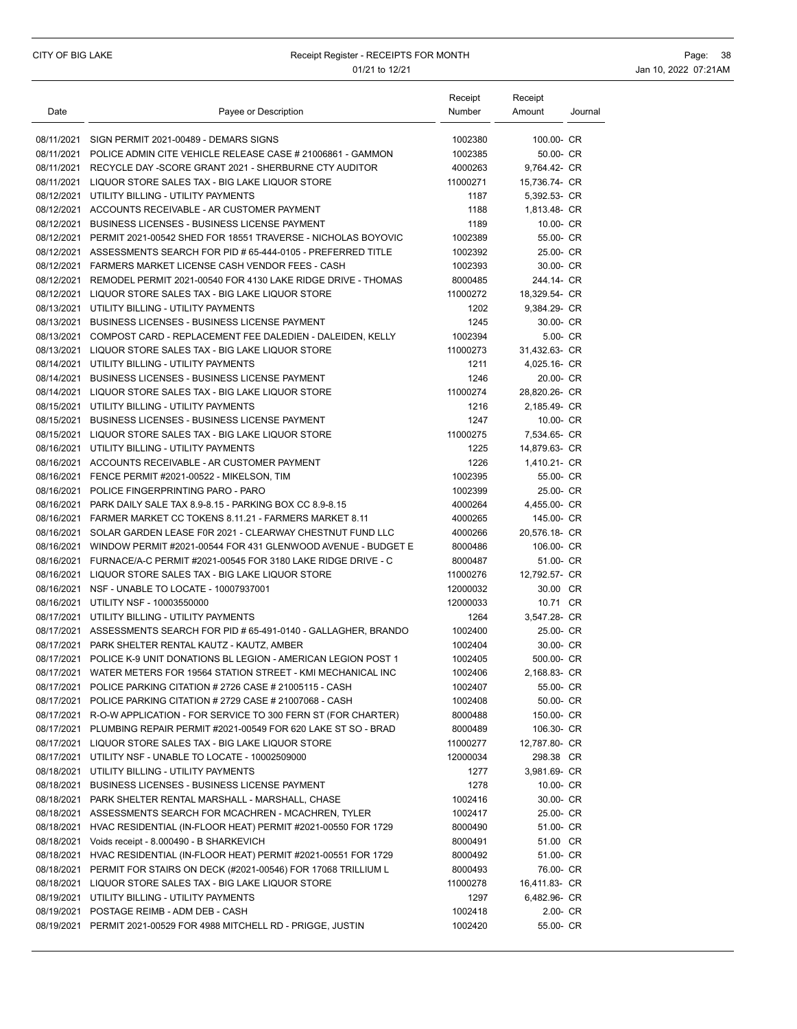CITY OF BIG LAKE

Receipt Register - RECEIPTS FOR MONTH

01/21 to 12/21

| Date | Payee or Description | Receipt Number | Receipt Amount | Journal |
|---|---|---|---|---|
| 08/11/2021 | SIGN PERMIT 2021-00489 - DEMARS SIGNS | 1002380 | 100.00- | CR |
| 08/11/2021 | POLICE ADMIN CITE VEHICLE RELEASE CASE # 21006861 - GAMMON | 1002385 | 50.00- | CR |
| 08/11/2021 | RECYCLE DAY -SCORE GRANT 2021 - SHERBURNE CTY AUDITOR | 4000263 | 9,764.42- | CR |
| 08/11/2021 | LIQUOR STORE SALES TAX - BIG LAKE LIQUOR STORE | 11000271 | 15,736.74- | CR |
| 08/12/2021 | UTILITY BILLING - UTILITY PAYMENTS | 1187 | 5,392.53- | CR |
| 08/12/2021 | ACCOUNTS RECEIVABLE - AR CUSTOMER PAYMENT | 1188 | 1,813.48- | CR |
| 08/12/2021 | BUSINESS LICENSES - BUSINESS LICENSE PAYMENT | 1189 | 10.00- | CR |
| 08/12/2021 | PERMIT 2021-00542 SHED FOR 18551 TRAVERSE - NICHOLAS BOYOVIC | 1002389 | 55.00- | CR |
| 08/12/2021 | ASSESSMENTS SEARCH FOR PID # 65-444-0105 - PREFERRED TITLE | 1002392 | 25.00- | CR |
| 08/12/2021 | FARMERS MARKET LICENSE CASH VENDOR FEES - CASH | 1002393 | 30.00- | CR |
| 08/12/2021 | REMODEL PERMIT 2021-00540 FOR 4130 LAKE RIDGE DRIVE - THOMAS | 8000485 | 244.14- | CR |
| 08/12/2021 | LIQUOR STORE SALES TAX - BIG LAKE LIQUOR STORE | 11000272 | 18,329.54- | CR |
| 08/13/2021 | UTILITY BILLING - UTILITY PAYMENTS | 1202 | 9,384.29- | CR |
| 08/13/2021 | BUSINESS LICENSES - BUSINESS LICENSE PAYMENT | 1245 | 30.00- | CR |
| 08/13/2021 | COMPOST CARD - REPLACEMENT FEE DALEDIEN - DALEIDEN, KELLY | 1002394 | 5.00- | CR |
| 08/13/2021 | LIQUOR STORE SALES TAX - BIG LAKE LIQUOR STORE | 11000273 | 31,432.63- | CR |
| 08/14/2021 | UTILITY BILLING - UTILITY PAYMENTS | 1211 | 4,025.16- | CR |
| 08/14/2021 | BUSINESS LICENSES - BUSINESS LICENSE PAYMENT | 1246 | 20.00- | CR |
| 08/14/2021 | LIQUOR STORE SALES TAX - BIG LAKE LIQUOR STORE | 11000274 | 28,820.26- | CR |
| 08/15/2021 | UTILITY BILLING - UTILITY PAYMENTS | 1216 | 2,185.49- | CR |
| 08/15/2021 | BUSINESS LICENSES - BUSINESS LICENSE PAYMENT | 1247 | 10.00- | CR |
| 08/15/2021 | LIQUOR STORE SALES TAX - BIG LAKE LIQUOR STORE | 11000275 | 7,534.65- | CR |
| 08/16/2021 | UTILITY BILLING - UTILITY PAYMENTS | 1225 | 14,879.63- | CR |
| 08/16/2021 | ACCOUNTS RECEIVABLE - AR CUSTOMER PAYMENT | 1226 | 1,410.21- | CR |
| 08/16/2021 | FENCE PERMIT #2021-00522 - MIKELSON, TIM | 1002395 | 55.00- | CR |
| 08/16/2021 | POLICE FINGERPRINTING PARO - PARO | 1002399 | 25.00- | CR |
| 08/16/2021 | PARK DAILY SALE TAX 8.9-8.15 - PARKING BOX CC 8.9-8.15 | 4000264 | 4,455.00- | CR |
| 08/16/2021 | FARMER MARKET CC TOKENS 8.11.21 - FARMERS MARKET 8.11 | 4000265 | 145.00- | CR |
| 08/16/2021 | SOLAR GARDEN LEASE F0R 2021 - CLEARWAY CHESTNUT FUND LLC | 4000266 | 20,576.18- | CR |
| 08/16/2021 | WINDOW PERMIT #2021-00544 FOR 431 GLENWOOD AVENUE - BUDGET E | 8000486 | 106.00- | CR |
| 08/16/2021 | FURNACE/A-C PERMIT #2021-00545 FOR 3180 LAKE RIDGE DRIVE - C | 8000487 | 51.00- | CR |
| 08/16/2021 | LIQUOR STORE SALES TAX - BIG LAKE LIQUOR STORE | 11000276 | 12,792.57- | CR |
| 08/16/2021 | NSF - UNABLE TO LOCATE - 10007937001 | 12000032 | 30.00 | CR |
| 08/16/2021 | UTILITY NSF - 10003550000 | 12000033 | 10.71 | CR |
| 08/17/2021 | UTILITY BILLING - UTILITY PAYMENTS | 1264 | 3,547.28- | CR |
| 08/17/2021 | ASSESSMENTS SEARCH FOR PID # 65-491-0140 - GALLAGHER, BRANDO | 1002400 | 25.00- | CR |
| 08/17/2021 | PARK SHELTER RENTAL KAUTZ - KAUTZ, AMBER | 1002404 | 30.00- | CR |
| 08/17/2021 | POLICE K-9 UNIT DONATIONS BL LEGION - AMERICAN LEGION POST 1 | 1002405 | 500.00- | CR |
| 08/17/2021 | WATER METERS FOR 19564 STATION STREET - KMI MECHANICAL INC | 1002406 | 2,168.83- | CR |
| 08/17/2021 | POLICE PARKING CITATION # 2726 CASE # 21005115 - CASH | 1002407 | 55.00- | CR |
| 08/17/2021 | POLICE PARKING CITATION # 2729 CASE # 21007068 - CASH | 1002408 | 50.00- | CR |
| 08/17/2021 | R-O-W APPLICATION - FOR SERVICE TO 300 FERN ST (FOR CHARTER) | 8000488 | 150.00- | CR |
| 08/17/2021 | PLUMBING REPAIR PERMIT #2021-00549 FOR 620 LAKE ST SO - BRAD | 8000489 | 106.30- | CR |
| 08/17/2021 | LIQUOR STORE SALES TAX - BIG LAKE LIQUOR STORE | 11000277 | 12,787.80- | CR |
| 08/17/2021 | UTILITY NSF - UNABLE TO LOCATE - 10002509000 | 12000034 | 298.38 | CR |
| 08/18/2021 | UTILITY BILLING - UTILITY PAYMENTS | 1277 | 3,981.69- | CR |
| 08/18/2021 | BUSINESS LICENSES - BUSINESS LICENSE PAYMENT | 1278 | 10.00- | CR |
| 08/18/2021 | PARK SHELTER RENTAL MARSHALL - MARSHALL, CHASE | 1002416 | 30.00- | CR |
| 08/18/2021 | ASSESSMENTS SEARCH FOR MCACHREN - MCACHREN, TYLER | 1002417 | 25.00- | CR |
| 08/18/2021 | HVAC RESIDENTIAL (IN-FLOOR HEAT) PERMIT #2021-00550 FOR 1729 | 8000490 | 51.00- | CR |
| 08/18/2021 | Voids receipt - 8.000490 - B SHARKEVICH | 8000491 | 51.00 | CR |
| 08/18/2021 | HVAC RESIDENTIAL (IN-FLOOR HEAT) PERMIT #2021-00551 FOR 1729 | 8000492 | 51.00- | CR |
| 08/18/2021 | PERMIT FOR STAIRS ON DECK (#2021-00546) FOR 17068 TRILLIUM L | 8000493 | 76.00- | CR |
| 08/18/2021 | LIQUOR STORE SALES TAX - BIG LAKE LIQUOR STORE | 11000278 | 16,411.83- | CR |
| 08/19/2021 | UTILITY BILLING - UTILITY PAYMENTS | 1297 | 6,482.96- | CR |
| 08/19/2021 | POSTAGE REIMB - ADM DEB - CASH | 1002418 | 2.00- | CR |
| 08/19/2021 | PERMIT 2021-00529 FOR 4988 MITCHELL RD - PRIGGE, JUSTIN | 1002420 | 55.00- | CR |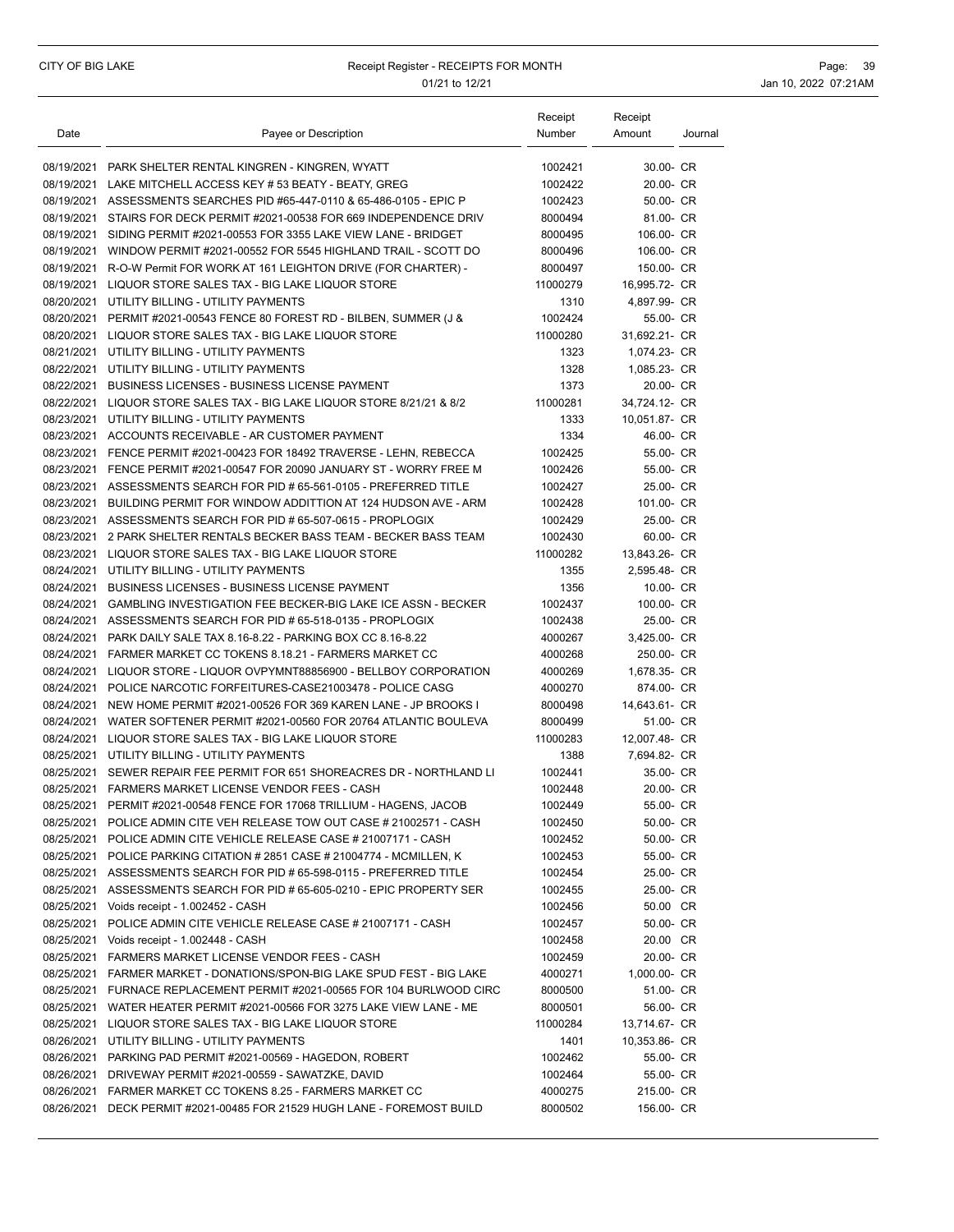| Date | Payee or Description | Receipt Number | Receipt Amount | Journal |
|---|---|---|---|---|
| 08/19/2021 | PARK SHELTER RENTAL KINGREN - KINGREN, WYATT | 1002421 | 30.00- | CR |
| 08/19/2021 | LAKE MITCHELL ACCESS KEY # 53 BEATY - BEATY, GREG | 1002422 | 20.00- | CR |
| 08/19/2021 | ASSESSMENTS SEARCHES PID #65-447-0110 & 65-486-0105 - EPIC P | 1002423 | 50.00- | CR |
| 08/19/2021 | STAIRS FOR DECK PERMIT #2021-00538 FOR 669 INDEPENDENCE DRIV | 8000494 | 81.00- | CR |
| 08/19/2021 | SIDING PERMIT #2021-00553 FOR 3355 LAKE VIEW LANE - BRIDGET | 8000495 | 106.00- | CR |
| 08/19/2021 | WINDOW PERMIT #2021-00552 FOR 5545 HIGHLAND TRAIL - SCOTT DO | 8000496 | 106.00- | CR |
| 08/19/2021 | R-O-W Permit FOR WORK AT 161 LEIGHTON DRIVE (FOR CHARTER) - | 8000497 | 150.00- | CR |
| 08/19/2021 | LIQUOR STORE SALES TAX - BIG LAKE LIQUOR STORE | 11000279 | 16,995.72- | CR |
| 08/20/2021 | UTILITY BILLING - UTILITY PAYMENTS | 1310 | 4,897.99- | CR |
| 08/20/2021 | PERMIT #2021-00543 FENCE 80 FOREST RD - BILBEN, SUMMER (J & | 1002424 | 55.00- | CR |
| 08/20/2021 | LIQUOR STORE SALES TAX - BIG LAKE LIQUOR STORE | 11000280 | 31,692.21- | CR |
| 08/21/2021 | UTILITY BILLING - UTILITY PAYMENTS | 1323 | 1,074.23- | CR |
| 08/22/2021 | UTILITY BILLING - UTILITY PAYMENTS | 1328 | 1,085.23- | CR |
| 08/22/2021 | BUSINESS LICENSES - BUSINESS LICENSE PAYMENT | 1373 | 20.00- | CR |
| 08/22/2021 | LIQUOR STORE SALES TAX - BIG LAKE LIQUOR STORE 8/21/21 & 8/2 | 11000281 | 34,724.12- | CR |
| 08/23/2021 | UTILITY BILLING - UTILITY PAYMENTS | 1333 | 10,051.87- | CR |
| 08/23/2021 | ACCOUNTS RECEIVABLE - AR CUSTOMER PAYMENT | 1334 | 46.00- | CR |
| 08/23/2021 | FENCE PERMIT #2021-00423 FOR 18492 TRAVERSE - LEHN, REBECCA | 1002425 | 55.00- | CR |
| 08/23/2021 | FENCE PERMIT #2021-00547 FOR 20090 JANUARY ST - WORRY FREE M | 1002426 | 55.00- | CR |
| 08/23/2021 | ASSESSMENTS SEARCH FOR PID # 65-561-0105 - PREFERRED TITLE | 1002427 | 25.00- | CR |
| 08/23/2021 | BUILDING PERMIT FOR WINDOW ADDITTION AT 124 HUDSON AVE - ARM | 1002428 | 101.00- | CR |
| 08/23/2021 | ASSESSMENTS SEARCH FOR PID # 65-507-0615 - PROPLOGIX | 1002429 | 25.00- | CR |
| 08/23/2021 | 2 PARK SHELTER RENTALS BECKER BASS TEAM - BECKER BASS TEAM | 1002430 | 60.00- | CR |
| 08/23/2021 | LIQUOR STORE SALES TAX - BIG LAKE LIQUOR STORE | 11000282 | 13,843.26- | CR |
| 08/24/2021 | UTILITY BILLING - UTILITY PAYMENTS | 1355 | 2,595.48- | CR |
| 08/24/2021 | BUSINESS LICENSES - BUSINESS LICENSE PAYMENT | 1356 | 10.00- | CR |
| 08/24/2021 | GAMBLING INVESTIGATION FEE BECKER-BIG LAKE ICE ASSN - BECKER | 1002437 | 100.00- | CR |
| 08/24/2021 | ASSESSMENTS SEARCH FOR PID # 65-518-0135 - PROPLOGIX | 1002438 | 25.00- | CR |
| 08/24/2021 | PARK DAILY SALE TAX 8.16-8.22 - PARKING BOX CC 8.16-8.22 | 4000267 | 3,425.00- | CR |
| 08/24/2021 | FARMER MARKET CC TOKENS 8.18.21 - FARMERS MARKET CC | 4000268 | 250.00- | CR |
| 08/24/2021 | LIQUOR STORE - LIQUOR OVPYMNT88856900 - BELLBOY CORPORATION | 4000269 | 1,678.35- | CR |
| 08/24/2021 | POLICE NARCOTIC FORFEITURES-CASE21003478 - POLICE CASG | 4000270 | 874.00- | CR |
| 08/24/2021 | NEW HOME PERMIT #2021-00526 FOR 369 KAREN LANE - JP BROOKS I | 8000498 | 14,643.61- | CR |
| 08/24/2021 | WATER SOFTENER PERMIT #2021-00560 FOR 20764 ATLANTIC BOULEVA | 8000499 | 51.00- | CR |
| 08/24/2021 | LIQUOR STORE SALES TAX - BIG LAKE LIQUOR STORE | 11000283 | 12,007.48- | CR |
| 08/25/2021 | UTILITY BILLING - UTILITY PAYMENTS | 1388 | 7,694.82- | CR |
| 08/25/2021 | SEWER REPAIR FEE PERMIT FOR 651 SHOREACRES DR - NORTHLAND LI | 1002441 | 35.00- | CR |
| 08/25/2021 | FARMERS MARKET LICENSE VENDOR FEES - CASH | 1002448 | 20.00- | CR |
| 08/25/2021 | PERMIT #2021-00548 FENCE FOR 17068 TRILLIUM - HAGENS, JACOB | 1002449 | 55.00- | CR |
| 08/25/2021 | POLICE ADMIN CITE VEH RELEASE TOW OUT CASE # 21002571 - CASH | 1002450 | 50.00- | CR |
| 08/25/2021 | POLICE ADMIN CITE VEHICLE RELEASE CASE # 21007171 - CASH | 1002452 | 50.00- | CR |
| 08/25/2021 | POLICE PARKING CITATION # 2851 CASE # 21004774 - MCMILLEN, K | 1002453 | 55.00- | CR |
| 08/25/2021 | ASSESSMENTS SEARCH FOR PID # 65-598-0115 - PREFERRED TITLE | 1002454 | 25.00- | CR |
| 08/25/2021 | ASSESSMENTS SEARCH FOR PID # 65-605-0210 - EPIC PROPERTY SER | 1002455 | 25.00- | CR |
| 08/25/2021 | Voids receipt - 1.002452 - CASH | 1002456 | 50.00 | CR |
| 08/25/2021 | POLICE ADMIN CITE VEHICLE RELEASE CASE # 21007171 - CASH | 1002457 | 50.00- | CR |
| 08/25/2021 | Voids receipt - 1.002448 - CASH | 1002458 | 20.00 | CR |
| 08/25/2021 | FARMERS MARKET LICENSE VENDOR FEES - CASH | 1002459 | 20.00- | CR |
| 08/25/2021 | FARMER MARKET - DONATIONS/SPON-BIG LAKE SPUD FEST - BIG LAKE | 4000271 | 1,000.00- | CR |
| 08/25/2021 | FURNACE REPLACEMENT PERMIT #2021-00565 FOR 104 BURLWOOD CIRC | 8000500 | 51.00- | CR |
| 08/25/2021 | WATER HEATER PERMIT #2021-00566 FOR 3275 LAKE VIEW LANE - ME | 8000501 | 56.00- | CR |
| 08/25/2021 | LIQUOR STORE SALES TAX - BIG LAKE LIQUOR STORE | 11000284 | 13,714.67- | CR |
| 08/26/2021 | UTILITY BILLING - UTILITY PAYMENTS | 1401 | 10,353.86- | CR |
| 08/26/2021 | PARKING PAD PERMIT #2021-00569 - HAGEDON, ROBERT | 1002462 | 55.00- | CR |
| 08/26/2021 | DRIVEWAY PERMIT #2021-00559 - SAWATZKE, DAVID | 1002464 | 55.00- | CR |
| 08/26/2021 | FARMER MARKET CC TOKENS 8.25 - FARMERS MARKET CC | 4000275 | 215.00- | CR |
| 08/26/2021 | DECK PERMIT #2021-00485 FOR 21529 HUGH LANE - FOREMOST BUILD | 8000502 | 156.00- | CR |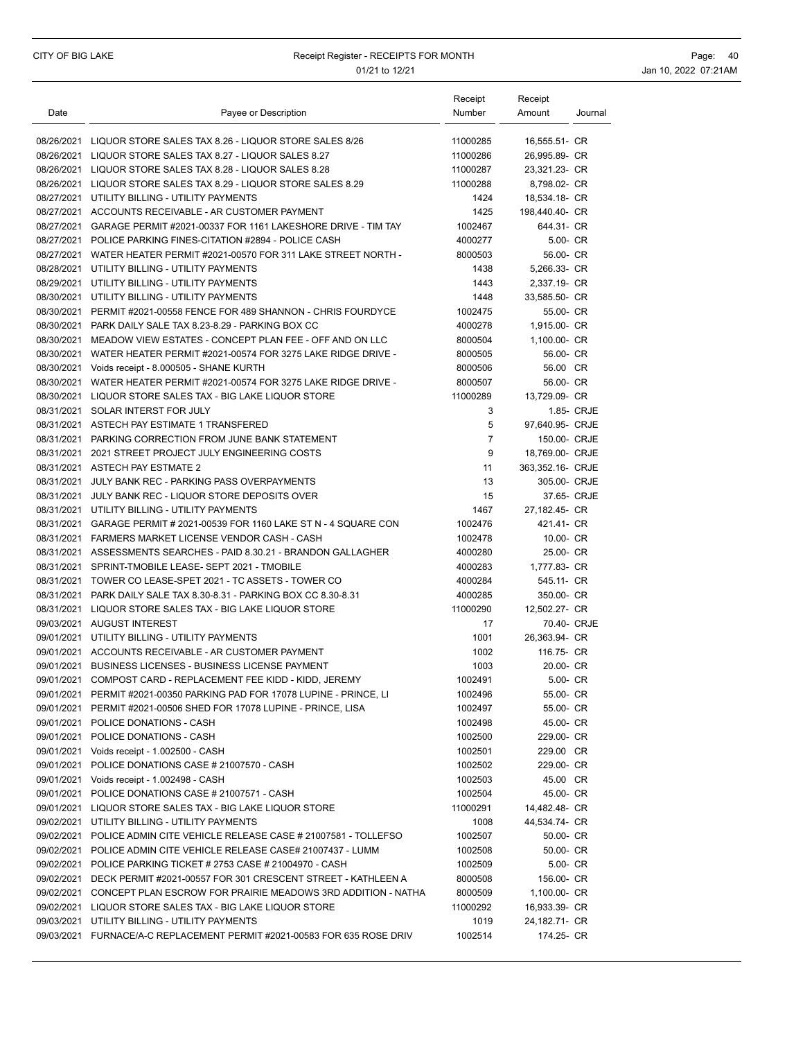| Date | Payee or Description | Receipt Number | Receipt Amount | Journal |
|---|---|---|---|---|
| 08/26/2021 | LIQUOR STORE SALES TAX 8.26 - LIQUOR STORE SALES 8/26 | 11000285 | 16,555.51- | CR |
| 08/26/2021 | LIQUOR STORE SALES TAX 8.27 - LIQUOR SALES 8.27 | 11000286 | 26,995.89- | CR |
| 08/26/2021 | LIQUOR STORE SALES TAX 8.28 - LIQUOR SALES 8.28 | 11000287 | 23,321.23- | CR |
| 08/26/2021 | LIQUOR STORE SALES TAX 8.29 - LIQUOR STORE SALES 8.29 | 11000288 | 8,798.02- | CR |
| 08/27/2021 | UTILITY BILLING - UTILITY PAYMENTS | 1424 | 18,534.18- | CR |
| 08/27/2021 | ACCOUNTS RECEIVABLE - AR CUSTOMER PAYMENT | 1425 | 198,440.40- | CR |
| 08/27/2021 | GARAGE PERMIT #2021-00337 FOR 1161 LAKESHORE DRIVE - TIM TAY | 1002467 | 644.31- | CR |
| 08/27/2021 | POLICE PARKING FINES-CITATION #2894 - POLICE CASH | 4000277 | 5.00- | CR |
| 08/27/2021 | WATER HEATER PERMIT #2021-00570 FOR 311 LAKE STREET NORTH - | 8000503 | 56.00- | CR |
| 08/28/2021 | UTILITY BILLING - UTILITY PAYMENTS | 1438 | 5,266.33- | CR |
| 08/29/2021 | UTILITY BILLING - UTILITY PAYMENTS | 1443 | 2,337.19- | CR |
| 08/30/2021 | UTILITY BILLING - UTILITY PAYMENTS | 1448 | 33,585.50- | CR |
| 08/30/2021 | PERMIT #2021-00558 FENCE FOR 489 SHANNON - CHRIS FOURDYCE | 1002475 | 55.00- | CR |
| 08/30/2021 | PARK DAILY SALE TAX 8.23-8.29 - PARKING BOX CC | 4000278 | 1,915.00- | CR |
| 08/30/2021 | MEADOW VIEW ESTATES - CONCEPT PLAN FEE - OFF AND ON LLC | 8000504 | 1,100.00- | CR |
| 08/30/2021 | WATER HEATER PERMIT #2021-00574 FOR 3275 LAKE RIDGE DRIVE - | 8000505 | 56.00- | CR |
| 08/30/2021 | Voids receipt - 8.000505 - SHANE KURTH | 8000506 | 56.00 | CR |
| 08/30/2021 | WATER HEATER PERMIT #2021-00574 FOR 3275 LAKE RIDGE DRIVE - | 8000507 | 56.00- | CR |
| 08/30/2021 | LIQUOR STORE SALES TAX - BIG LAKE LIQUOR STORE | 11000289 | 13,729.09- | CR |
| 08/31/2021 | SOLAR INTERST FOR JULY | 3 | 1.85- | CRJE |
| 08/31/2021 | ASTECH PAY ESTIMATE 1 TRANSFERED | 5 | 97,640.95- | CRJE |
| 08/31/2021 | PARKING CORRECTION FROM JUNE BANK STATEMENT | 7 | 150.00- | CRJE |
| 08/31/2021 | 2021 STREET PROJECT JULY ENGINEERING COSTS | 9 | 18,769.00- | CRJE |
| 08/31/2021 | ASTECH PAY ESTMATE 2 | 11 | 363,352.16- | CRJE |
| 08/31/2021 | JULY BANK REC - PARKING PASS OVERPAYMENTS | 13 | 305.00- | CRJE |
| 08/31/2021 | JULY BANK REC - LIQUOR STORE DEPOSITS OVER | 15 | 37.65- | CRJE |
| 08/31/2021 | UTILITY BILLING - UTILITY PAYMENTS | 1467 | 27,182.45- | CR |
| 08/31/2021 | GARAGE PERMIT # 2021-00539 FOR 1160 LAKE ST N - 4 SQUARE CON | 1002476 | 421.41- | CR |
| 08/31/2021 | FARMERS MARKET LICENSE VENDOR CASH - CASH | 1002478 | 10.00- | CR |
| 08/31/2021 | ASSESSMENTS SEARCHES - PAID 8.30.21 - BRANDON GALLAGHER | 4000280 | 25.00- | CR |
| 08/31/2021 | SPRINT-TMOBILE LEASE- SEPT 2021 - TMOBILE | 4000283 | 1,777.83- | CR |
| 08/31/2021 | TOWER CO LEASE-SPET 2021 - TC ASSETS - TOWER CO | 4000284 | 545.11- | CR |
| 08/31/2021 | PARK DAILY SALE TAX 8.30-8.31 - PARKING BOX CC 8.30-8.31 | 4000285 | 350.00- | CR |
| 08/31/2021 | LIQUOR STORE SALES TAX - BIG LAKE LIQUOR STORE | 11000290 | 12,502.27- | CR |
| 09/03/2021 | AUGUST INTEREST | 17 | 70.40- | CRJE |
| 09/01/2021 | UTILITY BILLING - UTILITY PAYMENTS | 1001 | 26,363.94- | CR |
| 09/01/2021 | ACCOUNTS RECEIVABLE - AR CUSTOMER PAYMENT | 1002 | 116.75- | CR |
| 09/01/2021 | BUSINESS LICENSES - BUSINESS LICENSE PAYMENT | 1003 | 20.00- | CR |
| 09/01/2021 | COMPOST CARD - REPLACEMENT FEE KIDD - KIDD, JEREMY | 1002491 | 5.00- | CR |
| 09/01/2021 | PERMIT #2021-00350 PARKING PAD FOR 17078 LUPINE - PRINCE, LI | 1002496 | 55.00- | CR |
| 09/01/2021 | PERMIT #2021-00506 SHED FOR 17078 LUPINE - PRINCE, LISA | 1002497 | 55.00- | CR |
| 09/01/2021 | POLICE DONATIONS - CASH | 1002498 | 45.00- | CR |
| 09/01/2021 | POLICE DONATIONS - CASH | 1002500 | 229.00- | CR |
| 09/01/2021 | Voids receipt - 1.002500 - CASH | 1002501 | 229.00 | CR |
| 09/01/2021 | POLICE DONATIONS CASE # 21007570 - CASH | 1002502 | 229.00- | CR |
| 09/01/2021 | Voids receipt - 1.002498 - CASH | 1002503 | 45.00 | CR |
| 09/01/2021 | POLICE DONATIONS CASE # 21007571 - CASH | 1002504 | 45.00- | CR |
| 09/01/2021 | LIQUOR STORE SALES TAX - BIG LAKE LIQUOR STORE | 11000291 | 14,482.48- | CR |
| 09/02/2021 | UTILITY BILLING - UTILITY PAYMENTS | 1008 | 44,534.74- | CR |
| 09/02/2021 | POLICE ADMIN CITE VEHICLE RELEASE CASE # 21007581 - TOLLEFSO | 1002507 | 50.00- | CR |
| 09/02/2021 | POLICE ADMIN CITE VEHICLE RELEASE CASE# 21007437 - LUMM | 1002508 | 50.00- | CR |
| 09/02/2021 | POLICE PARKING TICKET # 2753 CASE # 21004970 - CASH | 1002509 | 5.00- | CR |
| 09/02/2021 | DECK PERMIT #2021-00557 FOR 301 CRESCENT STREET - KATHLEEN A | 8000508 | 156.00- | CR |
| 09/02/2021 | CONCEPT PLAN ESCROW FOR PRAIRIE MEADOWS 3RD ADDITION - NATHA | 8000509 | 1,100.00- | CR |
| 09/02/2021 | LIQUOR STORE SALES TAX - BIG LAKE LIQUOR STORE | 11000292 | 16,933.39- | CR |
| 09/03/2021 | UTILITY BILLING - UTILITY PAYMENTS | 1019 | 24,182.71- | CR |
| 09/03/2021 | FURNACE/A-C REPLACEMENT PERMIT #2021-00583 FOR 635 ROSE DRIV | 1002514 | 174.25- | CR |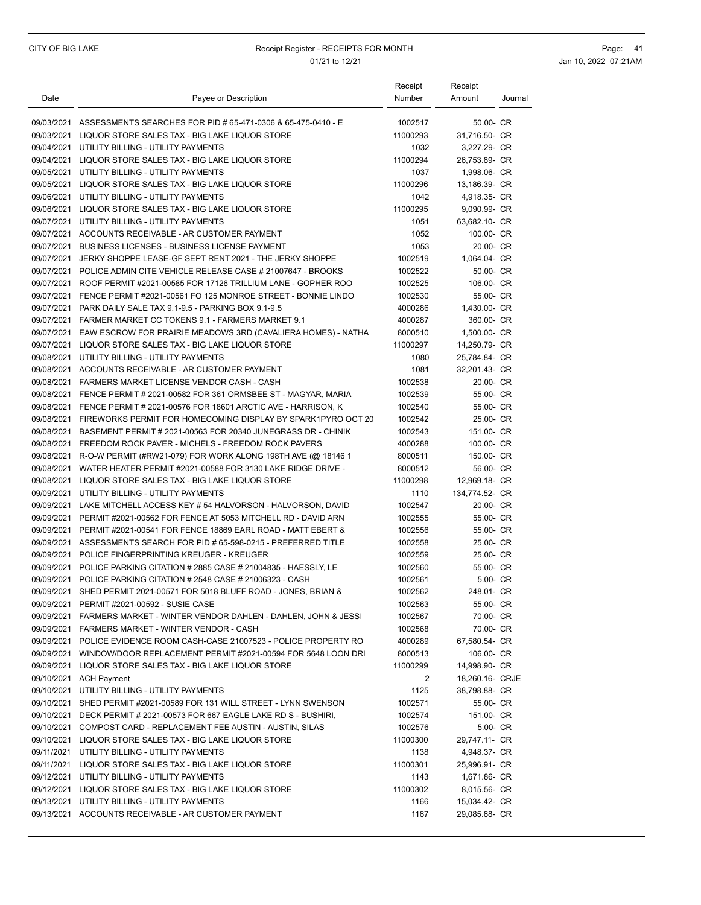| Date | Payee or Description | Receipt Number | Receipt Amount | Journal |
|---|---|---|---|---|
| 09/03/2021 | ASSESSMENTS SEARCHES FOR PID # 65-471-0306 & 65-475-0410 - E | 1002517 | 50.00- | CR |
| 09/03/2021 | LIQUOR STORE SALES TAX - BIG LAKE LIQUOR STORE | 11000293 | 31,716.50- | CR |
| 09/04/2021 | UTILITY BILLING - UTILITY PAYMENTS | 1032 | 3,227.29- | CR |
| 09/04/2021 | LIQUOR STORE SALES TAX - BIG LAKE LIQUOR STORE | 11000294 | 26,753.89- | CR |
| 09/05/2021 | UTILITY BILLING - UTILITY PAYMENTS | 1037 | 1,998.06- | CR |
| 09/05/2021 | LIQUOR STORE SALES TAX - BIG LAKE LIQUOR STORE | 11000296 | 13,186.39- | CR |
| 09/06/2021 | UTILITY BILLING - UTILITY PAYMENTS | 1042 | 4,918.35- | CR |
| 09/06/2021 | LIQUOR STORE SALES TAX - BIG LAKE LIQUOR STORE | 11000295 | 9,090.99- | CR |
| 09/07/2021 | UTILITY BILLING - UTILITY PAYMENTS | 1051 | 63,682.10- | CR |
| 09/07/2021 | ACCOUNTS RECEIVABLE - AR CUSTOMER PAYMENT | 1052 | 100.00- | CR |
| 09/07/2021 | BUSINESS LICENSES - BUSINESS LICENSE PAYMENT | 1053 | 20.00- | CR |
| 09/07/2021 | JERKY SHOPPE LEASE-GF SEPT RENT 2021 - THE JERKY SHOPPE | 1002519 | 1,064.04- | CR |
| 09/07/2021 | POLICE ADMIN CITE VEHICLE RELEASE CASE # 21007647 - BROOKS | 1002522 | 50.00- | CR |
| 09/07/2021 | ROOF PERMIT #2021-00585 FOR 17126 TRILLIUM LANE - GOPHER ROO | 1002525 | 106.00- | CR |
| 09/07/2021 | FENCE PERMIT #2021-00561 FO 125 MONROE STREET - BONNIE LINDO | 1002530 | 55.00- | CR |
| 09/07/2021 | PARK DAILY SALE TAX 9.1-9.5 - PARKING BOX 9.1-9.5 | 4000286 | 1,430.00- | CR |
| 09/07/2021 | FARMER MARKET CC TOKENS 9.1 - FARMERS MARKET 9.1 | 4000287 | 360.00- | CR |
| 09/07/2021 | EAW ESCROW FOR PRAIRIE MEADOWS 3RD (CAVALIERA HOMES) - NATHA | 8000510 | 1,500.00- | CR |
| 09/07/2021 | LIQUOR STORE SALES TAX - BIG LAKE LIQUOR STORE | 11000297 | 14,250.79- | CR |
| 09/08/2021 | UTILITY BILLING - UTILITY PAYMENTS | 1080 | 25,784.84- | CR |
| 09/08/2021 | ACCOUNTS RECEIVABLE - AR CUSTOMER PAYMENT | 1081 | 32,201.43- | CR |
| 09/08/2021 | FARMERS MARKET LICENSE VENDOR CASH - CASH | 1002538 | 20.00- | CR |
| 09/08/2021 | FENCE PERMIT # 2021-00582 FOR 361 ORMSBEE ST - MAGYAR, MARIA | 1002539 | 55.00- | CR |
| 09/08/2021 | FENCE PERMIT # 2021-00576 FOR 18601 ARCTIC AVE - HARRISON, K | 1002540 | 55.00- | CR |
| 09/08/2021 | FIREWORKS PERMIT FOR HOMECOMING DISPLAY BY SPARK1PYRO OCT 20 | 1002542 | 25.00- | CR |
| 09/08/2021 | BASEMENT PERMIT # 2021-00563 FOR 20340 JUNEGRASS DR - CHINIK | 1002543 | 151.00- | CR |
| 09/08/2021 | FREEDOM ROCK PAVER - MICHELS - FREEDOM ROCK PAVERS | 4000288 | 100.00- | CR |
| 09/08/2021 | R-O-W PERMIT (#RW21-079) FOR WORK ALONG 198TH AVE (@ 18146 1 | 8000511 | 150.00- | CR |
| 09/08/2021 | WATER HEATER PERMIT #2021-00588 FOR 3130 LAKE RIDGE DRIVE - | 8000512 | 56.00- | CR |
| 09/08/2021 | LIQUOR STORE SALES TAX - BIG LAKE LIQUOR STORE | 11000298 | 12,969.18- | CR |
| 09/09/2021 | UTILITY BILLING - UTILITY PAYMENTS | 1110 | 134,774.52- | CR |
| 09/09/2021 | LAKE MITCHELL ACCESS KEY # 54 HALVORSON - HALVORSON, DAVID | 1002547 | 20.00- | CR |
| 09/09/2021 | PERMIT #2021-00562 FOR FENCE AT 5053 MITCHELL RD - DAVID ARN | 1002555 | 55.00- | CR |
| 09/09/2021 | PERMIT #2021-00541 FOR FENCE 18869 EARL ROAD - MATT EBERT & | 1002556 | 55.00- | CR |
| 09/09/2021 | ASSESSMENTS SEARCH FOR PID # 65-598-0215 - PREFERRED TITLE | 1002558 | 25.00- | CR |
| 09/09/2021 | POLICE FINGERPRINTING KREUGER - KREUGER | 1002559 | 25.00- | CR |
| 09/09/2021 | POLICE PARKING CITATION # 2885 CASE # 21004835 - HAESSLY, LE | 1002560 | 55.00- | CR |
| 09/09/2021 | POLICE PARKING CITATION # 2548 CASE # 21006323 - CASH | 1002561 | 5.00- | CR |
| 09/09/2021 | SHED PERMIT 2021-00571 FOR 5018 BLUFF ROAD - JONES, BRIAN & | 1002562 | 248.01- | CR |
| 09/09/2021 | PERMIT #2021-00592 - SUSIE CASE | 1002563 | 55.00- | CR |
| 09/09/2021 | FARMERS MARKET - WINTER VENDOR DAHLEN - DAHLEN, JOHN & JESSI | 1002567 | 70.00- | CR |
| 09/09/2021 | FARMERS MARKET - WINTER VENDOR - CASH | 1002568 | 70.00- | CR |
| 09/09/2021 | POLICE EVIDENCE ROOM CASH-CASE 21007523 - POLICE PROPERTY RO | 4000289 | 67,580.54- | CR |
| 09/09/2021 | WINDOW/DOOR REPLACEMENT PERMIT #2021-00594 FOR 5648 LOON DRI | 8000513 | 106.00- | CR |
| 09/09/2021 | LIQUOR STORE SALES TAX - BIG LAKE LIQUOR STORE | 11000299 | 14,998.90- | CR |
| 09/10/2021 | ACH Payment | 2 | 18,260.16- | CRJE |
| 09/10/2021 | UTILITY BILLING - UTILITY PAYMENTS | 1125 | 38,798.88- | CR |
| 09/10/2021 | SHED PERMIT #2021-00589 FOR 131 WILL STREET - LYNN SWENSON | 1002571 | 55.00- | CR |
| 09/10/2021 | DECK PERMIT # 2021-00573 FOR 667 EAGLE LAKE RD S - BUSHIRI, | 1002574 | 151.00- | CR |
| 09/10/2021 | COMPOST CARD - REPLACEMENT FEE AUSTIN - AUSTIN, SILAS | 1002576 | 5.00- | CR |
| 09/10/2021 | LIQUOR STORE SALES TAX - BIG LAKE LIQUOR STORE | 11000300 | 29,747.11- | CR |
| 09/11/2021 | UTILITY BILLING - UTILITY PAYMENTS | 1138 | 4,948.37- | CR |
| 09/11/2021 | LIQUOR STORE SALES TAX - BIG LAKE LIQUOR STORE | 11000301 | 25,996.91- | CR |
| 09/12/2021 | UTILITY BILLING - UTILITY PAYMENTS | 1143 | 1,671.86- | CR |
| 09/12/2021 | LIQUOR STORE SALES TAX - BIG LAKE LIQUOR STORE | 11000302 | 8,015.56- | CR |
| 09/13/2021 | UTILITY BILLING - UTILITY PAYMENTS | 1166 | 15,034.42- | CR |
| 09/13/2021 | ACCOUNTS RECEIVABLE - AR CUSTOMER PAYMENT | 1167 | 29,085.68- | CR |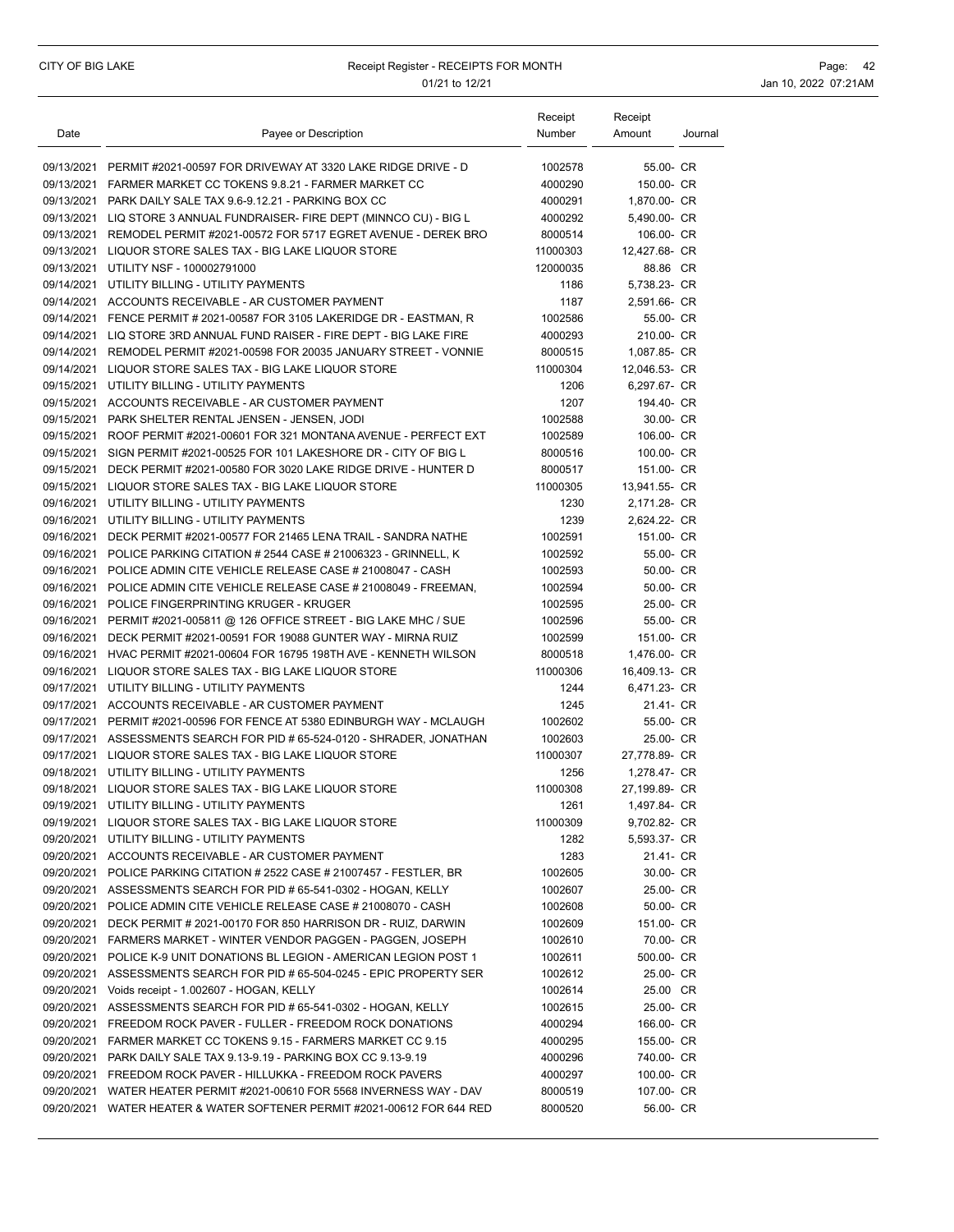CITY OF BIG LAKE

Receipt Register - RECEIPTS FOR MONTH

01/21 to 12/21

| Date | Payee or Description | Receipt Number | Receipt Amount | Journal |
|---|---|---|---|---|
| 09/13/2021 | PERMIT #2021-00597 FOR DRIVEWAY AT 3320 LAKE RIDGE DRIVE - D | 1002578 | 55.00- | CR |
| 09/13/2021 | FARMER MARKET CC TOKENS 9.8.21 - FARMER MARKET CC | 4000290 | 150.00- | CR |
| 09/13/2021 | PARK DAILY SALE TAX 9.6-9.12.21 - PARKING BOX CC | 4000291 | 1,870.00- | CR |
| 09/13/2021 | LIQ STORE 3 ANNUAL FUNDRAISER- FIRE DEPT (MINNCO CU) - BIG L | 4000292 | 5,490.00- | CR |
| 09/13/2021 | REMODEL PERMIT #2021-00572 FOR 5717 EGRET AVENUE - DEREK BRO | 8000514 | 106.00- | CR |
| 09/13/2021 | LIQUOR STORE SALES TAX - BIG LAKE LIQUOR STORE | 11000303 | 12,427.68- | CR |
| 09/13/2021 | UTILITY NSF - 100002791000 | 12000035 | 88.86 | CR |
| 09/14/2021 | UTILITY BILLING - UTILITY PAYMENTS | 1186 | 5,738.23- | CR |
| 09/14/2021 | ACCOUNTS RECEIVABLE - AR CUSTOMER PAYMENT | 1187 | 2,591.66- | CR |
| 09/14/2021 | FENCE PERMIT # 2021-00587 FOR 3105 LAKERIDGE DR - EASTMAN, R | 1002586 | 55.00- | CR |
| 09/14/2021 | LIQ STORE 3RD ANNUAL FUND RAISER - FIRE DEPT - BIG LAKE FIRE | 4000293 | 210.00- | CR |
| 09/14/2021 | REMODEL PERMIT #2021-00598 FOR 20035 JANUARY STREET - VONNIE | 8000515 | 1,087.85- | CR |
| 09/14/2021 | LIQUOR STORE SALES TAX - BIG LAKE LIQUOR STORE | 11000304 | 12,046.53- | CR |
| 09/15/2021 | UTILITY BILLING - UTILITY PAYMENTS | 1206 | 6,297.67- | CR |
| 09/15/2021 | ACCOUNTS RECEIVABLE - AR CUSTOMER PAYMENT | 1207 | 194.40- | CR |
| 09/15/2021 | PARK SHELTER RENTAL JENSEN - JENSEN, JODI | 1002588 | 30.00- | CR |
| 09/15/2021 | ROOF PERMIT #2021-00601 FOR 321 MONTANA AVENUE - PERFECT EXT | 1002589 | 106.00- | CR |
| 09/15/2021 | SIGN PERMIT #2021-00525 FOR 101 LAKESHORE DR - CITY OF BIG L | 8000516 | 100.00- | CR |
| 09/15/2021 | DECK PERMIT #2021-00580 FOR 3020 LAKE RIDGE DRIVE - HUNTER D | 8000517 | 151.00- | CR |
| 09/15/2021 | LIQUOR STORE SALES TAX - BIG LAKE LIQUOR STORE | 11000305 | 13,941.55- | CR |
| 09/16/2021 | UTILITY BILLING - UTILITY PAYMENTS | 1230 | 2,171.28- | CR |
| 09/16/2021 | UTILITY BILLING - UTILITY PAYMENTS | 1239 | 2,624.22- | CR |
| 09/16/2021 | DECK PERMIT #2021-00577 FOR 21465 LENA TRAIL - SANDRA NATHE | 1002591 | 151.00- | CR |
| 09/16/2021 | POLICE PARKING CITATION # 2544 CASE # 21006323 - GRINNELL, K | 1002592 | 55.00- | CR |
| 09/16/2021 | POLICE ADMIN CITE VEHICLE RELEASE CASE # 21008047 - CASH | 1002593 | 50.00- | CR |
| 09/16/2021 | POLICE ADMIN CITE VEHICLE RELEASE CASE # 21008049 - FREEMAN, | 1002594 | 50.00- | CR |
| 09/16/2021 | POLICE FINGERPRINTING KRUGER - KRUGER | 1002595 | 25.00- | CR |
| 09/16/2021 | PERMIT #2021-005811 @ 126 OFFICE STREET - BIG LAKE MHC / SUE | 1002596 | 55.00- | CR |
| 09/16/2021 | DECK PERMIT #2021-00591 FOR 19088 GUNTER WAY - MIRNA RUIZ | 1002599 | 151.00- | CR |
| 09/16/2021 | HVAC PERMIT #2021-00604 FOR 16795 198TH AVE - KENNETH WILSON | 8000518 | 1,476.00- | CR |
| 09/16/2021 | LIQUOR STORE SALES TAX - BIG LAKE LIQUOR STORE | 11000306 | 16,409.13- | CR |
| 09/17/2021 | UTILITY BILLING - UTILITY PAYMENTS | 1244 | 6,471.23- | CR |
| 09/17/2021 | ACCOUNTS RECEIVABLE - AR CUSTOMER PAYMENT | 1245 | 21.41- | CR |
| 09/17/2021 | PERMIT #2021-00596 FOR FENCE AT 5380 EDINBURGH WAY - MCLAUGH | 1002602 | 55.00- | CR |
| 09/17/2021 | ASSESSMENTS SEARCH FOR PID # 65-524-0120 - SHRADER, JONATHAN | 1002603 | 25.00- | CR |
| 09/17/2021 | LIQUOR STORE SALES TAX - BIG LAKE LIQUOR STORE | 11000307 | 27,778.89- | CR |
| 09/18/2021 | UTILITY BILLING - UTILITY PAYMENTS | 1256 | 1,278.47- | CR |
| 09/18/2021 | LIQUOR STORE SALES TAX - BIG LAKE LIQUOR STORE | 11000308 | 27,199.89- | CR |
| 09/19/2021 | UTILITY BILLING - UTILITY PAYMENTS | 1261 | 1,497.84- | CR |
| 09/19/2021 | LIQUOR STORE SALES TAX - BIG LAKE LIQUOR STORE | 11000309 | 9,702.82- | CR |
| 09/20/2021 | UTILITY BILLING - UTILITY PAYMENTS | 1282 | 5,593.37- | CR |
| 09/20/2021 | ACCOUNTS RECEIVABLE - AR CUSTOMER PAYMENT | 1283 | 21.41- | CR |
| 09/20/2021 | POLICE PARKING CITATION # 2522 CASE # 21007457 - FESTLER, BR | 1002605 | 30.00- | CR |
| 09/20/2021 | ASSESSMENTS SEARCH FOR PID # 65-541-0302 - HOGAN, KELLY | 1002607 | 25.00- | CR |
| 09/20/2021 | POLICE ADMIN CITE VEHICLE RELEASE CASE # 21008070 - CASH | 1002608 | 50.00- | CR |
| 09/20/2021 | DECK PERMIT # 2021-00170 FOR 850 HARRISON DR - RUIZ, DARWIN | 1002609 | 151.00- | CR |
| 09/20/2021 | FARMERS MARKET - WINTER VENDOR PAGGEN - PAGGEN, JOSEPH | 1002610 | 70.00- | CR |
| 09/20/2021 | POLICE K-9 UNIT DONATIONS BL LEGION - AMERICAN LEGION POST 1 | 1002611 | 500.00- | CR |
| 09/20/2021 | ASSESSMENTS SEARCH FOR PID # 65-504-0245 - EPIC PROPERTY SER | 1002612 | 25.00- | CR |
| 09/20/2021 | Voids receipt - 1.002607 - HOGAN, KELLY | 1002614 | 25.00 | CR |
| 09/20/2021 | ASSESSMENTS SEARCH FOR PID # 65-541-0302 - HOGAN, KELLY | 1002615 | 25.00- | CR |
| 09/20/2021 | FREEDOM ROCK PAVER - FULLER - FREEDOM ROCK DONATIONS | 4000294 | 166.00- | CR |
| 09/20/2021 | FARMER MARKET CC TOKENS 9.15 - FARMERS MARKET CC 9.15 | 4000295 | 155.00- | CR |
| 09/20/2021 | PARK DAILY SALE TAX 9.13-9.19 - PARKING BOX CC 9.13-9.19 | 4000296 | 740.00- | CR |
| 09/20/2021 | FREEDOM ROCK PAVER - HILLUKKA - FREEDOM ROCK PAVERS | 4000297 | 100.00- | CR |
| 09/20/2021 | WATER HEATER PERMIT #2021-00610 FOR 5568 INVERNESS WAY - DAV | 8000519 | 107.00- | CR |
| 09/20/2021 | WATER HEATER & WATER SOFTENER PERMIT #2021-00612 FOR 644 RED | 8000520 | 56.00- | CR |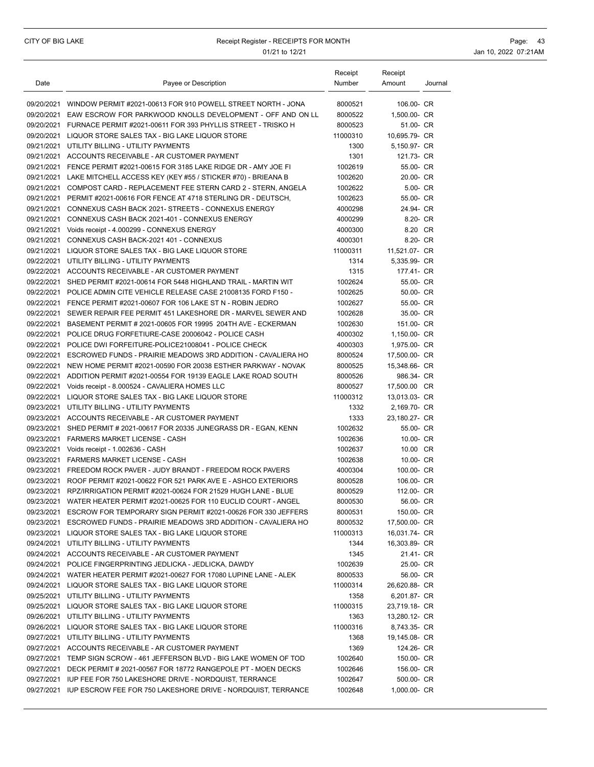| Date | Payee or Description | Receipt Number | Receipt Amount | Journal |
|---|---|---|---|---|
| 09/20/2021 | WINDOW PERMIT #2021-00613 FOR 910 POWELL STREET NORTH - JONA | 8000521 | 106.00- CR | |
| 09/20/2021 | EAW ESCROW FOR PARKWOOD KNOLLS DEVELOPMENT - OFF AND ON LL | 8000522 | 1,500.00- CR | |
| 09/20/2021 | FURNACE PERMIT #2021-00611 FOR 393 PHYLLIS STREET - TRISKO H | 8000523 | 51.00- CR | |
| 09/20/2021 | LIQUOR STORE SALES TAX - BIG LAKE LIQUOR STORE | 11000310 | 10,695.79- CR | |
| 09/21/2021 | UTILITY BILLING - UTILITY PAYMENTS | 1300 | 5,150.97- CR | |
| 09/21/2021 | ACCOUNTS RECEIVABLE - AR CUSTOMER PAYMENT | 1301 | 121.73- CR | |
| 09/21/2021 | FENCE PERMIT #2021-00615 FOR 3185 LAKE RIDGE DR - AMY JOE FI | 1002619 | 55.00- CR | |
| 09/21/2021 | LAKE MITCHELL ACCESS KEY (KEY #55 / STICKER #70) - BRIEANA B | 1002620 | 20.00- CR | |
| 09/21/2021 | COMPOST CARD - REPLACEMENT FEE STERN CARD 2 - STERN, ANGELA | 1002622 | 5.00- CR | |
| 09/21/2021 | PERMIT #2021-00616 FOR FENCE AT 4718 STERLING DR - DEUTSCH, | 1002623 | 55.00- CR | |
| 09/21/2021 | CONNEXUS CASH BACK 2021- STREETS - CONNEXUS ENERGY | 4000298 | 24.94- CR | |
| 09/21/2021 | CONNEXUS CASH BACK 2021-401 - CONNEXUS ENERGY | 4000299 | 8.20- CR | |
| 09/21/2021 | Voids receipt - 4.000299 - CONNEXUS ENERGY | 4000300 | 8.20 CR | |
| 09/21/2021 | CONNEXUS CASH BACK-2021 401 - CONNEXUS | 4000301 | 8.20- CR | |
| 09/21/2021 | LIQUOR STORE SALES TAX - BIG LAKE LIQUOR STORE | 11000311 | 11,521.07- CR | |
| 09/22/2021 | UTILITY BILLING - UTILITY PAYMENTS | 1314 | 5,335.99- CR | |
| 09/22/2021 | ACCOUNTS RECEIVABLE - AR CUSTOMER PAYMENT | 1315 | 177.41- CR | |
| 09/22/2021 | SHED PERMIT #2021-00614 FOR 5448 HIGHLAND TRAIL - MARTIN WIT | 1002624 | 55.00- CR | |
| 09/22/2021 | POLICE ADMIN CITE VEHICLE RELEASE CASE 21008135 FORD F150 - | 1002625 | 50.00- CR | |
| 09/22/2021 | FENCE PERMIT #2021-00607 FOR 106 LAKE ST N - ROBIN JEDRO | 1002627 | 55.00- CR | |
| 09/22/2021 | SEWER REPAIR FEE PERMIT 451 LAKESHORE DR - MARVEL SEWER AND | 1002628 | 35.00- CR | |
| 09/22/2021 | BASEMENT PERMIT # 2021-00605 FOR 19995 204TH AVE - ECKERMAN | 1002630 | 151.00- CR | |
| 09/22/2021 | POLICE DRUG FORFETIURE-CASE 20006042 - POLICE CASH | 4000302 | 1,150.00- CR | |
| 09/22/2021 | POLICE DWI FORFEITURE-POLICE21008041 - POLICE CHECK | 4000303 | 1,975.00- CR | |
| 09/22/2021 | ESCROWED FUNDS - PRAIRIE MEADOWS 3RD ADDITION - CAVALIERA HO | 8000524 | 17,500.00- CR | |
| 09/22/2021 | NEW HOME PERMIT #2021-00590 FOR 20038 ESTHER PARKWAY - NOVAK | 8000525 | 15,348.66- CR | |
| 09/22/2021 | ADDITION PERMIT #2021-00554 FOR 19139 EAGLE LAKE ROAD SOUTH | 8000526 | 986.34- CR | |
| 09/22/2021 | Voids receipt - 8.000524 - CAVALIERA HOMES LLC | 8000527 | 17,500.00 CR | |
| 09/22/2021 | LIQUOR STORE SALES TAX - BIG LAKE LIQUOR STORE | 11000312 | 13,013.03- CR | |
| 09/23/2021 | UTILITY BILLING - UTILITY PAYMENTS | 1332 | 2,169.70- CR | |
| 09/23/2021 | ACCOUNTS RECEIVABLE - AR CUSTOMER PAYMENT | 1333 | 23,180.27- CR | |
| 09/23/2021 | SHED PERMIT # 2021-00617 FOR 20335 JUNEGRASS DR - EGAN, KENN | 1002632 | 55.00- CR | |
| 09/23/2021 | FARMERS MARKET LICENSE - CASH | 1002636 | 10.00- CR | |
| 09/23/2021 | Voids receipt - 1.002636 - CASH | 1002637 | 10.00 CR | |
| 09/23/2021 | FARMERS MARKET LICENSE - CASH | 1002638 | 10.00- CR | |
| 09/23/2021 | FREEDOM ROCK PAVER - JUDY BRANDT - FREEDOM ROCK PAVERS | 4000304 | 100.00- CR | |
| 09/23/2021 | ROOF PERMIT #2021-00622 FOR 521 PARK AVE E - ASHCO EXTERIORS | 8000528 | 106.00- CR | |
| 09/23/2021 | RPZ/IRRIGATION PERMIT #2021-00624 FOR 21529 HUGH LANE - BLUE | 8000529 | 112.00- CR | |
| 09/23/2021 | WATER HEATER PERMIT #2021-00625 FOR 110 EUCLID COURT - ANGEL | 8000530 | 56.00- CR | |
| 09/23/2021 | ESCROW FOR TEMPORARY SIGN PERMIT #2021-00626 FOR 330 JEFFERS | 8000531 | 150.00- CR | |
| 09/23/2021 | ESCROWED FUNDS - PRAIRIE MEADOWS 3RD ADDITION - CAVALIERA HO | 8000532 | 17,500.00- CR | |
| 09/23/2021 | LIQUOR STORE SALES TAX - BIG LAKE LIQUOR STORE | 11000313 | 16,031.74- CR | |
| 09/24/2021 | UTILITY BILLING - UTILITY PAYMENTS | 1344 | 16,303.89- CR | |
| 09/24/2021 | ACCOUNTS RECEIVABLE - AR CUSTOMER PAYMENT | 1345 | 21.41- CR | |
| 09/24/2021 | POLICE FINGERPRINTING JEDLICKA - JEDLICKA, DAWDY | 1002639 | 25.00- CR | |
| 09/24/2021 | WATER HEATER PERMIT #2021-00627 FOR 17080 LUPINE LANE - ALEK | 8000533 | 56.00- CR | |
| 09/24/2021 | LIQUOR STORE SALES TAX - BIG LAKE LIQUOR STORE | 11000314 | 26,620.88- CR | |
| 09/25/2021 | UTILITY BILLING - UTILITY PAYMENTS | 1358 | 6,201.87- CR | |
| 09/25/2021 | LIQUOR STORE SALES TAX - BIG LAKE LIQUOR STORE | 11000315 | 23,719.18- CR | |
| 09/26/2021 | UTILITY BILLING - UTILITY PAYMENTS | 1363 | 13,280.12- CR | |
| 09/26/2021 | LIQUOR STORE SALES TAX - BIG LAKE LIQUOR STORE | 11000316 | 8,743.35- CR | |
| 09/27/2021 | UTILITY BILLING - UTILITY PAYMENTS | 1368 | 19,145.08- CR | |
| 09/27/2021 | ACCOUNTS RECEIVABLE - AR CUSTOMER PAYMENT | 1369 | 124.26- CR | |
| 09/27/2021 | TEMP SIGN SCROW - 461 JEFFERSON BLVD - BIG LAKE WOMEN OF TOD | 1002640 | 150.00- CR | |
| 09/27/2021 | DECK PERMIT # 2021-00567 FOR 18772 RANGEPOLE PT - MOEN DECKS | 1002646 | 156.00- CR | |
| 09/27/2021 | IUP FEE FOR 750 LAKESHORE DRIVE - NORDQUIST, TERRANCE | 1002647 | 500.00- CR | |
| 09/27/2021 | IUP ESCROW FEE FOR 750 LAKESHORE DRIVE - NORDQUIST, TERRANCE | 1002648 | 1,000.00- CR | |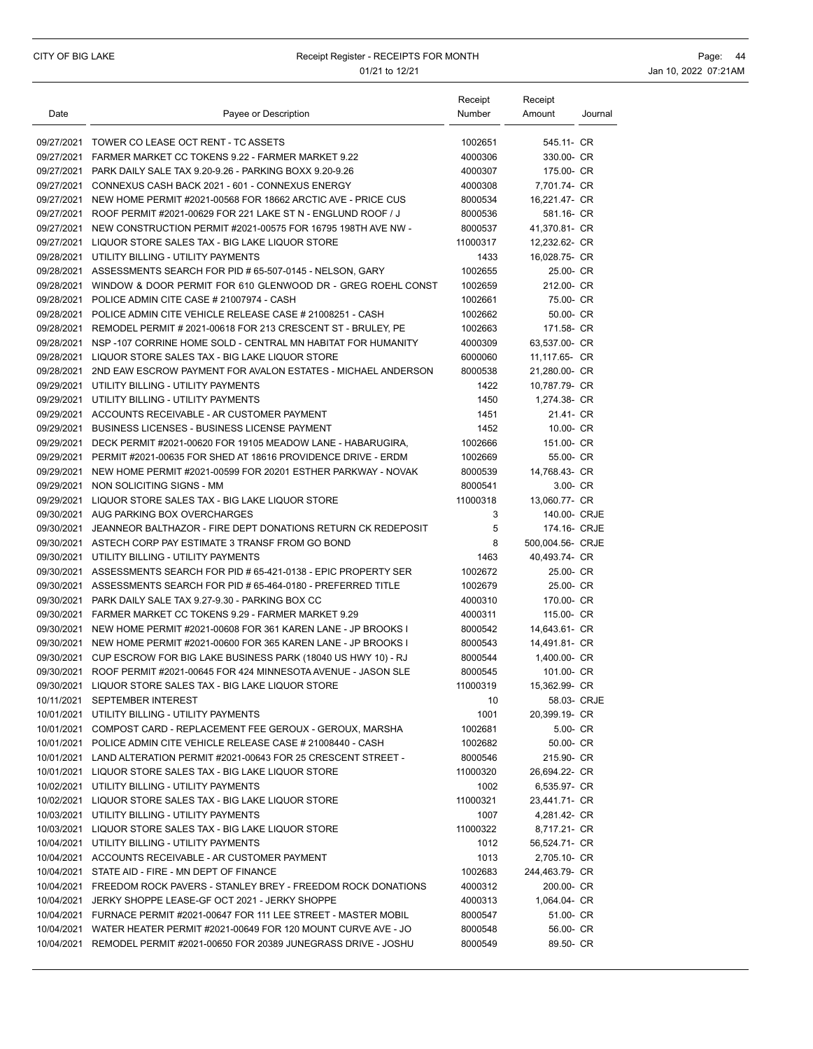| Date | Payee or Description | Receipt Number | Receipt Amount | Journal |
|---|---|---|---|---|
| 09/27/2021 | TOWER CO LEASE OCT RENT - TC ASSETS | 1002651 | 545.11- | CR |
| 09/27/2021 | FARMER MARKET CC TOKENS 9.22 - FARMER MARKET 9.22 | 4000306 | 330.00- | CR |
| 09/27/2021 | PARK DAILY SALE TAX 9.20-9.26 - PARKING BOXX 9.20-9.26 | 4000307 | 175.00- | CR |
| 09/27/2021 | CONNEXUS CASH BACK 2021 - 601 - CONNEXUS ENERGY | 4000308 | 7,701.74- | CR |
| 09/27/2021 | NEW HOME PERMIT #2021-00568 FOR 18662 ARCTIC AVE - PRICE CUS | 8000534 | 16,221.47- | CR |
| 09/27/2021 | ROOF PERMIT #2021-00629 FOR 221 LAKE ST N - ENGLUND ROOF / J | 8000536 | 581.16- | CR |
| 09/27/2021 | NEW CONSTRUCTION PERMIT #2021-00575 FOR 16795 198TH AVE NW - | 8000537 | 41,370.81- | CR |
| 09/27/2021 | LIQUOR STORE SALES TAX - BIG LAKE LIQUOR STORE | 11000317 | 12,232.62- | CR |
| 09/28/2021 | UTILITY BILLING - UTILITY PAYMENTS | 1433 | 16,028.75- | CR |
| 09/28/2021 | ASSESSMENTS SEARCH FOR PID # 65-507-0145 - NELSON, GARY | 1002655 | 25.00- | CR |
| 09/28/2021 | WINDOW & DOOR PERMIT FOR 610 GLENWOOD DR - GREG ROEHL CONST | 1002659 | 212.00- | CR |
| 09/28/2021 | POLICE ADMIN CITE CASE # 21007974 - CASH | 1002661 | 75.00- | CR |
| 09/28/2021 | POLICE ADMIN CITE VEHICLE RELEASE CASE # 21008251 - CASH | 1002662 | 50.00- | CR |
| 09/28/2021 | REMODEL PERMIT # 2021-00618 FOR 213 CRESCENT ST - BRULEY, PE | 1002663 | 171.58- | CR |
| 09/28/2021 | NSP -107 CORRINE HOME SOLD - CENTRAL MN HABITAT FOR HUMANITY | 4000309 | 63,537.00- | CR |
| 09/28/2021 | LIQUOR STORE SALES TAX - BIG LAKE LIQUOR STORE | 6000060 | 11,117.65- | CR |
| 09/28/2021 | 2ND EAW ESCROW PAYMENT FOR AVALON ESTATES - MICHAEL ANDERSON | 8000538 | 21,280.00- | CR |
| 09/29/2021 | UTILITY BILLING - UTILITY PAYMENTS | 1422 | 10,787.79- | CR |
| 09/29/2021 | UTILITY BILLING - UTILITY PAYMENTS | 1450 | 1,274.38- | CR |
| 09/29/2021 | ACCOUNTS RECEIVABLE - AR CUSTOMER PAYMENT | 1451 | 21.41- | CR |
| 09/29/2021 | BUSINESS LICENSES - BUSINESS LICENSE PAYMENT | 1452 | 10.00- | CR |
| 09/29/2021 | DECK PERMIT #2021-00620 FOR 19105 MEADOW LANE - HABARUGIRA, | 1002666 | 151.00- | CR |
| 09/29/2021 | PERMIT #2021-00635 FOR SHED AT 18616 PROVIDENCE DRIVE - ERDM | 1002669 | 55.00- | CR |
| 09/29/2021 | NEW HOME PERMIT #2021-00599 FOR 20201 ESTHER PARKWAY - NOVAK | 8000539 | 14,768.43- | CR |
| 09/29/2021 | NON SOLICITING SIGNS - MM | 8000541 | 3.00- | CR |
| 09/29/2021 | LIQUOR STORE SALES TAX - BIG LAKE LIQUOR STORE | 11000318 | 13,060.77- | CR |
| 09/30/2021 | AUG PARKING BOX OVERCHARGES | 3 | 140.00- | CRJE |
| 09/30/2021 | JEANNEOR BALTHAZOR - FIRE DEPT DONATIONS RETURN CK REDEPOSIT | 5 | 174.16- | CRJE |
| 09/30/2021 | ASTECH CORP PAY ESTIMATE 3 TRANSF FROM GO BOND | 8 | 500,004.56- | CRJE |
| 09/30/2021 | UTILITY BILLING - UTILITY PAYMENTS | 1463 | 40,493.74- | CR |
| 09/30/2021 | ASSESSMENTS SEARCH FOR PID # 65-421-0138 - EPIC PROPERTY SER | 1002672 | 25.00- | CR |
| 09/30/2021 | ASSESSMENTS SEARCH FOR PID # 65-464-0180 - PREFERRED TITLE | 1002679 | 25.00- | CR |
| 09/30/2021 | PARK DAILY SALE TAX 9.27-9.30 - PARKING BOX CC | 4000310 | 170.00- | CR |
| 09/30/2021 | FARMER MARKET CC TOKENS 9.29 - FARMER MARKET 9.29 | 4000311 | 115.00- | CR |
| 09/30/2021 | NEW HOME PERMIT #2021-00608 FOR 361 KAREN LANE - JP BROOKS I | 8000542 | 14,643.61- | CR |
| 09/30/2021 | NEW HOME PERMIT #2021-00600 FOR 365 KAREN LANE - JP BROOKS I | 8000543 | 14,491.81- | CR |
| 09/30/2021 | CUP ESCROW FOR BIG LAKE BUSINESS PARK (18040 US HWY 10) - RJ | 8000544 | 1,400.00- | CR |
| 09/30/2021 | ROOF PERMIT #2021-00645 FOR 424 MINNESOTA AVENUE - JASON SLE | 8000545 | 101.00- | CR |
| 09/30/2021 | LIQUOR STORE SALES TAX - BIG LAKE LIQUOR STORE | 11000319 | 15,362.99- | CR |
| 10/11/2021 | SEPTEMBER INTEREST | 10 | 58.03- | CRJE |
| 10/01/2021 | UTILITY BILLING - UTILITY PAYMENTS | 1001 | 20,399.19- | CR |
| 10/01/2021 | COMPOST CARD - REPLACEMENT FEE GEROUX - GEROUX, MARSHA | 1002681 | 5.00- | CR |
| 10/01/2021 | POLICE ADMIN CITE VEHICLE RELEASE CASE # 21008440 - CASH | 1002682 | 50.00- | CR |
| 10/01/2021 | LAND ALTERATION PERMIT #2021-00643 FOR 25 CRESCENT STREET - | 8000546 | 215.90- | CR |
| 10/01/2021 | LIQUOR STORE SALES TAX - BIG LAKE LIQUOR STORE | 11000320 | 26,694.22- | CR |
| 10/02/2021 | UTILITY BILLING - UTILITY PAYMENTS | 1002 | 6,535.97- | CR |
| 10/02/2021 | LIQUOR STORE SALES TAX - BIG LAKE LIQUOR STORE | 11000321 | 23,441.71- | CR |
| 10/03/2021 | UTILITY BILLING - UTILITY PAYMENTS | 1007 | 4,281.42- | CR |
| 10/03/2021 | LIQUOR STORE SALES TAX - BIG LAKE LIQUOR STORE | 11000322 | 8,717.21- | CR |
| 10/04/2021 | UTILITY BILLING - UTILITY PAYMENTS | 1012 | 56,524.71- | CR |
| 10/04/2021 | ACCOUNTS RECEIVABLE - AR CUSTOMER PAYMENT | 1013 | 2,705.10- | CR |
| 10/04/2021 | STATE AID - FIRE - MN DEPT OF FINANCE | 1002683 | 244,463.79- | CR |
| 10/04/2021 | FREEDOM ROCK PAVERS - STANLEY BREY - FREEDOM ROCK DONATIONS | 4000312 | 200.00- | CR |
| 10/04/2021 | JERKY SHOPPE LEASE-GF OCT 2021 - JERKY SHOPPE | 4000313 | 1,064.04- | CR |
| 10/04/2021 | FURNACE PERMIT #2021-00647 FOR 111 LEE STREET - MASTER MOBIL | 8000547 | 51.00- | CR |
| 10/04/2021 | WATER HEATER PERMIT #2021-00649 FOR 120 MOUNT CURVE AVE - JO | 8000548 | 56.00- | CR |
| 10/04/2021 | REMODEL PERMIT #2021-00650 FOR 20389 JUNEGRASS DRIVE - JOSHU | 8000549 | 89.50- | CR |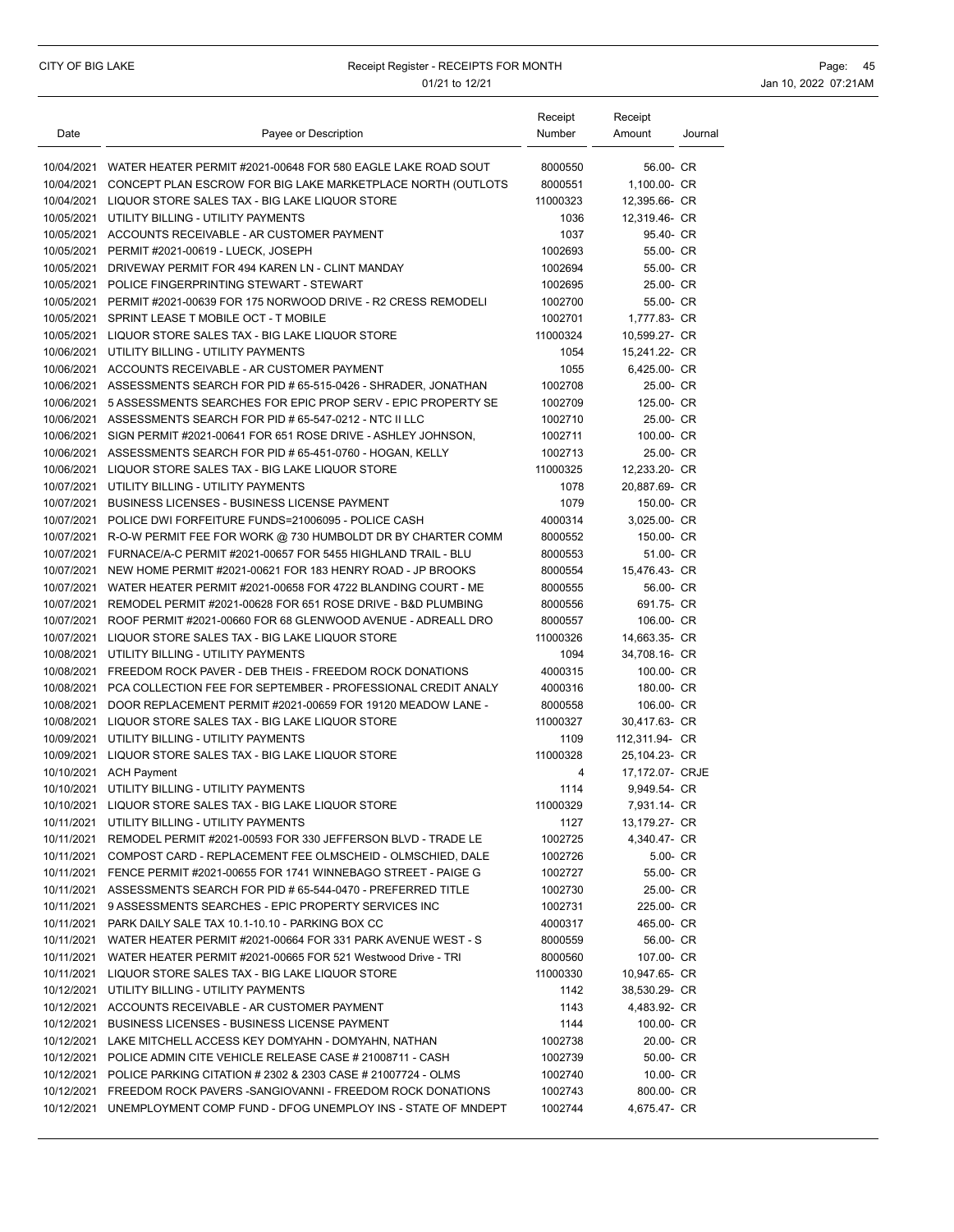| Date | Payee or Description | Receipt Number | Receipt Amount | Journal |
|---|---|---|---|---|
| 10/04/2021 | WATER HEATER PERMIT #2021-00648 FOR 580 EAGLE LAKE ROAD SOUT | 8000550 | 56.00- | CR |
| 10/04/2021 | CONCEPT PLAN ESCROW FOR BIG LAKE MARKETPLACE NORTH (OUTLOTS | 8000551 | 1,100.00- | CR |
| 10/04/2021 | LIQUOR STORE SALES TAX - BIG LAKE LIQUOR STORE | 11000323 | 12,395.66- | CR |
| 10/05/2021 | UTILITY BILLING - UTILITY PAYMENTS | 1036 | 12,319.46- | CR |
| 10/05/2021 | ACCOUNTS RECEIVABLE - AR CUSTOMER PAYMENT | 1037 | 95.40- | CR |
| 10/05/2021 | PERMIT #2021-00619 - LUECK, JOSEPH | 1002693 | 55.00- | CR |
| 10/05/2021 | DRIVEWAY PERMIT FOR 494 KAREN LN - CLINT MANDAY | 1002694 | 55.00- | CR |
| 10/05/2021 | POLICE FINGERPRINTING STEWART - STEWART | 1002695 | 25.00- | CR |
| 10/05/2021 | PERMIT #2021-00639 FOR 175 NORWOOD DRIVE - R2 CRESS REMODELI | 1002700 | 55.00- | CR |
| 10/05/2021 | SPRINT LEASE T MOBILE OCT - T MOBILE | 1002701 | 1,777.83- | CR |
| 10/05/2021 | LIQUOR STORE SALES TAX - BIG LAKE LIQUOR STORE | 11000324 | 10,599.27- | CR |
| 10/06/2021 | UTILITY BILLING - UTILITY PAYMENTS | 1054 | 15,241.22- | CR |
| 10/06/2021 | ACCOUNTS RECEIVABLE - AR CUSTOMER PAYMENT | 1055 | 6,425.00- | CR |
| 10/06/2021 | ASSESSMENTS SEARCH FOR PID # 65-515-0426 - SHRADER, JONATHAN | 1002708 | 25.00- | CR |
| 10/06/2021 | 5 ASSESSMENTS SEARCHES FOR EPIC PROP SERV - EPIC PROPERTY SE | 1002709 | 125.00- | CR |
| 10/06/2021 | ASSESSMENTS SEARCH FOR PID # 65-547-0212 - NTC II LLC | 1002710 | 25.00- | CR |
| 10/06/2021 | SIGN PERMIT #2021-00641 FOR 651 ROSE DRIVE - ASHLEY JOHNSON, | 1002711 | 100.00- | CR |
| 10/06/2021 | ASSESSMENTS SEARCH FOR PID # 65-451-0760 - HOGAN, KELLY | 1002713 | 25.00- | CR |
| 10/06/2021 | LIQUOR STORE SALES TAX - BIG LAKE LIQUOR STORE | 11000325 | 12,233.20- | CR |
| 10/07/2021 | UTILITY BILLING - UTILITY PAYMENTS | 1078 | 20,887.69- | CR |
| 10/07/2021 | BUSINESS LICENSES - BUSINESS LICENSE PAYMENT | 1079 | 150.00- | CR |
| 10/07/2021 | POLICE DWI FORFEITURE FUNDS=21006095 - POLICE CASH | 4000314 | 3,025.00- | CR |
| 10/07/2021 | R-O-W PERMIT FEE FOR WORK @ 730 HUMBOLDT DR BY CHARTER COMM | 8000552 | 150.00- | CR |
| 10/07/2021 | FURNACE/A-C PERMIT #2021-00657 FOR 5455 HIGHLAND TRAIL - BLU | 8000553 | 51.00- | CR |
| 10/07/2021 | NEW HOME PERMIT #2021-00621 FOR 183 HENRY ROAD - JP BROOKS | 8000554 | 15,476.43- | CR |
| 10/07/2021 | WATER HEATER PERMIT #2021-00658 FOR 4722 BLANDING COURT - ME | 8000555 | 56.00- | CR |
| 10/07/2021 | REMODEL PERMIT #2021-00628 FOR 651 ROSE DRIVE - B&D PLUMBING | 8000556 | 691.75- | CR |
| 10/07/2021 | ROOF PERMIT #2021-00660 FOR 68 GLENWOOD AVENUE - ADREALL DRO | 8000557 | 106.00- | CR |
| 10/07/2021 | LIQUOR STORE SALES TAX - BIG LAKE LIQUOR STORE | 11000326 | 14,663.35- | CR |
| 10/08/2021 | UTILITY BILLING - UTILITY PAYMENTS | 1094 | 34,708.16- | CR |
| 10/08/2021 | FREEDOM ROCK PAVER - DEB THEIS - FREEDOM ROCK DONATIONS | 4000315 | 100.00- | CR |
| 10/08/2021 | PCA COLLECTION FEE FOR SEPTEMBER - PROFESSIONAL CREDIT ANALY | 4000316 | 180.00- | CR |
| 10/08/2021 | DOOR REPLACEMENT PERMIT #2021-00659 FOR 19120 MEADOW LANE - | 8000558 | 106.00- | CR |
| 10/08/2021 | LIQUOR STORE SALES TAX - BIG LAKE LIQUOR STORE | 11000327 | 30,417.63- | CR |
| 10/09/2021 | UTILITY BILLING - UTILITY PAYMENTS | 1109 | 112,311.94- | CR |
| 10/09/2021 | LIQUOR STORE SALES TAX - BIG LAKE LIQUOR STORE | 11000328 | 25,104.23- | CR |
| 10/10/2021 | ACH Payment | 4 | 17,172.07- | CRJE |
| 10/10/2021 | UTILITY BILLING - UTILITY PAYMENTS | 1114 | 9,949.54- | CR |
| 10/10/2021 | LIQUOR STORE SALES TAX - BIG LAKE LIQUOR STORE | 11000329 | 7,931.14- | CR |
| 10/11/2021 | UTILITY BILLING - UTILITY PAYMENTS | 1127 | 13,179.27- | CR |
| 10/11/2021 | REMODEL PERMIT #2021-00593 FOR 330 JEFFERSON BLVD - TRADE LE | 1002725 | 4,340.47- | CR |
| 10/11/2021 | COMPOST CARD - REPLACEMENT FEE OLMSCHEID - OLMSCHIED, DALE | 1002726 | 5.00- | CR |
| 10/11/2021 | FENCE PERMIT #2021-00655 FOR 1741 WINNEBAGO STREET - PAIGE G | 1002727 | 55.00- | CR |
| 10/11/2021 | ASSESSMENTS SEARCH FOR PID # 65-544-0470 - PREFERRED TITLE | 1002730 | 25.00- | CR |
| 10/11/2021 | 9 ASSESSMENTS SEARCHES - EPIC PROPERTY SERVICES INC | 1002731 | 225.00- | CR |
| 10/11/2021 | PARK DAILY SALE TAX 10.1-10.10 - PARKING BOX CC | 4000317 | 465.00- | CR |
| 10/11/2021 | WATER HEATER PERMIT #2021-00664 FOR 331 PARK AVENUE WEST - S | 8000559 | 56.00- | CR |
| 10/11/2021 | WATER HEATER PERMIT #2021-00665 FOR 521 Westwood Drive - TRI | 8000560 | 107.00- | CR |
| 10/11/2021 | LIQUOR STORE SALES TAX - BIG LAKE LIQUOR STORE | 11000330 | 10,947.65- | CR |
| 10/12/2021 | UTILITY BILLING - UTILITY PAYMENTS | 1142 | 38,530.29- | CR |
| 10/12/2021 | ACCOUNTS RECEIVABLE - AR CUSTOMER PAYMENT | 1143 | 4,483.92- | CR |
| 10/12/2021 | BUSINESS LICENSES - BUSINESS LICENSE PAYMENT | 1144 | 100.00- | CR |
| 10/12/2021 | LAKE MITCHELL ACCESS KEY DOMYAHN - DOMYAHN, NATHAN | 1002738 | 20.00- | CR |
| 10/12/2021 | POLICE ADMIN CITE VEHICLE RELEASE CASE # 21008711 - CASH | 1002739 | 50.00- | CR |
| 10/12/2021 | POLICE PARKING CITATION # 2302 & 2303 CASE # 21007724 - OLMS | 1002740 | 10.00- | CR |
| 10/12/2021 | FREEDOM ROCK PAVERS -SANGIOVANNI - FREEDOM ROCK DONATIONS | 1002743 | 800.00- | CR |
| 10/12/2021 | UNEMPLOYMENT COMP FUND - DFOG UNEMPLOY INS - STATE OF MNDEPT | 1002744 | 4,675.47- | CR |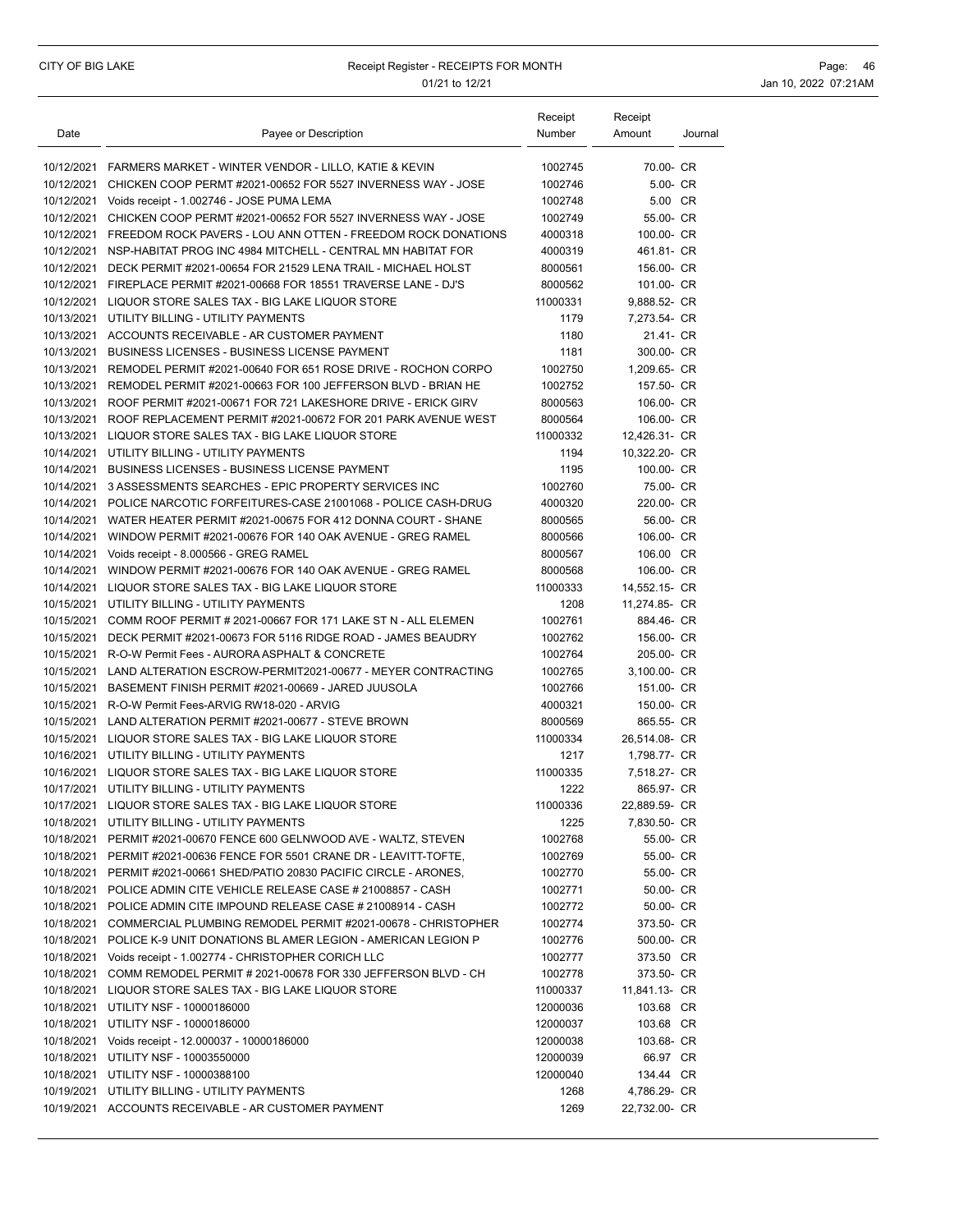| Date | Payee or Description | Receipt Number | Receipt Amount | Journal |
|---|---|---|---|---|
| 10/12/2021 | FARMERS MARKET - WINTER VENDOR - LILLO, KATIE & KEVIN | 1002745 | 70.00- | CR |
| 10/12/2021 | CHICKEN COOP PERMT #2021-00652 FOR 5527 INVERNESS WAY - JOSE | 1002746 | 5.00- | CR |
| 10/12/2021 | Voids receipt - 1.002746 - JOSE PUMA LEMA | 1002748 | 5.00 | CR |
| 10/12/2021 | CHICKEN COOP PERMT #2021-00652 FOR 5527 INVERNESS WAY - JOSE | 1002749 | 55.00- | CR |
| 10/12/2021 | FREEDOM ROCK PAVERS - LOU ANN OTTEN - FREEDOM ROCK DONATIONS | 4000318 | 100.00- | CR |
| 10/12/2021 | NSP-HABITAT PROG INC 4984 MITCHELL - CENTRAL MN HABITAT FOR | 4000319 | 461.81- | CR |
| 10/12/2021 | DECK PERMIT #2021-00654 FOR 21529 LENA TRAIL - MICHAEL HOLST | 8000561 | 156.00- | CR |
| 10/12/2021 | FIREPLACE PERMIT #2021-00668 FOR 18551 TRAVERSE LANE - DJ'S | 8000562 | 101.00- | CR |
| 10/12/2021 | LIQUOR STORE SALES TAX - BIG LAKE LIQUOR STORE | 11000331 | 9,888.52- | CR |
| 10/13/2021 | UTILITY BILLING - UTILITY PAYMENTS | 1179 | 7,273.54- | CR |
| 10/13/2021 | ACCOUNTS RECEIVABLE - AR CUSTOMER PAYMENT | 1180 | 21.41- | CR |
| 10/13/2021 | BUSINESS LICENSES - BUSINESS LICENSE PAYMENT | 1181 | 300.00- | CR |
| 10/13/2021 | REMODEL PERMIT #2021-00640 FOR 651 ROSE DRIVE - ROCHON CORPO | 1002750 | 1,209.65- | CR |
| 10/13/2021 | REMODEL PERMIT #2021-00663 FOR 100 JEFFERSON BLVD - BRIAN HE | 1002752 | 157.50- | CR |
| 10/13/2021 | ROOF PERMIT #2021-00671 FOR 721 LAKESHORE DRIVE - ERICK GIRV | 8000563 | 106.00- | CR |
| 10/13/2021 | ROOF REPLACEMENT PERMIT #2021-00672 FOR 201 PARK AVENUE WEST | 8000564 | 106.00- | CR |
| 10/13/2021 | LIQUOR STORE SALES TAX - BIG LAKE LIQUOR STORE | 11000332 | 12,426.31- | CR |
| 10/14/2021 | UTILITY BILLING - UTILITY PAYMENTS | 1194 | 10,322.20- | CR |
| 10/14/2021 | BUSINESS LICENSES - BUSINESS LICENSE PAYMENT | 1195 | 100.00- | CR |
| 10/14/2021 | 3 ASSESSMENTS SEARCHES - EPIC PROPERTY SERVICES INC | 1002760 | 75.00- | CR |
| 10/14/2021 | POLICE NARCOTIC FORFEITURES-CASE 21001068 - POLICE CASH-DRUG | 4000320 | 220.00- | CR |
| 10/14/2021 | WATER HEATER PERMIT #2021-00675 FOR 412 DONNA COURT - SHANE | 8000565 | 56.00- | CR |
| 10/14/2021 | WINDOW PERMIT #2021-00676 FOR 140 OAK AVENUE - GREG RAMEL | 8000566 | 106.00- | CR |
| 10/14/2021 | Voids receipt - 8.000566 - GREG RAMEL | 8000567 | 106.00 | CR |
| 10/14/2021 | WINDOW PERMIT #2021-00676 FOR 140 OAK AVENUE - GREG RAMEL | 8000568 | 106.00- | CR |
| 10/14/2021 | LIQUOR STORE SALES TAX - BIG LAKE LIQUOR STORE | 11000333 | 14,552.15- | CR |
| 10/15/2021 | UTILITY BILLING - UTILITY PAYMENTS | 1208 | 11,274.85- | CR |
| 10/15/2021 | COMM ROOF PERMIT # 2021-00667 FOR 171 LAKE ST N - ALL ELEMEN | 1002761 | 884.46- | CR |
| 10/15/2021 | DECK PERMIT #2021-00673 FOR 5116 RIDGE ROAD - JAMES BEAUDRY | 1002762 | 156.00- | CR |
| 10/15/2021 | R-O-W Permit Fees - AURORA ASPHALT & CONCRETE | 1002764 | 205.00- | CR |
| 10/15/2021 | LAND ALTERATION ESCROW-PERMIT2021-00677 - MEYER CONTRACTING | 1002765 | 3,100.00- | CR |
| 10/15/2021 | BASEMENT FINISH PERMIT #2021-00669 - JARED JUUSOLA | 1002766 | 151.00- | CR |
| 10/15/2021 | R-O-W Permit Fees-ARVIG RW18-020 - ARVIG | 4000321 | 150.00- | CR |
| 10/15/2021 | LAND ALTERATION PERMIT #2021-00677 - STEVE BROWN | 8000569 | 865.55- | CR |
| 10/15/2021 | LIQUOR STORE SALES TAX - BIG LAKE LIQUOR STORE | 11000334 | 26,514.08- | CR |
| 10/16/2021 | UTILITY BILLING - UTILITY PAYMENTS | 1217 | 1,798.77- | CR |
| 10/16/2021 | LIQUOR STORE SALES TAX - BIG LAKE LIQUOR STORE | 11000335 | 7,518.27- | CR |
| 10/17/2021 | UTILITY BILLING - UTILITY PAYMENTS | 1222 | 865.97- | CR |
| 10/17/2021 | LIQUOR STORE SALES TAX - BIG LAKE LIQUOR STORE | 11000336 | 22,889.59- | CR |
| 10/18/2021 | UTILITY BILLING - UTILITY PAYMENTS | 1225 | 7,830.50- | CR |
| 10/18/2021 | PERMIT #2021-00670 FENCE 600 GELNWOOD AVE - WALTZ, STEVEN | 1002768 | 55.00- | CR |
| 10/18/2021 | PERMIT #2021-00636 FENCE FOR 5501 CRANE DR - LEAVITT-TOFTE, | 1002769 | 55.00- | CR |
| 10/18/2021 | PERMIT #2021-00661 SHED/PATIO 20830 PACIFIC CIRCLE - ARONES, | 1002770 | 55.00- | CR |
| 10/18/2021 | POLICE ADMIN CITE VEHICLE RELEASE CASE # 21008857 - CASH | 1002771 | 50.00- | CR |
| 10/18/2021 | POLICE ADMIN CITE IMPOUND RELEASE CASE # 21008914 - CASH | 1002772 | 50.00- | CR |
| 10/18/2021 | COMMERCIAL PLUMBING REMODEL PERMIT #2021-00678 - CHRISTOPHER | 1002774 | 373.50- | CR |
| 10/18/2021 | POLICE K-9 UNIT DONATIONS BL AMER LEGION - AMERICAN LEGION P | 1002776 | 500.00- | CR |
| 10/18/2021 | Voids receipt - 1.002774 - CHRISTOPHER CORICH LLC | 1002777 | 373.50 | CR |
| 10/18/2021 | COMM REMODEL PERMIT # 2021-00678 FOR 330 JEFFERSON BLVD - CH | 1002778 | 373.50- | CR |
| 10/18/2021 | LIQUOR STORE SALES TAX - BIG LAKE LIQUOR STORE | 11000337 | 11,841.13- | CR |
| 10/18/2021 | UTILITY NSF - 10000186000 | 12000036 | 103.68 | CR |
| 10/18/2021 | UTILITY NSF - 10000186000 | 12000037 | 103.68 | CR |
| 10/18/2021 | Voids receipt - 12.000037 - 10000186000 | 12000038 | 103.68- | CR |
| 10/18/2021 | UTILITY NSF - 10003550000 | 12000039 | 66.97 | CR |
| 10/18/2021 | UTILITY NSF - 10000388100 | 12000040 | 134.44 | CR |
| 10/19/2021 | UTILITY BILLING - UTILITY PAYMENTS | 1268 | 4,786.29- | CR |
| 10/19/2021 | ACCOUNTS RECEIVABLE - AR CUSTOMER PAYMENT | 1269 | 22,732.00- | CR |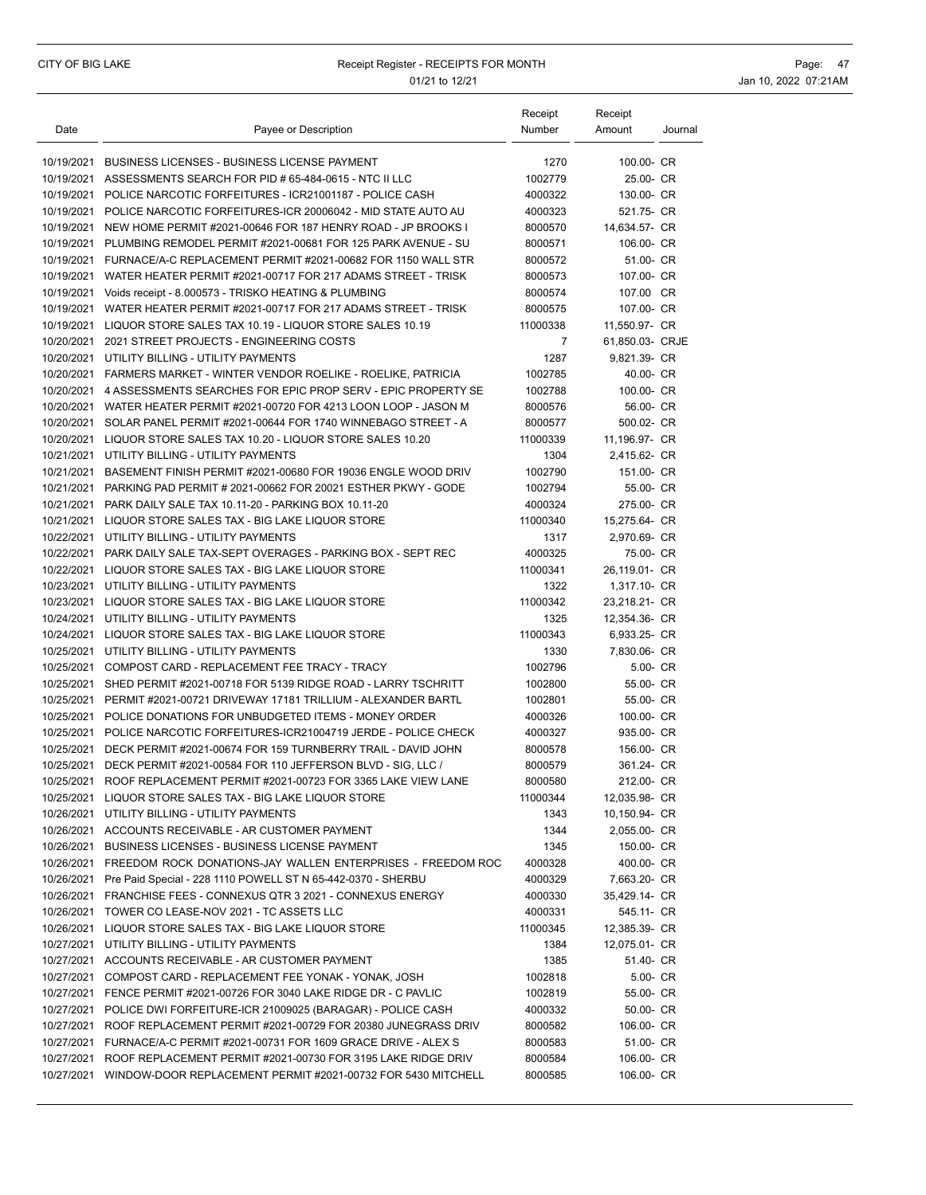| Date | Payee or Description | Receipt Number | Receipt Amount | Journal |
|---|---|---|---|---|
| 10/19/2021 | BUSINESS LICENSES - BUSINESS LICENSE PAYMENT | 1270 | 100.00- | CR |
| 10/19/2021 | ASSESSMENTS SEARCH FOR PID # 65-484-0615 - NTC II LLC | 1002779 | 25.00- | CR |
| 10/19/2021 | POLICE NARCOTIC FORFEITURES - ICR21001187 - POLICE CASH | 4000322 | 130.00- | CR |
| 10/19/2021 | POLICE NARCOTIC FORFEITURES-ICR 20006042 - MID STATE AUTO AU | 4000323 | 521.75- | CR |
| 10/19/2021 | NEW HOME PERMIT #2021-00646 FOR 187 HENRY ROAD - JP BROOKS I | 8000570 | 14,634.57- | CR |
| 10/19/2021 | PLUMBING REMODEL PERMIT #2021-00681 FOR 125 PARK AVENUE - SU | 8000571 | 106.00- | CR |
| 10/19/2021 | FURNACE/A-C REPLACEMENT PERMIT #2021-00682 FOR 1150 WALL STR | 8000572 | 51.00- | CR |
| 10/19/2021 | WATER HEATER PERMIT #2021-00717 FOR 217 ADAMS STREET - TRISK | 8000573 | 107.00- | CR |
| 10/19/2021 | Voids receipt - 8.000573 - TRISKO HEATING & PLUMBING | 8000574 | 107.00 | CR |
| 10/19/2021 | WATER HEATER PERMIT #2021-00717 FOR 217 ADAMS STREET - TRISK | 8000575 | 107.00- | CR |
| 10/19/2021 | LIQUOR STORE SALES TAX 10.19 - LIQUOR STORE SALES 10.19 | 11000338 | 11,550.97- | CR |
| 10/20/2021 | 2021 STREET PROJECTS - ENGINEERING COSTS | 7 | 61,850.03- | CRJE |
| 10/20/2021 | UTILITY BILLING - UTILITY PAYMENTS | 1287 | 9,821.39- | CR |
| 10/20/2021 | FARMERS MARKET - WINTER VENDOR ROELIKE - ROELIKE, PATRICIA | 1002785 | 40.00- | CR |
| 10/20/2021 | 4 ASSESSMENTS SEARCHES FOR EPIC PROP SERV - EPIC PROPERTY SE | 1002788 | 100.00- | CR |
| 10/20/2021 | WATER HEATER PERMIT #2021-00720 FOR 4213 LOON LOOP - JASON M | 8000576 | 56.00- | CR |
| 10/20/2021 | SOLAR PANEL PERMIT #2021-00644 FOR 1740 WINNEBAGO STREET - A | 8000577 | 500.02- | CR |
| 10/20/2021 | LIQUOR STORE SALES TAX 10.20 - LIQUOR STORE SALES 10.20 | 11000339 | 11,196.97- | CR |
| 10/21/2021 | UTILITY BILLING - UTILITY PAYMENTS | 1304 | 2,415.62- | CR |
| 10/21/2021 | BASEMENT FINISH PERMIT #2021-00680 FOR 19036 ENGLE WOOD DRIV | 1002790 | 151.00- | CR |
| 10/21/2021 | PARKING PAD PERMIT # 2021-00662 FOR 20021 ESTHER PKWY - GODE | 1002794 | 55.00- | CR |
| 10/21/2021 | PARK DAILY SALE TAX 10.11-20 - PARKING BOX 10.11-20 | 4000324 | 275.00- | CR |
| 10/21/2021 | LIQUOR STORE SALES TAX - BIG LAKE LIQUOR STORE | 11000340 | 15,275.64- | CR |
| 10/22/2021 | UTILITY BILLING - UTILITY PAYMENTS | 1317 | 2,970.69- | CR |
| 10/22/2021 | PARK DAILY SALE TAX-SEPT OVERAGES - PARKING BOX - SEPT REC | 4000325 | 75.00- | CR |
| 10/22/2021 | LIQUOR STORE SALES TAX - BIG LAKE LIQUOR STORE | 11000341 | 26,119.01- | CR |
| 10/23/2021 | UTILITY BILLING - UTILITY PAYMENTS | 1322 | 1,317.10- | CR |
| 10/23/2021 | LIQUOR STORE SALES TAX - BIG LAKE LIQUOR STORE | 11000342 | 23,218.21- | CR |
| 10/24/2021 | UTILITY BILLING - UTILITY PAYMENTS | 1325 | 12,354.36- | CR |
| 10/24/2021 | LIQUOR STORE SALES TAX - BIG LAKE LIQUOR STORE | 11000343 | 6,933.25- | CR |
| 10/25/2021 | UTILITY BILLING - UTILITY PAYMENTS | 1330 | 7,830.06- | CR |
| 10/25/2021 | COMPOST CARD - REPLACEMENT FEE TRACY - TRACY | 1002796 | 5.00- | CR |
| 10/25/2021 | SHED PERMIT #2021-00718 FOR 5139 RIDGE ROAD - LARRY TSCHRITT | 1002800 | 55.00- | CR |
| 10/25/2021 | PERMIT #2021-00721 DRIVEWAY 17181 TRILLIUM - ALEXANDER BARTL | 1002801 | 55.00- | CR |
| 10/25/2021 | POLICE DONATIONS FOR UNBUDGETED ITEMS - MONEY ORDER | 4000326 | 100.00- | CR |
| 10/25/2021 | POLICE NARCOTIC FORFEITURES-ICR21004719 JERDE - POLICE CHECK | 4000327 | 935.00- | CR |
| 10/25/2021 | DECK PERMIT #2021-00674 FOR 159 TURNBERRY TRAIL - DAVID JOHN | 8000578 | 156.00- | CR |
| 10/25/2021 | DECK PERMIT #2021-00584 FOR 110 JEFFERSON BLVD - SIG, LLC / | 8000579 | 361.24- | CR |
| 10/25/2021 | ROOF REPLACEMENT PERMIT #2021-00723 FOR 3365 LAKE VIEW LANE | 8000580 | 212.00- | CR |
| 10/25/2021 | LIQUOR STORE SALES TAX - BIG LAKE LIQUOR STORE | 11000344 | 12,035.98- | CR |
| 10/26/2021 | UTILITY BILLING - UTILITY PAYMENTS | 1343 | 10,150.94- | CR |
| 10/26/2021 | ACCOUNTS RECEIVABLE - AR CUSTOMER PAYMENT | 1344 | 2,055.00- | CR |
| 10/26/2021 | BUSINESS LICENSES - BUSINESS LICENSE PAYMENT | 1345 | 150.00- | CR |
| 10/26/2021 | FREEDOM ROCK DONATIONS-JAY WALLEN ENTERPRISES - FREEDOM ROC | 4000328 | 400.00- | CR |
| 10/26/2021 | Pre Paid Special - 228 1110 POWELL ST N 65-442-0370 - SHERBU | 4000329 | 7,663.20- | CR |
| 10/26/2021 | FRANCHISE FEES - CONNEXUS QTR 3 2021 - CONNEXUS ENERGY | 4000330 | 35,429.14- | CR |
| 10/26/2021 | TOWER CO LEASE-NOV 2021 - TC ASSETS LLC | 4000331 | 545.11- | CR |
| 10/26/2021 | LIQUOR STORE SALES TAX - BIG LAKE LIQUOR STORE | 11000345 | 12,385.39- | CR |
| 10/27/2021 | UTILITY BILLING - UTILITY PAYMENTS | 1384 | 12,075.01- | CR |
| 10/27/2021 | ACCOUNTS RECEIVABLE - AR CUSTOMER PAYMENT | 1385 | 51.40- | CR |
| 10/27/2021 | COMPOST CARD - REPLACEMENT FEE YONAK - YONAK, JOSH | 1002818 | 5.00- | CR |
| 10/27/2021 | FENCE PERMIT #2021-00726 FOR 3040 LAKE RIDGE DR - C PAVLIC | 1002819 | 55.00- | CR |
| 10/27/2021 | POLICE DWI FORFEITURE-ICR 21009025 (BARAGAR) - POLICE CASH | 4000332 | 50.00- | CR |
| 10/27/2021 | ROOF REPLACEMENT PERMIT #2021-00729 FOR 20380 JUNEGRASS DRIV | 8000582 | 106.00- | CR |
| 10/27/2021 | FURNACE/A-C PERMIT #2021-00731 FOR 1609 GRACE DRIVE - ALEX S | 8000583 | 51.00- | CR |
| 10/27/2021 | ROOF REPLACEMENT PERMIT #2021-00730 FOR 3195 LAKE RIDGE DRIV | 8000584 | 106.00- | CR |
| 10/27/2021 | WINDOW-DOOR REPLACEMENT PERMIT #2021-00732 FOR 5430 MITCHELL | 8000585 | 106.00- | CR |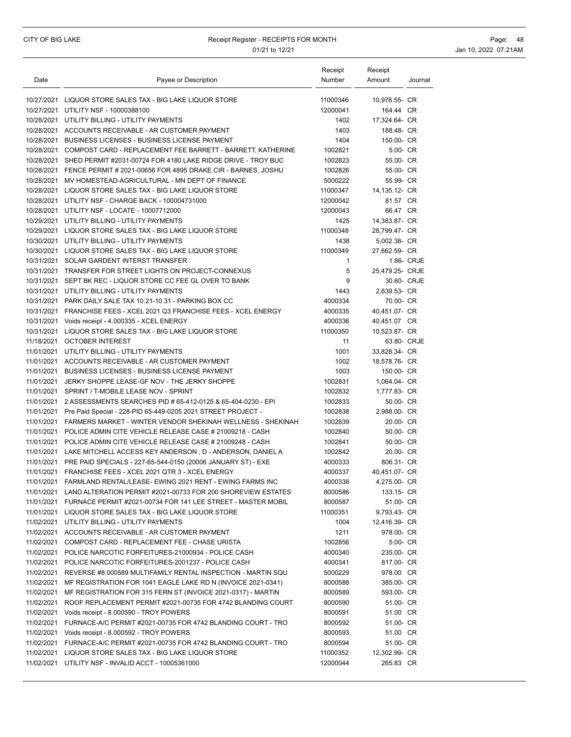CITY OF BIG LAKE

Receipt Register - RECEIPTS FOR MONTH

01/21 to 12/21

| Date | Payee or Description | Receipt Number | Receipt Amount | Journal |
|---|---|---|---|---|
| 10/27/2021 | LIQUOR STORE SALES TAX - BIG LAKE LIQUOR STORE | 11000346 | 10,976.55- | CR |
| 10/27/2021 | UTILITY NSF - 10000388100 | 12000041 | 164.44 | CR |
| 10/28/2021 | UTILITY BILLING - UTILITY PAYMENTS | 1402 | 17,324.64- | CR |
| 10/28/2021 | ACCOUNTS RECEIVABLE - AR CUSTOMER PAYMENT | 1403 | 188.48- | CR |
| 10/28/2021 | BUSINESS LICENSES - BUSINESS LICENSE PAYMENT | 1404 | 150.00- | CR |
| 10/28/2021 | COMPOST CARD - REPLACEMENT FEE BARRETT - BARRETT, KATHERINE | 1002821 | 5.00- | CR |
| 10/28/2021 | SHED PERMIT #2031-00724 FOR 4180 LAKE RIDGE DRIVE - TROY BUC | 1002823 | 55.00- | CR |
| 10/28/2021 | FENCE PERMIT # 2021-00656 FOR 4895 DRAKE CIR - BARNES, JOSHU | 1002826 | 55.00- | CR |
| 10/28/2021 | MV HOMESTEAD-AGRICULTURAL - MN DEPT OF FINANCE | 5000222 | 55.99- | CR |
| 10/28/2021 | LIQUOR STORE SALES TAX - BIG LAKE LIQUOR STORE | 11000347 | 14,135.12- | CR |
| 10/28/2021 | UTILITY NSF - CHARGE BACK - 100004731000 | 12000042 | 81.57 | CR |
| 10/28/2021 | UTILITY NSF - LOCATE - 10007712000 | 12000043 | 66.47 | CR |
| 10/29/2021 | UTILITY BILLING - UTILITY PAYMENTS | 1425 | 14,383.87- | CR |
| 10/29/2021 | LIQUOR STORE SALES TAX - BIG LAKE LIQUOR STORE | 11000348 | 28,799.47- | CR |
| 10/30/2021 | UTILITY BILLING - UTILITY PAYMENTS | 1438 | 5,002.38- | CR |
| 10/30/2021 | LIQUOR STORE SALES TAX - BIG LAKE LIQUOR STORE | 11000349 | 27,662.59- | CR |
| 10/31/2021 | SOLAR GARDENT INTERST TRANSFER | 1 | 1.86- | CRJE |
| 10/31/2021 | TRANSFER FOR STREET LIGHTS ON PROJECT-CONNEXUS | 5 | 25,479.25- | CRJE |
| 10/31/2021 | SEPT BK REC - LIQUOR STORE CC FEE GL OVER TO BANK | 9 | 30.60- | CRJE |
| 10/31/2021 | UTILITY BILLING - UTILITY PAYMENTS | 1443 | 2,639.53- | CR |
| 10/31/2021 | PARK DAILY SALE TAX 10.21-10.31 - PARKING BOX CC | 4000334 | 70.00- | CR |
| 10/31/2021 | FRANCHISE FEES - XCEL 2021 Q3 FRANCHISE FEES - XCEL ENERGY | 4000335 | 40,451.07- | CR |
| 10/31/2021 | Voids receipt - 4.000335 - XCEL ENERGY | 4000336 | 40,451.07 | CR |
| 10/31/2021 | LIQUOR STORE SALES TAX - BIG LAKE LIQUOR STORE | 11000350 | 10,523.87- | CR |
| 11/18/2021 | OCTOBER INTEREST | 11 | 63.80- | CRJE |
| 11/01/2021 | UTILITY BILLING - UTILITY PAYMENTS | 1001 | 33,828.34- | CR |
| 11/01/2021 | ACCOUNTS RECEIVABLE - AR CUSTOMER PAYMENT | 1002 | 18,578.76- | CR |
| 11/01/2021 | BUSINESS LICENSES - BUSINESS LICENSE PAYMENT | 1003 | 150.00- | CR |
| 11/01/2021 | JERKY SHOPPE LEASE-GF NOV - THE JERKY SHOPPE | 1002831 | 1,064.04- | CR |
| 11/01/2021 | SPRINT / T-MOBILE LEASE NOV - SPRINT | 1002832 | 1,777.83- | CR |
| 11/01/2021 | 2 ASSESSMENTS SEARCHES PID # 65-412-0125 & 65-404-0230 - EPI | 1002833 | 50.00- | CR |
| 11/01/2021 | Pre Paid Special - 228-PID 65-449-0205 2021 STREET PROJECT - | 1002838 | 2,988.00- | CR |
| 11/01/2021 | FARMERS MARKET - WINTER VENDOR SHEKINAH WELLNESS - SHEKINAH | 1002839 | 20.00- | CR |
| 11/01/2021 | POLICE ADMIN CITE VEHICLE RELEASE CASE # 21009218 - CASH | 1002840 | 50.00- | CR |
| 11/01/2021 | POLICE ADMIN CITE VEHICLE RELEASE CASE # 21009248 - CASH | 1002841 | 50.00- | CR |
| 11/01/2021 | LAKE MITCHELL ACCESS KEY ANDERSON , D - ANDERSON, DANIEL A | 1002842 | 20.00- | CR |
| 11/01/2021 | PRE PAID SPECIALS - 227-65-544-0150 (20006 JANUARY ST) - EXE | 4000333 | 806.31- | CR |
| 11/01/2021 | FRANCHISE FEES - XCEL 2021 QTR 3 - XCEL ENERGY | 4000337 | 40,451.07- | CR |
| 11/01/2021 | FARMLAND RENTAL/LEASE- EWING 2021 RENT - EWING FARMS INC | 4000338 | 4,275.00- | CR |
| 11/01/2021 | LAND ALTERATION PERMIT #2021-00733 FOR 200 SHOREVIEW ESTATES | 8000586 | 133.15- | CR |
| 11/01/2021 | FURNACE PERMIT #2021-00734 FOR 141 LEE STREET - MASTER MOBIL | 8000587 | 51.00- | CR |
| 11/01/2021 | LIQUOR STORE SALES TAX - BIG LAKE LIQUOR STORE | 11000351 | 9,793.43- | CR |
| 11/02/2021 | UTILITY BILLING - UTILITY PAYMENTS | 1004 | 12,416.39- | CR |
| 11/02/2021 | ACCOUNTS RECEIVABLE - AR CUSTOMER PAYMENT | 1211 | 978.00- | CR |
| 11/02/2021 | COMPOST CARD - REPLACEMENT FEE - CHASE URISTA | 1002856 | 5.00- | CR |
| 11/02/2021 | POLICE NARCOTIC FORFEITURES-21000934 - POLICE CASH | 4000340 | 235.00- | CR |
| 11/02/2021 | POLICE NARCOTIC FORFEITURES-2001237 - POLICE CASH | 4000341 | 817.00- | CR |
| 11/02/2021 | REVERSE #8.000589 MULTIFAMILY RENTAL INSPECTION - MARTIN SQU | 5000229 | 978.00 | CR |
| 11/02/2021 | MF REGISTRATION FOR 1041 EAGLE LAKE RD N (INVOICE 2021-0341) | 8000588 | 385.00- | CR |
| 11/02/2021 | MF REGISTRATION FOR 315 FERN ST (INVOICE 2021-0317) - MARTIN | 8000589 | 593.00- | CR |
| 11/02/2021 | ROOF REPLACEMENT PERMIT #2021-00735 FOR 4742 BLANDING COURT | 8000590 | 51.00- | CR |
| 11/02/2021 | Voids receipt - 8.000590 - TROY POWERS | 8000591 | 51.00 | CR |
| 11/02/2021 | FURNACE-A/C PERMIT #2021-00735 FOR 4742 BLANDING COURT - TRO | 8000592 | 51.00- | CR |
| 11/02/2021 | Voids receipt - 8.000592 - TROY POWERS | 8000593 | 51.00 | CR |
| 11/02/2021 | FURNACE-A/C PERMIT #2021-00735 FOR 4742 BLANDING COURT - TRO | 8000594 | 51.00- | CR |
| 11/02/2021 | LIQUOR STORE SALES TAX - BIG LAKE LIQUOR STORE | 11000352 | 12,302.99- | CR |
| 11/02/2021 | UTILITY NSF - INVALID ACCT - 10005361000 | 12000044 | 265.83 | CR |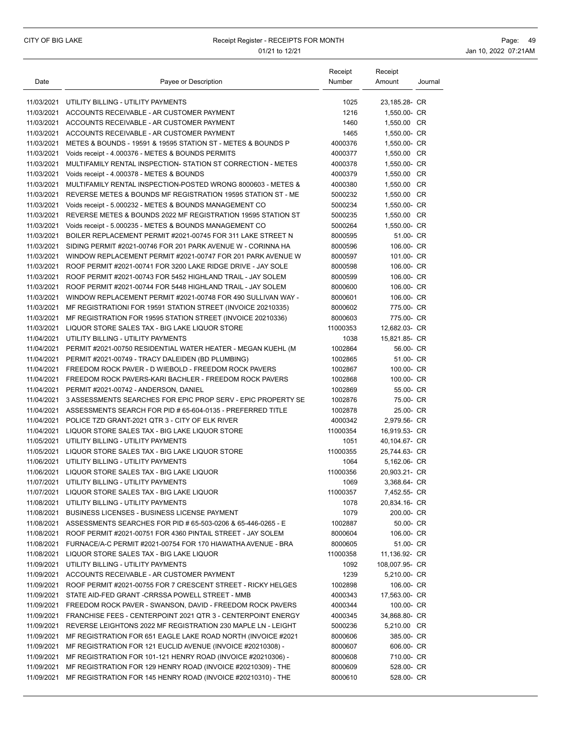CITY OF BIG LAKE

Receipt Register - RECEIPTS FOR MONTH

01/21 to 12/21

| Date | Payee or Description | Receipt Number | Receipt Amount | Journal |
|---|---|---|---|---|
| 11/03/2021 | UTILITY BILLING - UTILITY PAYMENTS | 1025 | 23,185.28- CR | |
| 11/03/2021 | ACCOUNTS RECEIVABLE - AR CUSTOMER PAYMENT | 1216 | 1,550.00- CR | |
| 11/03/2021 | ACCOUNTS RECEIVABLE - AR CUSTOMER PAYMENT | 1460 | 1,550.00 CR | |
| 11/03/2021 | ACCOUNTS RECEIVABLE - AR CUSTOMER PAYMENT | 1465 | 1,550.00- CR | |
| 11/03/2021 | METES & BOUNDS - 19591 & 19595 STATION ST - METES & BOUNDS P | 4000376 | 1,550.00- CR | |
| 11/03/2021 | Voids receipt - 4.000376 - METES & BOUNDS PERMITS | 4000377 | 1,550.00 CR | |
| 11/03/2021 | MULTIFAMILY RENTAL INSPECTION- STATION ST CORRECTION - METES | 4000378 | 1,550.00- CR | |
| 11/03/2021 | Voids receipt - 4.000378 - METES & BOUNDS | 4000379 | 1,550.00 CR | |
| 11/03/2021 | MULTIFAMILY RENTAL INSPECTION-POSTED WRONG 8000603 - METES & | 4000380 | 1,550.00 CR | |
| 11/03/2021 | REVERSE METES & BOUNDS MF REGISTRATION 19595 STATION ST - ME | 5000232 | 1,550.00 CR | |
| 11/03/2021 | Voids receipt - 5.000232 - METES & BOUNDS MANAGEMENT CO | 5000234 | 1,550.00- CR | |
| 11/03/2021 | REVERSE METES & BOUNDS 2022 MF REGISTRATION 19595 STATION ST | 5000235 | 1,550.00 CR | |
| 11/03/2021 | Voids receipt - 5.000235 - METES & BOUNDS MANAGEMENT CO | 5000264 | 1,550.00- CR | |
| 11/03/2021 | BOILER REPLACEMENT PERMIT #2021-00745 FOR 311 LAKE STREET N | 8000595 | 51.00- CR | |
| 11/03/2021 | SIDING PERMIT #2021-00746 FOR 201 PARK AVENUE W - CORINNA HA | 8000596 | 106.00- CR | |
| 11/03/2021 | WINDOW REPLACEMENT PERMIT #2021-00747 FOR 201 PARK AVENUE W | 8000597 | 101.00- CR | |
| 11/03/2021 | ROOF PERMIT #2021-00741 FOR 3200 LAKE RIDGE DRIVE - JAY SOLE | 8000598 | 106.00- CR | |
| 11/03/2021 | ROOF PERMIT #2021-00743 FOR 5452 HIGHLAND TRAIL - JAY SOLEM | 8000599 | 106.00- CR | |
| 11/03/2021 | ROOF PERMIT #2021-00744 FOR 5448 HIGHLAND TRAIL - JAY SOLEM | 8000600 | 106.00- CR | |
| 11/03/2021 | WINDOW REPLACEMENT PERMIT #2021-00748 FOR 490 SULLIVAN WAY - | 8000601 | 106.00- CR | |
| 11/03/2021 | MF REGISTRATIONI FOR 19591 STATION STREET (INVOICE 20210335) | 8000602 | 775.00- CR | |
| 11/03/2021 | MF REGISTRATION FOR 19595 STATION STREET (INVOICE 20210336) | 8000603 | 775.00- CR | |
| 11/03/2021 | LIQUOR STORE SALES TAX - BIG LAKE LIQUOR STORE | 11000353 | 12,682.03- CR | |
| 11/04/2021 | UTILITY BILLING - UTILITY PAYMENTS | 1038 | 15,821.85- CR | |
| 11/04/2021 | PERMIT #2021-00750 RESIDENTIAL WATER HEATER - MEGAN KUEHL (M | 1002864 | 56.00- CR | |
| 11/04/2021 | PERMIT #2021-00749 - TRACY DALEIDEN (BD PLUMBING) | 1002865 | 51.00- CR | |
| 11/04/2021 | FREEDOM ROCK PAVER - D WIEBOLD - FREEDOM ROCK PAVERS | 1002867 | 100.00- CR | |
| 11/04/2021 | FREEDOM ROCK PAVERS-KARI BACHLER - FREEDOM ROCK PAVERS | 1002868 | 100.00- CR | |
| 11/04/2021 | PERMIT #2021-00742 - ANDERSON, DANIEL | 1002869 | 55.00- CR | |
| 11/04/2021 | 3 ASSESSMENTS SEARCHES FOR EPIC PROP SERV - EPIC PROPERTY SE | 1002876 | 75.00- CR | |
| 11/04/2021 | ASSESSMENTS SEARCH FOR PID # 65-604-0135 - PREFERRED TITLE | 1002878 | 25.00- CR | |
| 11/04/2021 | POLICE TZD GRANT-2021 QTR 3 - CITY OF ELK RIVER | 4000342 | 2,979.56- CR | |
| 11/04/2021 | LIQUOR STORE SALES TAX - BIG LAKE LIQUOR STORE | 11000354 | 16,919.53- CR | |
| 11/05/2021 | UTILITY BILLING - UTILITY PAYMENTS | 1051 | 40,104.67- CR | |
| 11/05/2021 | LIQUOR STORE SALES TAX - BIG LAKE LIQUOR STORE | 11000355 | 25,744.63- CR | |
| 11/06/2021 | UTILITY BILLING - UTILITY PAYMENTS | 1064 | 5,162.06- CR | |
| 11/06/2021 | LIQUOR STORE SALES TAX - BIG LAKE LIQUOR | 11000356 | 20,903.21- CR | |
| 11/07/2021 | UTILITY BILLING - UTILITY PAYMENTS | 1069 | 3,368.64- CR | |
| 11/07/2021 | LIQUOR STORE SALES TAX - BIG LAKE LIQUOR | 11000357 | 7,452.55- CR | |
| 11/08/2021 | UTILITY BILLING - UTILITY PAYMENTS | 1078 | 20,834.16- CR | |
| 11/08/2021 | BUSINESS LICENSES - BUSINESS LICENSE PAYMENT | 1079 | 200.00- CR | |
| 11/08/2021 | ASSESSMENTS SEARCHES FOR PID # 65-503-0206 & 65-446-0265 - E | 1002887 | 50.00- CR | |
| 11/08/2021 | ROOF PERMIT #2021-00751 FOR 4360 PINTAIL STREET - JAY SOLEM | 8000604 | 106.00- CR | |
| 11/08/2021 | FURNACE/A-C PERMIT #2021-00754 FOR 170 HIAWATHA AVENUE - BRA | 8000605 | 51.00- CR | |
| 11/08/2021 | LIQUOR STORE SALES TAX - BIG LAKE LIQUOR | 11000358 | 11,136.92- CR | |
| 11/09/2021 | UTILITY BILLING - UTILITY PAYMENTS | 1092 | 108,007.95- CR | |
| 11/09/2021 | ACCOUNTS RECEIVABLE - AR CUSTOMER PAYMENT | 1239 | 5,210.00- CR | |
| 11/09/2021 | ROOF PERMIT #2021-00755 FOR 7 CRESCENT STREET - RICKY HELGES | 1002898 | 106.00- CR | |
| 11/09/2021 | STATE AID-FED GRANT -CRRSSA POWELL STREET - MMB | 4000343 | 17,563.00- CR | |
| 11/09/2021 | FREEDOM ROCK PAVER - SWANSON, DAVID - FREEDOM ROCK PAVERS | 4000344 | 100.00- CR | |
| 11/09/2021 | FRANCHISE FEES - CENTERPOINT 2021 QTR 3 - CENTERPOINT ENERGY | 4000345 | 34,868.80- CR | |
| 11/09/2021 | REVERSE LEIGHTONS 2022 MF REGISTRATION 230 MAPLE LN - LEIGHT | 5000236 | 5,210.00 CR | |
| 11/09/2021 | MF REGISTRATION FOR 651 EAGLE LAKE ROAD NORTH (INVOICE #2021 | 8000606 | 385.00- CR | |
| 11/09/2021 | MF REGISTRATION FOR 121 EUCLID AVENUE (INVOICE #20210308) - | 8000607 | 606.00- CR | |
| 11/09/2021 | MF REGISTRATION FOR 101-121 HENRY ROAD (INVOICE #20210306) - | 8000608 | 710.00- CR | |
| 11/09/2021 | MF REGISTRATION FOR 129 HENRY ROAD (INVOICE #20210309) - THE | 8000609 | 528.00- CR | |
| 11/09/2021 | MF REGISTRATION FOR 145 HENRY ROAD (INVOICE #20210310) - THE | 8000610 | 528.00- CR | |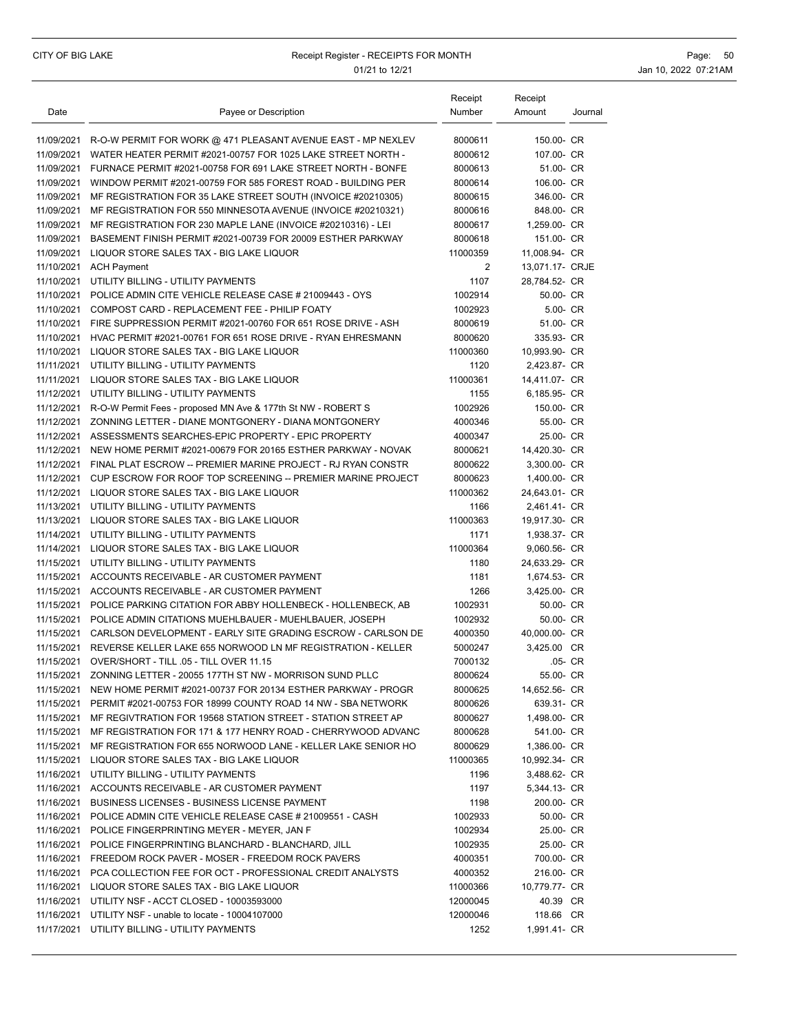CITY OF BIG LAKE

Receipt Register - RECEIPTS FOR MONTH

01/21 to 12/21

| Date | Payee or Description | Receipt Number | Receipt Amount | Journal |
|---|---|---|---|---|
| 11/09/2021 | R-O-W PERMIT FOR WORK @ 471 PLEASANT AVENUE EAST - MP NEXLEV | 8000611 | 150.00- | CR |
| 11/09/2021 | WATER HEATER PERMIT #2021-00757 FOR 1025 LAKE STREET NORTH - | 8000612 | 107.00- | CR |
| 11/09/2021 | FURNACE PERMIT #2021-00758 FOR 691 LAKE STREET NORTH - BONFE | 8000613 | 51.00- | CR |
| 11/09/2021 | WINDOW PERMIT #2021-00759 FOR 585 FOREST ROAD - BUILDING PER | 8000614 | 106.00- | CR |
| 11/09/2021 | MF REGISTRATION FOR 35 LAKE STREET SOUTH (INVOICE #20210305) | 8000615 | 346.00- | CR |
| 11/09/2021 | MF REGISTRATION FOR 550 MINNESOTA AVENUE (INVOICE #20210321) | 8000616 | 848.00- | CR |
| 11/09/2021 | MF REGISTRATION FOR 230 MAPLE LANE (INVOICE #20210316) - LEI | 8000617 | 1,259.00- | CR |
| 11/09/2021 | BASEMENT FINISH PERMIT #2021-00739 FOR 20009 ESTHER PARKWAY | 8000618 | 151.00- | CR |
| 11/09/2021 | LIQUOR STORE SALES TAX - BIG LAKE LIQUOR | 11000359 | 11,008.94- | CR |
| 11/10/2021 | ACH Payment | 2 | 13,071.17- | CRJE |
| 11/10/2021 | UTILITY BILLING - UTILITY PAYMENTS | 1107 | 28,784.52- | CR |
| 11/10/2021 | POLICE ADMIN CITE VEHICLE RELEASE CASE # 21009443 - OYS | 1002914 | 50.00- | CR |
| 11/10/2021 | COMPOST CARD - REPLACEMENT FEE - PHILIP FOATY | 1002923 | 5.00- | CR |
| 11/10/2021 | FIRE SUPPRESSION PERMIT #2021-00760 FOR 651 ROSE DRIVE - ASH | 8000619 | 51.00- | CR |
| 11/10/2021 | HVAC PERMIT #2021-00761 FOR 651 ROSE DRIVE - RYAN EHRESMANN | 8000620 | 335.93- | CR |
| 11/10/2021 | LIQUOR STORE SALES TAX - BIG LAKE LIQUOR | 11000360 | 10,993.90- | CR |
| 11/11/2021 | UTILITY BILLING - UTILITY PAYMENTS | 1120 | 2,423.87- | CR |
| 11/11/2021 | LIQUOR STORE SALES TAX - BIG LAKE LIQUOR | 11000361 | 14,411.07- | CR |
| 11/12/2021 | UTILITY BILLING - UTILITY PAYMENTS | 1155 | 6,185.95- | CR |
| 11/12/2021 | R-O-W Permit Fees - proposed MN Ave & 177th St NW - ROBERT S | 1002926 | 150.00- | CR |
| 11/12/2021 | ZONNING LETTER - DIANE MONTGONERY - DIANA MONTGONERY | 4000346 | 55.00- | CR |
| 11/12/2021 | ASSESSMENTS SEARCHES-EPIC PROPERTY - EPIC PROPERTY | 4000347 | 25.00- | CR |
| 11/12/2021 | NEW HOME PERMIT #2021-00679 FOR 20165 ESTHER PARKWAY - NOVAK | 8000621 | 14,420.30- | CR |
| 11/12/2021 | FINAL PLAT ESCROW -- PREMIER MARINE PROJECT - RJ RYAN CONSTR | 8000622 | 3,300.00- | CR |
| 11/12/2021 | CUP ESCROW FOR ROOF TOP SCREENING -- PREMIER MARINE PROJECT | 8000623 | 1,400.00- | CR |
| 11/12/2021 | LIQUOR STORE SALES TAX - BIG LAKE LIQUOR | 11000362 | 24,643.01- | CR |
| 11/13/2021 | UTILITY BILLING - UTILITY PAYMENTS | 1166 | 2,461.41- | CR |
| 11/13/2021 | LIQUOR STORE SALES TAX - BIG LAKE LIQUOR | 11000363 | 19,917.30- | CR |
| 11/14/2021 | UTILITY BILLING - UTILITY PAYMENTS | 1171 | 1,938.37- | CR |
| 11/14/2021 | LIQUOR STORE SALES TAX - BIG LAKE LIQUOR | 11000364 | 9,060.56- | CR |
| 11/15/2021 | UTILITY BILLING - UTILITY PAYMENTS | 1180 | 24,633.29- | CR |
| 11/15/2021 | ACCOUNTS RECEIVABLE - AR CUSTOMER PAYMENT | 1181 | 1,674.53- | CR |
| 11/15/2021 | ACCOUNTS RECEIVABLE - AR CUSTOMER PAYMENT | 1266 | 3,425.00- | CR |
| 11/15/2021 | POLICE PARKING CITATION FOR ABBY HOLLENBECK - HOLLENBECK, AB | 1002931 | 50.00- | CR |
| 11/15/2021 | POLICE ADMIN CITATIONS MUEHLBAUER - MUEHLBAUER, JOSEPH | 1002932 | 50.00- | CR |
| 11/15/2021 | CARLSON DEVELOPMENT - EARLY SITE GRADING ESCROW - CARLSON DE | 4000350 | 40,000.00- | CR |
| 11/15/2021 | REVERSE KELLER LAKE 655 NORWOOD LN MF REGISTRATION - KELLER | 5000247 | 3,425.00 | CR |
| 11/15/2021 | OVER/SHORT - TILL .05 - TILL OVER 11.15 | 7000132 | .05- | CR |
| 11/15/2021 | ZONNING LETTER - 20055 177TH ST NW - MORRISON SUND PLLC | 8000624 | 55.00- | CR |
| 11/15/2021 | NEW HOME PERMIT #2021-00737 FOR 20134 ESTHER PARKWAY - PROGR | 8000625 | 14,652.56- | CR |
| 11/15/2021 | PERMIT #2021-00753 FOR 18999 COUNTY ROAD 14 NW - SBA NETWORK | 8000626 | 639.31- | CR |
| 11/15/2021 | MF REGIVTRATION FOR 19568 STATION STREET - STATION STREET AP | 8000627 | 1,498.00- | CR |
| 11/15/2021 | MF REGISTRATION FOR 171 & 177 HENRY ROAD - CHERRYWOOD ADVANC | 8000628 | 541.00- | CR |
| 11/15/2021 | MF REGISTRATION FOR 655 NORWOOD LANE - KELLER LAKE SENIOR HO | 8000629 | 1,386.00- | CR |
| 11/15/2021 | LIQUOR STORE SALES TAX - BIG LAKE LIQUOR | 11000365 | 10,992.34- | CR |
| 11/16/2021 | UTILITY BILLING - UTILITY PAYMENTS | 1196 | 3,488.62- | CR |
| 11/16/2021 | ACCOUNTS RECEIVABLE - AR CUSTOMER PAYMENT | 1197 | 5,344.13- | CR |
| 11/16/2021 | BUSINESS LICENSES - BUSINESS LICENSE PAYMENT | 1198 | 200.00- | CR |
| 11/16/2021 | POLICE ADMIN CITE VEHICLE RELEASE CASE # 21009551 - CASH | 1002933 | 50.00- | CR |
| 11/16/2021 | POLICE FINGERPRINTING MEYER - MEYER, JAN F | 1002934 | 25.00- | CR |
| 11/16/2021 | POLICE FINGERPRINTING BLANCHARD - BLANCHARD, JILL | 1002935 | 25.00- | CR |
| 11/16/2021 | FREEDOM ROCK PAVER - MOSER - FREEDOM ROCK PAVERS | 4000351 | 700.00- | CR |
| 11/16/2021 | PCA COLLECTION FEE FOR OCT - PROFESSIONAL CREDIT ANALYSTS | 4000352 | 216.00- | CR |
| 11/16/2021 | LIQUOR STORE SALES TAX - BIG LAKE LIQUOR | 11000366 | 10,779.77- | CR |
| 11/16/2021 | UTILITY NSF - ACCT CLOSED - 10003593000 | 12000045 | 40.39 | CR |
| 11/16/2021 | UTILITY NSF - unable to locate - 10004107000 | 12000046 | 118.66 | CR |
| 11/17/2021 | UTILITY BILLING - UTILITY PAYMENTS | 1252 | 1,991.41- | CR |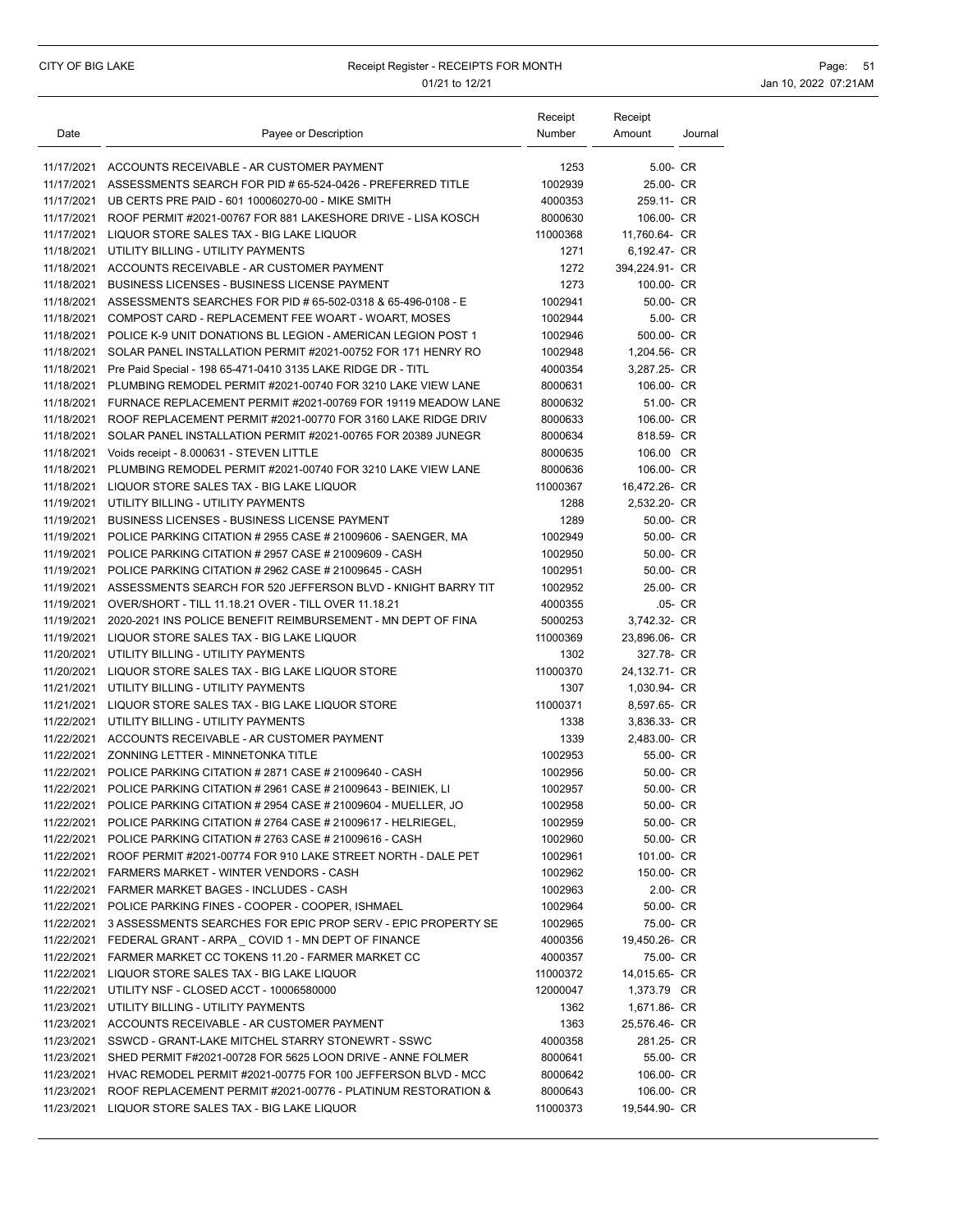| Date | Payee or Description | Receipt Number | Receipt Amount | Journal |
|---|---|---|---|---|
| 11/17/2021 | ACCOUNTS RECEIVABLE - AR CUSTOMER PAYMENT | 1253 | 5.00- | CR |
| 11/17/2021 | ASSESSMENTS SEARCH FOR PID # 65-524-0426 - PREFERRED TITLE | 1002939 | 25.00- | CR |
| 11/17/2021 | UB CERTS PRE PAID - 601 100060270-00 - MIKE SMITH | 4000353 | 259.11- | CR |
| 11/17/2021 | ROOF PERMIT #2021-00767 FOR 881 LAKESHORE DRIVE - LISA KOSCH | 8000630 | 106.00- | CR |
| 11/17/2021 | LIQUOR STORE SALES TAX - BIG LAKE LIQUOR | 11000368 | 11,760.64- | CR |
| 11/18/2021 | UTILITY BILLING - UTILITY PAYMENTS | 1271 | 6,192.47- | CR |
| 11/18/2021 | ACCOUNTS RECEIVABLE - AR CUSTOMER PAYMENT | 1272 | 394,224.91- | CR |
| 11/18/2021 | BUSINESS LICENSES - BUSINESS LICENSE PAYMENT | 1273 | 100.00- | CR |
| 11/18/2021 | ASSESSMENTS SEARCHES FOR PID # 65-502-0318 & 65-496-0108 - E | 1002941 | 50.00- | CR |
| 11/18/2021 | COMPOST CARD - REPLACEMENT FEE WOART - WOART, MOSES | 1002944 | 5.00- | CR |
| 11/18/2021 | POLICE K-9 UNIT DONATIONS BL LEGION - AMERICAN LEGION POST 1 | 1002946 | 500.00- | CR |
| 11/18/2021 | SOLAR PANEL INSTALLATION PERMIT #2021-00752 FOR 171 HENRY RO | 1002948 | 1,204.56- | CR |
| 11/18/2021 | Pre Paid Special - 198 65-471-0410 3135 LAKE RIDGE DR - TITL | 4000354 | 3,287.25- | CR |
| 11/18/2021 | PLUMBING REMODEL PERMIT #2021-00740 FOR 3210 LAKE VIEW LANE | 8000631 | 106.00- | CR |
| 11/18/2021 | FURNACE REPLACEMENT PERMIT #2021-00769 FOR 19119 MEADOW LANE | 8000632 | 51.00- | CR |
| 11/18/2021 | ROOF REPLACEMENT PERMIT #2021-00770 FOR 3160 LAKE RIDGE DRIV | 8000633 | 106.00- | CR |
| 11/18/2021 | SOLAR PANEL INSTALLATION PERMIT #2021-00765 FOR 20389 JUNEGR | 8000634 | 818.59- | CR |
| 11/18/2021 | Voids receipt - 8.000631 - STEVEN LITTLE | 8000635 | 106.00 | CR |
| 11/18/2021 | PLUMBING REMODEL PERMIT #2021-00740 FOR 3210 LAKE VIEW LANE | 8000636 | 106.00- | CR |
| 11/18/2021 | LIQUOR STORE SALES TAX - BIG LAKE LIQUOR | 11000367 | 16,472.26- | CR |
| 11/19/2021 | UTILITY BILLING - UTILITY PAYMENTS | 1288 | 2,532.20- | CR |
| 11/19/2021 | BUSINESS LICENSES - BUSINESS LICENSE PAYMENT | 1289 | 50.00- | CR |
| 11/19/2021 | POLICE PARKING CITATION # 2955 CASE # 21009606 - SAENGER, MA | 1002949 | 50.00- | CR |
| 11/19/2021 | POLICE PARKING CITATION # 2957 CASE # 21009609 - CASH | 1002950 | 50.00- | CR |
| 11/19/2021 | POLICE PARKING CITATION # 2962 CASE # 21009645 - CASH | 1002951 | 50.00- | CR |
| 11/19/2021 | ASSESSMENTS SEARCH FOR 520 JEFFERSON BLVD - KNIGHT BARRY TIT | 1002952 | 25.00- | CR |
| 11/19/2021 | OVER/SHORT - TILL 11.18.21 OVER - TILL OVER 11.18.21 | 4000355 | .05- | CR |
| 11/19/2021 | 2020-2021 INS POLICE BENEFIT REIMBURSEMENT - MN DEPT OF FINA | 5000253 | 3,742.32- | CR |
| 11/19/2021 | LIQUOR STORE SALES TAX - BIG LAKE LIQUOR | 11000369 | 23,896.06- | CR |
| 11/20/2021 | UTILITY BILLING - UTILITY PAYMENTS | 1302 | 327.78- | CR |
| 11/20/2021 | LIQUOR STORE SALES TAX - BIG LAKE LIQUOR STORE | 11000370 | 24,132.71- | CR |
| 11/21/2021 | UTILITY BILLING - UTILITY PAYMENTS | 1307 | 1,030.94- | CR |
| 11/21/2021 | LIQUOR STORE SALES TAX - BIG LAKE LIQUOR STORE | 11000371 | 8,597.65- | CR |
| 11/22/2021 | UTILITY BILLING - UTILITY PAYMENTS | 1338 | 3,836.33- | CR |
| 11/22/2021 | ACCOUNTS RECEIVABLE - AR CUSTOMER PAYMENT | 1339 | 2,483.00- | CR |
| 11/22/2021 | ZONNING LETTER - MINNETONKA TITLE | 1002953 | 55.00- | CR |
| 11/22/2021 | POLICE PARKING CITATION # 2871 CASE # 21009640 - CASH | 1002956 | 50.00- | CR |
| 11/22/2021 | POLICE PARKING CITATION # 2961 CASE # 21009643 - BEINIEK, LI | 1002957 | 50.00- | CR |
| 11/22/2021 | POLICE PARKING CITATION # 2954 CASE # 21009604 - MUELLER, JO | 1002958 | 50.00- | CR |
| 11/22/2021 | POLICE PARKING CITATION # 2764 CASE # 21009617 - HELRIEGEL, | 1002959 | 50.00- | CR |
| 11/22/2021 | POLICE PARKING CITATION # 2763 CASE # 21009616 - CASH | 1002960 | 50.00- | CR |
| 11/22/2021 | ROOF PERMIT #2021-00774 FOR 910 LAKE STREET NORTH - DALE PET | 1002961 | 101.00- | CR |
| 11/22/2021 | FARMERS MARKET - WINTER VENDORS - CASH | 1002962 | 150.00- | CR |
| 11/22/2021 | FARMER MARKET BAGES - INCLUDES - CASH | 1002963 | 2.00- | CR |
| 11/22/2021 | POLICE PARKING FINES - COOPER - COOPER, ISHMAEL | 1002964 | 50.00- | CR |
| 11/22/2021 | 3 ASSESSMENTS SEARCHES FOR EPIC PROP SERV - EPIC PROPERTY SE | 1002965 | 75.00- | CR |
| 11/22/2021 | FEDERAL GRANT - ARPA _ COVID 1 - MN DEPT OF FINANCE | 4000356 | 19,450.26- | CR |
| 11/22/2021 | FARMER MARKET CC TOKENS 11.20 - FARMER MARKET CC | 4000357 | 75.00- | CR |
| 11/22/2021 | LIQUOR STORE SALES TAX - BIG LAKE LIQUOR | 11000372 | 14,015.65- | CR |
| 11/22/2021 | UTILITY NSF - CLOSED ACCT - 10006580000 | 12000047 | 1,373.79 | CR |
| 11/23/2021 | UTILITY BILLING - UTILITY PAYMENTS | 1362 | 1,671.86- | CR |
| 11/23/2021 | ACCOUNTS RECEIVABLE - AR CUSTOMER PAYMENT | 1363 | 25,576.46- | CR |
| 11/23/2021 | SSWCD - GRANT-LAKE MITCHEL STARRY STONEWRT - SSWC | 4000358 | 281.25- | CR |
| 11/23/2021 | SHED PERMIT F#2021-00728 FOR 5625 LOON DRIVE - ANNE FOLMER | 8000641 | 55.00- | CR |
| 11/23/2021 | HVAC REMODEL PERMIT #2021-00775 FOR 100 JEFFERSON BLVD - MCC | 8000642 | 106.00- | CR |
| 11/23/2021 | ROOF REPLACEMENT PERMIT #2021-00776 - PLATINUM RESTORATION & | 8000643 | 106.00- | CR |
| 11/23/2021 | LIQUOR STORE SALES TAX - BIG LAKE LIQUOR | 11000373 | 19,544.90- | CR |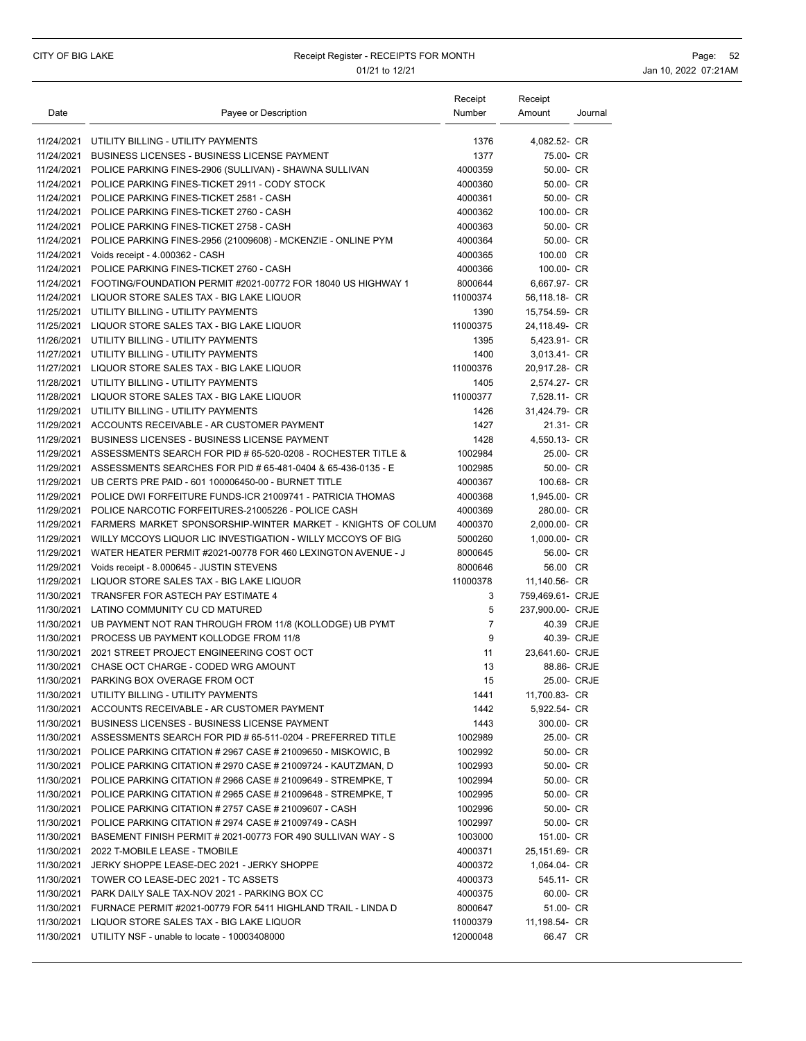| Date | Payee or Description | Receipt Number | Receipt Amount | Journal |
|---|---|---|---|---|
| 11/24/2021 | UTILITY BILLING - UTILITY PAYMENTS | 1376 | 4,082.52- | CR |
| 11/24/2021 | BUSINESS LICENSES - BUSINESS LICENSE PAYMENT | 1377 | 75.00- | CR |
| 11/24/2021 | POLICE PARKING FINES-2906 (SULLIVAN) - SHAWNA SULLIVAN | 4000359 | 50.00- | CR |
| 11/24/2021 | POLICE PARKING FINES-TICKET 2911 - CODY STOCK | 4000360 | 50.00- | CR |
| 11/24/2021 | POLICE PARKING FINES-TICKET 2581 - CASH | 4000361 | 50.00- | CR |
| 11/24/2021 | POLICE PARKING FINES-TICKET 2760 - CASH | 4000362 | 100.00- | CR |
| 11/24/2021 | POLICE PARKING FINES-TICKET 2758 - CASH | 4000363 | 50.00- | CR |
| 11/24/2021 | POLICE PARKING FINES-2956 (21009608) - MCKENZIE - ONLINE PYM | 4000364 | 50.00- | CR |
| 11/24/2021 | Voids receipt - 4.000362 - CASH | 4000365 | 100.00 | CR |
| 11/24/2021 | POLICE PARKING FINES-TICKET 2760 - CASH | 4000366 | 100.00- | CR |
| 11/24/2021 | FOOTING/FOUNDATION PERMIT #2021-00772 FOR 18040 US HIGHWAY 1 | 8000644 | 6,667.97- | CR |
| 11/24/2021 | LIQUOR STORE SALES TAX - BIG LAKE LIQUOR | 11000374 | 56,118.18- | CR |
| 11/25/2021 | UTILITY BILLING - UTILITY PAYMENTS | 1390 | 15,754.59- | CR |
| 11/25/2021 | LIQUOR STORE SALES TAX - BIG LAKE LIQUOR | 11000375 | 24,118.49- | CR |
| 11/26/2021 | UTILITY BILLING - UTILITY PAYMENTS | 1395 | 5,423.91- | CR |
| 11/27/2021 | UTILITY BILLING - UTILITY PAYMENTS | 1400 | 3,013.41- | CR |
| 11/27/2021 | LIQUOR STORE SALES TAX - BIG LAKE LIQUOR | 11000376 | 20,917.28- | CR |
| 11/28/2021 | UTILITY BILLING - UTILITY PAYMENTS | 1405 | 2,574.27- | CR |
| 11/28/2021 | LIQUOR STORE SALES TAX - BIG LAKE LIQUOR | 11000377 | 7,528.11- | CR |
| 11/29/2021 | UTILITY BILLING - UTILITY PAYMENTS | 1426 | 31,424.79- | CR |
| 11/29/2021 | ACCOUNTS RECEIVABLE - AR CUSTOMER PAYMENT | 1427 | 21.31- | CR |
| 11/29/2021 | BUSINESS LICENSES - BUSINESS LICENSE PAYMENT | 1428 | 4,550.13- | CR |
| 11/29/2021 | ASSESSMENTS SEARCH FOR PID # 65-520-0208 - ROCHESTER TITLE & | 1002984 | 25.00- | CR |
| 11/29/2021 | ASSESSMENTS SEARCHES FOR PID # 65-481-0404 & 65-436-0135 - E | 1002985 | 50.00- | CR |
| 11/29/2021 | UB CERTS PRE PAID - 601 100006450-00 - BURNET TITLE | 4000367 | 100.68- | CR |
| 11/29/2021 | POLICE DWI FORFEITURE FUNDS-ICR 21009741 - PATRICIA THOMAS | 4000368 | 1,945.00- | CR |
| 11/29/2021 | POLICE NARCOTIC FORFEITURES-21005226 - POLICE CASH | 4000369 | 280.00- | CR |
| 11/29/2021 | FARMERS MARKET SPONSORSHIP-WINTER MARKET - KNIGHTS OF COLUM | 4000370 | 2,000.00- | CR |
| 11/29/2021 | WILLY MCCOYS LIQUOR LIC INVESTIGATION - WILLY MCCOYS OF BIG | 5000260 | 1,000.00- | CR |
| 11/29/2021 | WATER HEATER PERMIT #2021-00778 FOR 460 LEXINGTON AVENUE - J | 8000645 | 56.00- | CR |
| 11/29/2021 | Voids receipt - 8.000645 - JUSTIN STEVENS | 8000646 | 56.00 | CR |
| 11/29/2021 | LIQUOR STORE SALES TAX - BIG LAKE LIQUOR | 11000378 | 11,140.56- | CR |
| 11/30/2021 | TRANSFER FOR ASTECH PAY ESTIMATE 4 | 3 | 759,469.61- | CRJE |
| 11/30/2021 | LATINO COMMUNITY CU CD MATURED | 5 | 237,900.00- | CRJE |
| 11/30/2021 | UB PAYMENT NOT RAN THROUGH FROM 11/8 (KOLLODGE) UB PYMT | 7 | 40.39 | CRJE |
| 11/30/2021 | PROCESS UB PAYMENT KOLLODGE FROM 11/8 | 9 | 40.39- | CRJE |
| 11/30/2021 | 2021 STREET PROJECT ENGINEERING COST OCT | 11 | 23,641.60- | CRJE |
| 11/30/2021 | CHASE OCT CHARGE - CODED WRG AMOUNT | 13 | 88.86- | CRJE |
| 11/30/2021 | PARKING BOX OVERAGE FROM OCT | 15 | 25.00- | CRJE |
| 11/30/2021 | UTILITY BILLING - UTILITY PAYMENTS | 1441 | 11,700.83- | CR |
| 11/30/2021 | ACCOUNTS RECEIVABLE - AR CUSTOMER PAYMENT | 1442 | 5,922.54- | CR |
| 11/30/2021 | BUSINESS LICENSES - BUSINESS LICENSE PAYMENT | 1443 | 300.00- | CR |
| 11/30/2021 | ASSESSMENTS SEARCH FOR PID # 65-511-0204 - PREFERRED TITLE | 1002989 | 25.00- | CR |
| 11/30/2021 | POLICE PARKING CITATION # 2967 CASE # 21009650 - MISKOWIC, B | 1002992 | 50.00- | CR |
| 11/30/2021 | POLICE PARKING CITATION # 2970 CASE # 21009724 - KAUTZMAN, D | 1002993 | 50.00- | CR |
| 11/30/2021 | POLICE PARKING CITATION # 2966 CASE # 21009649 - STREMPKE, T | 1002994 | 50.00- | CR |
| 11/30/2021 | POLICE PARKING CITATION # 2965 CASE # 21009648 - STREMPKE, T | 1002995 | 50.00- | CR |
| 11/30/2021 | POLICE PARKING CITATION # 2757 CASE # 21009607 - CASH | 1002996 | 50.00- | CR |
| 11/30/2021 | POLICE PARKING CITATION # 2974 CASE # 21009749 - CASH | 1002997 | 50.00- | CR |
| 11/30/2021 | BASEMENT FINISH PERMIT # 2021-00773 FOR 490 SULLIVAN WAY - S | 1003000 | 151.00- | CR |
| 11/30/2021 | 2022 T-MOBILE LEASE - TMOBILE | 4000371 | 25,151.69- | CR |
| 11/30/2021 | JERKY SHOPPE LEASE-DEC 2021 - JERKY SHOPPE | 4000372 | 1,064.04- | CR |
| 11/30/2021 | TOWER CO LEASE-DEC 2021 - TC ASSETS | 4000373 | 545.11- | CR |
| 11/30/2021 | PARK DAILY SALE TAX-NOV 2021 - PARKING BOX CC | 4000375 | 60.00- | CR |
| 11/30/2021 | FURNACE PERMIT #2021-00779 FOR 5411 HIGHLAND TRAIL - LINDA D | 8000647 | 51.00- | CR |
| 11/30/2021 | LIQUOR STORE SALES TAX - BIG LAKE LIQUOR | 11000379 | 11,198.54- | CR |
| 11/30/2021 | UTILITY NSF - unable to locate - 10003408000 | 12000048 | 66.47 | CR |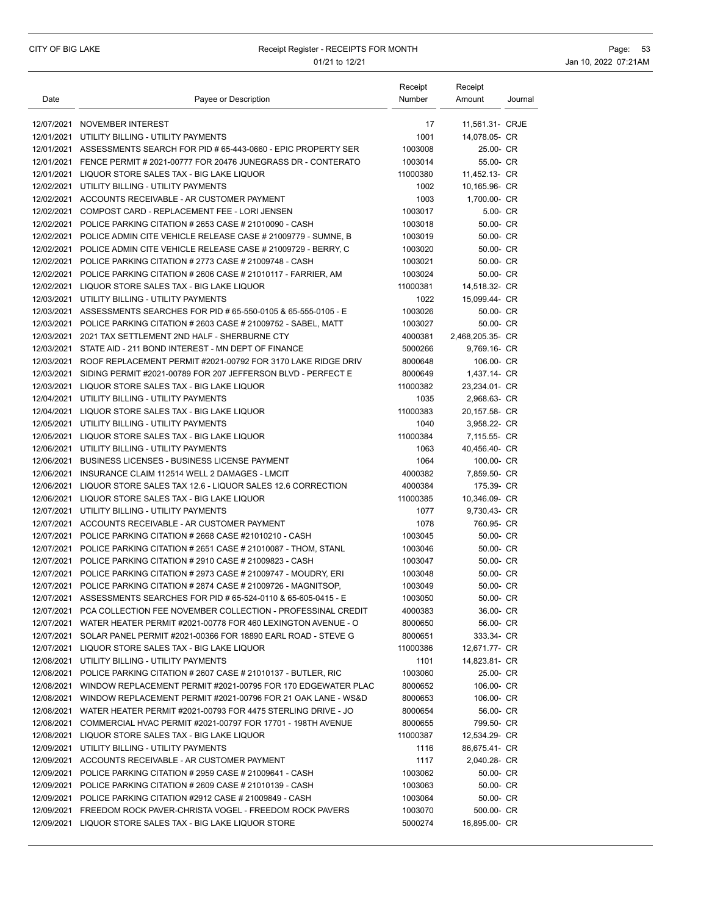| Date | Payee or Description | Receipt Number | Receipt Amount | Journal |
|---|---|---|---|---|
| 12/07/2021 | NOVEMBER INTEREST | 17 | 11,561.31- | CRJE |
| 12/01/2021 | UTILITY BILLING - UTILITY PAYMENTS | 1001 | 14,078.05- | CR |
| 12/01/2021 | ASSESSMENTS SEARCH FOR PID # 65-443-0660 - EPIC PROPERTY SER | 1003008 | 25.00- | CR |
| 12/01/2021 | FENCE PERMIT # 2021-00777 FOR 20476 JUNEGRASS DR - CONTERATO | 1003014 | 55.00- | CR |
| 12/01/2021 | LIQUOR STORE SALES TAX - BIG LAKE LIQUOR | 11000380 | 11,452.13- | CR |
| 12/02/2021 | UTILITY BILLING - UTILITY PAYMENTS | 1002 | 10,165.96- | CR |
| 12/02/2021 | ACCOUNTS RECEIVABLE - AR CUSTOMER PAYMENT | 1003 | 1,700.00- | CR |
| 12/02/2021 | COMPOST CARD - REPLACEMENT FEE - LORI JENSEN | 1003017 | 5.00- | CR |
| 12/02/2021 | POLICE PARKING CITATION # 2653 CASE # 21010090 - CASH | 1003018 | 50.00- | CR |
| 12/02/2021 | POLICE ADMIN CITE VEHICLE RELEASE CASE # 21009779 - SUMNE, B | 1003019 | 50.00- | CR |
| 12/02/2021 | POLICE ADMIN CITE VEHICLE RELEASE CASE # 21009729 - BERRY, C | 1003020 | 50.00- | CR |
| 12/02/2021 | POLICE PARKING CITATION # 2773 CASE # 21009748 - CASH | 1003021 | 50.00- | CR |
| 12/02/2021 | POLICE PARKING CITATION # 2606 CASE # 21010117 - FARRIER, AM | 1003024 | 50.00- | CR |
| 12/02/2021 | LIQUOR STORE SALES TAX - BIG LAKE LIQUOR | 11000381 | 14,518.32- | CR |
| 12/03/2021 | UTILITY BILLING - UTILITY PAYMENTS | 1022 | 15,099.44- | CR |
| 12/03/2021 | ASSESSMENTS SEARCHES FOR PID # 65-550-0105 & 65-555-0105 - E | 1003026 | 50.00- | CR |
| 12/03/2021 | POLICE PARKING CITATION # 2603 CASE # 21009752 - SABEL, MATT | 1003027 | 50.00- | CR |
| 12/03/2021 | 2021 TAX SETTLEMENT 2ND HALF - SHERBURNE CTY | 4000381 | 2,468,205.35- | CR |
| 12/03/2021 | STATE AID - 211 BOND INTEREST - MN DEPT OF FINANCE | 5000266 | 9,769.16- | CR |
| 12/03/2021 | ROOF REPLACEMENT PERMIT #2021-00792 FOR 3170 LAKE RIDGE DRIV | 8000648 | 106.00- | CR |
| 12/03/2021 | SIDING PERMIT #2021-00789 FOR 207 JEFFERSON BLVD - PERFECT E | 8000649 | 1,437.14- | CR |
| 12/03/2021 | LIQUOR STORE SALES TAX - BIG LAKE LIQUOR | 11000382 | 23,234.01- | CR |
| 12/04/2021 | UTILITY BILLING - UTILITY PAYMENTS | 1035 | 2,968.63- | CR |
| 12/04/2021 | LIQUOR STORE SALES TAX - BIG LAKE LIQUOR | 11000383 | 20,157.58- | CR |
| 12/05/2021 | UTILITY BILLING - UTILITY PAYMENTS | 1040 | 3,958.22- | CR |
| 12/05/2021 | LIQUOR STORE SALES TAX - BIG LAKE LIQUOR | 11000384 | 7,115.55- | CR |
| 12/06/2021 | UTILITY BILLING - UTILITY PAYMENTS | 1063 | 40,456.40- | CR |
| 12/06/2021 | BUSINESS LICENSES - BUSINESS LICENSE PAYMENT | 1064 | 100.00- | CR |
| 12/06/2021 | INSURANCE CLAIM 112514 WELL 2 DAMAGES - LMCIT | 4000382 | 7,859.50- | CR |
| 12/06/2021 | LIQUOR STORE SALES TAX 12.6 - LIQUOR SALES 12.6 CORRECTION | 4000384 | 175.39- | CR |
| 12/06/2021 | LIQUOR STORE SALES TAX - BIG LAKE LIQUOR | 11000385 | 10,346.09- | CR |
| 12/07/2021 | UTILITY BILLING - UTILITY PAYMENTS | 1077 | 9,730.43- | CR |
| 12/07/2021 | ACCOUNTS RECEIVABLE - AR CUSTOMER PAYMENT | 1078 | 760.95- | CR |
| 12/07/2021 | POLICE PARKING CITATION # 2668 CASE #21010210 - CASH | 1003045 | 50.00- | CR |
| 12/07/2021 | POLICE PARKING CITATION # 2651 CASE # 21010087 - THOM, STANL | 1003046 | 50.00- | CR |
| 12/07/2021 | POLICE PARKING CITATION # 2910 CASE # 21009823 - CASH | 1003047 | 50.00- | CR |
| 12/07/2021 | POLICE PARKING CITATION # 2973 CASE # 21009747 - MOUDRY, ERI | 1003048 | 50.00- | CR |
| 12/07/2021 | POLICE PARKING CITATION # 2874 CASE # 21009726 - MAGNITSOP, | 1003049 | 50.00- | CR |
| 12/07/2021 | ASSESSMENTS SEARCHES FOR PID # 65-524-0110 & 65-605-0415 - E | 1003050 | 50.00- | CR |
| 12/07/2021 | PCA COLLECTION FEE NOVEMBER COLLECTION - PROFESSINAL CREDIT | 4000383 | 36.00- | CR |
| 12/07/2021 | WATER HEATER PERMIT #2021-00778 FOR 460 LEXINGTON AVENUE - O | 8000650 | 56.00- | CR |
| 12/07/2021 | SOLAR PANEL PERMIT #2021-00366 FOR 18890 EARL ROAD - STEVE G | 8000651 | 333.34- | CR |
| 12/07/2021 | LIQUOR STORE SALES TAX - BIG LAKE LIQUOR | 11000386 | 12,671.77- | CR |
| 12/08/2021 | UTILITY BILLING - UTILITY PAYMENTS | 1101 | 14,823.81- | CR |
| 12/08/2021 | POLICE PARKING CITATION # 2607 CASE # 21010137 - BUTLER, RIC | 1003060 | 25.00- | CR |
| 12/08/2021 | WINDOW REPLACEMENT PERMIT #2021-00795 FOR 170 EDGEWATER PLAC | 8000652 | 106.00- | CR |
| 12/08/2021 | WINDOW REPLACEMENT PERMIT #2021-00796 FOR 21 OAK LANE - WS&D | 8000653 | 106.00- | CR |
| 12/08/2021 | WATER HEATER PERMIT #2021-00793 FOR 4475 STERLING DRIVE - JO | 8000654 | 56.00- | CR |
| 12/08/2021 | COMMERCIAL HVAC PERMIT #2021-00797 FOR 17701 - 198TH AVENUE | 8000655 | 799.50- | CR |
| 12/08/2021 | LIQUOR STORE SALES TAX - BIG LAKE LIQUOR | 11000387 | 12,534.29- | CR |
| 12/09/2021 | UTILITY BILLING - UTILITY PAYMENTS | 1116 | 86,675.41- | CR |
| 12/09/2021 | ACCOUNTS RECEIVABLE - AR CUSTOMER PAYMENT | 1117 | 2,040.28- | CR |
| 12/09/2021 | POLICE PARKING CITATION # 2959 CASE # 21009641 - CASH | 1003062 | 50.00- | CR |
| 12/09/2021 | POLICE PARKING CITATION # 2609 CASE # 21010139 - CASH | 1003063 | 50.00- | CR |
| 12/09/2021 | POLICE PARKING CITATION #2912 CASE # 21009849 - CASH | 1003064 | 50.00- | CR |
| 12/09/2021 | FREEDOM ROCK PAVER-CHRISTA VOGEL - FREEDOM ROCK PAVERS | 1003070 | 500.00- | CR |
| 12/09/2021 | LIQUOR STORE SALES TAX - BIG LAKE LIQUOR STORE | 5000274 | 16,895.00- | CR |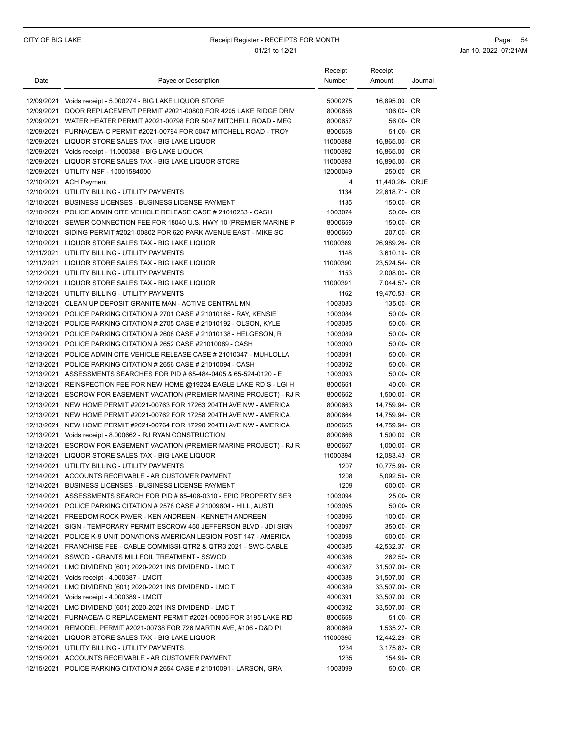CITY OF BIG LAKE

Receipt Register - RECEIPTS FOR MONTH

01/21 to 12/21

| Date | Payee or Description | Receipt Number | Receipt Amount | Journal |
|---|---|---|---|---|
| 12/09/2021 | Voids receipt - 5.000274 - BIG LAKE LIQUOR STORE | 5000275 | 16,895.00 | CR |
| 12/09/2021 | DOOR REPLACEMENT PERMIT #2021-00800 FOR 4205 LAKE RIDGE DRIV | 8000656 | 106.00- | CR |
| 12/09/2021 | WATER HEATER PERMIT #2021-00798 FOR 5047 MITCHELL ROAD - MEG | 8000657 | 56.00- | CR |
| 12/09/2021 | FURNACE/A-C PERMIT #2021-00794 FOR 5047 MITCHELL ROAD - TROY | 8000658 | 51.00- | CR |
| 12/09/2021 | LIQUOR STORE SALES TAX - BIG LAKE LIQUOR | 11000388 | 16,865.00- | CR |
| 12/09/2021 | Voids receipt - 11.000388 - BIG LAKE LIQUOR | 11000392 | 16,865.00 | CR |
| 12/09/2021 | LIQUOR STORE SALES TAX - BIG LAKE LIQUOR STORE | 11000393 | 16,895.00- | CR |
| 12/09/2021 | UTILITY NSF - 10001584000 | 12000049 | 250.00 | CR |
| 12/10/2021 | ACH Payment | 4 | 11,440.26- | CRJE |
| 12/10/2021 | UTILITY BILLING - UTILITY PAYMENTS | 1134 | 22,618.71- | CR |
| 12/10/2021 | BUSINESS LICENSES - BUSINESS LICENSE PAYMENT | 1135 | 150.00- | CR |
| 12/10/2021 | POLICE ADMIN CITE VEHICLE RELEASE CASE # 21010233 - CASH | 1003074 | 50.00- | CR |
| 12/10/2021 | SEWER CONNECTION FEE FOR 18040 U.S. HWY 10 (PREMIER MARINE P | 8000659 | 150.00- | CR |
| 12/10/2021 | SIDING PERMIT #2021-00802 FOR 620 PARK AVENUE EAST - MIKE SC | 8000660 | 207.00- | CR |
| 12/10/2021 | LIQUOR STORE SALES TAX - BIG LAKE LIQUOR | 11000389 | 26,989.26- | CR |
| 12/11/2021 | UTILITY BILLING - UTILITY PAYMENTS | 1148 | 3,610.19- | CR |
| 12/11/2021 | LIQUOR STORE SALES TAX - BIG LAKE LIQUOR | 11000390 | 23,524.54- | CR |
| 12/12/2021 | UTILITY BILLING - UTILITY PAYMENTS | 1153 | 2,008.00- | CR |
| 12/12/2021 | LIQUOR STORE SALES TAX - BIG LAKE LIQUOR | 11000391 | 7,044.57- | CR |
| 12/13/2021 | UTILITY BILLING - UTILITY PAYMENTS | 1162 | 19,470.53- | CR |
| 12/13/2021 | CLEAN UP DEPOSIT GRANITE MAN - ACTIVE CENTRAL MN | 1003083 | 135.00- | CR |
| 12/13/2021 | POLICE PARKING CITATION # 2701 CASE # 21010185 - RAY, KENSIE | 1003084 | 50.00- | CR |
| 12/13/2021 | POLICE PARKING CITATION # 2705 CASE # 21010192 - OLSON, KYLE | 1003085 | 50.00- | CR |
| 12/13/2021 | POLICE PARKING CITATION # 2608 CASE # 21010138 - HELGESON, R | 1003089 | 50.00- | CR |
| 12/13/2021 | POLICE PARKING CITATION # 2652 CASE #21010089 - CASH | 1003090 | 50.00- | CR |
| 12/13/2021 | POLICE ADMIN CITE VEHICLE RELEASE CASE # 21010347 - MUHLOLLA | 1003091 | 50.00- | CR |
| 12/13/2021 | POLICE PARKING CITATION # 2656 CASE # 21010094 - CASH | 1003092 | 50.00- | CR |
| 12/13/2021 | ASSESSMENTS SEARCHES FOR PID # 65-484-0405 & 65-524-0120 - E | 1003093 | 50.00- | CR |
| 12/13/2021 | REINSPECTION FEE FOR NEW HOME @19224 EAGLE LAKE RD S - LGI H | 8000661 | 40.00- | CR |
| 12/13/2021 | ESCROW FOR EASEMENT VACATION (PREMIER MARINE PROJECT) - RJ R | 8000662 | 1,500.00- | CR |
| 12/13/2021 | NEW HOME PERMIT #2021-00763 FOR 17263 204TH AVE NW - AMERICA | 8000663 | 14,759.94- | CR |
| 12/13/2021 | NEW HOME PERMIT #2021-00762 FOR 17258 204TH AVE NW - AMERICA | 8000664 | 14,759.94- | CR |
| 12/13/2021 | NEW HOME PERMIT #2021-00764 FOR 17290 204TH AVE NW - AMERICA | 8000665 | 14,759.94- | CR |
| 12/13/2021 | Voids receipt - 8.000662 - RJ RYAN CONSTRUCTION | 8000666 | 1,500.00 | CR |
| 12/13/2021 | ESCROW FOR EASEMENT VACATION (PREMIER MARINE PROJECT) - RJ R | 8000667 | 1,000.00- | CR |
| 12/13/2021 | LIQUOR STORE SALES TAX - BIG LAKE LIQUOR | 11000394 | 12,083.43- | CR |
| 12/14/2021 | UTILITY BILLING - UTILITY PAYMENTS | 1207 | 10,775.99- | CR |
| 12/14/2021 | ACCOUNTS RECEIVABLE - AR CUSTOMER PAYMENT | 1208 | 5,092.59- | CR |
| 12/14/2021 | BUSINESS LICENSES - BUSINESS LICENSE PAYMENT | 1209 | 600.00- | CR |
| 12/14/2021 | ASSESSMENTS SEARCH FOR PID # 65-408-0310 - EPIC PROPERTY SER | 1003094 | 25.00- | CR |
| 12/14/2021 | POLICE PARKING CITATION # 2578 CASE # 21009804 - HILL, AUSTI | 1003095 | 50.00- | CR |
| 12/14/2021 | FREEDOM ROCK PAVER - KEN ANDREEN - KENNETH ANDREEN | 1003096 | 100.00- | CR |
| 12/14/2021 | SIGN - TEMPORARY PERMIT ESCROW 450 JEFFERSON BLVD - JDI SIGN | 1003097 | 350.00- | CR |
| 12/14/2021 | POLICE K-9 UNIT DONATIONS AMERICAN LEGION POST 147 - AMERICA | 1003098 | 500.00- | CR |
| 12/14/2021 | FRANCHISE FEE - CABLE COMMISSI-QTR2 & QTR3 2021 - SWC-CABLE | 4000385 | 42,532.37- | CR |
| 12/14/2021 | SSWCD - GRANTS MILLFOIL TREATMENT - SSWCD | 4000386 | 262.50- | CR |
| 12/14/2021 | LMC DIVIDEND (601) 2020-2021 INS DIVIDEND - LMCIT | 4000387 | 31,507.00- | CR |
| 12/14/2021 | Voids receipt - 4.000387 - LMCIT | 4000388 | 31,507.00 | CR |
| 12/14/2021 | LMC DIVIDEND (601) 2020-2021 INS DIVIDEND - LMCIT | 4000389 | 33,507.00- | CR |
| 12/14/2021 | Voids receipt - 4.000389 - LMCIT | 4000391 | 33,507.00 | CR |
| 12/14/2021 | LMC DIVIDEND (601) 2020-2021 INS DIVIDEND - LMCIT | 4000392 | 33,507.00- | CR |
| 12/14/2021 | FURNACE/A-C REPLACEMENT PERMIT #2021-00805 FOR 3195 LAKE RID | 8000668 | 51.00- | CR |
| 12/14/2021 | REMODEL PERMIT #2021-00738 FOR 726 MARTIN AVE, #106 - D&D PI | 8000669 | 1,535.27- | CR |
| 12/14/2021 | LIQUOR STORE SALES TAX - BIG LAKE LIQUOR | 11000395 | 12,442.29- | CR |
| 12/15/2021 | UTILITY BILLING - UTILITY PAYMENTS | 1234 | 3,175.82- | CR |
| 12/15/2021 | ACCOUNTS RECEIVABLE - AR CUSTOMER PAYMENT | 1235 | 154.99- | CR |
| 12/15/2021 | POLICE PARKING CITATION # 2654 CASE # 21010091 - LARSON, GRA | 1003099 | 50.00- | CR |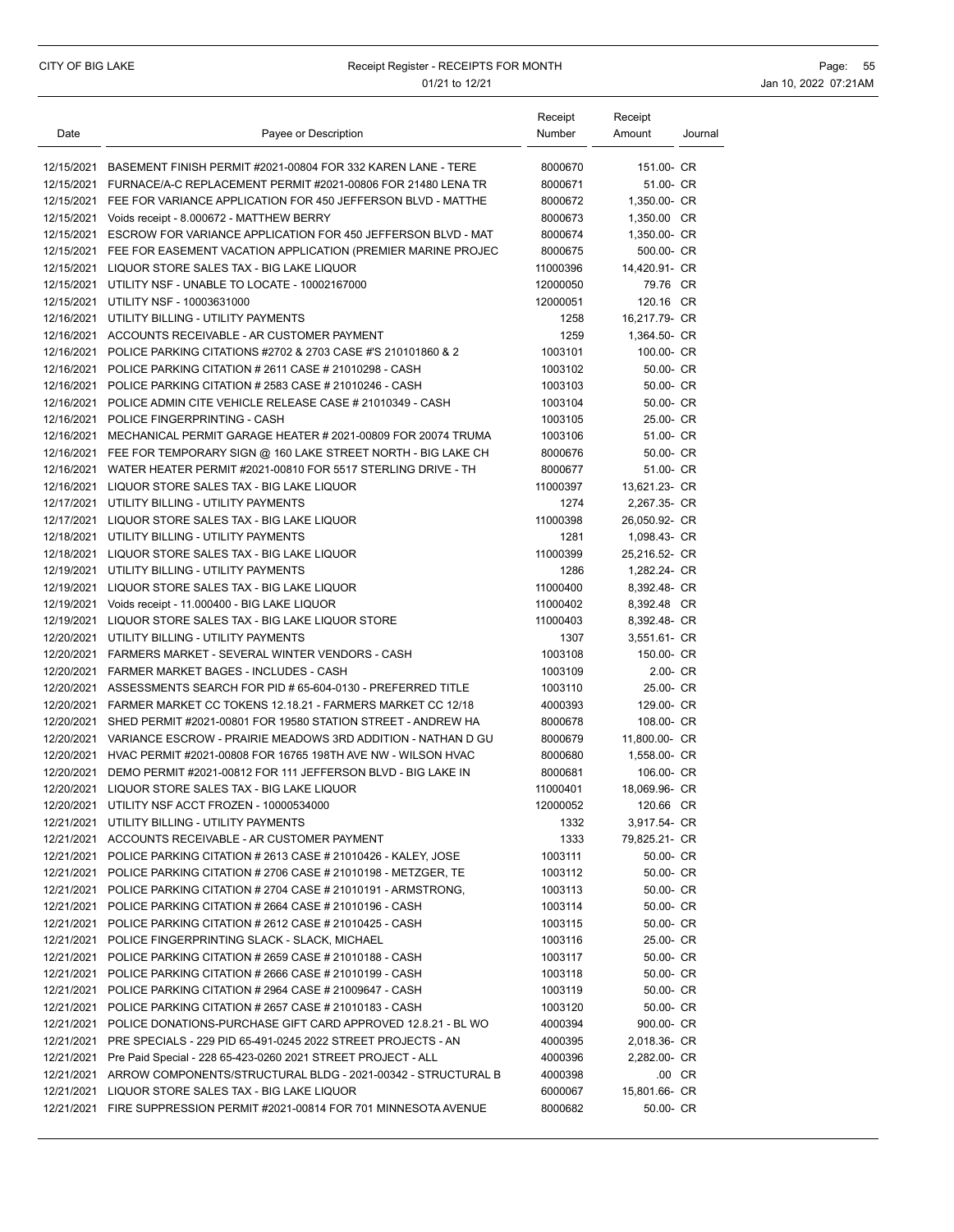| Date | Payee or Description | Receipt Number | Receipt Amount | Journal |
|---|---|---|---|---|
| 12/15/2021 | BASEMENT FINISH PERMIT #2021-00804 FOR 332 KAREN LANE - TERE | 8000670 | 151.00- | CR |
| 12/15/2021 | FURNACE/A-C REPLACEMENT PERMIT #2021-00806 FOR 21480 LENA TR | 8000671 | 51.00- | CR |
| 12/15/2021 | FEE FOR VARIANCE APPLICATION FOR 450 JEFFERSON BLVD - MATTHE | 8000672 | 1,350.00- | CR |
| 12/15/2021 | Voids receipt - 8.000672 - MATTHEW BERRY | 8000673 | 1,350.00 | CR |
| 12/15/2021 | ESCROW FOR VARIANCE APPLICATION FOR 450 JEFFERSON BLVD - MAT | 8000674 | 1,350.00- | CR |
| 12/15/2021 | FEE FOR EASEMENT VACATION APPLICATION (PREMIER MARINE PROJEC | 8000675 | 500.00- | CR |
| 12/15/2021 | LIQUOR STORE SALES TAX - BIG LAKE LIQUOR | 11000396 | 14,420.91- | CR |
| 12/15/2021 | UTILITY NSF - UNABLE TO LOCATE - 10002167000 | 12000050 | 79.76 | CR |
| 12/15/2021 | UTILITY NSF - 10003631000 | 12000051 | 120.16 | CR |
| 12/16/2021 | UTILITY BILLING - UTILITY PAYMENTS | 1258 | 16,217.79- | CR |
| 12/16/2021 | ACCOUNTS RECEIVABLE - AR CUSTOMER PAYMENT | 1259 | 1,364.50- | CR |
| 12/16/2021 | POLICE PARKING CITATIONS #2702 & 2703 CASE #'S 210101860 & 2 | 1003101 | 100.00- | CR |
| 12/16/2021 | POLICE PARKING CITATION # 2611 CASE # 21010298 - CASH | 1003102 | 50.00- | CR |
| 12/16/2021 | POLICE PARKING CITATION # 2583 CASE # 21010246 - CASH | 1003103 | 50.00- | CR |
| 12/16/2021 | POLICE ADMIN CITE VEHICLE RELEASE CASE # 21010349 - CASH | 1003104 | 50.00- | CR |
| 12/16/2021 | POLICE FINGERPRINTING - CASH | 1003105 | 25.00- | CR |
| 12/16/2021 | MECHANICAL PERMIT GARAGE HEATER # 2021-00809 FOR 20074 TRUMA | 1003106 | 51.00- | CR |
| 12/16/2021 | FEE FOR TEMPORARY SIGN @ 160 LAKE STREET NORTH - BIG LAKE CH | 8000676 | 50.00- | CR |
| 12/16/2021 | WATER HEATER PERMIT #2021-00810 FOR 5517 STERLING DRIVE - TH | 8000677 | 51.00- | CR |
| 12/16/2021 | LIQUOR STORE SALES TAX - BIG LAKE LIQUOR | 11000397 | 13,621.23- | CR |
| 12/17/2021 | UTILITY BILLING - UTILITY PAYMENTS | 1274 | 2,267.35- | CR |
| 12/17/2021 | LIQUOR STORE SALES TAX - BIG LAKE LIQUOR | 11000398 | 26,050.92- | CR |
| 12/18/2021 | UTILITY BILLING - UTILITY PAYMENTS | 1281 | 1,098.43- | CR |
| 12/18/2021 | LIQUOR STORE SALES TAX - BIG LAKE LIQUOR | 11000399 | 25,216.52- | CR |
| 12/19/2021 | UTILITY BILLING - UTILITY PAYMENTS | 1286 | 1,282.24- | CR |
| 12/19/2021 | LIQUOR STORE SALES TAX - BIG LAKE LIQUOR | 11000400 | 8,392.48- | CR |
| 12/19/2021 | Voids receipt - 11.000400 - BIG LAKE LIQUOR | 11000402 | 8,392.48 | CR |
| 12/19/2021 | LIQUOR STORE SALES TAX - BIG LAKE LIQUOR STORE | 11000403 | 8,392.48- | CR |
| 12/20/2021 | UTILITY BILLING - UTILITY PAYMENTS | 1307 | 3,551.61- | CR |
| 12/20/2021 | FARMERS MARKET - SEVERAL WINTER VENDORS - CASH | 1003108 | 150.00- | CR |
| 12/20/2021 | FARMER MARKET BAGES - INCLUDES - CASH | 1003109 | 2.00- | CR |
| 12/20/2021 | ASSESSMENTS SEARCH FOR PID # 65-604-0130 - PREFERRED TITLE | 1003110 | 25.00- | CR |
| 12/20/2021 | FARMER MARKET CC TOKENS 12.18.21 - FARMERS MARKET CC 12/18 | 4000393 | 129.00- | CR |
| 12/20/2021 | SHED PERMIT #2021-00801 FOR 19580 STATION STREET - ANDREW HA | 8000678 | 108.00- | CR |
| 12/20/2021 | VARIANCE ESCROW - PRAIRIE MEADOWS 3RD ADDITION - NATHAN D GU | 8000679 | 11,800.00- | CR |
| 12/20/2021 | HVAC PERMIT #2021-00808 FOR 16765 198TH AVE NW - WILSON HVAC | 8000680 | 1,558.00- | CR |
| 12/20/2021 | DEMO PERMIT #2021-00812 FOR 111 JEFFERSON BLVD - BIG LAKE IN | 8000681 | 106.00- | CR |
| 12/20/2021 | LIQUOR STORE SALES TAX - BIG LAKE LIQUOR | 11000401 | 18,069.96- | CR |
| 12/20/2021 | UTILITY NSF ACCT FROZEN - 10000534000 | 12000052 | 120.66 | CR |
| 12/21/2021 | UTILITY BILLING - UTILITY PAYMENTS | 1332 | 3,917.54- | CR |
| 12/21/2021 | ACCOUNTS RECEIVABLE - AR CUSTOMER PAYMENT | 1333 | 79,825.21- | CR |
| 12/21/2021 | POLICE PARKING CITATION # 2613 CASE # 21010426 - KALEY, JOSE | 1003111 | 50.00- | CR |
| 12/21/2021 | POLICE PARKING CITATION # 2706 CASE # 21010198 - METZGER, TE | 1003112 | 50.00- | CR |
| 12/21/2021 | POLICE PARKING CITATION # 2704 CASE # 21010191 - ARMSTRONG, | 1003113 | 50.00- | CR |
| 12/21/2021 | POLICE PARKING CITATION # 2664 CASE # 21010196 - CASH | 1003114 | 50.00- | CR |
| 12/21/2021 | POLICE PARKING CITATION # 2612 CASE # 21010425 - CASH | 1003115 | 50.00- | CR |
| 12/21/2021 | POLICE FINGERPRINTING SLACK - SLACK, MICHAEL | 1003116 | 25.00- | CR |
| 12/21/2021 | POLICE PARKING CITATION # 2659 CASE # 21010188 - CASH | 1003117 | 50.00- | CR |
| 12/21/2021 | POLICE PARKING CITATION # 2666 CASE # 21010199 - CASH | 1003118 | 50.00- | CR |
| 12/21/2021 | POLICE PARKING CITATION # 2964 CASE # 21009647 - CASH | 1003119 | 50.00- | CR |
| 12/21/2021 | POLICE PARKING CITATION # 2657 CASE # 21010183 - CASH | 1003120 | 50.00- | CR |
| 12/21/2021 | POLICE DONATIONS-PURCHASE GIFT CARD APPROVED 12.8.21 - BL WO | 4000394 | 900.00- | CR |
| 12/21/2021 | PRE SPECIALS - 229 PID 65-491-0245 2022 STREET PROJECTS - AN | 4000395 | 2,018.36- | CR |
| 12/21/2021 | Pre Paid Special - 228 65-423-0260 2021 STREET PROJECT - ALL | 4000396 | 2,282.00- | CR |
| 12/21/2021 | ARROW COMPONENTS/STRUCTURAL BLDG - 2021-00342 - STRUCTURAL B | 4000398 | .00 | CR |
| 12/21/2021 | LIQUOR STORE SALES TAX - BIG LAKE LIQUOR | 6000067 | 15,801.66- | CR |
| 12/21/2021 | FIRE SUPPRESSION PERMIT #2021-00814 FOR 701 MINNESOTA AVENUE | 8000682 | 50.00- | CR |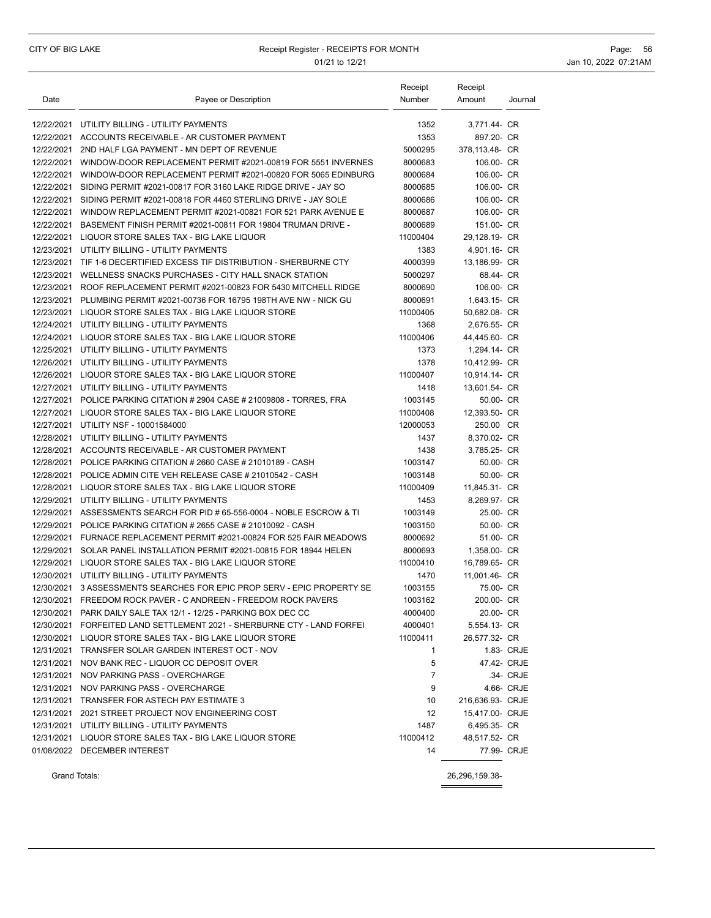| Date | Payee or Description | Receipt Number | Receipt Amount | Journal |
| --- | --- | --- | --- | --- |
| 12/22/2021 | UTILITY BILLING - UTILITY PAYMENTS | 1352 | 3,771.44- | CR |
| 12/22/2021 | ACCOUNTS RECEIVABLE - AR CUSTOMER PAYMENT | 1353 | 897.20- | CR |
| 12/22/2021 | 2ND HALF LGA PAYMENT - MN DEPT OF REVENUE | 5000295 | 378,113.48- | CR |
| 12/22/2021 | WINDOW-DOOR REPLACEMENT PERMIT #2021-00819 FOR 5551 INVERNES | 8000683 | 106.00- | CR |
| 12/22/2021 | WINDOW-DOOR REPLACEMENT PERMIT #2021-00820 FOR 5065 EDINBURG | 8000684 | 106.00- | CR |
| 12/22/2021 | SIDING PERMIT #2021-00817 FOR 3160 LAKE RIDGE DRIVE - JAY SO | 8000685 | 106.00- | CR |
| 12/22/2021 | SIDING PERMIT #2021-00818 FOR 4460 STERLING DRIVE - JAY SOLE | 8000686 | 106.00- | CR |
| 12/22/2021 | WINDOW REPLACEMENT PERMIT #2021-00821 FOR 521 PARK AVENUE E | 8000687 | 106.00- | CR |
| 12/22/2021 | BASEMENT FINISH PERMIT #2021-00811 FOR 19804 TRUMAN DRIVE - | 8000689 | 151.00- | CR |
| 12/22/2021 | LIQUOR STORE SALES TAX - BIG LAKE LIQUOR | 11000404 | 29,128.19- | CR |
| 12/23/2021 | UTILITY BILLING - UTILITY PAYMENTS | 1383 | 4,901.16- | CR |
| 12/23/2021 | TIF 1-6 DECERTIFIED EXCESS TIF DISTRIBUTION - SHERBURNE CTY | 4000399 | 13,186.99- | CR |
| 12/23/2021 | WELLNESS SNACKS PURCHASES - CITY HALL SNACK STATION | 5000297 | 68.44- | CR |
| 12/23/2021 | ROOF REPLACEMENT PERMIT #2021-00823 FOR 5430 MITCHELL RIDGE | 8000690 | 106.00- | CR |
| 12/23/2021 | PLUMBING PERMIT #2021-00736 FOR 16795 198TH AVE NW - NICK GU | 8000691 | 1,643.15- | CR |
| 12/23/2021 | LIQUOR STORE SALES TAX - BIG LAKE LIQUOR STORE | 11000405 | 50,682.08- | CR |
| 12/24/2021 | UTILITY BILLING - UTILITY PAYMENTS | 1368 | 2,676.55- | CR |
| 12/24/2021 | LIQUOR STORE SALES TAX - BIG LAKE LIQUOR STORE | 11000406 | 44,445.60- | CR |
| 12/25/2021 | UTILITY BILLING - UTILITY PAYMENTS | 1373 | 1,294.14- | CR |
| 12/26/2021 | UTILITY BILLING - UTILITY PAYMENTS | 1378 | 10,412.99- | CR |
| 12/26/2021 | LIQUOR STORE SALES TAX - BIG LAKE LIQUOR STORE | 11000407 | 10,914.14- | CR |
| 12/27/2021 | UTILITY BILLING - UTILITY PAYMENTS | 1418 | 13,601.54- | CR |
| 12/27/2021 | POLICE PARKING CITATION # 2904 CASE # 21009808 - TORRES, FRA | 1003145 | 50.00- | CR |
| 12/27/2021 | LIQUOR STORE SALES TAX - BIG LAKE LIQUOR STORE | 11000408 | 12,393.50- | CR |
| 12/27/2021 | UTILITY NSF - 10001584000 | 12000053 | 250.00 | CR |
| 12/28/2021 | UTILITY BILLING - UTILITY PAYMENTS | 1437 | 8,370.02- | CR |
| 12/28/2021 | ACCOUNTS RECEIVABLE - AR CUSTOMER PAYMENT | 1438 | 3,785.25- | CR |
| 12/28/2021 | POLICE PARKING CITATION # 2660 CASE # 21010189 - CASH | 1003147 | 50.00- | CR |
| 12/28/2021 | POLICE ADMIN CITE VEH RELEASE CASE # 21010542 - CASH | 1003148 | 50.00- | CR |
| 12/28/2021 | LIQUOR STORE SALES TAX - BIG LAKE LIQUOR STORE | 11000409 | 11,845.31- | CR |
| 12/29/2021 | UTILITY BILLING - UTILITY PAYMENTS | 1453 | 8,269.97- | CR |
| 12/29/2021 | ASSESSMENTS SEARCH FOR PID # 65-556-0004 - NOBLE ESCROW & TI | 1003149 | 25.00- | CR |
| 12/29/2021 | POLICE PARKING CITATION # 2655 CASE # 21010092 - CASH | 1003150 | 50.00- | CR |
| 12/29/2021 | FURNACE REPLACEMENT PERMIT #2021-00824 FOR 525 FAIR MEADOWS | 8000692 | 51.00- | CR |
| 12/29/2021 | SOLAR PANEL INSTALLATION PERMIT #2021-00815 FOR 18944 HELEN | 8000693 | 1,358.00- | CR |
| 12/29/2021 | LIQUOR STORE SALES TAX - BIG LAKE LIQUOR STORE | 11000410 | 16,789.65- | CR |
| 12/30/2021 | UTILITY BILLING - UTILITY PAYMENTS | 1470 | 11,001.46- | CR |
| 12/30/2021 | 3 ASSESSMENTS SEARCHES FOR EPIC PROP SERV - EPIC PROPERTY SE | 1003155 | 75.00- | CR |
| 12/30/2021 | FREEDOM ROCK PAVER - C ANDREEN - FREEDOM ROCK PAVERS | 1003162 | 200.00- | CR |
| 12/30/2021 | PARK DAILY SALE TAX 12/1 - 12/25 - PARKING BOX DEC CC | 4000400 | 20.00- | CR |
| 12/30/2021 | FORFEITED LAND SETTLEMENT 2021 - SHERBURNE CTY - LAND FORFEI | 4000401 | 5,554.13- | CR |
| 12/30/2021 | LIQUOR STORE SALES TAX - BIG LAKE LIQUOR STORE | 11000411 | 26,577.32- | CR |
| 12/31/2021 | TRANSFER SOLAR GARDEN INTEREST OCT - NOV | 1 | 1.83- | CRJE |
| 12/31/2021 | NOV BANK REC - LIQUOR CC DEPOSIT OVER | 5 | 47.42- | CRJE |
| 12/31/2021 | NOV PARKING PASS - OVERCHARGE | 7 | .34- | CRJE |
| 12/31/2021 | NOV PARKING PASS - OVERCHARGE | 9 | 4.66- | CRJE |
| 12/31/2021 | TRANSFER FOR ASTECH PAY ESTIMATE 3 | 10 | 216,636.93- | CRJE |
| 12/31/2021 | 2021 STREET PROJECT NOV ENGINEERING COST | 12 | 15,417.00- | CRJE |
| 12/31/2021 | UTILITY BILLING - UTILITY PAYMENTS | 1487 | 6,495.35- | CR |
| 12/31/2021 | LIQUOR STORE SALES TAX - BIG LAKE LIQUOR STORE | 11000412 | 48,517.52- | CR |
| 01/08/2022 | DECEMBER INTEREST | 14 | 77.99- | CRJE |
| Grand Totals: | | | 26,296,159.38- | |